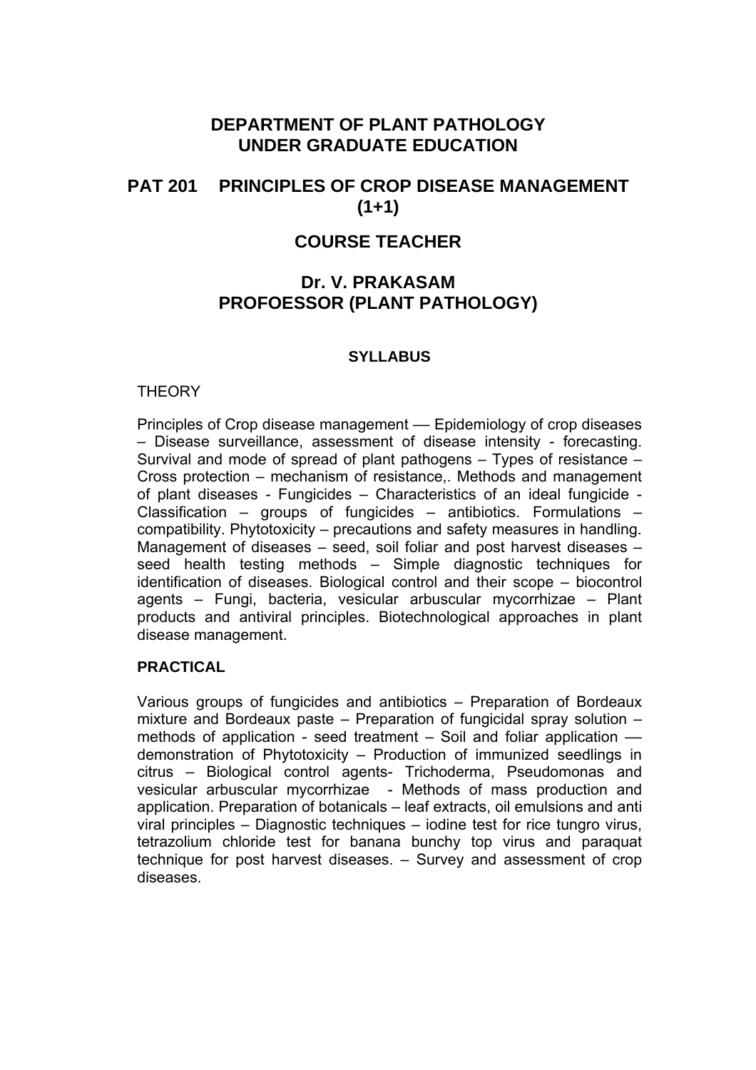# DEPARTMENT OF PLANT PATHOLOGY
# UNDER GRADUATE EDUCATION

## PAT 201 PRINCIPLES OF CROP DISEASE MANAGEMENT (1+1)

## COURSE TEACHER

## Dr. V. PRAKASAM
## PROFOESSOR (PLANT PATHOLOGY)

### SYLLABUS

THEORY

Principles of Crop disease management –– Epidemiology of crop diseases – Disease surveillance, assessment of disease intensity - forecasting. Survival and mode of spread of plant pathogens – Types of resistance – Cross protection – mechanism of resistance,. Methods and management of plant diseases - Fungicides – Characteristics of an ideal fungicide - Classification – groups of fungicides – antibiotics. Formulations – compatibility. Phytotoxicity – precautions and safety measures in handling. Management of diseases – seed, soil foliar and post harvest diseases – seed health testing methods – Simple diagnostic techniques for identification of diseases. Biological control and their scope – biocontrol agents – Fungi, bacteria, vesicular arbuscular mycorrhizae – Plant products and antiviral principles. Biotechnological approaches in plant disease management.

**PRACTICAL**

Various groups of fungicides and antibiotics – Preparation of Bordeaux mixture and Bordeaux paste – Preparation of fungicidal spray solution – methods of application - seed treatment – Soil and foliar application –– demonstration of Phytotoxicity – Production of immunized seedlings in citrus – Biological control agents- Trichoderma, Pseudomonas and vesicular arbuscular mycorrhizae - Methods of mass production and application. Preparation of botanicals – leaf extracts, oil emulsions and anti viral principles – Diagnostic techniques – iodine test for rice tungro virus, tetrazolium chloride test for banana bunchy top virus and paraquat technique for post harvest diseases. – Survey and assessment of crop diseases.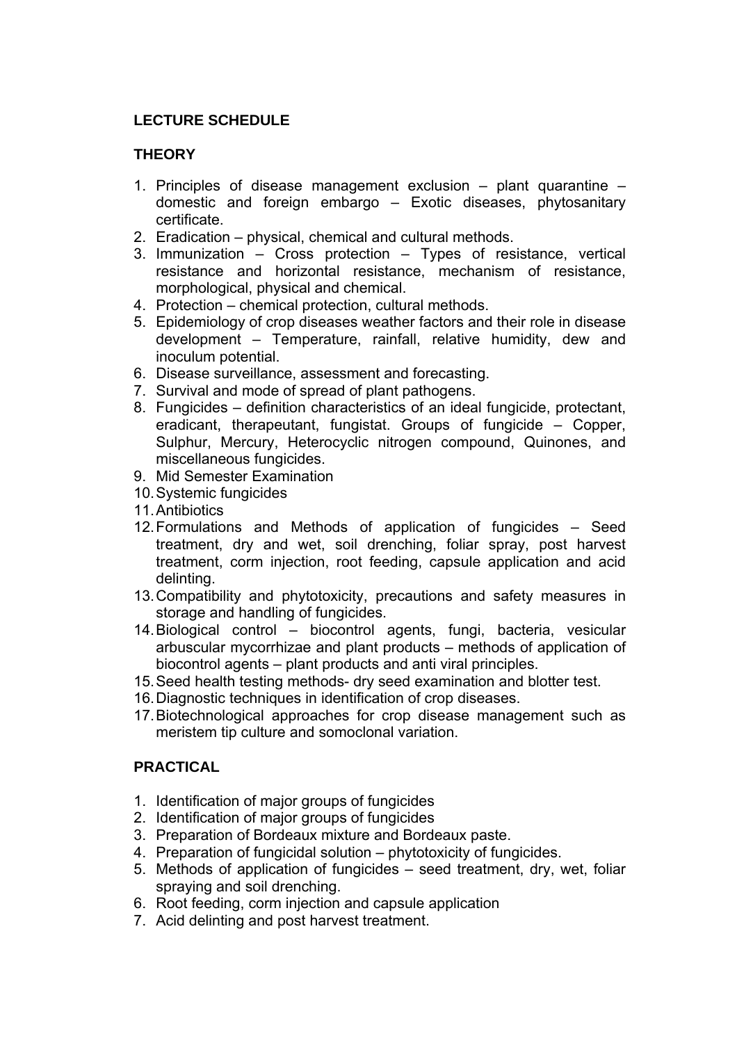## LECTURE SCHEDULE

### THEORY

1. Principles of disease management exclusion – plant quarantine – domestic and foreign embargo – Exotic diseases, phytosanitary certificate.
2. Eradication – physical, chemical and cultural methods.
3. Immunization – Cross protection – Types of resistance, vertical resistance and horizontal resistance, mechanism of resistance, morphological, physical and chemical.
4. Protection – chemical protection, cultural methods.
5. Epidemiology of crop diseases weather factors and their role in disease development – Temperature, rainfall, relative humidity, dew and inoculum potential.
6. Disease surveillance, assessment and forecasting.
7. Survival and mode of spread of plant pathogens.
8. Fungicides – definition characteristics of an ideal fungicide, protectant, eradicant, therapeutant, fungistat. Groups of fungicide – Copper, Sulphur, Mercury, Heterocyclic nitrogen compound, Quinones, and miscellaneous fungicides.
9. Mid Semester Examination
10. Systemic fungicides
11. Antibiotics
12. Formulations and Methods of application of fungicides – Seed treatment, dry and wet, soil drenching, foliar spray, post harvest treatment, corm injection, root feeding, capsule application and acid delinting.
13. Compatibility and phytotoxicity, precautions and safety measures in storage and handling of fungicides.
14. Biological control – biocontrol agents, fungi, bacteria, vesicular arbuscular mycorrhizae and plant products – methods of application of biocontrol agents – plant products and anti viral principles.
15. Seed health testing methods- dry seed examination and blotter test.
16. Diagnostic techniques in identification of crop diseases.
17. Biotechnological approaches for crop disease management such as meristem tip culture and somoclonal variation.

### PRACTICAL

1. Identification of major groups of fungicides
2. Identification of major groups of fungicides
3. Preparation of Bordeaux mixture and Bordeaux paste.
4. Preparation of fungicidal solution – phytotoxicity of fungicides.
5. Methods of application of fungicides – seed treatment, dry, wet, foliar spraying and soil drenching.
6. Root feeding, corm injection and capsule application
7. Acid delinting and post harvest treatment.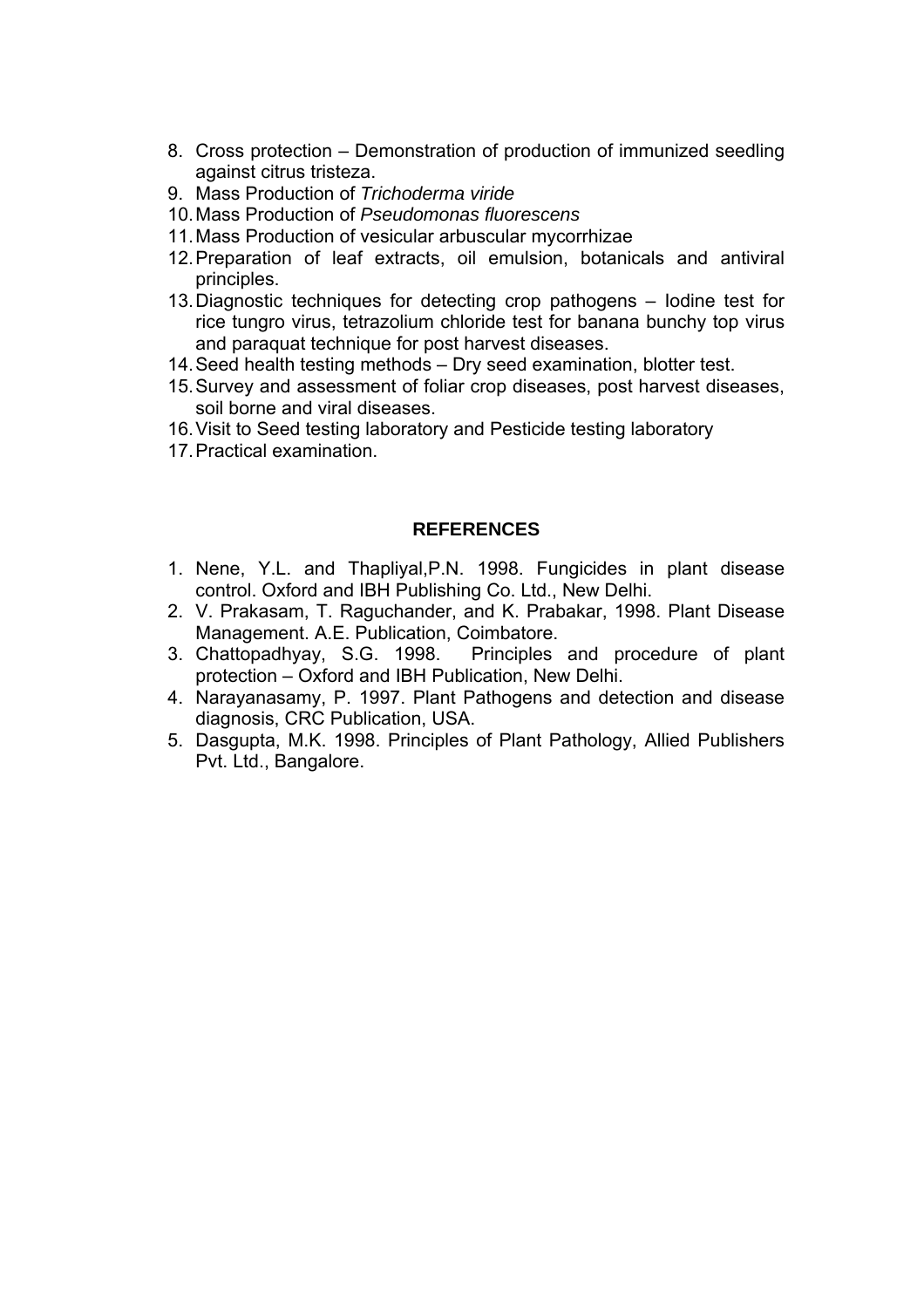8. Cross protection – Demonstration of production of immunized seedling against citrus tristeza.
9. Mass Production of *Trichoderma viride*
10. Mass Production of *Pseudomonas fluorescens*
11. Mass Production of vesicular arbuscular mycorrhizae
12. Preparation of leaf extracts, oil emulsion, botanicals and antiviral principles.
13. Diagnostic techniques for detecting crop pathogens – Iodine test for rice tungro virus, tetrazolium chloride test for banana bunchy top virus and paraquat technique for post harvest diseases.
14. Seed health testing methods – Dry seed examination, blotter test.
15. Survey and assessment of foliar crop diseases, post harvest diseases, soil borne and viral diseases.
16. Visit to Seed testing laboratory and Pesticide testing laboratory
17. Practical examination.

## REFERENCES

1. Nene, Y.L. and Thapliyal,P.N. 1998. Fungicides in plant disease control. Oxford and IBH Publishing Co. Ltd., New Delhi.
2. V. Prakasam, T. Raguchander, and K. Prabakar, 1998. Plant Disease Management. A.E. Publication, Coimbatore.
3. Chattopadhyay, S.G. 1998. Principles and procedure of plant protection – Oxford and IBH Publication, New Delhi.
4. Narayanasamy, P. 1997. Plant Pathogens and detection and disease diagnosis, CRC Publication, USA.
5. Dasgupta, M.K. 1998. Principles of Plant Pathology, Allied Publishers Pvt. Ltd., Bangalore.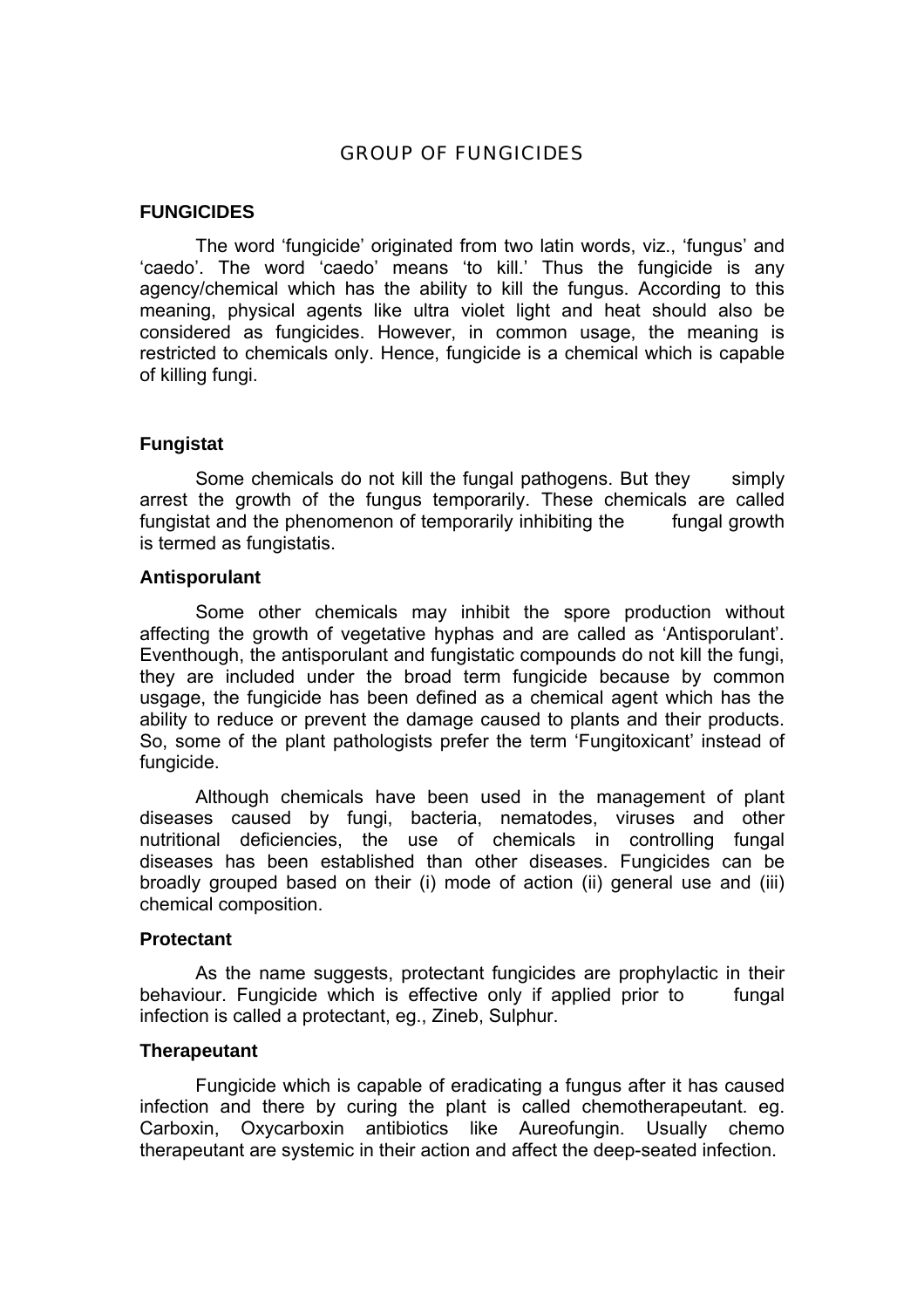# GROUP OF FUNGICIDES

## FUNGICIDES

The word 'fungicide' originated from two latin words, viz., 'fungus' and 'caedo'. The word 'caedo' means 'to kill.' Thus the fungicide is any agency/chemical which has the ability to kill the fungus. According to this meaning, physical agents like ultra violet light and heat should also be considered as fungicides. However, in common usage, the meaning is restricted to chemicals only. Hence, fungicide is a chemical which is capable of killing fungi.

### Fungistat

Some chemicals do not kill the fungal pathogens. But they simply arrest the growth of the fungus temporarily. These chemicals are called fungistat and the phenomenon of temporarily inhibiting the fungal growth is termed as fungistatis.

### Antisporulant

Some other chemicals may inhibit the spore production without affecting the growth of vegetative hyphas and are called as 'Antisporulant'. Eventhough, the antisporulant and fungistatic compounds do not kill the fungi, they are included under the broad term fungicide because by common usgage, the fungicide has been defined as a chemical agent which has the ability to reduce or prevent the damage caused to plants and their products. So, some of the plant pathologists prefer the term 'Fungitoxicant' instead of fungicide.

Although chemicals have been used in the management of plant diseases caused by fungi, bacteria, nematodes, viruses and other nutritional deficiencies, the use of chemicals in controlling fungal diseases has been established than other diseases. Fungicides can be broadly grouped based on their (i) mode of action (ii) general use and (iii) chemical composition.

### Protectant

As the name suggests, protectant fungicides are prophylactic in their behaviour. Fungicide which is effective only if applied prior to fungal infection is called a protectant, eg., Zineb, Sulphur.

### Therapeutant

Fungicide which is capable of eradicating a fungus after it has caused infection and there by curing the plant is called chemotherapeutant. eg. Carboxin, Oxycarboxin antibiotics like Aureofungin. Usually chemo therapeutant are systemic in their action and affect the deep-seated infection.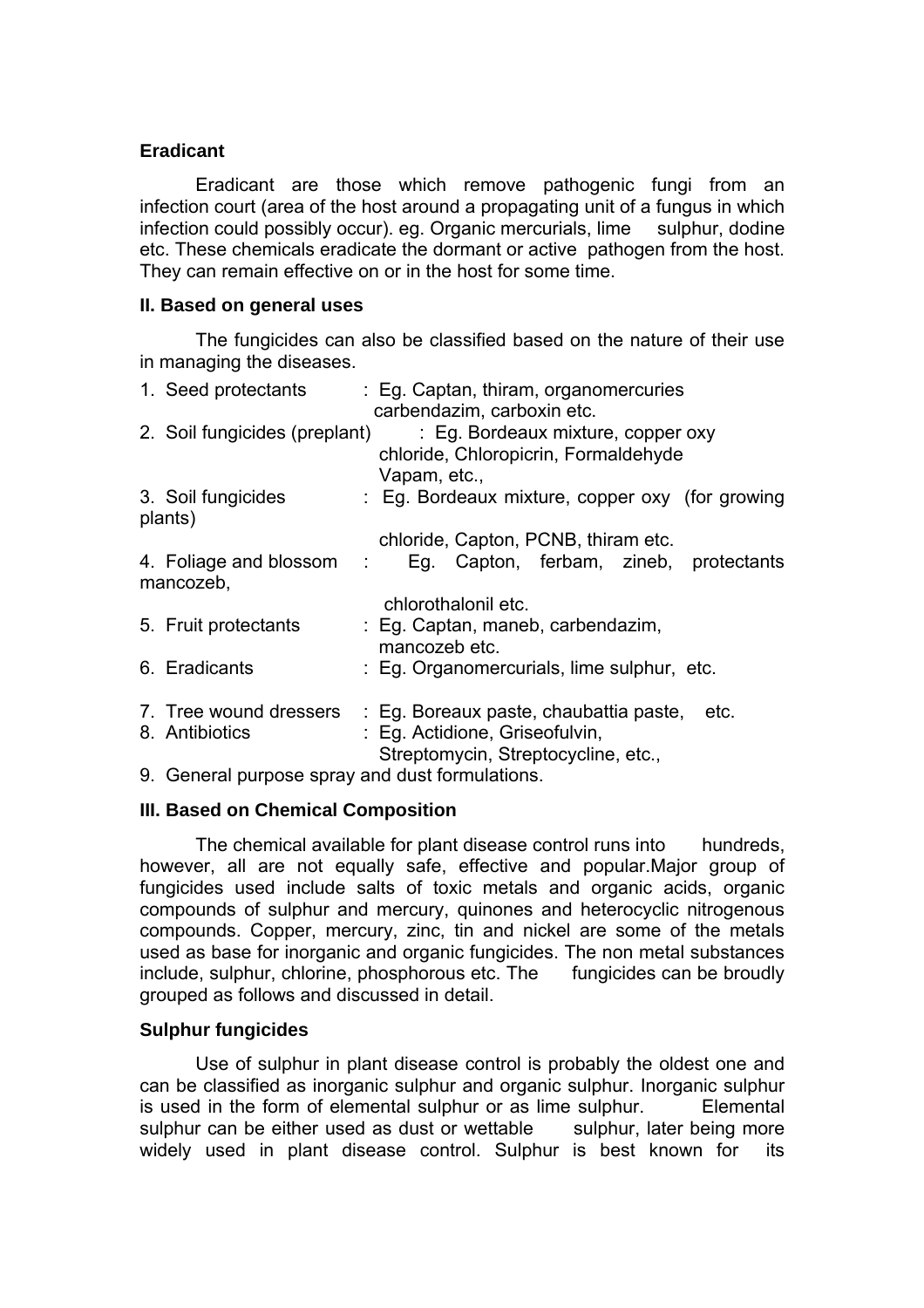**Eradicant**

Eradicant are those which remove pathogenic fungi from an infection court (area of the host around a propagating unit of a fungus in which infection could possibly occur). eg. Organic mercurials, lime sulphur, dodine etc. These chemicals eradicate the dormant or active pathogen from the host. They can remain effective on or in the host for some time.

**II. Based on general uses**

The fungicides can also be classified based on the nature of their use in managing the diseases.

1. Seed protectants : Eg. Captan, thiram, organomercuries carbendazim, carboxin etc.
2. Soil fungicides (preplant) : Eg. Bordeaux mixture, copper oxy chloride, Chloropicrin, Formaldehyde Vapam, etc.,
3. Soil fungicides (for growing plants) : Eg. Bordeaux mixture, copper oxy chloride, Capton, PCNB, thiram etc.
4. Foliage and blossom protectants : Eg. Capton, ferbam, zineb, mancozeb, chlorothalonil etc.
5. Fruit protectants : Eg. Captan, maneb, carbendazim, mancozeb etc.
6. Eradicants : Eg. Organomercurials, lime sulphur, etc.
7. Tree wound dressers : Eg. Boreaux paste, chaubattia paste, etc.
8. Antibiotics : Eg. Actidione, Griseofulvin, Streptomycin, Streptocycline, etc.,
9. General purpose spray and dust formulations.

**III. Based on Chemical Composition**

The chemical available for plant disease control runs into hundreds, however, all are not equally safe, effective and popular.Major group of fungicides used include salts of toxic metals and organic acids, organic compounds of sulphur and mercury, quinones and heterocyclic nitrogenous compounds. Copper, mercury, zinc, tin and nickel are some of the metals used as base for inorganic and organic fungicides. The non metal substances include, sulphur, chlorine, phosphorous etc. The fungicides can be broudly grouped as follows and discussed in detail.

**Sulphur fungicides**

Use of sulphur in plant disease control is probably the oldest one and can be classified as inorganic sulphur and organic sulphur. Inorganic sulphur is used in the form of elemental sulphur or as lime sulphur. Elemental sulphur can be either used as dust or wettable sulphur, later being more widely used in plant disease control. Sulphur is best known for its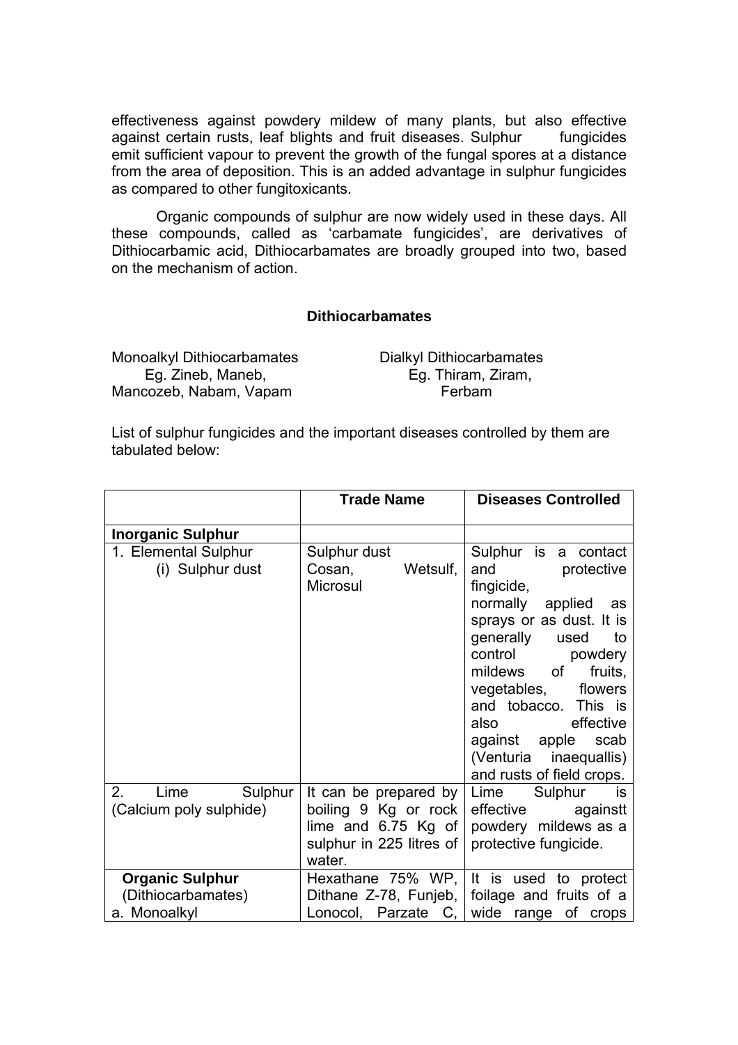effectiveness against powdery mildew of many plants, but also effective against certain rusts, leaf blights and fruit diseases. Sulphur fungicides emit sufficient vapour to prevent the growth of the fungal spores at a distance from the area of deposition. This is an added advantage in sulphur fungicides as compared to other fungitoxicants.

Organic compounds of sulphur are now widely used in these days. All these compounds, called as 'carbamate fungicides', are derivatives of Dithiocarbamic acid, Dithiocarbamates are broadly grouped into two, based on the mechanism of action.

**Dithiocarbamates**

| Monoalkyl Dithiocarbamates | Dialkyl Dithiocarbamates |
|---|---|
| Eg. Zineb, Maneb, Mancozeb, Nabam, Vapam | Eg. Thiram, Ziram, Ferbam |

List of sulphur fungicides and the important diseases controlled by them are tabulated below:

| | Trade Name | Diseases Controlled |
|---|---|---|
| **Inorganic Sulphur** | | |
| 1. Elemental Sulphur (i) Sulphur dust | Sulphur dust Cosan, Wetsulf, Microsul | Sulphur is a contact and protective fingicide, normally applied as sprays or as dust. It is generally used to control powdery mildews of fruits, vegetables, flowers and tobacco. This is also effective against apple scab (Venturia inaequallis) and rusts of field crops. |
| 2. Lime Sulphur (Calcium poly sulphide) | It can be prepared by boiling 9 Kg or rock lime and 6.75 Kg of sulphur in 225 litres of water. | Lime Sulphur is effective againstt powdery mildews as a protective fungicide. |
| **Organic Sulphur** (Dithiocarbamates) a. Monoalkyl | Hexathane 75% WP, Dithane Z-78, Funjeb, Lonocol, Parzate C, | It is used to protect foilage and fruits of a wide range of crops |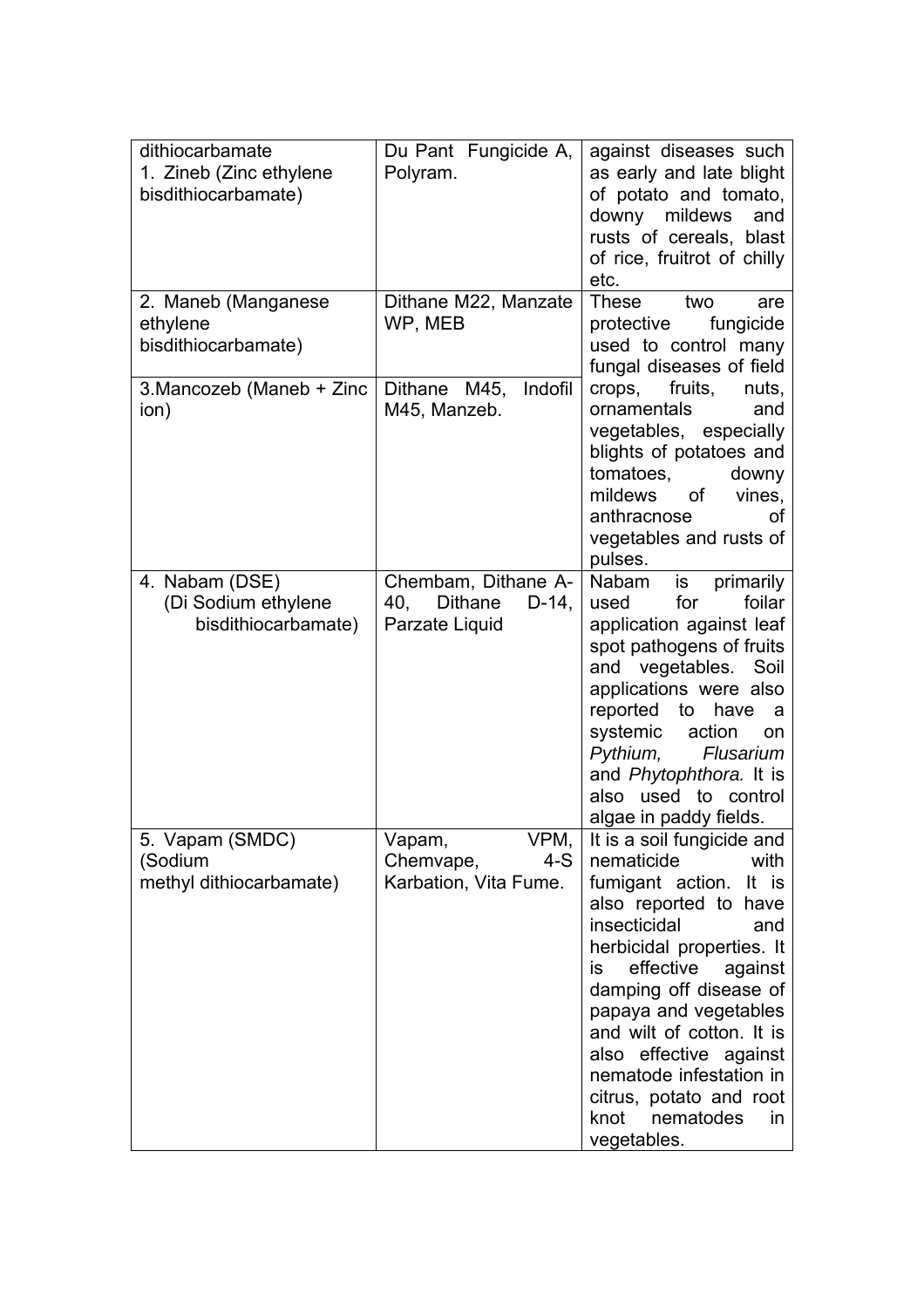| dithiocarbamate 1. Zineb (Zinc ethylene bisdithiocarbamate) | Du Pant Fungicide A, Polyram. | against diseases such as early and late blight of potato and tomato, downy mildews and rusts of cereals, blast of rice, fruitrot of chilly etc. |
| --- | --- | --- |
| 2. Maneb (Manganese ethylene bisdithiocarbamate) | Dithane M22, Manzate WP, MEB | These two are protective fungicide used to control many fungal diseases of field crops, fruits, nuts, ornamentals and vegetables, especially blights of potatoes and tomatoes, downy mildews of vines, anthracnose of vegetables and rusts of pulses. |
| 3.Mancozeb (Maneb + Zinc ion) | Dithane M45, Indofil M45, Manzeb. | |
| 4. Nabam (DSE) (Di Sodium ethylene bisdithiocarbamate) | Chembam, Dithane A-40, Dithane D-14, Parzate Liquid | Nabam is primarily used for foilar application against leaf spot pathogens of fruits and vegetables. Soil applications were also reported to have a systemic action on *Pythium, Flusarium* and *Phytophthora.* It is also used to control algae in paddy fields. |
| 5. Vapam (SMDC) (Sodium methyl dithiocarbamate) | Vapam, VPM, Chemvape, 4-S Karbation, Vita Fume. | It is a soil fungicide and nematicide with fumigant action. It is also reported to have insecticidal and herbicidal properties. It is effective against damping off disease of papaya and vegetables and wilt of cotton. It is also effective against nematode infestation in citrus, potato and root knot nematodes in vegetables. |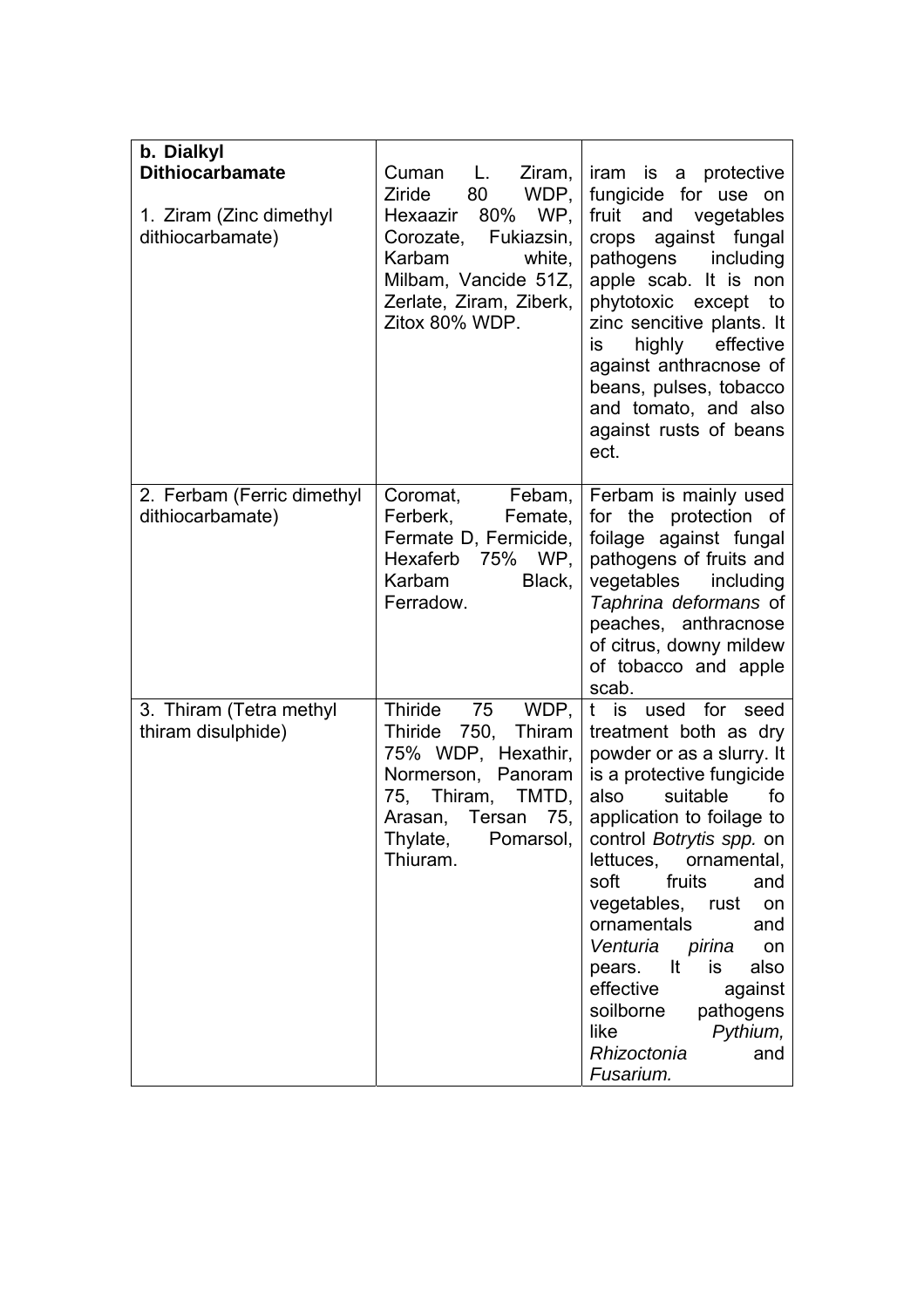| **b. Dialkyl Dithiocarbamate**<br><br>1. Ziram (Zinc dimethyl dithiocarbamate) | Cuman L. Ziram, Ziride 80 WDP, Hexaazir 80% WP, Corozate, Fukiazsin, Karbam white, Milbam, Vancide 51Z, Zerlate, Ziram, Ziberk, Zitox 80% WDP. | iram is a protective fungicide for use on fruit and vegetables crops against fungal pathogens including apple scab. It is non phytotoxic except to zinc sencitive plants. It is highly effective against anthracnose of beans, pulses, tobacco and tomato, and also against rusts of beans ect. |
|---|---|---|
| 2. Ferbam (Ferric dimethyl dithiocarbamate) | Coromat, Febam, Ferberk, Femate, Fermate D, Fermicide, Hexaferb 75% WP, Karbam Black, Ferradow. | Ferbam is mainly used for the protection of foilage against fungal pathogens of fruits and vegetables including *Taphrina deformans* of peaches, anthracnose of citrus, downy mildew of tobacco and apple scab. |
| 3. Thiram (Tetra methyl thiram disulphide) | Thiride 75 WDP, Thiride 750, Thiram 75% WDP, Hexathir, Normerson, Panoram 75, Thiram, TMTD, Arasan, Tersan 75, Thylate, Pomarsol, Thiuram. | t is used for seed treatment both as dry powder or as a slurry. It is a protective fungicide also suitable fo application to foilage to control *Botrytis spp.* on lettuces, ornamental, soft fruits and vegetables, rust on ornamentals and *Venturia pirina* on pears. It is also effective against soilborne pathogens like *Pythium, Rhizoctonia* and *Fusarium.* |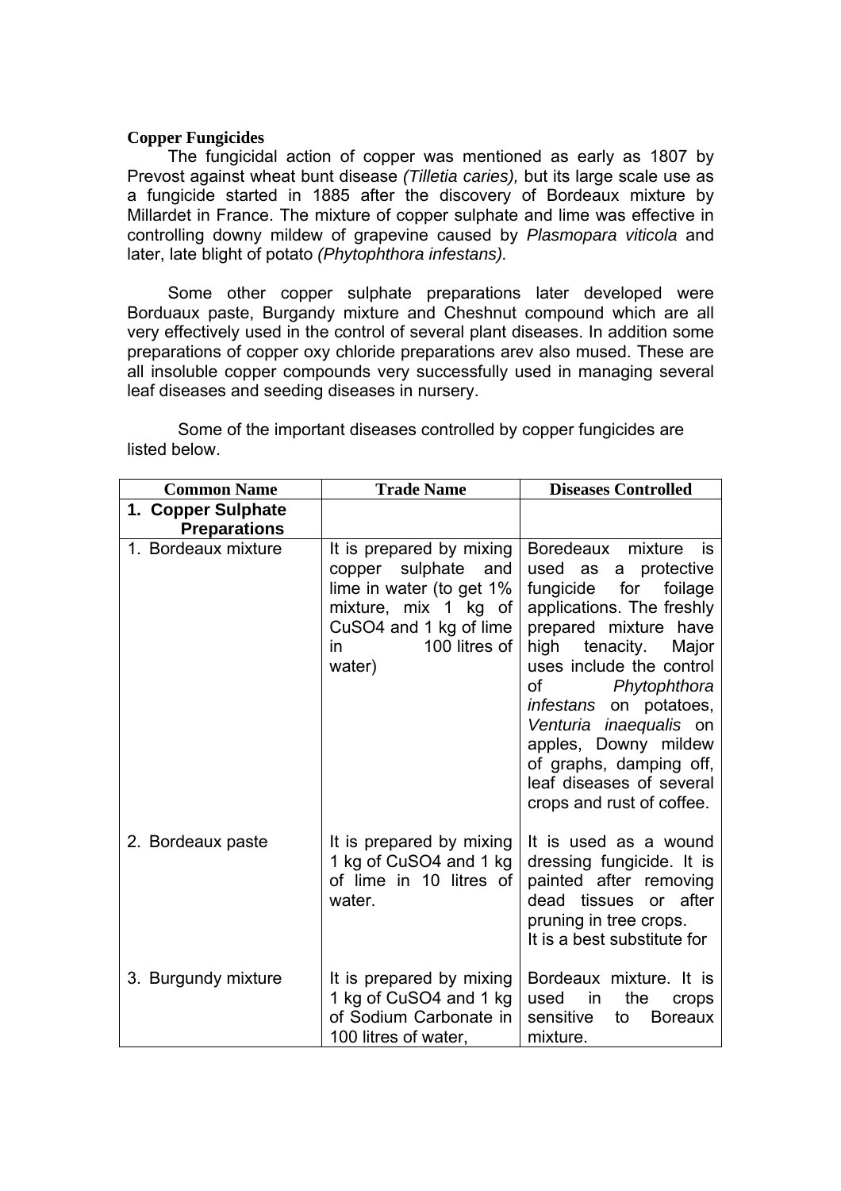**Copper Fungicides**

The fungicidal action of copper was mentioned as early as 1807 by Prevost against wheat bunt disease *(Tilletia caries),* but its large scale use as a fungicide started in 1885 after the discovery of Bordeaux mixture by Millardet in France. The mixture of copper sulphate and lime was effective in controlling downy mildew of grapevine caused by *Plasmopara viticola* and later, late blight of potato *(Phytophthora infestans).*

Some other copper sulphate preparations later developed were Borduaux paste, Burgandy mixture and Cheshnut compound which are all very effectively used in the control of several plant diseases. In addition some preparations of copper oxy chloride preparations arev also mused. These are all insoluble copper compounds very successfully used in managing several leaf diseases and seeding diseases in nursery.

Some of the important diseases controlled by copper fungicides are listed below.

| Common Name | Trade Name | Diseases Controlled |
|---|---|---|
| **1. Copper Sulphate Preparations** | | |
| 1. Bordeaux mixture | It is prepared by mixing copper sulphate and lime in water (to get 1% mixture, mix 1 kg of $CuSO_4$ and 1 kg of lime in 100 litres of water) | Boredeaux mixture is used as a protective fungicide for foilage applications. The freshly prepared mixture have high tenacity. Major uses include the control of *Phytophthora infestans* on potatoes, *Venturia inaequalis* on apples, Downy mildew of graphs, damping off, leaf diseases of several crops and rust of coffee. |
| 2. Bordeaux paste | It is prepared by mixing 1 kg of $CuSO_4$ and 1 kg of lime in 10 litres of water. | It is used as a wound dressing fungicide. It is painted after removing dead tissues or after pruning in tree crops. |
| 3. Burgundy mixture | It is prepared by mixing 1 kg of $CuSO_4$ and 1 kg of Sodium Carbonate in 100 litres of water, | It is a best substitute for Bordeaux mixture. It is used in the crops sensitive to Boreaux mixture. |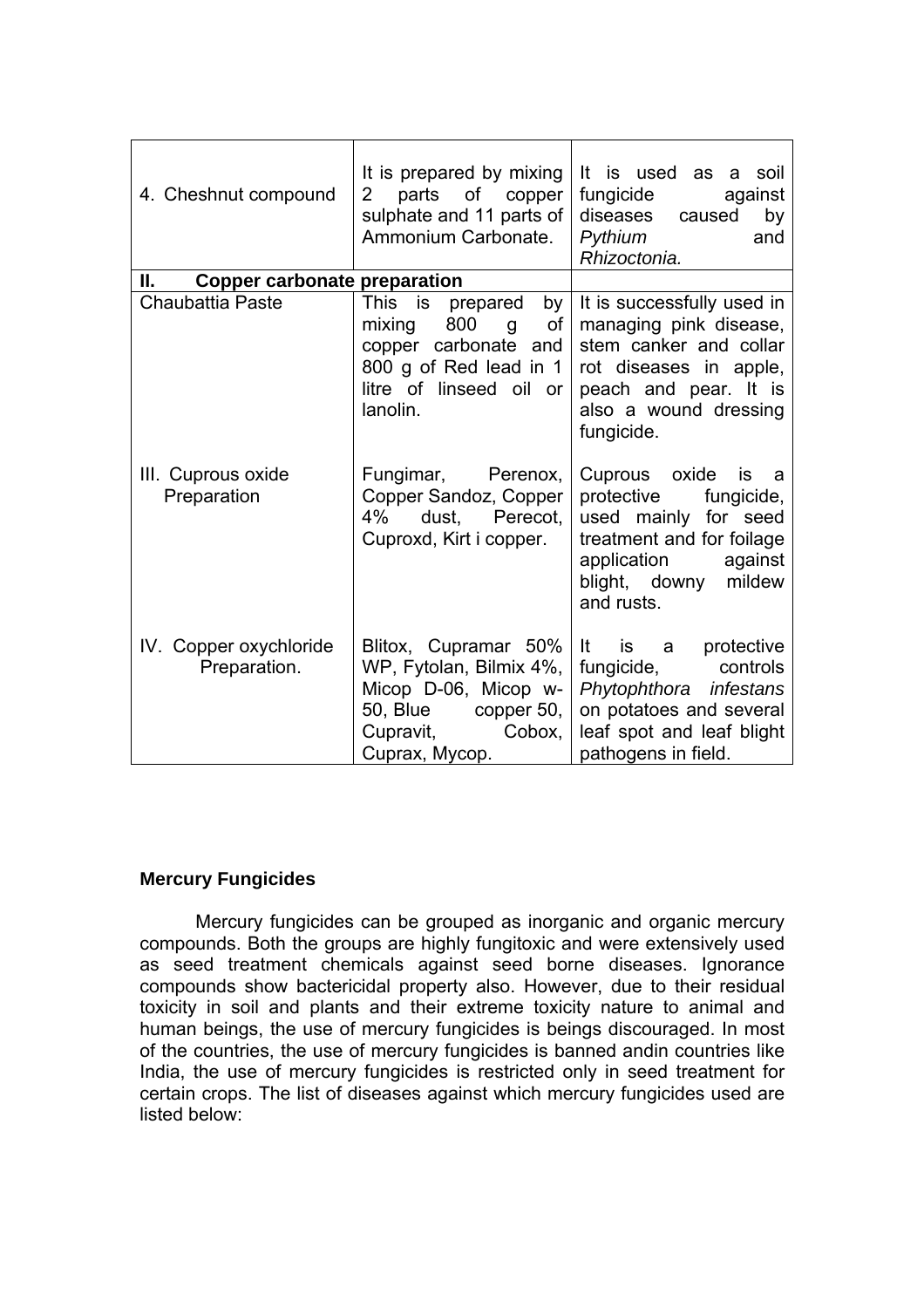| | | |
|---|---|---|
| 4. Cheshnut compound | It is prepared by mixing 2 parts of copper sulphate and 11 parts of Ammonium Carbonate. | It is used as a soil fungicide against diseases caused by *Pythium* and *Rhizoctonia.* |
| **II. Copper carbonate preparation** | | |
| Chaubattia Paste | This is prepared by mixing 800 g of copper carbonate and 800 g of Red lead in 1 litre of linseed oil or lanolin. | It is successfully used in managing pink disease, stem canker and collar rot diseases in apple, peach and pear. It is also a wound dressing fungicide. |
| III. Cuprous oxide Preparation | Fungimar, Perenox, Copper Sandoz, Copper 4% dust, Perecot, Cuproxd, Kirt i copper. | Cuprous oxide is a protective fungicide, used mainly for seed treatment and for foilage application against blight, downy mildew and rusts. |
| IV. Copper oxychloride Preparation. | Blitox, Cupramar 50% WP, Fytolan, Bilmix 4%, Micop D-06, Micop w-50, Blue copper 50, Cupravit, Cobox, Cuprax, Mycop. | It is a protective fungicide, controls *Phytophthora infestans* on potatoes and several leaf spot and leaf blight pathogens in field. |

**Mercury Fungicides**

Mercury fungicides can be grouped as inorganic and organic mercury compounds. Both the groups are highly fungitoxic and were extensively used as seed treatment chemicals against seed borne diseases. Ignorance compounds show bactericidal property also. However, due to their residual toxicity in soil and plants and their extreme toxicity nature to animal and human beings, the use of mercury fungicides is beings discouraged. In most of the countries, the use of mercury fungicides is banned andin countries like India, the use of mercury fungicides is restricted only in seed treatment for certain crops. The list of diseases against which mercury fungicides used are listed below: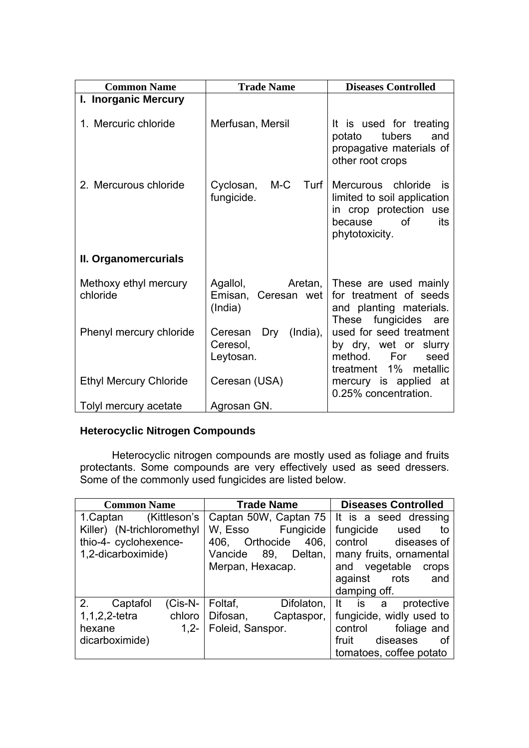| Common Name | Trade Name | Diseases Controlled |
| --- | --- | --- |
| **I. Inorganic Mercury** | | |
| 1. Mercuric chloride | Merfusan, Mersil | It is used for treating potato tubers and propagative materials of other root crops |
| 2. Mercurous chloride | Cyclosan, M-C Turf fungicide. | Mercurous chloride is limited to soil application in crop protection use because of its phytotoxicity. |
| **II. Organomercurials** | | |
| Methoxy ethyl mercury chloride | Agallol, Aretan, Emisan, Ceresan wet (India) | These are used mainly for treatment of seeds and planting materials. These fungicides are used for seed treatment by dry, wet or slurry method. For seed treatment 1% metallic mercury is applied at 0.25% concentration. |
| Phenyl mercury chloride | Ceresan Dry (India), Ceresol, Leytosan. | |
| Ethyl Mercury Chloride | Ceresan (USA) | |
| Tolyl mercury acetate | Agrosan GN. | |

### Heterocyclic Nitrogen Compounds

Heterocyclic nitrogen compounds are mostly used as foliage and fruits protectants. Some compounds are very effectively used as seed dressers. Some of the commonly used fungicides are listed below.

| Common Name | Trade Name | Diseases Controlled |
| --- | --- | --- |
| 1.Captan (Kittleson's Killer) (N-trichloromethyl thio-4- cyclohexence-1,2-dicarboximide) | Captan 50W, Captan 75 W, Esso Fungicide 406, Orthocide 406, Vancide 89, Deltan, Merpan, Hexacap. | It is a seed dressing fungicide used to control diseases of many fruits, ornamental and vegetable crops against rots and damping off. |
| 2. Captafol (Cis-N-1,1,2,2-tetra chloro hexane 1,2-dicarboximide) | Foltaf, Difolaton, Difosan, Captaspor, Foleid, Sanspor. | It is a protective fungicide, widly used to control foliage and fruit diseases of tomatoes, coffee potato |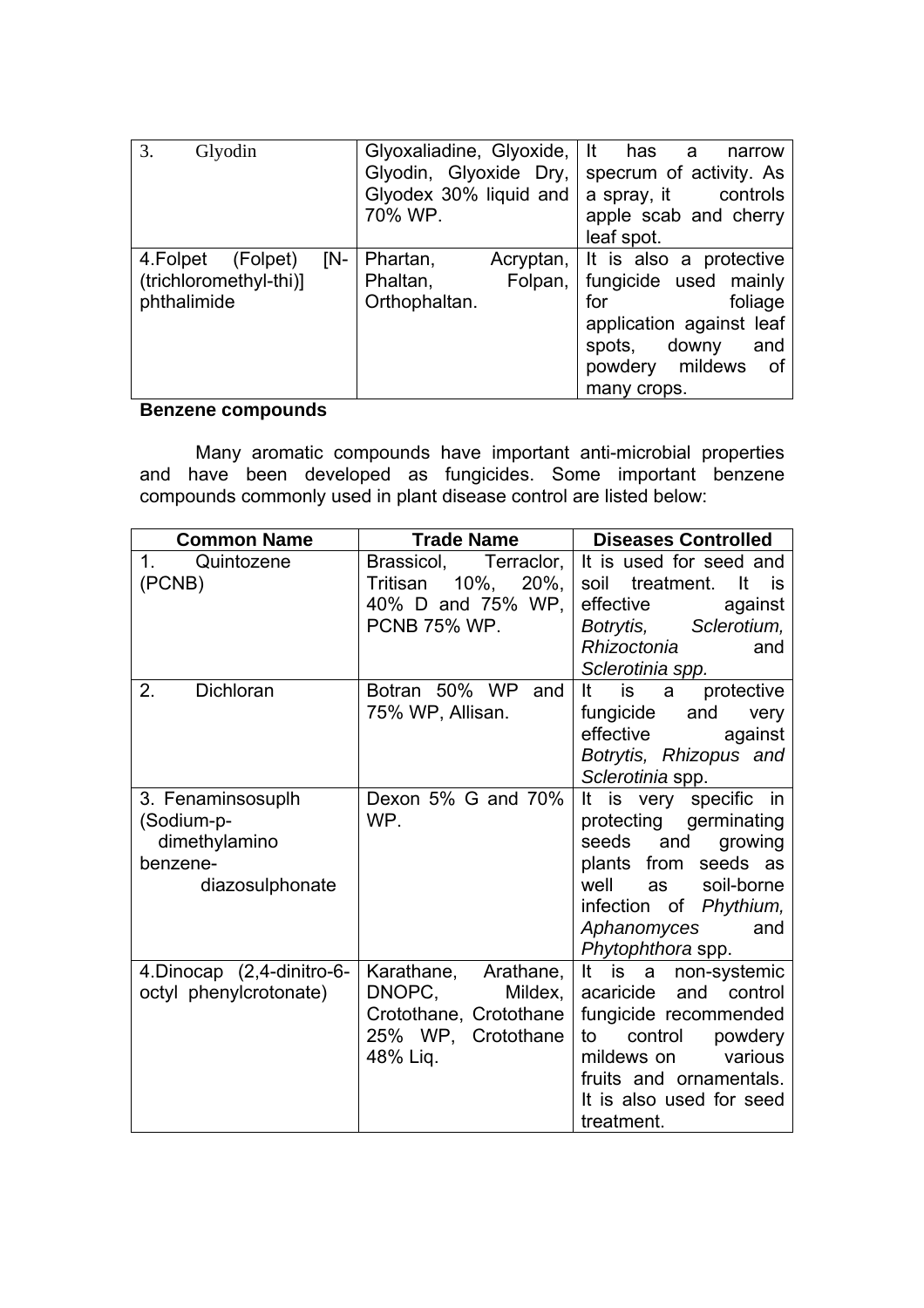| 3. Glyodin | Glyoxaliadine, Glyoxide, Glyodin, Glyoxide Dry, Glyodex 30% liquid and 70% WP. | It has a narrow specrum of activity. As a spray, it controls apple scab and cherry leaf spot. |
|---|---|---|
| 4.Folpet (Folpet) [N-(trichloromethyl-thi)] phthalimide | Phartan, Acryptan, Phaltan, Folpan, Orthophaltan. | It is also a protective fungicide used mainly for foliage application against leaf spots, downy and powdery mildews of many crops. |

**Benzene compounds**

Many aromatic compounds have important anti-microbial properties and have been developed as fungicides. Some important benzene compounds commonly used in plant disease control are listed below:

| Common Name | Trade Name | Diseases Controlled |
|---|---|---|
| 1. Quintozene (PCNB) | Brassicol, Terraclor, Tritisan 10%, 20%, 40% D and 75% WP, PCNB 75% WP. | It is used for seed and soil treatment. It is effective against *Botrytis, Sclerotium, Rhizoctonia* and *Sclerotinia spp.* |
| 2. Dichloran | Botran 50% WP and 75% WP, Allisan. | It is a protective fungicide and very effective against *Botrytis, Rhizopus and Sclerotinia* spp. |
| 3. Fenaminsosuplh (Sodium-p-dimethylamino benzene-diazosulphonate | Dexon 5% G and 70% WP. | It is very specific in protecting germinating seeds and growing plants from seeds as well as soil-borne infection of *Phythium, Aphanomyces* and *Phytophthora* spp. |
| 4.Dinocap (2,4-dinitro-6-octyl phenylcrotonate) | Karathane, Arathane, DNOPC, Mildex, Crotothane, Crotothane 25% WP, Crotothane 48% Liq. | It is a non-systemic acaricide and control fungicide recommended to control powdery mildews on various fruits and ornamentals. It is also used for seed treatment. |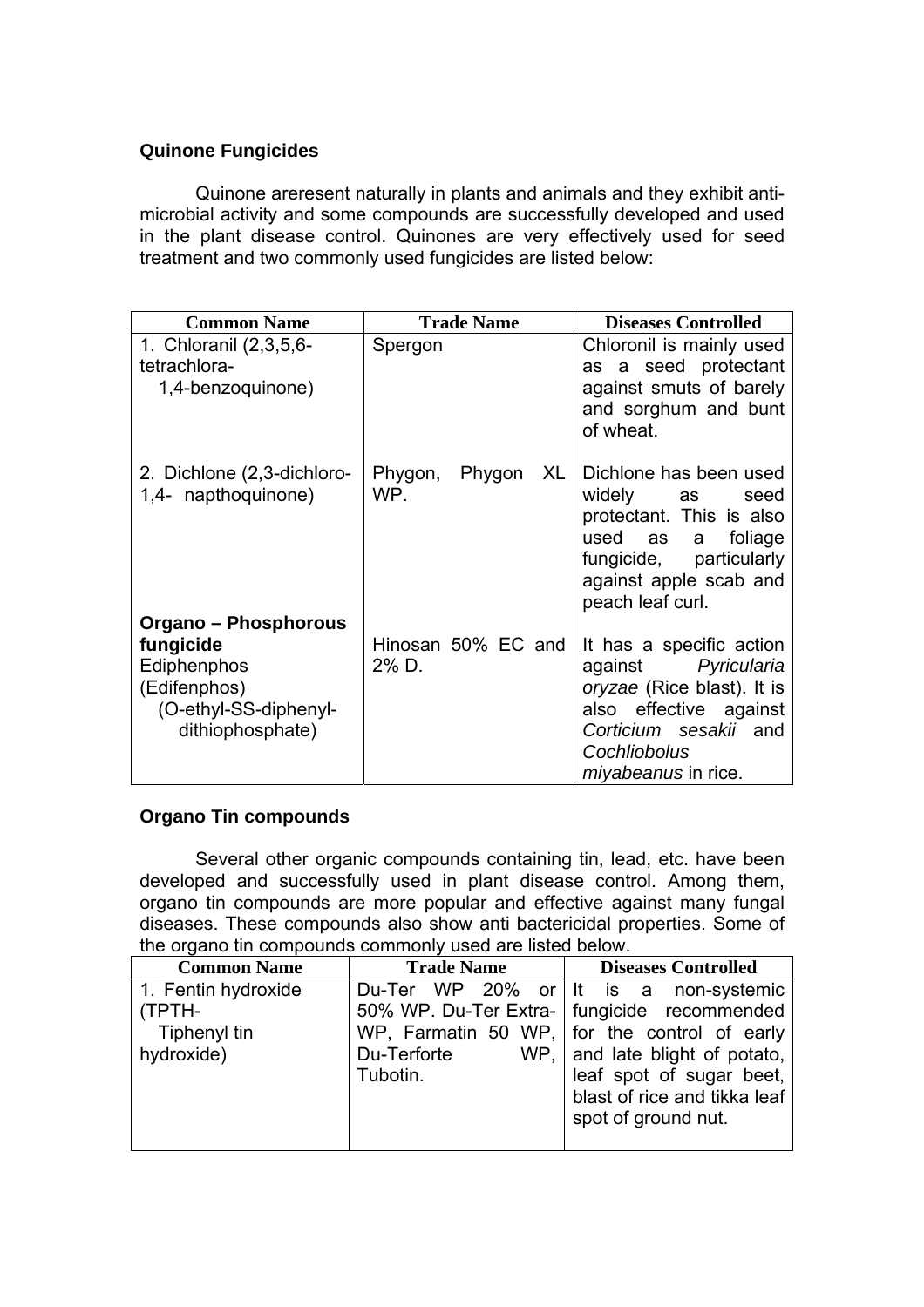**Quinone Fungicides**

Quinone areresent naturally in plants and animals and they exhibit anti-microbial activity and some compounds are successfully developed and used in the plant disease control. Quinones are very effectively used for seed treatment and two commonly used fungicides are listed below:

| Common Name | Trade Name | Diseases Controlled |
|---|---|---|
| 1. Chloranil (2,3,5,6-tetrachlora-1,4-benzoquinone) | Spergon | Chloronil is mainly used as a seed protectant against smuts of barely and sorghum and bunt of wheat. |
| 2. Dichlone (2,3-dichloro-1,4- napthoquinone) | Phygon, Phygon XL WP. | Dichlone has been used widely as seed protectant. This is also used as a foliage fungicide, particularly against apple scab and peach leaf curl. |
| **Organo – Phosphorous fungicide** Ediphenphos (Edifenphos) (O-ethyl-SS-diphenyl-dithiophosphate) | Hinosan 50% EC and 2% D. | It has a specific action against *Pyricularia oryzae* (Rice blast). It is also effective against *Corticium sesakii* and *Cochliobolus miyabeanus* in rice. |

**Organo Tin compounds**

Several other organic compounds containing tin, lead, etc. have been developed and successfully used in plant disease control. Among them, organo tin compounds are more popular and effective against many fungal diseases. These compounds also show anti bactericidal properties. Some of the organo tin compounds commonly used are listed below.

| Common Name | Trade Name | Diseases Controlled |
|---|---|---|
| 1. Fentin hydroxide (TPTH- Tiphenyl tin hydroxide) | Du-Ter WP 20% or 50% WP. Du-Ter Extra-WP, Farmatin 50 WP, Du-Terforte WP, Tubotin. | It is a non-systemic fungicide recommended for the control of early and late blight of potato, leaf spot of sugar beet, blast of rice and tikka leaf spot of ground nut. |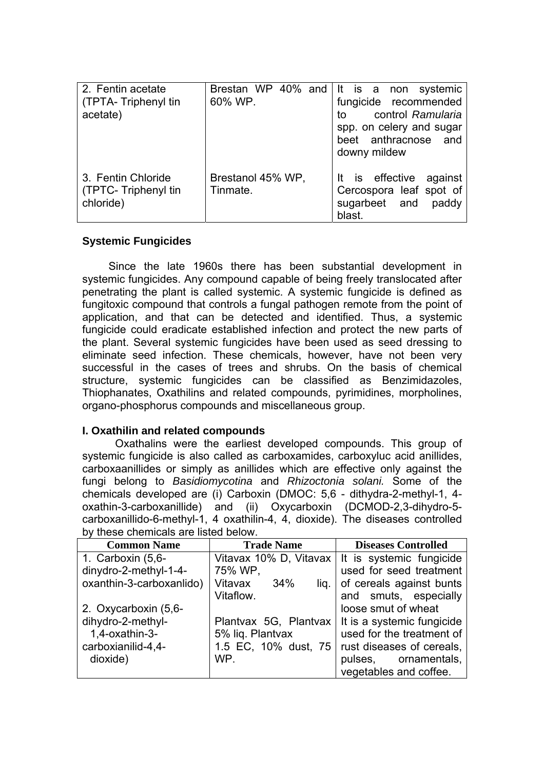| 2. Fentin acetate (TPTA- Triphenyl tin acetate) | Brestan WP 40% and 60% WP. | It is a non systemic fungicide recommended to control *Ramularia* spp. on celery and sugar beet anthracnose and downy mildew |
|---|---|---|
| 3. Fentin Chloride (TPTC- Triphenyl tin chloride) | Brestanol 45% WP, Tinmate. | It is effective against Cercospora leaf spot of sugarbeet and paddy blast. |

### Systemic Fungicides

Since the late 1960s there has been substantial development in systemic fungicides. Any compound capable of being freely translocated after penetrating the plant is called systemic. A systemic fungicide is defined as fungitoxic compound that controls a fungal pathogen remote from the point of application, and that can be detected and identified. Thus, a systemic fungicide could eradicate established infection and protect the new parts of the plant. Several systemic fungicides have been used as seed dressing to eliminate seed infection. These chemicals, however, have not been very successful in the cases of trees and shrubs. On the basis of chemical structure, systemic fungicides can be classified as Benzimidazoles, Thiophanates, Oxathilins and related compounds, pyrimidines, morpholines, organo-phosphorus compounds and miscellaneous group.

### I. Oxathilin and related compounds

Oxathalins were the earliest developed compounds. This group of systemic fungicide is also called as carboxamides, carboxyluc acid anillides, carboxaanillides or simply as anillides which are effective only against the fungi belong to *Basidiomycotina* and *Rhizoctonia solani.* Some of the chemicals developed are (i) Carboxin (DMOC: 5,6 - dithydra-2-methyl-1, 4-oxathin-3-carboxanillide) and (ii) Oxycarboxin (DCMOD-2,3-dihydro-5-carboxanillido-6-methyl-1, 4 oxathilin-4, 4, dioxide). The diseases controlled by these chemicals are listed below.

| Common Name | Trade Name | Diseases Controlled |
|---|---|---|
| 1. Carboxin (5,6-dinydro-2-methyl-1-4-oxanthin-3-carboxanlido) | Vitavax 10% D, Vitavax 75% WP, Vitavax 34% liq. Vitaflow. | It is systemic fungicide used for seed treatment of cereals against bunts and smuts, especially loose smut of wheat |
| 2. Oxycarboxin (5,6-dihydro-2-methyl-1,4-oxathin-3-carboxianilid-4,4-dioxide) | Plantvax 5G, Plantvax 5% liq. Plantvax 1.5 EC, 10% dust, 75 WP. | It is a systemic fungicide used for the treatment of rust diseases of cereals, pulses, ornamentals, vegetables and coffee. |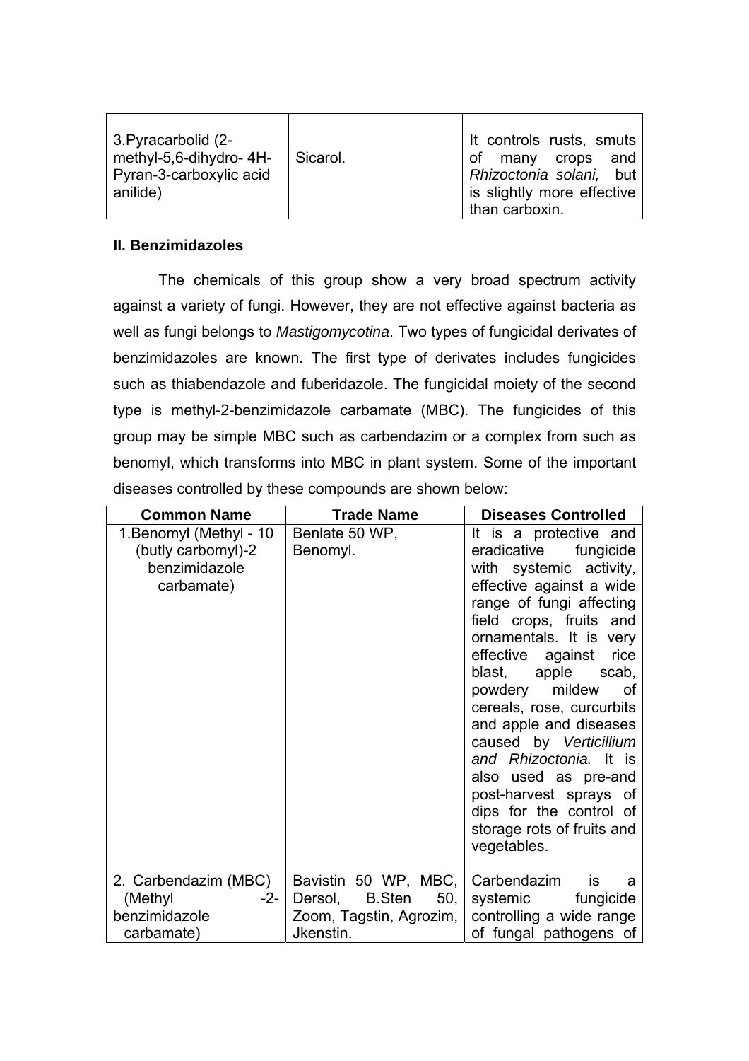| 3.Pyracarbolid (2-methyl-5,6-dihydro- 4H-Pyran-3-carboxylic acid anilide) | Sicarol. | It controls rusts, smuts of many crops and *Rhizoctonia solani,* but is slightly more effective than carboxin. |
|---|---|---|

**II. Benzimidazoles**

The chemicals of this group show a very broad spectrum activity against a variety of fungi. However, they are not effective against bacteria as well as fungi belongs to *Mastigomycotina*. Two types of fungicidal derivates of benzimidazoles are known. The first type of derivates includes fungicides such as thiabendazole and fuberidazole. The fungicidal moiety of the second type is methyl-2-benzimidazole carbamate (MBC). The fungicides of this group may be simple MBC such as carbendazim or a complex from such as benomyl, which transforms into MBC in plant system. Some of the important diseases controlled by these compounds are shown below:

| Common Name | Trade Name | Diseases Controlled |
|---|---|---|
| 1.Benomyl (Methyl - 10 (butly carbomyl)-2 benzimidazole carbamate) | Benlate 50 WP, Benomyl. | It is a protective and eradicative fungicide with systemic activity, effective against a wide range of fungi affecting field crops, fruits and ornamentals. It is very effective against rice blast, apple scab, powdery mildew of cereals, rose, curcurbits and apple and diseases caused by *Verticillium and Rhizoctonia.* It is also used as pre-and post-harvest sprays of dips for the control of storage rots of fruits and vegetables. |
| 2. Carbendazim (MBC) (Methyl -2-benzimidazole carbamate) | Bavistin 50 WP, MBC, Dersol, B.Sten 50, Zoom, Tagstin, Agrozim, Jkenstin. | Carbendazim is a systemic fungicide controlling a wide range of fungal pathogens of |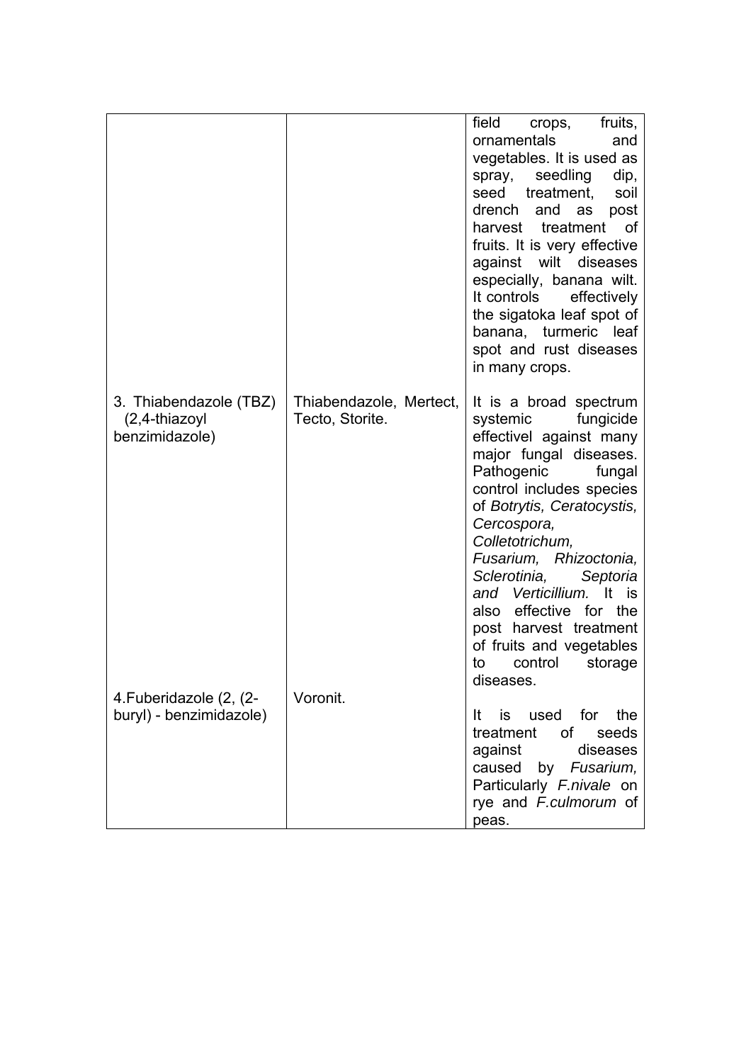| | | |
|---|---|---|
| | | field crops, fruits, ornamentals and vegetables. It is used as spray, seedling dip, seed treatment, soil drench and as post harvest treatment of fruits. It is very effective against wilt diseases especially, banana wilt. It controls effectively the sigatoka leaf spot of banana, turmeric leaf spot and rust diseases in many crops. |
| 3. Thiabendazole (TBZ) (2,4-thiazoyl benzimidazole) | Thiabendazole, Mertect, Tecto, Storite. | It is a broad spectrum systemic fungicide effectivel against many major fungal diseases. Pathogenic fungal control includes species of *Botrytis, Ceratocystis, Cercospora, Colletotrichum, Fusarium, Rhizoctonia, Sclerotinia, Septoria and Verticillium.* It is also effective for the post harvest treatment of fruits and vegetables to control storage diseases. |
| 4.Fuberidazole (2, (2-buryl) - benzimidazole) | Voronit. | It is used for the treatment of seeds against diseases caused by *Fusarium,* Particularly *F.nivale* on rye and *F.culmorum* of peas. |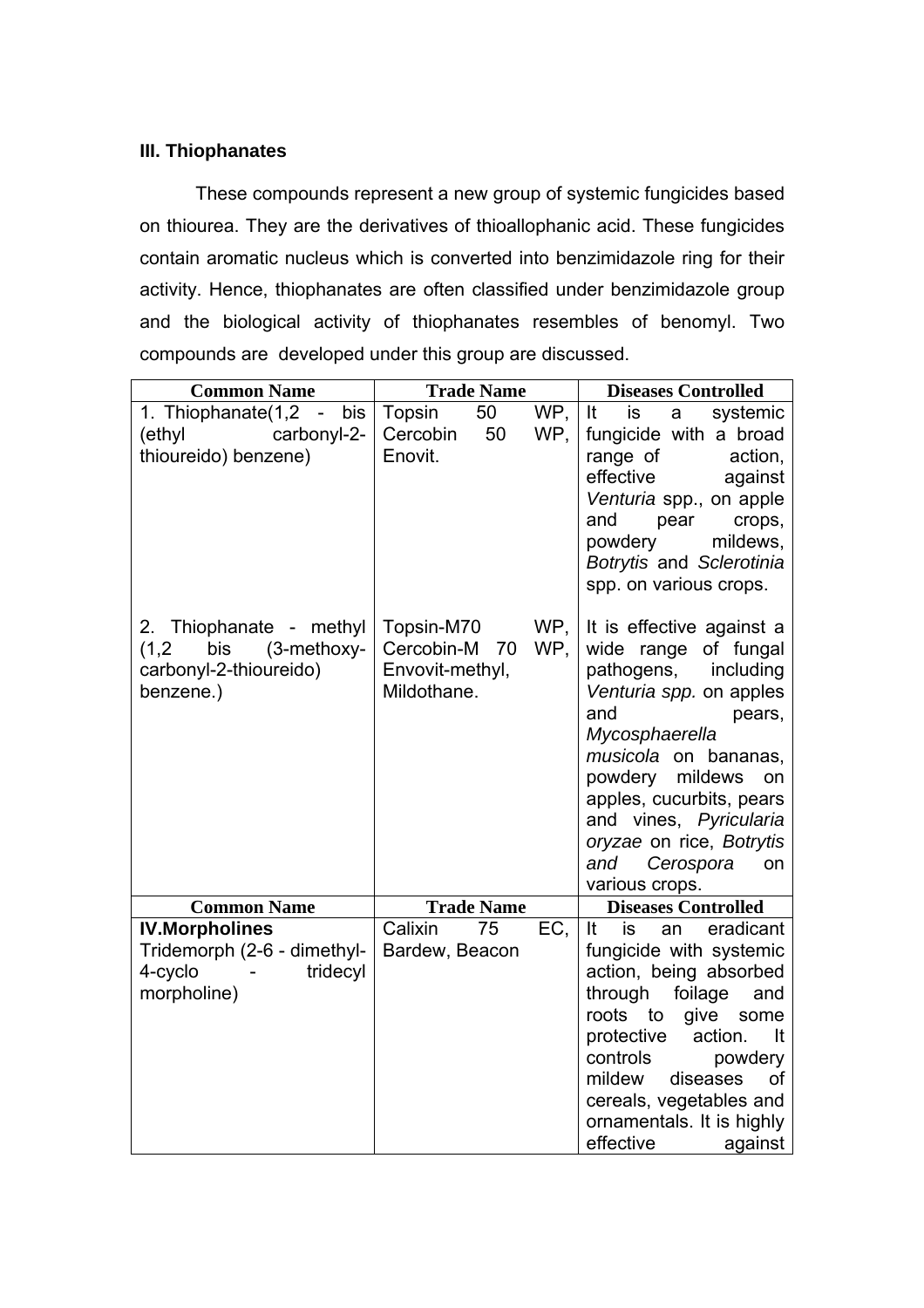### III. Thiophanates

These compounds represent a new group of systemic fungicides based on thiourea. They are the derivatives of thioallophanic acid. These fungicides contain aromatic nucleus which is converted into benzimidazole ring for their activity. Hence, thiophanates are often classified under benzimidazole group and the biological activity of thiophanates resembles of benomyl. Two compounds are developed under this group are discussed.

| Common Name | Trade Name | Diseases Controlled |
|---|---|---|
| 1. Thiophanate(1,2 - bis (ethyl carbonyl-2-thioureido) benzene) | Topsin 50 WP, Cercobin 50 WP, Enovit. | It is a systemic fungicide with a broad range of action, effective against *Venturia* spp., on apple and pear crops, powdery mildews, *Botrytis* and *Sclerotinia* spp. on various crops. |
| 2. Thiophanate - methyl (1,2 bis (3-methoxy-carbonyl-2-thioureido) benzene.) | Topsin-M70 WP, Cercobin-M 70 WP, Envovit-methyl, Mildothane. | It is effective against a wide range of fungal pathogens, including *Venturia spp.* on apples and pears, *Mycosphaerella musicola* on bananas, powdery mildews on apples, cucurbits, pears and vines, *Pyricularia oryzae* on rice, *Botrytis and Cerospora* on various crops. |
| **Common Name** | **Trade Name** | **Diseases Controlled** |
| **IV.Morpholines** Tridemorph (2-6 - dimethyl-4-cyclo - tridecyl morpholine) | Calixin 75 EC, Bardew, Beacon | It is an eradicant fungicide with systemic action, being absorbed through foilage and roots to give some protective action. It controls powdery mildew diseases of cereals, vegetables and ornamentals. It is highly effective against |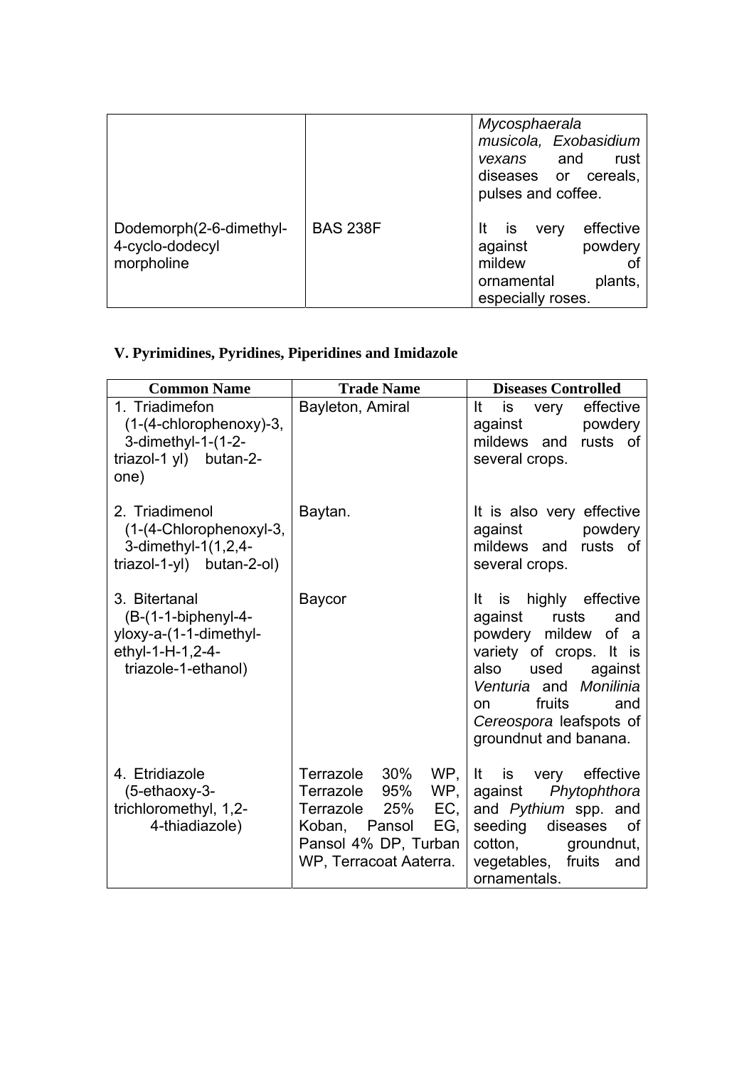| | | |
|---|---|---|
| | | *Mycosphaerala musicola, Exobasidium vexans* and rust diseases or cereals, pulses and coffee. |
| Dodemorph(2-6-dimethyl-4-cyclo-dodecyl morpholine | BAS 238F | It is very effective against powdery mildew of ornamental plants, especially roses. |

## V. Pyrimidines, Pyridines, Piperidines and Imidazole

| Common Name | Trade Name | Diseases Controlled |
|---|---|---|
| 1. Triadimefon (1-(4-chlorophenoxy)-3, 3-dimethyl-1-(1-2-triazol-1 yl) butan-2-one) | Bayleton, Amiral | It is very effective against powdery mildews and rusts of several crops. |
| 2. Triadimenol (1-(4-Chlorophenoxyl-3, 3-dimethyl-1(1,2,4-triazol-1-yl) butan-2-ol) | Baytan. | It is also very effective against powdery mildews and rusts of several crops. |
| 3. Bitertanal (B-(1-1-biphenyl-4-yloxy-a-(1-1-dimethyl-ethyl-1-H-1,2-4-triazole-1-ethanol) | Baycor | It is highly effective against rusts and powdery mildew of a variety of crops. It is also used against *Venturia* and *Monilinia* on fruits and *Cereospora* leafspots of groundnut and banana. |
| 4. Etridiazole (5-ethaoxy-3-trichloromethyl, 1,2-4-thiadiazole) | Terrazole 30% WP, Terrazole 95% WP, Terrazole 25% EC, Koban, Pansol EG, Pansol 4% DP, Turban WP, Terracoat Aaterra. | It is very effective against *Phytophthora* and *Pythium* spp. and seeding diseases of cotton, groundnut, vegetables, fruits and ornamentals. |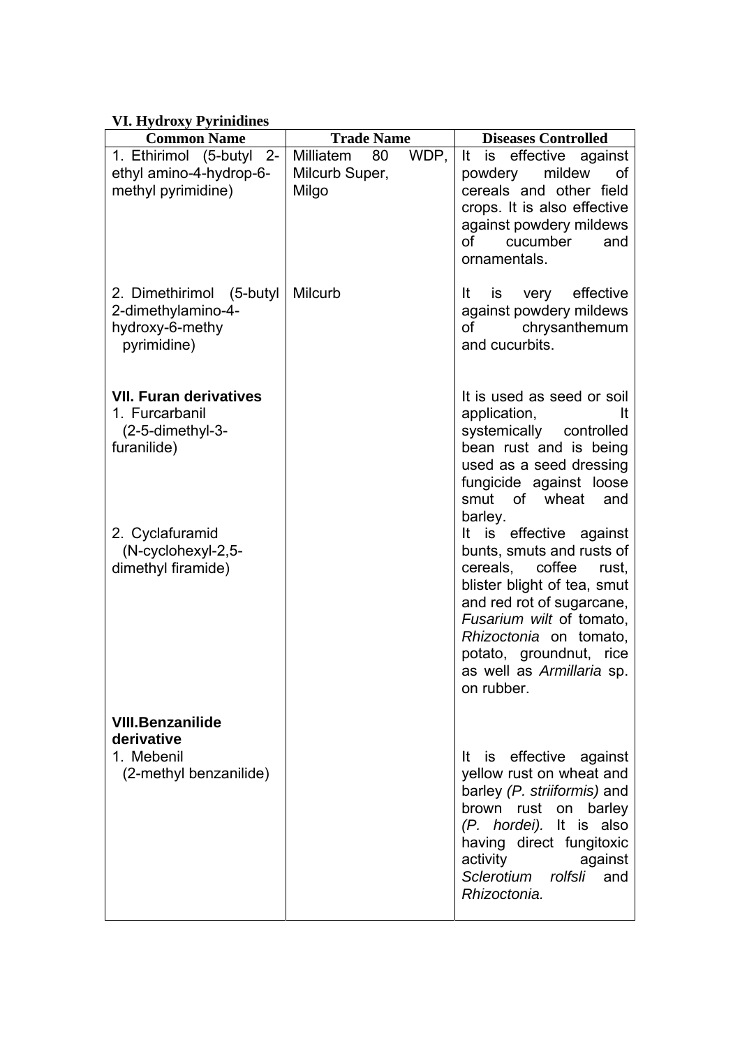**VI. Hydroxy Pyrinidines**

| Common Name | Trade Name | Diseases Controlled |
|---|---|---|
| 1. Ethirimol (5-butyl 2-ethyl amino-4-hydrop-6-methyl pyrimidine) | Milliatem 80 WDP, Milcurb Super, Milgo | It is effective against powdery mildew of cereals and other field crops. It is also effective against powdery mildews of cucumber and ornamentals. |
| 2. Dimethirimol (5-butyl 2-dimethylamino-4-hydroxy-6-methy pyrimidine) | Milcurb | It is very effective against powdery mildews of chrysanthemum and cucurbits. |
| **VII. Furan derivatives** | | |
| 1. Furcarbanil (2-5-dimethyl-3-furanilide) | | It is used as seed or soil application, It systemically controlled bean rust and is being used as a seed dressing fungicide against loose smut of wheat and barley. |
| 2. Cyclafuramid (N-cyclohexyl-2,5-dimethyl firamide) | | It is effective against bunts, smuts and rusts of cereals, coffee rust, blister blight of tea, smut and red rot of sugarcane, *Fusarium wilt* of tomato, *Rhizoctonia* on tomato, potato, groundnut, rice as well as *Armillaria* sp. on rubber. |
| **VIII.Benzanilide derivative** | | |
| 1. Mebenil (2-methyl benzanilide) | | It is effective against yellow rust on wheat and barley *(P. striiformis)* and brown rust on barley *(P. hordei).* It is also having direct fungitoxic activity against *Sclerotium rolfsli* and *Rhizoctonia.* |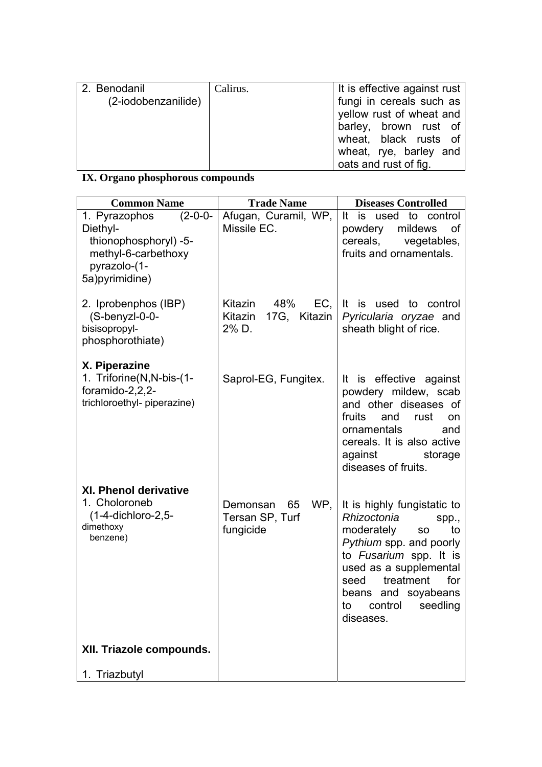| | | |
|---|---|---|
| 2. Benodanil (2-iodobenzanilide) | Calirus. | It is effective against rust fungi in cereals such as yellow rust of wheat and barley, brown rust of wheat, black rusts of wheat, rye, barley and oats and rust of fig. |

**IX. Organo phosphorous compounds**

| Common Name | Trade Name | Diseases Controlled |
|---|---|---|
| 1. Pyrazophos (2-0-0-Diethyl-thionophosphoryl) -5-methyl-6-carbethoxy pyrazolo-(1-5a)pyrimidine) | Afugan, Curamil, WP, Missile EC. | It is used to control powdery mildews of cereals, vegetables, fruits and ornamentals. |
| 2. Iprobenphos (IBP) (S-benyzl-0-0-bisisopropyl-phosphorothiate) | Kitazin 48% EC, Kitazin 17G, Kitazin 2% D. | It is used to control *Pyricularia oryzae* and sheath blight of rice. |
| **X. Piperazine** | | |
| 1. Triforine(N,N-bis-(1-foramido-2,2,2-trichloroethyl- piperazine) | Saprol-EG, Fungitex. | It is effective against powdery mildew, scab and other diseases of fruits and rust on ornamentals and cereals. It is also active against storage diseases of fruits. |
| **XI. Phenol derivative** | | |
| 1. Choloroneb (1-4-dichloro-2,5-dimethoxy benzene) | Demonsan 65 WP, Tersan SP, Turf fungicide | It is highly fungistatic to *Rhizoctonia* spp., moderately so to *Pythium* spp. and poorly to *Fusarium* spp. It is used as a supplemental seed treatment for beans and soyabeans to control seedling diseases. |
| **XII. Triazole compounds.** | | |
| 1. Triazbutyl | | |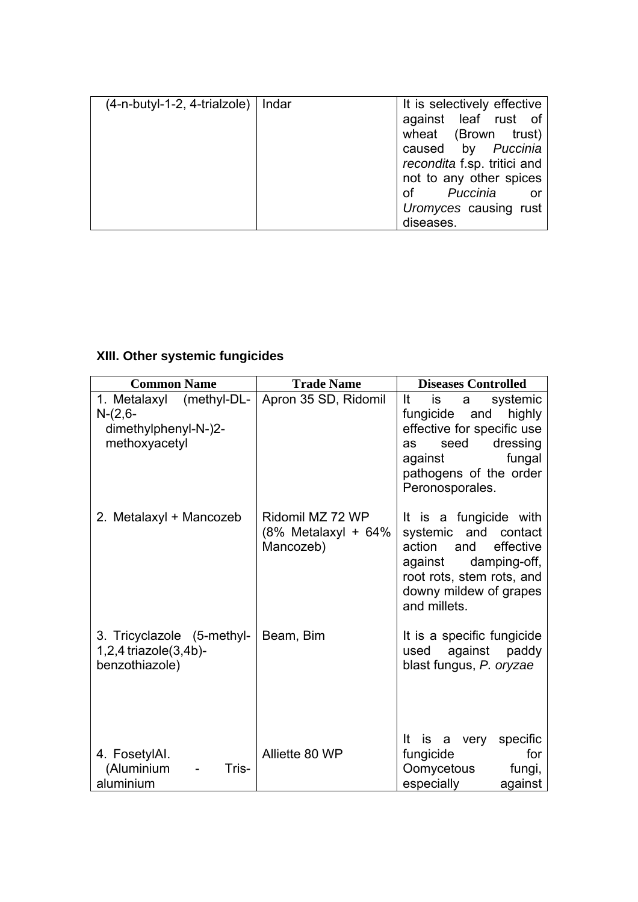| (4-n-butyl-1-2, 4-trialzole) | Indar | It is selectively effective against leaf rust of wheat (Brown trust) caused by *Puccinia recondita* f.sp. tritici and not to any other spices of *Puccinia* or *Uromyces* causing rust diseases. |
|---|---|---|

**XIII. Other systemic fungicides**

| Common Name | Trade Name | Diseases Controlled |
|---|---|---|
| 1. Metalaxyl (methyl-DL-N-(2,6-dimethylphenyl-N-)2-methoxyacetyl | Apron 35 SD, Ridomil | It is a systemic fungicide and highly effective for specific use as seed dressing against fungal pathogens of the order Peronosporales. |
| 2. Metalaxyl + Mancozeb | Ridomil MZ 72 WP (8% Metalaxyl + 64% Mancozeb) | It is a fungicide with systemic and contact action and effective against damping-off, root rots, stem rots, and downy mildew of grapes and millets. |
| 3. Tricyclazole (5-methyl-1,2,4 triazole(3,4b)-benzothiazole) | Beam, Bim | It is a specific fungicide used against paddy blast fungus, *P. oryzae* |
| 4. FosetylAI. (Aluminium - Tris-aluminium | Alliette 80 WP | It is a very specific fungicide for Oomycetous fungi, especially against |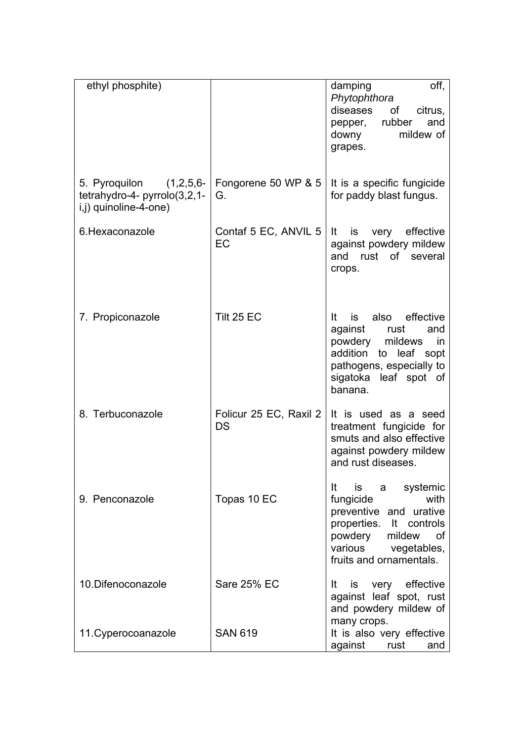| | | |
|---|---|---|
| ethyl phosphite) | | damping off, *Phytophthora* diseases of citrus, pepper, rubber and downy mildew of grapes. |
| 5. Pyroquilon (1,2,5,6-tetrahydro-4- pyrrolo(3,2,1-i,j) quinoline-4-one) | Fongorene 50 WP & 5 G. | It is a specific fungicide for paddy blast fungus. |
| 6.Hexaconazole | Contaf 5 EC, ANVIL 5 EC | It is very effective against powdery mildew and rust of several crops. |
| 7. Propiconazole | Tilt 25 EC | It is also effective against rust and powdery mildews in addition to leaf sopt pathogens, especially to sigatoka leaf spot of banana. |
| 8. Terbuconazole | Folicur 25 EC, Raxil 2 DS | It is used as a seed treatment fungicide for smuts and also effective against powdery mildew and rust diseases. |
| 9. Penconazole | Topas 10 EC | It is a systemic fungicide with preventive and urative properties. It controls powdery mildew of various vegetables, fruits and ornamentals. |
| 10.Difenoconazole | Sare 25% EC | It is very effective against leaf spot, rust and powdery mildew of many crops. |
| 11.Cyperocoanazole | SAN 619 | It is also very effective against rust and |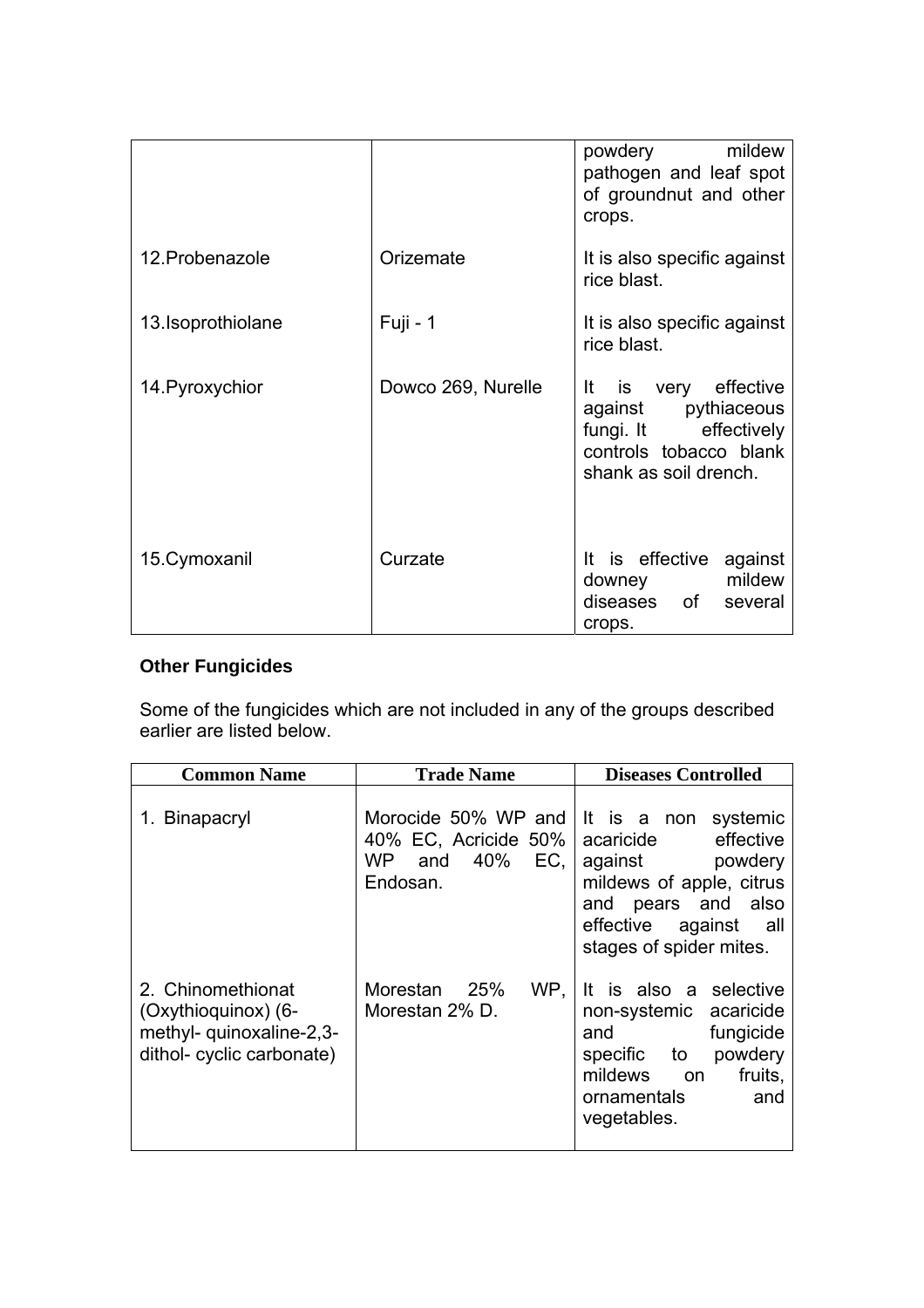| | | |
|---|---|---|
| | | powdery mildew pathogen and leaf spot of groundnut and other crops. |
| 12.Probenazole | Orizemate | It is also specific against rice blast. |
| 13.Isoprothiolane | Fuji - 1 | It is also specific against rice blast. |
| 14.Pyroxychior | Dowco 269, Nurelle | It is very effective against pythiaceous fungi. It effectively controls tobacco blank shank as soil drench. |
| 15.Cymoxanil | Curzate | It is effective against downey mildew diseases of several crops. |

**Other Fungicides**

Some of the fungicides which are not included in any of the groups described earlier are listed below.

| Common Name | Trade Name | Diseases Controlled |
|---|---|---|
| 1. Binapacryl | Morocide 50% WP and 40% EC, Acricide 50% WP and 40% EC, Endosan. | It is a non systemic acaricide effective against powdery mildews of apple, citrus and pears and also effective against all stages of spider mites. |
| 2. Chinomethionat (Oxythioquinox) (6-methyl- quinoxaline-2,3-dithol- cyclic carbonate) | Morestan 25% WP, Morestan 2% D. | It is also a selective non-systemic acaricide and fungicide specific to powdery mildews on fruits, ornamentals and vegetables. |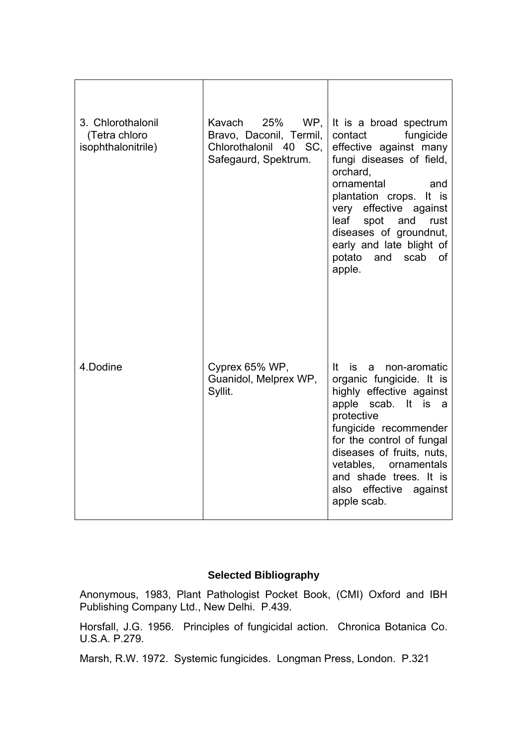| | | |
|---|---|---|
| 3. Chlorothalonil (Tetra chloro isophthalonitrile) | Kavach 25% WP, Bravo, Daconil, Termil, Chlorothalonil 40 SC, Safegaurd, Spektrum. | It is a broad spectrum contact fungicide effective against many fungi diseases of field, orchard, ornamental and plantation crops. It is very effective against leaf spot and rust diseases of groundnut, early and late blight of potato and scab of apple. |
| 4.Dodine | Cyprex 65% WP, Guanidol, Melprex WP, Syllit. | It is a non-aromatic organic fungicide. It is highly effective against apple scab. It is a protective fungicide recommender for the control of fungal diseases of fruits, nuts, vetables, ornamentals and shade trees. It is also effective against apple scab. |

**Selected Bibliography**

Anonymous, 1983, Plant Pathologist Pocket Book, (CMI) Oxford and IBH Publishing Company Ltd., New Delhi. P.439.

Horsfall, J.G. 1956. Principles of fungicidal action. Chronica Botanica Co. U.S.A. P.279.

Marsh, R.W. 1972. Systemic fungicides. Longman Press, London. P.321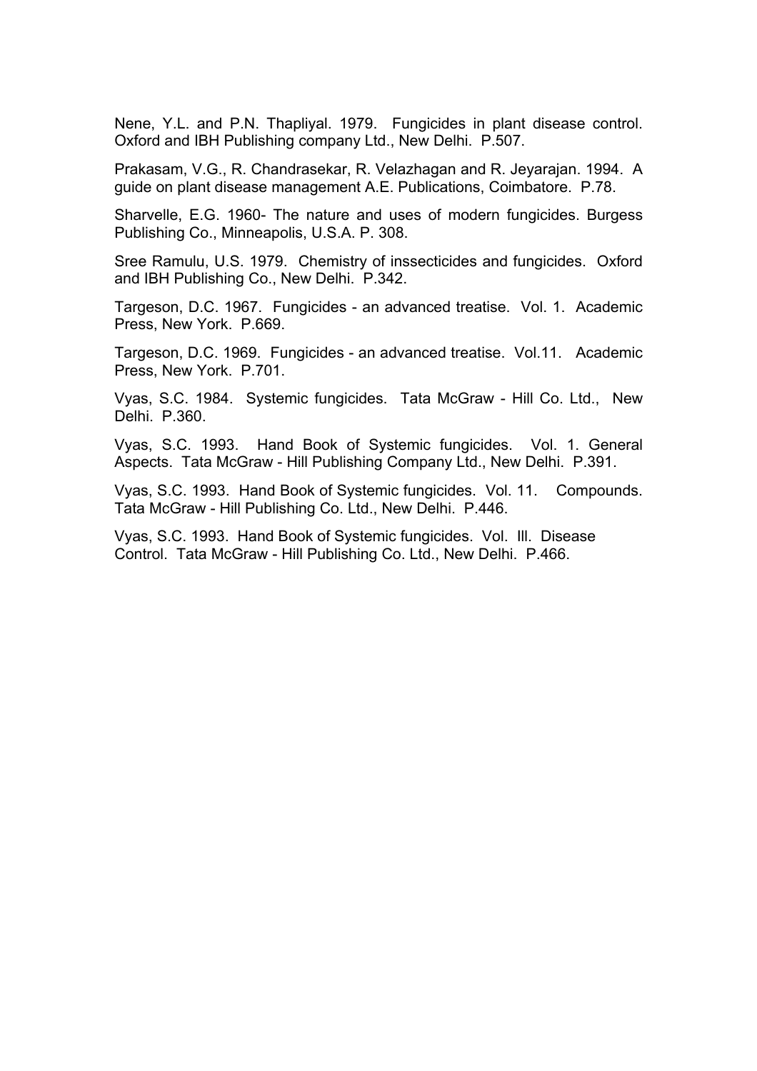Nene, Y.L. and P.N. Thapliyal. 1979. Fungicides in plant disease control. Oxford and IBH Publishing company Ltd., New Delhi. P.507.

Prakasam, V.G., R. Chandrasekar, R. Velazhagan and R. Jeyarajan. 1994. A guide on plant disease management A.E. Publications, Coimbatore. P.78.

Sharvelle, E.G. 1960- The nature and uses of modern fungicides. Burgess Publishing Co., Minneapolis, U.S.A. P. 308.

Sree Ramulu, U.S. 1979. Chemistry of inssecticides and fungicides. Oxford and IBH Publishing Co., New Delhi. P.342.

Targeson, D.C. 1967. Fungicides - an advanced treatise. Vol. 1. Academic Press, New York. P.669.

Targeson, D.C. 1969. Fungicides - an advanced treatise. Vol.11. Academic Press, New York. P.701.

Vyas, S.C. 1984. Systemic fungicides. Tata McGraw - Hill Co. Ltd., New Delhi. P.360.

Vyas, S.C. 1993. Hand Book of Systemic fungicides. Vol. 1. General Aspects. Tata McGraw - Hill Publishing Company Ltd., New Delhi. P.391.

Vyas, S.C. 1993. Hand Book of Systemic fungicides. Vol. 11. Compounds. Tata McGraw - Hill Publishing Co. Ltd., New Delhi. P.446.

Vyas, S.C. 1993. Hand Book of Systemic fungicides. Vol. Ill. Disease Control. Tata McGraw - Hill Publishing Co. Ltd., New Delhi. P.466.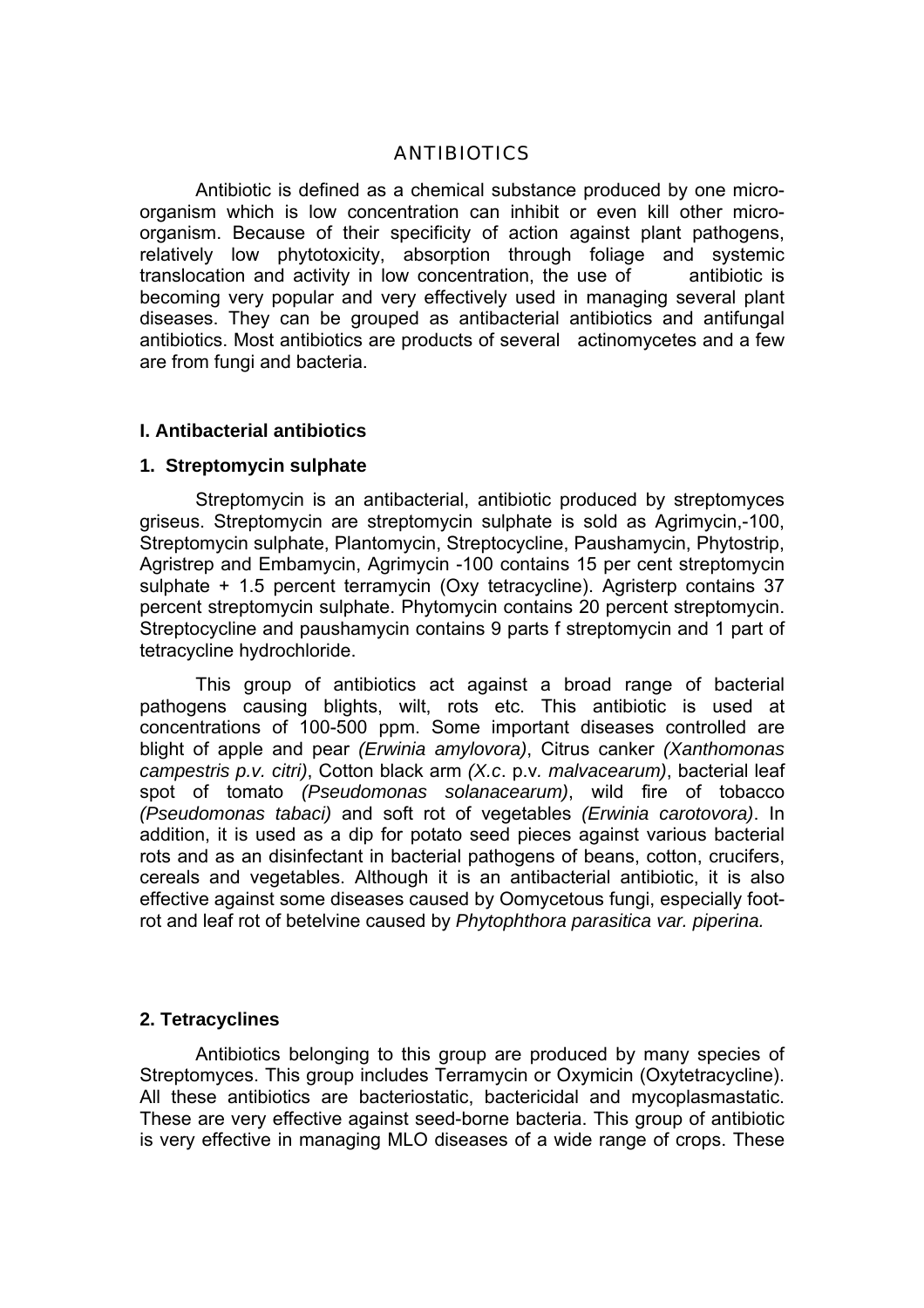# ANTIBIOTICS

Antibiotic is defined as a chemical substance produced by one micro-organism which is low concentration can inhibit or even kill other micro-organism. Because of their specificity of action against plant pathogens, relatively low phytotoxicity, absorption through foliage and systemic translocation and activity in low concentration, the use of antibiotic is becoming very popular and very effectively used in managing several plant diseases. They can be grouped as antibacterial antibiotics and antifungal antibiotics. Most antibiotics are products of several actinomycetes and a few are from fungi and bacteria.

## I. Antibacterial antibiotics

### 1. Streptomycin sulphate

Streptomycin is an antibacterial, antibiotic produced by streptomyces griseus. Streptomycin are streptomycin sulphate is sold as Agrimycin,-100, Streptomycin sulphate, Plantomycin, Streptocycline, Paushamycin, Phytostrip, Agristrep and Embamycin, Agrimycin -100 contains 15 per cent streptomycin sulphate + 1.5 percent terramycin (Oxy tetracycline). Agristerp contains 37 percent streptomycin sulphate. Phytomycin contains 20 percent streptomycin. Streptocycline and paushamycin contains 9 parts f streptomycin and 1 part of tetracycline hydrochloride.

This group of antibiotics act against a broad range of bacterial pathogens causing blights, wilt, rots etc. This antibiotic is used at concentrations of 100-500 ppm. Some important diseases controlled are blight of apple and pear *(Erwinia amylovora)*, Citrus canker *(Xanthomonas campestris p.v. citri)*, Cotton black arm *(X.c*. p.v*. malvacearum)*, bacterial leaf spot of tomato *(Pseudomonas solanacearum)*, wild fire of tobacco *(Pseudomonas tabaci)* and soft rot of vegetables *(Erwinia carotovora)*. In addition, it is used as a dip for potato seed pieces against various bacterial rots and as an disinfectant in bacterial pathogens of beans, cotton, crucifers, cereals and vegetables. Although it is an antibacterial antibiotic, it is also effective against some diseases caused by Oomycetous fungi, especially foot-rot and leaf rot of betelvine caused by *Phytophthora parasitica var. piperina.*

### 2. Tetracyclines

Antibiotics belonging to this group are produced by many species of Streptomyces. This group includes Terramycin or Oxymicin (Oxytetracycline). All these antibiotics are bacteriostatic, bactericidal and mycoplasmastatic. These are very effective against seed-borne bacteria. This group of antibiotic is very effective in managing MLO diseases of a wide range of crops. These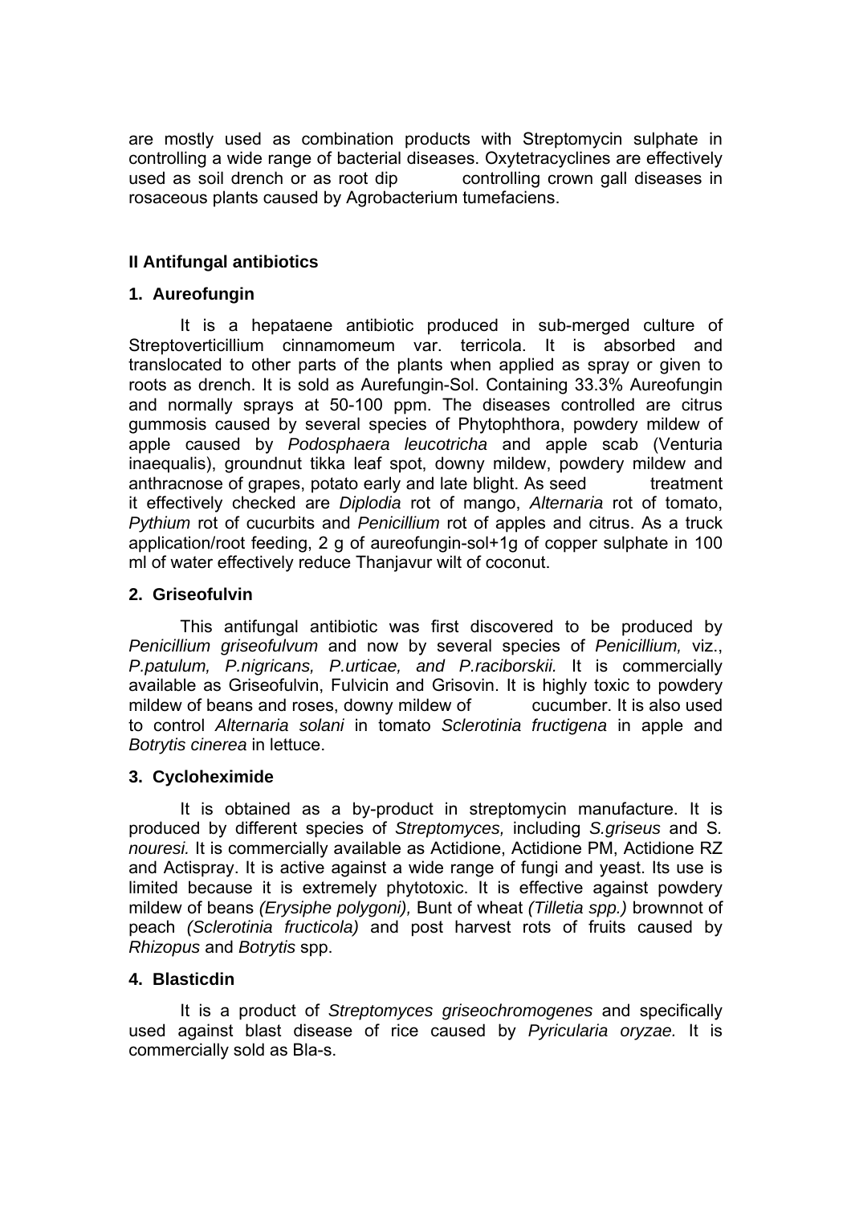are mostly used as combination products with Streptomycin sulphate in controlling a wide range of bacterial diseases. Oxytetracyclines are effectively used as soil drench or as root dip controlling crown gall diseases in rosaceous plants caused by Agrobacterium tumefaciens.

## II Antifungal antibiotics

### 1. Aureofungin

It is a hepataene antibiotic produced in sub-merged culture of Streptoverticillium cinnamomeum var. terricola. It is absorbed and translocated to other parts of the plants when applied as spray or given to roots as drench. It is sold as Aurefungin-Sol. Containing 33.3% Aureofungin and normally sprays at 50-100 ppm. The diseases controlled are citrus gummosis caused by several species of Phytophthora, powdery mildew of apple caused by *Podosphaera leucotricha* and apple scab (Venturia inaequalis), groundnut tikka leaf spot, downy mildew, powdery mildew and anthracnose of grapes, potato early and late blight. As seed treatment it effectively checked are *Diplodia* rot of mango, *Alternaria* rot of tomato, *Pythium* rot of cucurbits and *Penicillium* rot of apples and citrus. As a truck application/root feeding, 2 g of aureofungin-sol+1g of copper sulphate in 100 ml of water effectively reduce Thanjavur wilt of coconut.

### 2. Griseofulvin

This antifungal antibiotic was first discovered to be produced by *Penicillium griseofulvum* and now by several species of *Penicillium,* viz., *P.patulum, P.nigricans, P.urticae, and P.raciborskii.* It is commercially available as Griseofulvin, Fulvicin and Grisovin. It is highly toxic to powdery mildew of beans and roses, downy mildew of cucumber. It is also used to control *Alternaria solani* in tomato *Sclerotinia fructigena* in apple and *Botrytis cinerea* in lettuce.

### 3. Cycloheximide

It is obtained as a by-product in streptomycin manufacture. It is produced by different species of *Streptomyces,* including *S.griseus* and *S. nouresi.* It is commercially available as Actidione, Actidione PM, Actidione RZ and Actispray. It is active against a wide range of fungi and yeast. Its use is limited because it is extremely phytotoxic. It is effective against powdery mildew of beans *(Erysiphe polygoni),* Bunt of wheat *(Tilletia spp.)* brownnot of peach *(Sclerotinia fructicola)* and post harvest rots of fruits caused by *Rhizopus* and *Botrytis* spp.

### 4. Blasticdin

It is a product of *Streptomyces griseochromogenes* and specifically used against blast disease of rice caused by *Pyricularia oryzae.* It is commercially sold as Bla-s.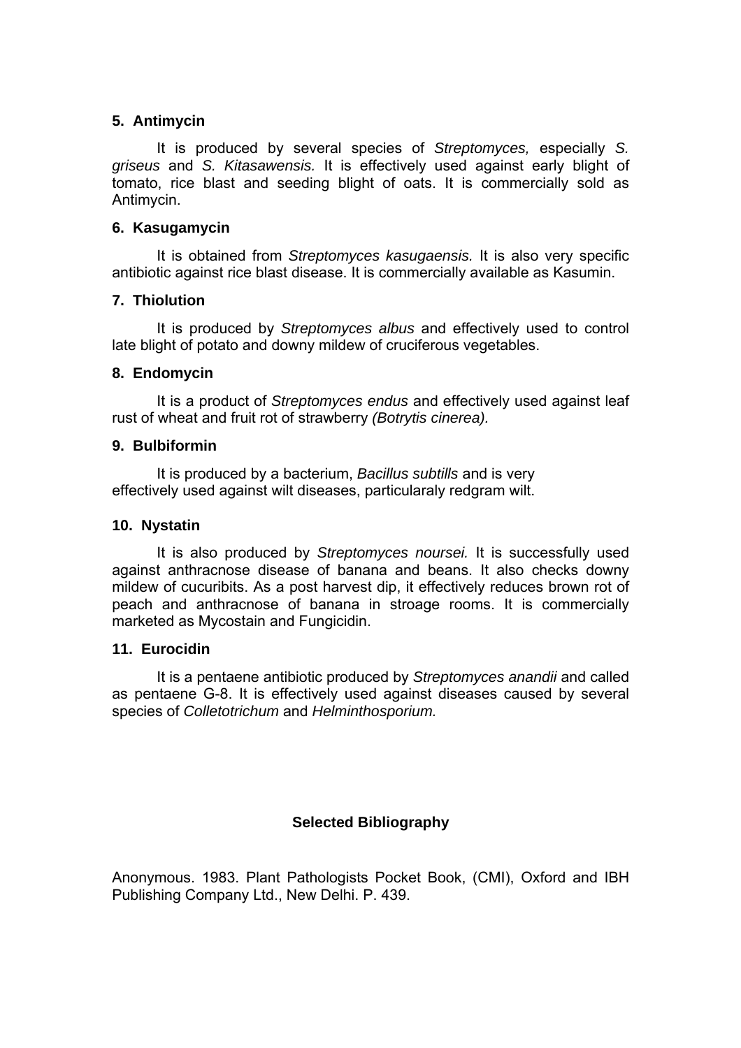### 5. Antimycin

It is produced by several species of *Streptomyces,* especially *S. griseus* and *S. Kitasawensis.* It is effectively used against early blight of tomato, rice blast and seeding blight of oats. It is commercially sold as Antimycin.

### 6. Kasugamycin

It is obtained from *Streptomyces kasugaensis.* It is also very specific antibiotic against rice blast disease. It is commercially available as Kasumin.

### 7. Thiolution

It is produced by *Streptomyces albus* and effectively used to control late blight of potato and downy mildew of cruciferous vegetables.

### 8. Endomycin

It is a product of *Streptomyces endus* and effectively used against leaf rust of wheat and fruit rot of strawberry *(Botrytis cinerea).*

### 9. Bulbiformin

It is produced by a bacterium, *Bacillus subtills* and is very effectively used against wilt diseases, particularaly redgram wilt.

### 10. Nystatin

It is also produced by *Streptomyces noursei.* It is successfully used against anthracnose disease of banana and beans. It also checks downy mildew of cucuribits. As a post harvest dip, it effectively reduces brown rot of peach and anthracnose of banana in stroage rooms. It is commercially marketed as Mycostain and Fungicidin.

### 11. Eurocidin

It is a pentaene antibiotic produced by *Streptomyces anandii* and called as pentaene G-8. It is effectively used against diseases caused by several species of *Colletotrichum* and *Helminthosporium.*

## Selected Bibliography

Anonymous. 1983. Plant Pathologists Pocket Book, (CMI), Oxford and IBH Publishing Company Ltd., New Delhi. P. 439.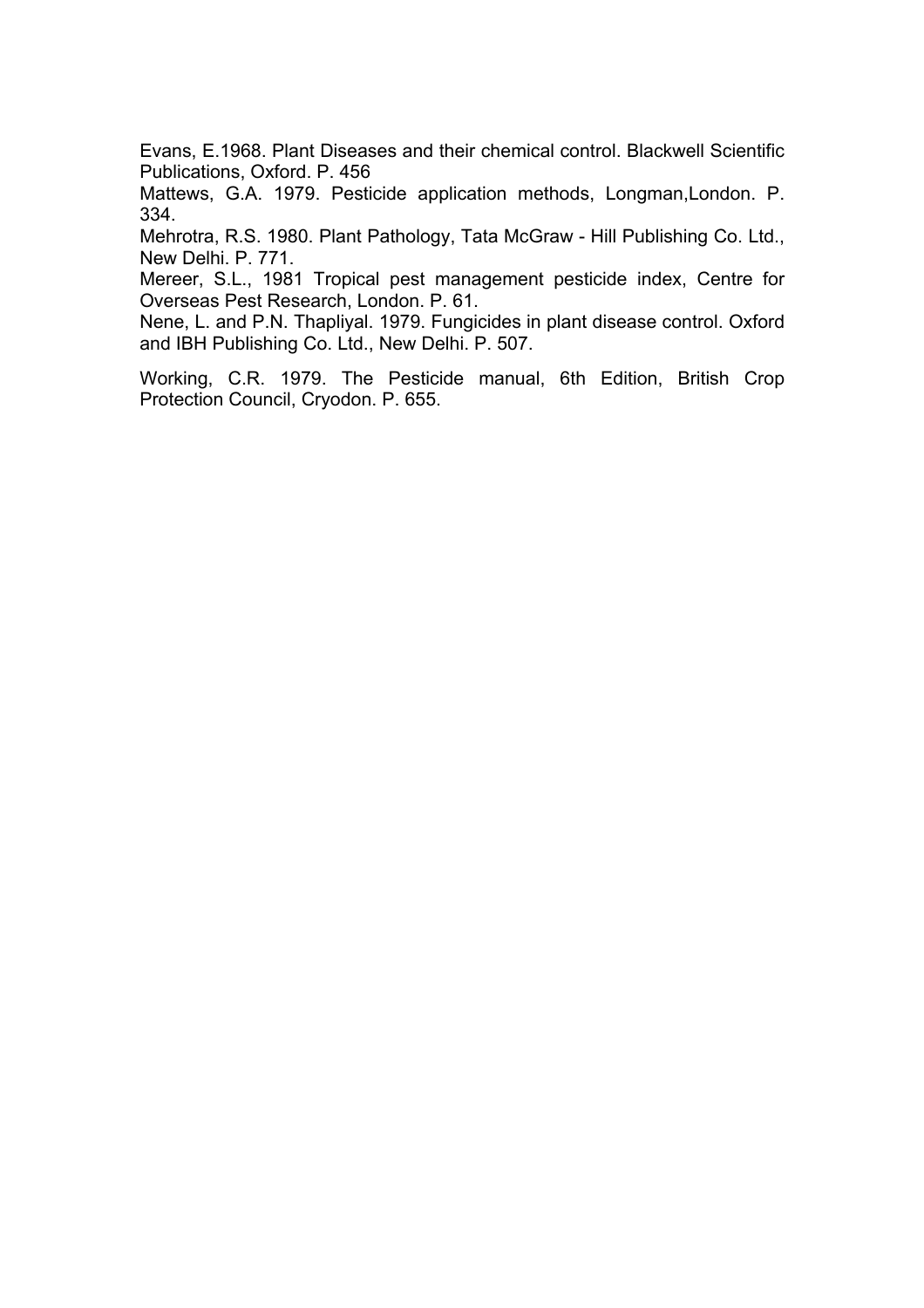Evans, E.1968. Plant Diseases and their chemical control. Blackwell Scientific Publications, Oxford. P. 456

Mattews, G.A. 1979. Pesticide application methods, Longman,London. P. 334.

Mehrotra, R.S. 1980. Plant Pathology, Tata McGraw - Hill Publishing Co. Ltd., New Delhi. P. 771.

Mereer, S.L., 1981 Tropical pest management pesticide index, Centre for Overseas Pest Research, London. P. 61.

Nene, L. and P.N. Thapliyal. 1979. Fungicides in plant disease control. Oxford and IBH Publishing Co. Ltd., New Delhi. P. 507.

Working, C.R. 1979. The Pesticide manual, 6th Edition, British Crop Protection Council, Cryodon. P. 655.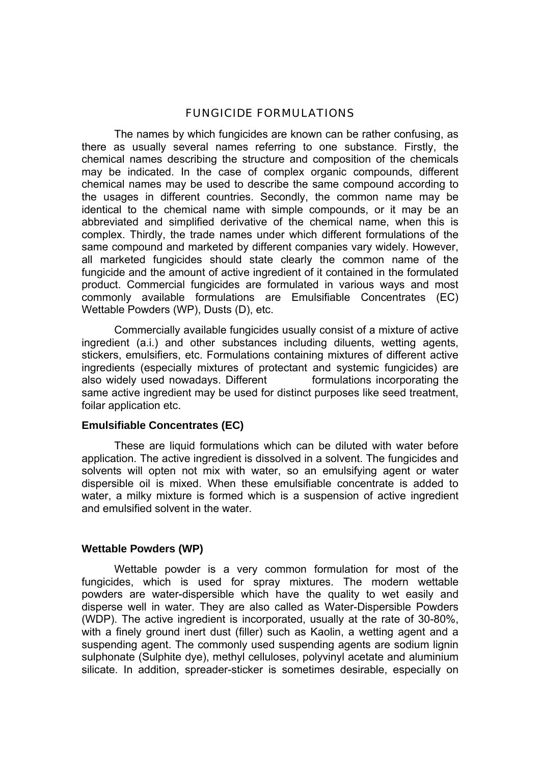## FUNGICIDE FORMULATIONS

The names by which fungicides are known can be rather confusing, as there as usually several names referring to one substance. Firstly, the chemical names describing the structure and composition of the chemicals may be indicated. In the case of complex organic compounds, different chemical names may be used to describe the same compound according to the usages in different countries. Secondly, the common name may be identical to the chemical name with simple compounds, or it may be an abbreviated and simplified derivative of the chemical name, when this is complex. Thirdly, the trade names under which different formulations of the same compound and marketed by different companies vary widely. However, all marketed fungicides should state clearly the common name of the fungicide and the amount of active ingredient of it contained in the formulated product. Commercial fungicides are formulated in various ways and most commonly available formulations are Emulsifiable Concentrates (EC) Wettable Powders (WP), Dusts (D), etc.

Commercially available fungicides usually consist of a mixture of active ingredient (a.i.) and other substances including diluents, wetting agents, stickers, emulsifiers, etc. Formulations containing mixtures of different active ingredients (especially mixtures of protectant and systemic fungicides) are also widely used nowadays. Different formulations incorporating the same active ingredient may be used for distinct purposes like seed treatment, foilar application etc.

**Emulsifiable Concentrates (EC)**

These are liquid formulations which can be diluted with water before application. The active ingredient is dissolved in a solvent. The fungicides and solvents will opten not mix with water, so an emulsifying agent or water dispersible oil is mixed. When these emulsifiable concentrate is added to water, a milky mixture is formed which is a suspension of active ingredient and emulsified solvent in the water.

**Wettable Powders (WP)**

Wettable powder is a very common formulation for most of the fungicides, which is used for spray mixtures. The modern wettable powders are water-dispersible which have the quality to wet easily and disperse well in water. They are also called as Water-Dispersible Powders (WDP). The active ingredient is incorporated, usually at the rate of 30-80%, with a finely ground inert dust (filler) such as Kaolin, a wetting agent and a suspending agent. The commonly used suspending agents are sodium lignin sulphonate (Sulphite dye), methyl celluloses, polyvinyl acetate and aluminium silicate. In addition, spreader-sticker is sometimes desirable, especially on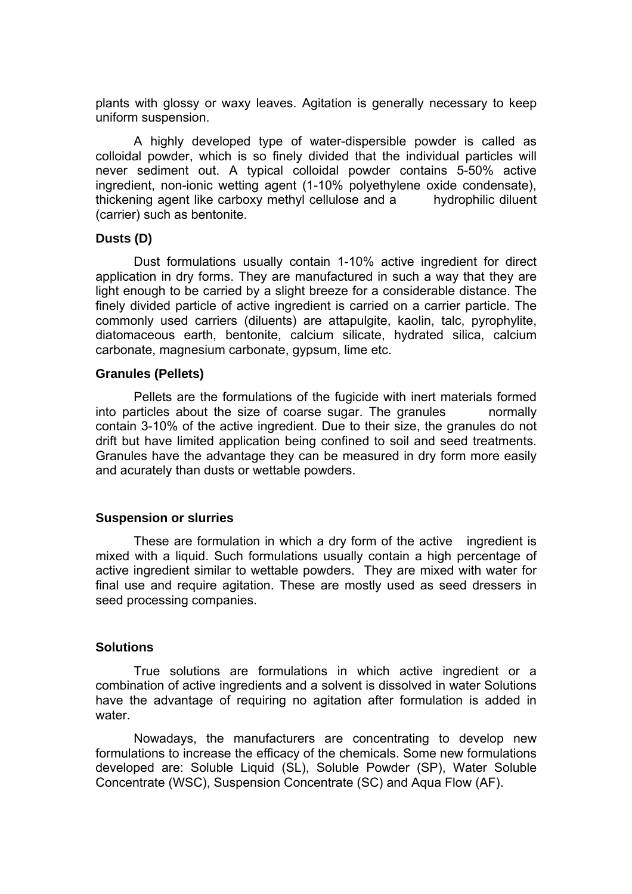plants with glossy or waxy leaves. Agitation is generally necessary to keep uniform suspension.

A highly developed type of water-dispersible powder is called as colloidal powder, which is so finely divided that the individual particles will never sediment out. A typical colloidal powder contains 5-50% active ingredient, non-ionic wetting agent (1-10% polyethylene oxide condensate), thickening agent like carboxy methyl cellulose and a hydrophilic diluent (carrier) such as bentonite.

**Dusts (D)**

Dust formulations usually contain 1-10% active ingredient for direct application in dry forms. They are manufactured in such a way that they are light enough to be carried by a slight breeze for a considerable distance. The finely divided particle of active ingredient is carried on a carrier particle. The commonly used carriers (diluents) are attapulgite, kaolin, talc, pyrophylite, diatomaceous earth, bentonite, calcium silicate, hydrated silica, calcium carbonate, magnesium carbonate, gypsum, lime etc.

**Granules (Pellets)**

Pellets are the formulations of the fugicide with inert materials formed into particles about the size of coarse sugar. The granules normally contain 3-10% of the active ingredient. Due to their size, the granules do not drift but have limited application being confined to soil and seed treatments. Granules have the advantage they can be measured in dry form more easily and acurately than dusts or wettable powders.

**Suspension or slurries**

These are formulation in which a dry form of the active ingredient is mixed with a liquid. Such formulations usually contain a high percentage of active ingredient similar to wettable powders. They are mixed with water for final use and require agitation. These are mostly used as seed dressers in seed processing companies.

**Solutions**

True solutions are formulations in which active ingredient or a combination of active ingredients and a solvent is dissolved in water Solutions have the advantage of requiring no agitation after formulation is added in water.

Nowadays, the manufacturers are concentrating to develop new formulations to increase the efficacy of the chemicals. Some new formulations developed are: Soluble Liquid (SL), Soluble Powder (SP), Water Soluble Concentrate (WSC), Suspension Concentrate (SC) and Aqua Flow (AF).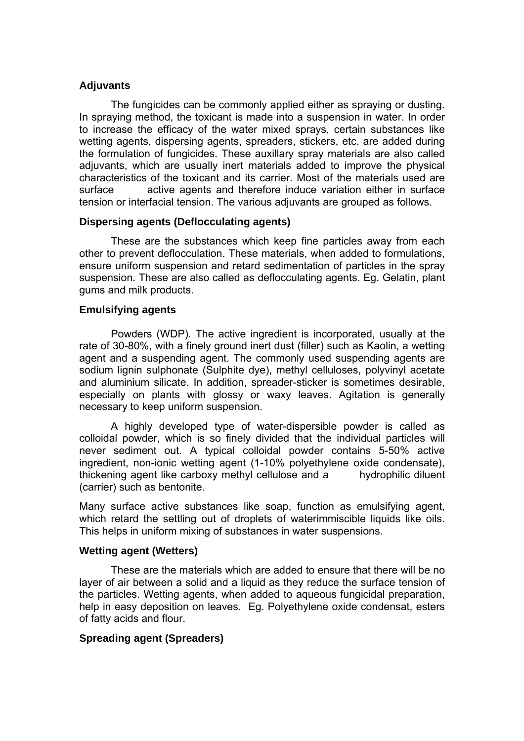### Adjuvants

The fungicides can be commonly applied either as spraying or dusting. In spraying method, the toxicant is made into a suspension in water. In order to increase the efficacy of the water mixed sprays, certain substances like wetting agents, dispersing agents, spreaders, stickers, etc. are added during the formulation of fungicides. These auxillary spray materials are also called adjuvants, which are usually inert materials added to improve the physical characteristics of the toxicant and its carrier. Most of the materials used are surface active agents and therefore induce variation either in surface tension or interfacial tension. The various adjuvants are grouped as follows.

### Dispersing agents (Deflocculating agents)

These are the substances which keep fine particles away from each other to prevent deflocculation. These materials, when added to formulations, ensure uniform suspension and retard sedimentation of particles in the spray suspension. These are also called as deflocculating agents. Eg. Gelatin, plant gums and milk products.

### Emulsifying agents

Powders (WDP). The active ingredient is incorporated, usually at the rate of 30-80%, with a finely ground inert dust (filler) such as Kaolin, a wetting agent and a suspending agent. The commonly used suspending agents are sodium lignin sulphonate (Sulphite dye), methyl celluloses, polyvinyl acetate and aluminium silicate. In addition, spreader-sticker is sometimes desirable, especially on plants with glossy or waxy leaves. Agitation is generally necessary to keep uniform suspension.

A highly developed type of water-dispersible powder is called as colloidal powder, which is so finely divided that the individual particles will never sediment out. A typical colloidal powder contains 5-50% active ingredient, non-ionic wetting agent (1-10% polyethylene oxide condensate), thickening agent like carboxy methyl cellulose and a hydrophilic diluent (carrier) such as bentonite.

Many surface active substances like soap, function as emulsifying agent, which retard the settling out of droplets of waterimmiscible liquids like oils. This helps in uniform mixing of substances in water suspensions.

### Wetting agent (Wetters)

These are the materials which are added to ensure that there will be no layer of air between a solid and a liquid as they reduce the surface tension of the particles. Wetting agents, when added to aqueous fungicidal preparation, help in easy deposition on leaves. Eg. Polyethylene oxide condensat, esters of fatty acids and flour.

### Spreading agent (Spreaders)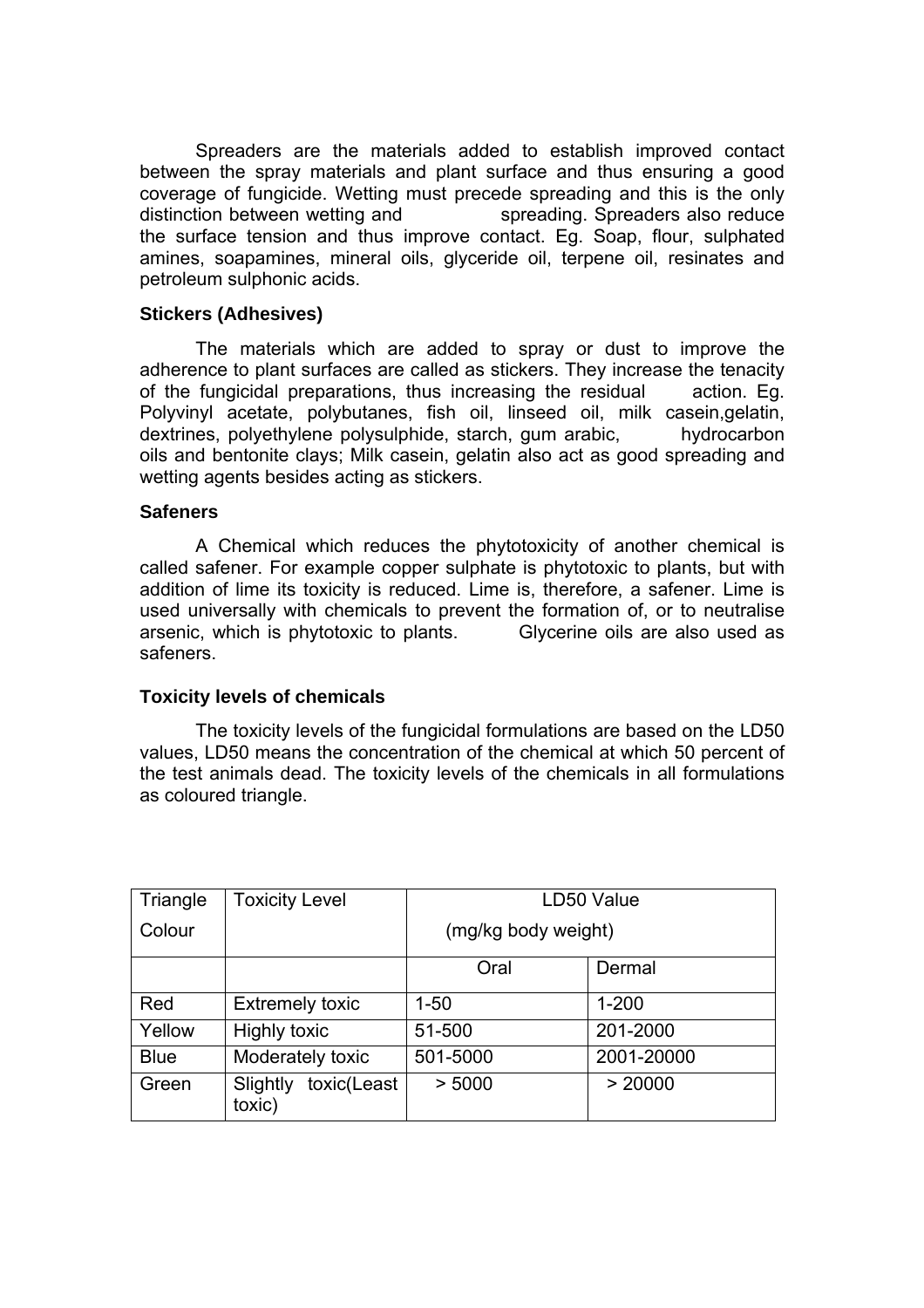Spreaders are the materials added to establish improved contact between the spray materials and plant surface and thus ensuring a good coverage of fungicide. Wetting must precede spreading and this is the only distinction between wetting and spreading. Spreaders also reduce the surface tension and thus improve contact. Eg. Soap, flour, sulphated amines, soapamines, mineral oils, glyceride oil, terpene oil, resinates and petroleum sulphonic acids.

### Stickers (Adhesives)

The materials which are added to spray or dust to improve the adherence to plant surfaces are called as stickers. They increase the tenacity of the fungicidal preparations, thus increasing the residual action. Eg. Polyvinyl acetate, polybutanes, fish oil, linseed oil, milk casein,gelatin, dextrines, polyethylene polysulphide, starch, gum arabic, hydrocarbon oils and bentonite clays; Milk casein, gelatin also act as good spreading and wetting agents besides acting as stickers.

### Safeners

A Chemical which reduces the phytotoxicity of another chemical is called safener. For example copper sulphate is phytotoxic to plants, but with addition of lime its toxicity is reduced. Lime is, therefore, a safener. Lime is used universally with chemicals to prevent the formation of, or to neutralise arsenic, which is phytotoxic to plants. Glycerine oils are also used as safeners.

### Toxicity levels of chemicals

The toxicity levels of the fungicidal formulations are based on the LD50 values, LD50 means the concentration of the chemical at which 50 percent of the test animals dead. The toxicity levels of the chemicals in all formulations as coloured triangle.

| Triangle Colour | Toxicity Level | LD50 Value (mg/kg body weight) | |
|---|---|---|---|
| | | Oral | Dermal |
| Red | Extremely toxic | 1-50 | 1-200 |
| Yellow | Highly toxic | 51-500 | 201-2000 |
| Blue | Moderately toxic | 501-5000 | 2001-20000 |
| Green | Slightly toxic(Least toxic) | > 5000 | > 20000 |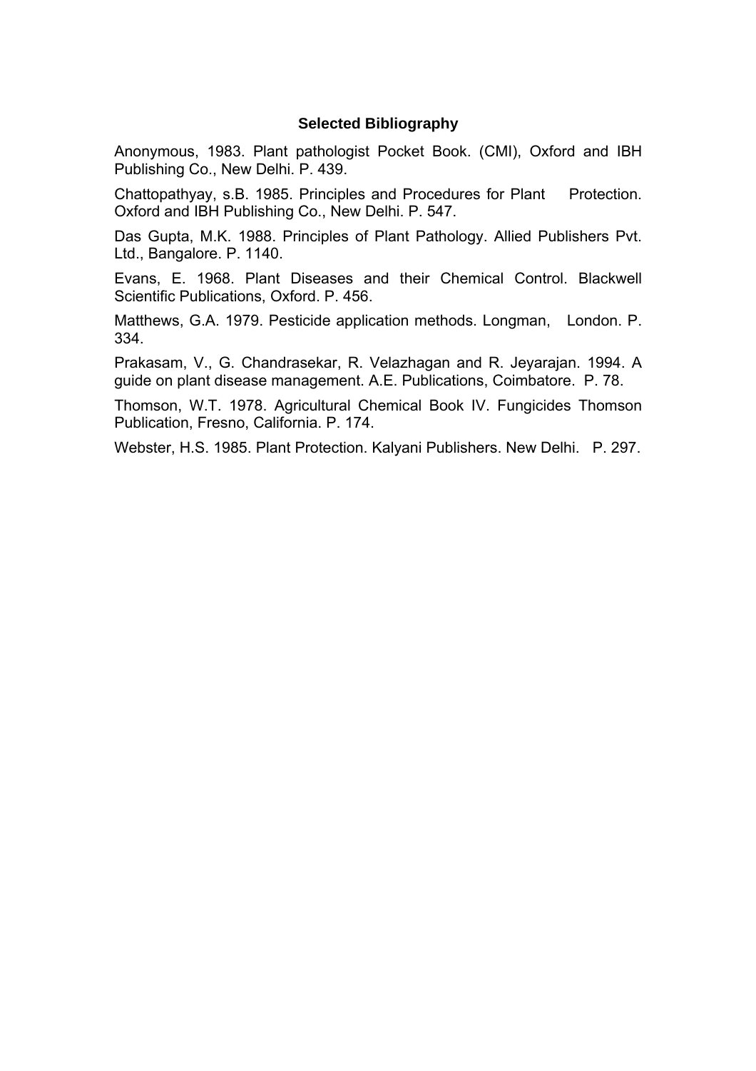## Selected Bibliography

Anonymous, 1983. Plant pathologist Pocket Book. (CMI), Oxford and IBH Publishing Co., New Delhi. P. 439.

Chattopathyay, s.B. 1985. Principles and Procedures for Plant Protection. Oxford and IBH Publishing Co., New Delhi. P. 547.

Das Gupta, M.K. 1988. Principles of Plant Pathology. Allied Publishers Pvt. Ltd., Bangalore. P. 1140.

Evans, E. 1968. Plant Diseases and their Chemical Control. Blackwell Scientific Publications, Oxford. P. 456.

Matthews, G.A. 1979. Pesticide application methods. Longman, London. P. 334.

Prakasam, V., G. Chandrasekar, R. Velazhagan and R. Jeyarajan. 1994. A guide on plant disease management. A.E. Publications, Coimbatore. P. 78.

Thomson, W.T. 1978. Agricultural Chemical Book IV. Fungicides Thomson Publication, Fresno, California. P. 174.

Webster, H.S. 1985. Plant Protection. Kalyani Publishers. New Delhi. P. 297.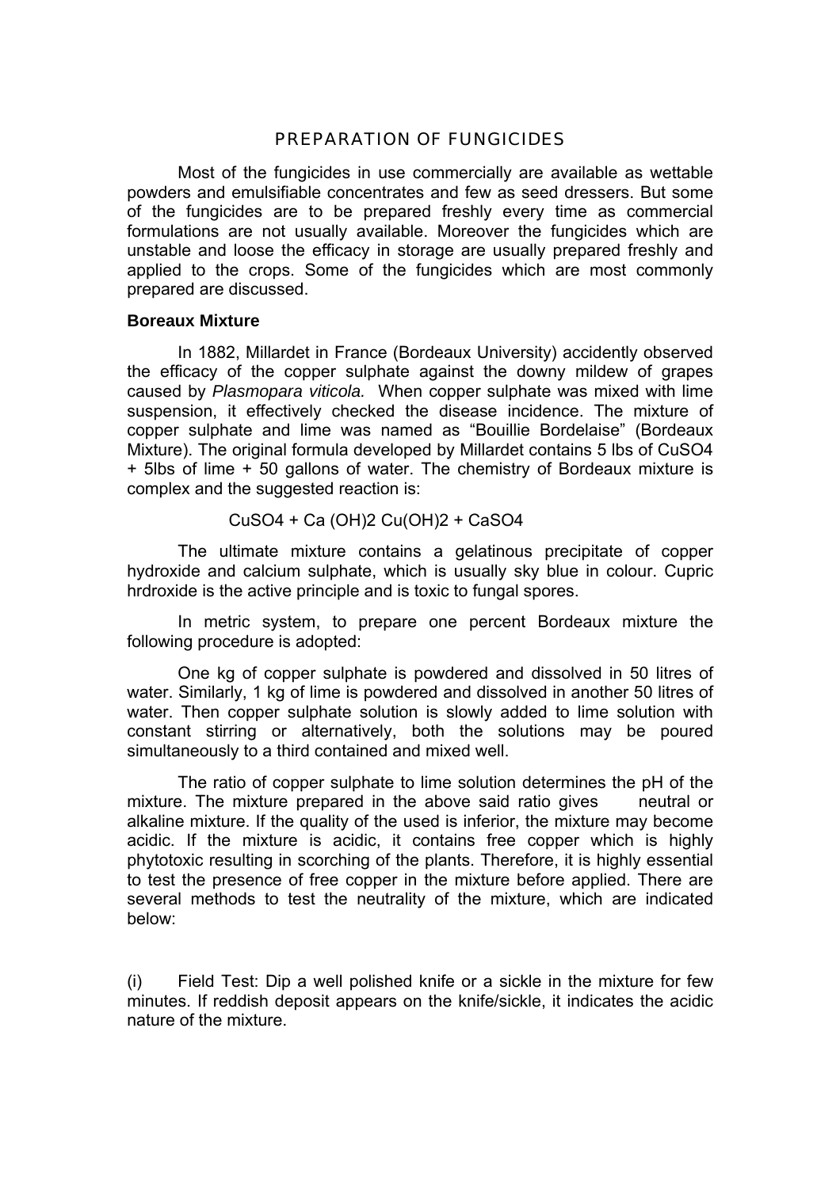# PREPARATION OF FUNGICIDES

Most of the fungicides in use commercially are available as wettable powders and emulsifiable concentrates and few as seed dressers. But some of the fungicides are to be prepared freshly every time as commercial formulations are not usually available. Moreover the fungicides which are unstable and loose the efficacy in storage are usually prepared freshly and applied to the crops. Some of the fungicides which are most commonly prepared are discussed.

**Boreaux Mixture**

In 1882, Millardet in France (Bordeaux University) accidently observed the efficacy of the copper sulphate against the downy mildew of grapes caused by *Plasmopara viticola.* When copper sulphate was mixed with lime suspension, it effectively checked the disease incidence. The mixture of copper sulphate and lime was named as "Bouillie Bordelaise" (Bordeaux Mixture). The original formula developed by Millardet contains 5 lbs of $CuSO_4$ + 5lbs of lime + 50 gallons of water. The chemistry of Bordeaux mixture is complex and the suggested reaction is:

$$CuSO_4 + Ca(OH)_2 \; Cu(OH)_2 + CaSO_4$$

The ultimate mixture contains a gelatinous precipitate of copper hydroxide and calcium sulphate, which is usually sky blue in colour. Cupric hrdroxide is the active principle and is toxic to fungal spores.

In metric system, to prepare one percent Bordeaux mixture the following procedure is adopted:

One kg of copper sulphate is powdered and dissolved in 50 litres of water. Similarly, 1 kg of lime is powdered and dissolved in another 50 litres of water. Then copper sulphate solution is slowly added to lime solution with constant stirring or alternatively, both the solutions may be poured simultaneously to a third contained and mixed well.

The ratio of copper sulphate to lime solution determines the pH of the mixture. The mixture prepared in the above said ratio gives neutral or alkaline mixture. If the quality of the used is inferior, the mixture may become acidic. If the mixture is acidic, it contains free copper which is highly phytotoxic resulting in scorching of the plants. Therefore, it is highly essential to test the presence of free copper in the mixture before applied. There are several methods to test the neutrality of the mixture, which are indicated below:

(i) Field Test: Dip a well polished knife or a sickle in the mixture for few minutes. If reddish deposit appears on the knife/sickle, it indicates the acidic nature of the mixture.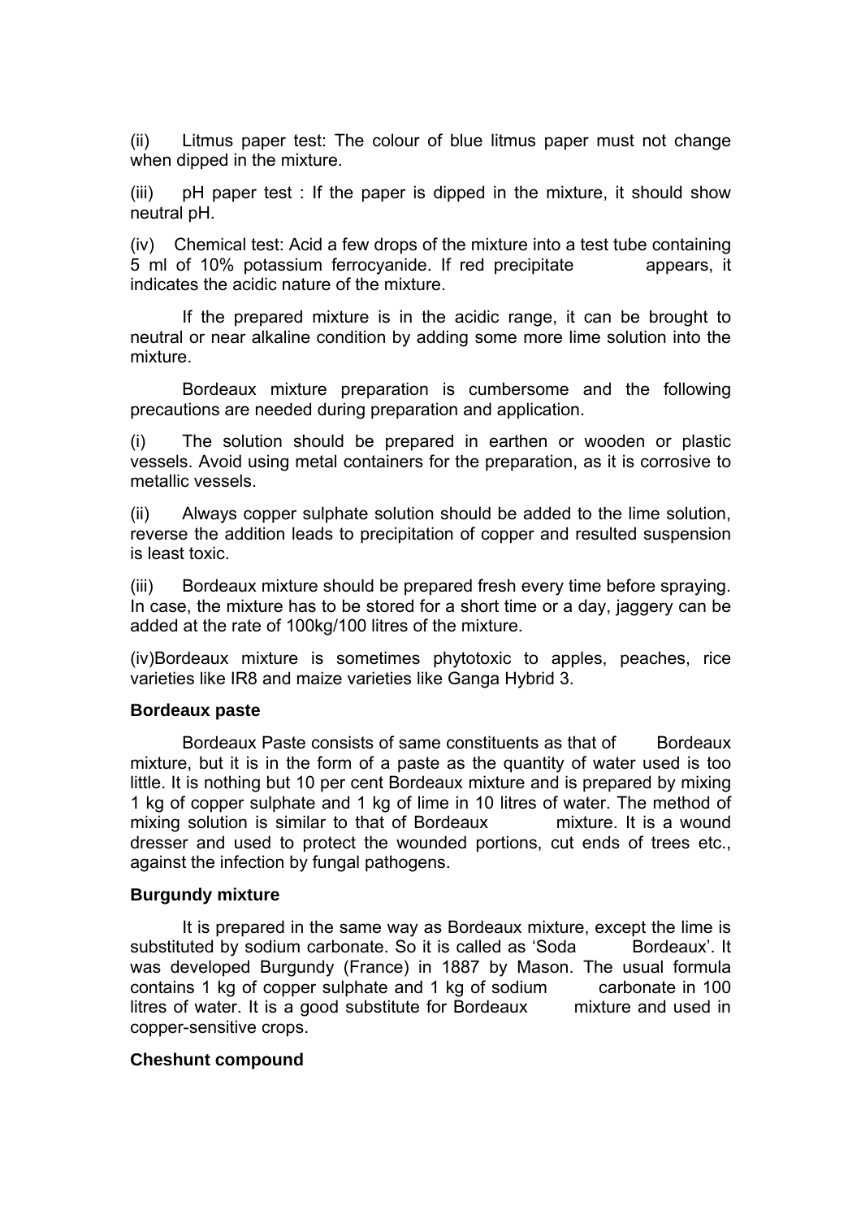(ii) Litmus paper test: The colour of blue litmus paper must not change when dipped in the mixture.

(iii) pH paper test : If the paper is dipped in the mixture, it should show neutral pH.

(iv) Chemical test: Acid a few drops of the mixture into a test tube containing 5 ml of 10% potassium ferrocyanide. If red precipitate appears, it indicates the acidic nature of the mixture.

If the prepared mixture is in the acidic range, it can be brought to neutral or near alkaline condition by adding some more lime solution into the mixture.

Bordeaux mixture preparation is cumbersome and the following precautions are needed during preparation and application.

(i) The solution should be prepared in earthen or wooden or plastic vessels. Avoid using metal containers for the preparation, as it is corrosive to metallic vessels.

(ii) Always copper sulphate solution should be added to the lime solution, reverse the addition leads to precipitation of copper and resulted suspension is least toxic.

(iii) Bordeaux mixture should be prepared fresh every time before spraying. In case, the mixture has to be stored for a short time or a day, jaggery can be added at the rate of 100kg/100 litres of the mixture.

(iv)Bordeaux mixture is sometimes phytotoxic to apples, peaches, rice varieties like IR8 and maize varieties like Ganga Hybrid 3.

**Bordeaux paste**

Bordeaux Paste consists of same constituents as that of Bordeaux mixture, but it is in the form of a paste as the quantity of water used is too little. It is nothing but 10 per cent Bordeaux mixture and is prepared by mixing 1 kg of copper sulphate and 1 kg of lime in 10 litres of water. The method of mixing solution is similar to that of Bordeaux mixture. It is a wound dresser and used to protect the wounded portions, cut ends of trees etc., against the infection by fungal pathogens.

**Burgundy mixture**

It is prepared in the same way as Bordeaux mixture, except the lime is substituted by sodium carbonate. So it is called as 'Soda Bordeaux'. It was developed Burgundy (France) in 1887 by Mason. The usual formula contains 1 kg of copper sulphate and 1 kg of sodium carbonate in 100 litres of water. It is a good substitute for Bordeaux mixture and used in copper-sensitive crops.

**Cheshunt compound**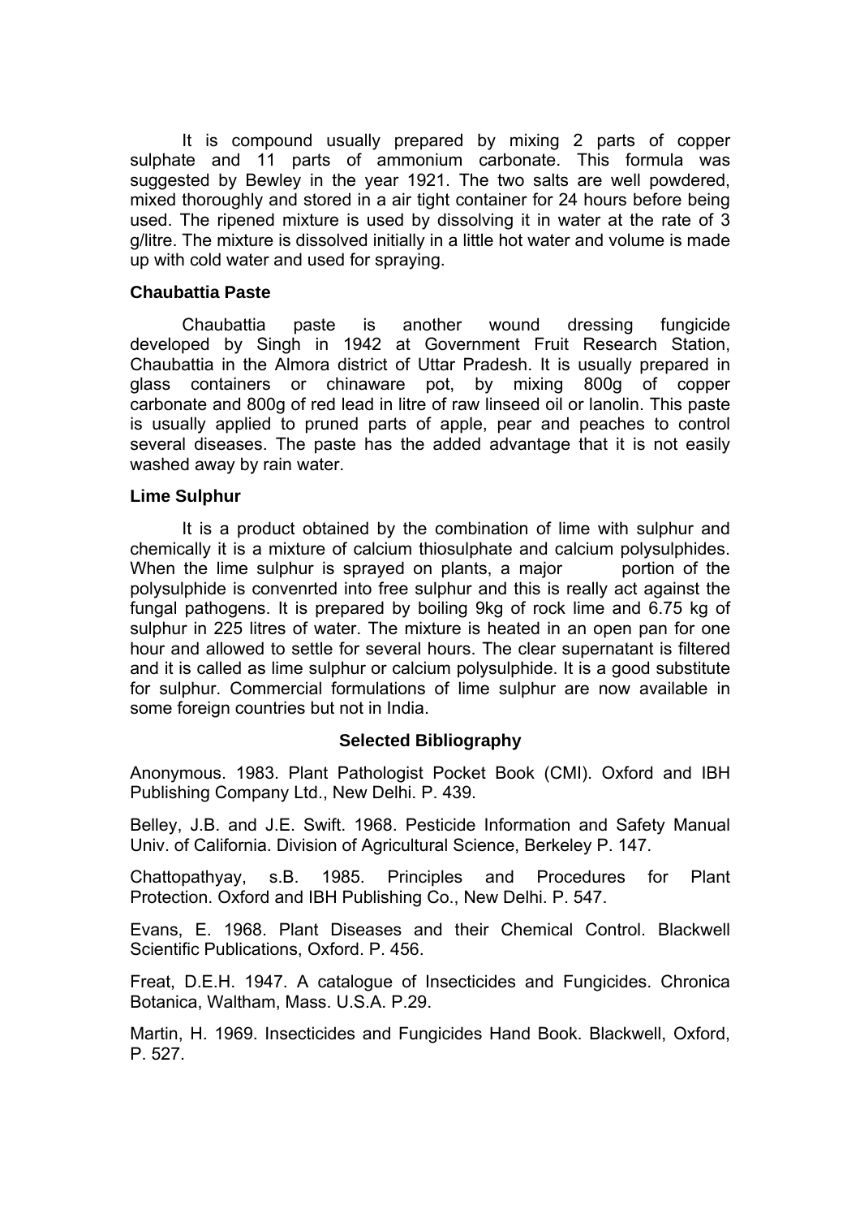It is compound usually prepared by mixing 2 parts of copper sulphate and 11 parts of ammonium carbonate. This formula was suggested by Bewley in the year 1921. The two salts are well powdered, mixed thoroughly and stored in a air tight container for 24 hours before being used. The ripened mixture is used by dissolving it in water at the rate of 3 g/litre. The mixture is dissolved initially in a little hot water and volume is made up with cold water and used for spraying.

### Chaubattia Paste

Chaubattia paste is another wound dressing fungicide developed by Singh in 1942 at Government Fruit Research Station, Chaubattia in the Almora district of Uttar Pradesh. It is usually prepared in glass containers or chinaware pot, by mixing 800g of copper carbonate and 800g of red lead in litre of raw linseed oil or lanolin. This paste is usually applied to pruned parts of apple, pear and peaches to control several diseases. The paste has the added advantage that it is not easily washed away by rain water.

### Lime Sulphur

It is a product obtained by the combination of lime with sulphur and chemically it is a mixture of calcium thiosulphate and calcium polysulphides. When the lime sulphur is sprayed on plants, a major portion of the polysulphide is convenrted into free sulphur and this is really act against the fungal pathogens. It is prepared by boiling 9kg of rock lime and 6.75 kg of sulphur in 225 litres of water. The mixture is heated in an open pan for one hour and allowed to settle for several hours. The clear supernatant is filtered and it is called as lime sulphur or calcium polysulphide. It is a good substitute for sulphur. Commercial formulations of lime sulphur are now available in some foreign countries but not in India.

## Selected Bibliography

Anonymous. 1983. Plant Pathologist Pocket Book (CMI). Oxford and IBH Publishing Company Ltd., New Delhi. P. 439.

Belley, J.B. and J.E. Swift. 1968. Pesticide Information and Safety Manual Univ. of California. Division of Agricultural Science, Berkeley P. 147.

Chattopathyay, s.B. 1985. Principles and Procedures for Plant Protection. Oxford and IBH Publishing Co., New Delhi. P. 547.

Evans, E. 1968. Plant Diseases and their Chemical Control. Blackwell Scientific Publications, Oxford. P. 456.

Freat, D.E.H. 1947. A catalogue of Insecticides and Fungicides. Chronica Botanica, Waltham, Mass. U.S.A. P.29.

Martin, H. 1969. Insecticides and Fungicides Hand Book. Blackwell, Oxford, P. 527.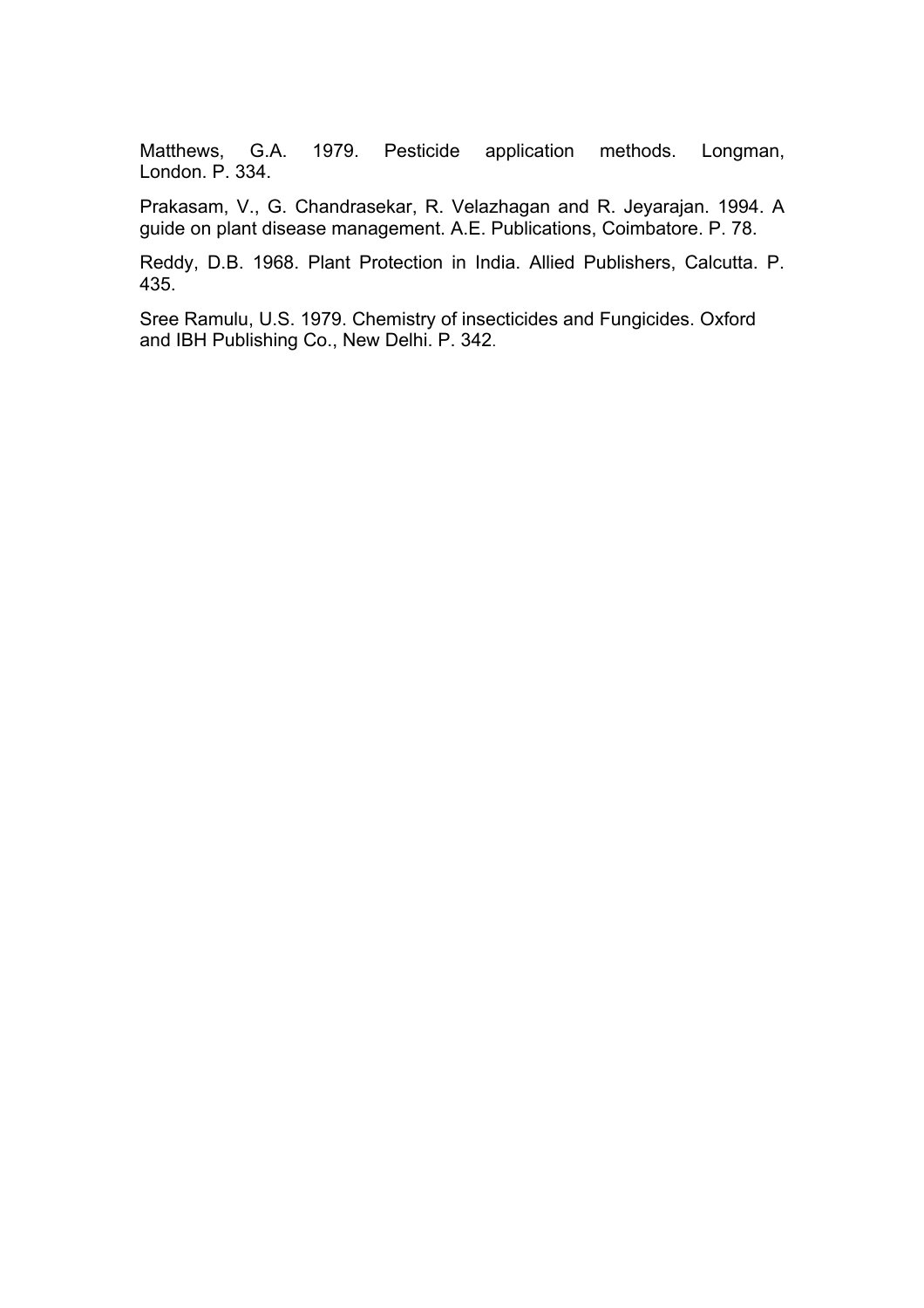Matthews, G.A. 1979. Pesticide application methods. Longman, London. P. 334.

Prakasam, V., G. Chandrasekar, R. Velazhagan and R. Jeyarajan. 1994. A guide on plant disease management. A.E. Publications, Coimbatore. P. 78.

Reddy, D.B. 1968. Plant Protection in India. Allied Publishers, Calcutta. P. 435.

Sree Ramulu, U.S. 1979. Chemistry of insecticides and Fungicides. Oxford and IBH Publishing Co., New Delhi. P. 342.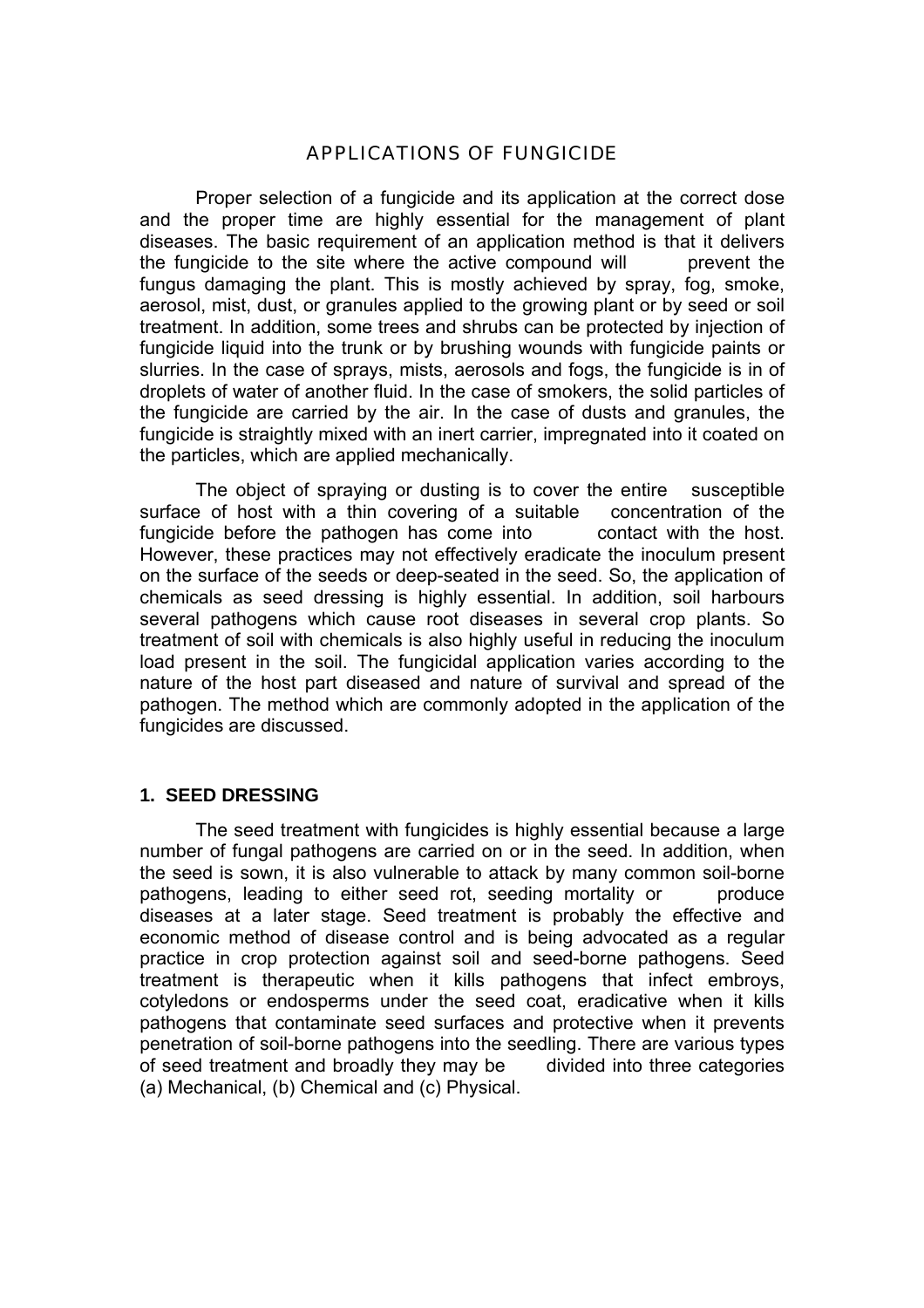# APPLICATIONS OF FUNGICIDE

Proper selection of a fungicide and its application at the correct dose and the proper time are highly essential for the management of plant diseases. The basic requirement of an application method is that it delivers the fungicide to the site where the active compound will prevent the fungus damaging the plant. This is mostly achieved by spray, fog, smoke, aerosol, mist, dust, or granules applied to the growing plant or by seed or soil treatment. In addition, some trees and shrubs can be protected by injection of fungicide liquid into the trunk or by brushing wounds with fungicide paints or slurries. In the case of sprays, mists, aerosols and fogs, the fungicide is in of droplets of water of another fluid. In the case of smokers, the solid particles of the fungicide are carried by the air. In the case of dusts and granules, the fungicide is straightly mixed with an inert carrier, impregnated into it coated on the particles, which are applied mechanically.

The object of spraying or dusting is to cover the entire susceptible surface of host with a thin covering of a suitable concentration of the fungicide before the pathogen has come into contact with the host. However, these practices may not effectively eradicate the inoculum present on the surface of the seeds or deep-seated in the seed. So, the application of chemicals as seed dressing is highly essential. In addition, soil harbours several pathogens which cause root diseases in several crop plants. So treatment of soil with chemicals is also highly useful in reducing the inoculum load present in the soil. The fungicidal application varies according to the nature of the host part diseased and nature of survival and spread of the pathogen. The method which are commonly adopted in the application of the fungicides are discussed.

## 1. SEED DRESSING

The seed treatment with fungicides is highly essential because a large number of fungal pathogens are carried on or in the seed. In addition, when the seed is sown, it is also vulnerable to attack by many common soil-borne pathogens, leading to either seed rot, seeding mortality or produce diseases at a later stage. Seed treatment is probably the effective and economic method of disease control and is being advocated as a regular practice in crop protection against soil and seed-borne pathogens. Seed treatment is therapeutic when it kills pathogens that infect embroys, cotyledons or endosperms under the seed coat, eradicative when it kills pathogens that contaminate seed surfaces and protective when it prevents penetration of soil-borne pathogens into the seedling. There are various types of seed treatment and broadly they may be divided into three categories (a) Mechanical, (b) Chemical and (c) Physical.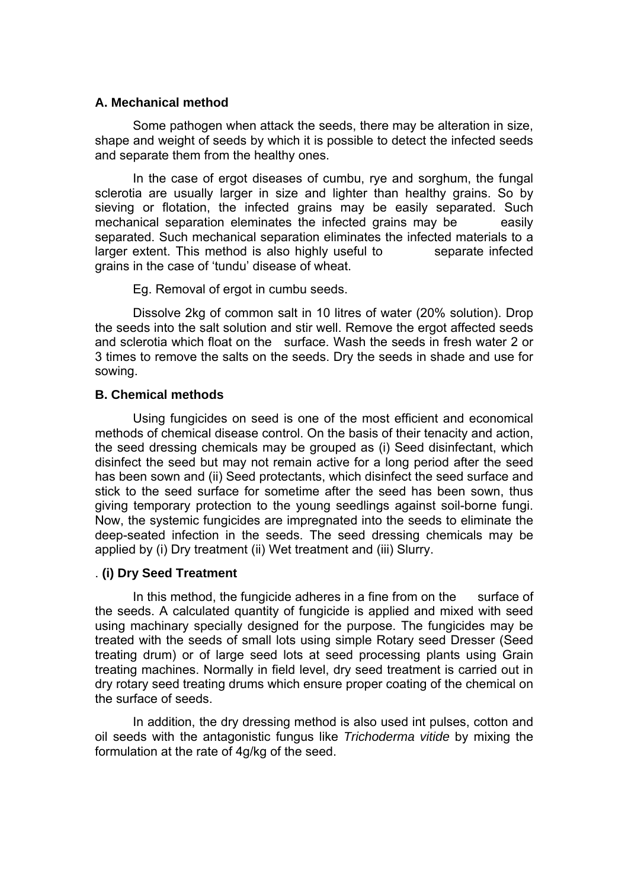### A. Mechanical method

Some pathogen when attack the seeds, there may be alteration in size, shape and weight of seeds by which it is possible to detect the infected seeds and separate them from the healthy ones.

In the case of ergot diseases of cumbu, rye and sorghum, the fungal sclerotia are usually larger in size and lighter than healthy grains. So by sieving or flotation, the infected grains may be easily separated. Such mechanical separation eleminates the infected grains may be easily separated. Such mechanical separation eliminates the infected materials to a larger extent. This method is also highly useful to separate infected grains in the case of 'tundu' disease of wheat.

Eg. Removal of ergot in cumbu seeds.

Dissolve 2kg of common salt in 10 litres of water (20% solution). Drop the seeds into the salt solution and stir well. Remove the ergot affected seeds and sclerotia which float on the surface. Wash the seeds in fresh water 2 or 3 times to remove the salts on the seeds. Dry the seeds in shade and use for sowing.

### B. Chemical methods

Using fungicides on seed is one of the most efficient and economical methods of chemical disease control. On the basis of their tenacity and action, the seed dressing chemicals may be grouped as (i) Seed disinfectant, which disinfect the seed but may not remain active for a long period after the seed has been sown and (ii) Seed protectants, which disinfect the seed surface and stick to the seed surface for sometime after the seed has been sown, thus giving temporary protection to the young seedlings against soil-borne fungi. Now, the systemic fungicides are impregnated into the seeds to eliminate the deep-seated infection in the seeds. The seed dressing chemicals may be applied by (i) Dry treatment (ii) Wet treatment and (iii) Slurry.

. **(i) Dry Seed Treatment**

In this method, the fungicide adheres in a fine from on the surface of the seeds. A calculated quantity of fungicide is applied and mixed with seed using machinary specially designed for the purpose. The fungicides may be treated with the seeds of small lots using simple Rotary seed Dresser (Seed treating drum) or of large seed lots at seed processing plants using Grain treating machines. Normally in field level, dry seed treatment is carried out in dry rotary seed treating drums which ensure proper coating of the chemical on the surface of seeds.

In addition, the dry dressing method is also used int pulses, cotton and oil seeds with the antagonistic fungus like *Trichoderma vitide* by mixing the formulation at the rate of 4g/kg of the seed.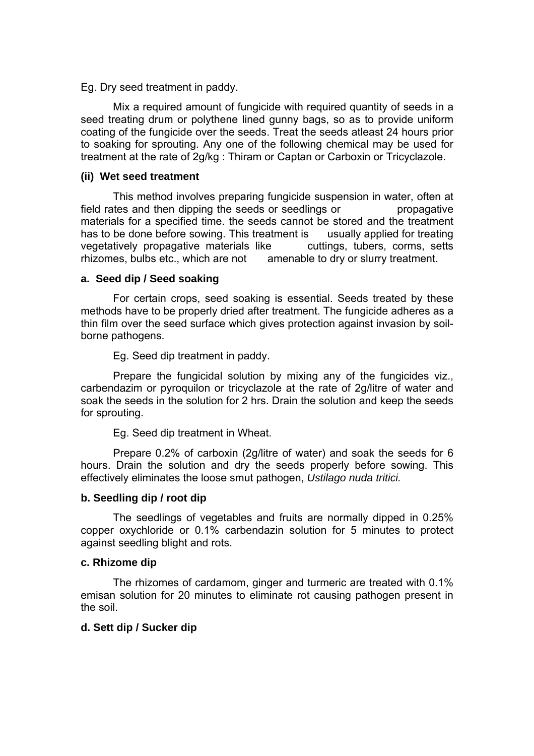Eg. Dry seed treatment in paddy.

Mix a required amount of fungicide with required quantity of seeds in a seed treating drum or polythene lined gunny bags, so as to provide uniform coating of the fungicide over the seeds. Treat the seeds atleast 24 hours prior to soaking for sprouting. Any one of the following chemical may be used for treatment at the rate of 2g/kg : Thiram or Captan or Carboxin or Tricyclazole.

#### (ii) Wet seed treatment

This method involves preparing fungicide suspension in water, often at field rates and then dipping the seeds or seedlings or propagative materials for a specified time. the seeds cannot be stored and the treatment has to be done before sowing. This treatment is usually applied for treating vegetatively propagative materials like cuttings, tubers, corms, setts rhizomes, bulbs etc., which are not amenable to dry or slurry treatment.

#### a. Seed dip / Seed soaking

For certain crops, seed soaking is essential. Seeds treated by these methods have to be properly dried after treatment. The fungicide adheres as a thin film over the seed surface which gives protection against invasion by soil-borne pathogens.

Eg. Seed dip treatment in paddy.

Prepare the fungicidal solution by mixing any of the fungicides viz., carbendazim or pyroquilon or tricyclazole at the rate of 2g/litre of water and soak the seeds in the solution for 2 hrs. Drain the solution and keep the seeds for sprouting.

Eg. Seed dip treatment in Wheat.

Prepare 0.2% of carboxin (2g/litre of water) and soak the seeds for 6 hours. Drain the solution and dry the seeds properly before sowing. This effectively eliminates the loose smut pathogen, *Ustilago nuda tritici.*

#### b. Seedling dip / root dip

The seedlings of vegetables and fruits are normally dipped in 0.25% copper oxychloride or 0.1% carbendazin solution for 5 minutes to protect against seedling blight and rots.

#### c. Rhizome dip

The rhizomes of cardamom, ginger and turmeric are treated with 0.1% emisan solution for 20 minutes to eliminate rot causing pathogen present in the soil.

#### d. Sett dip / Sucker dip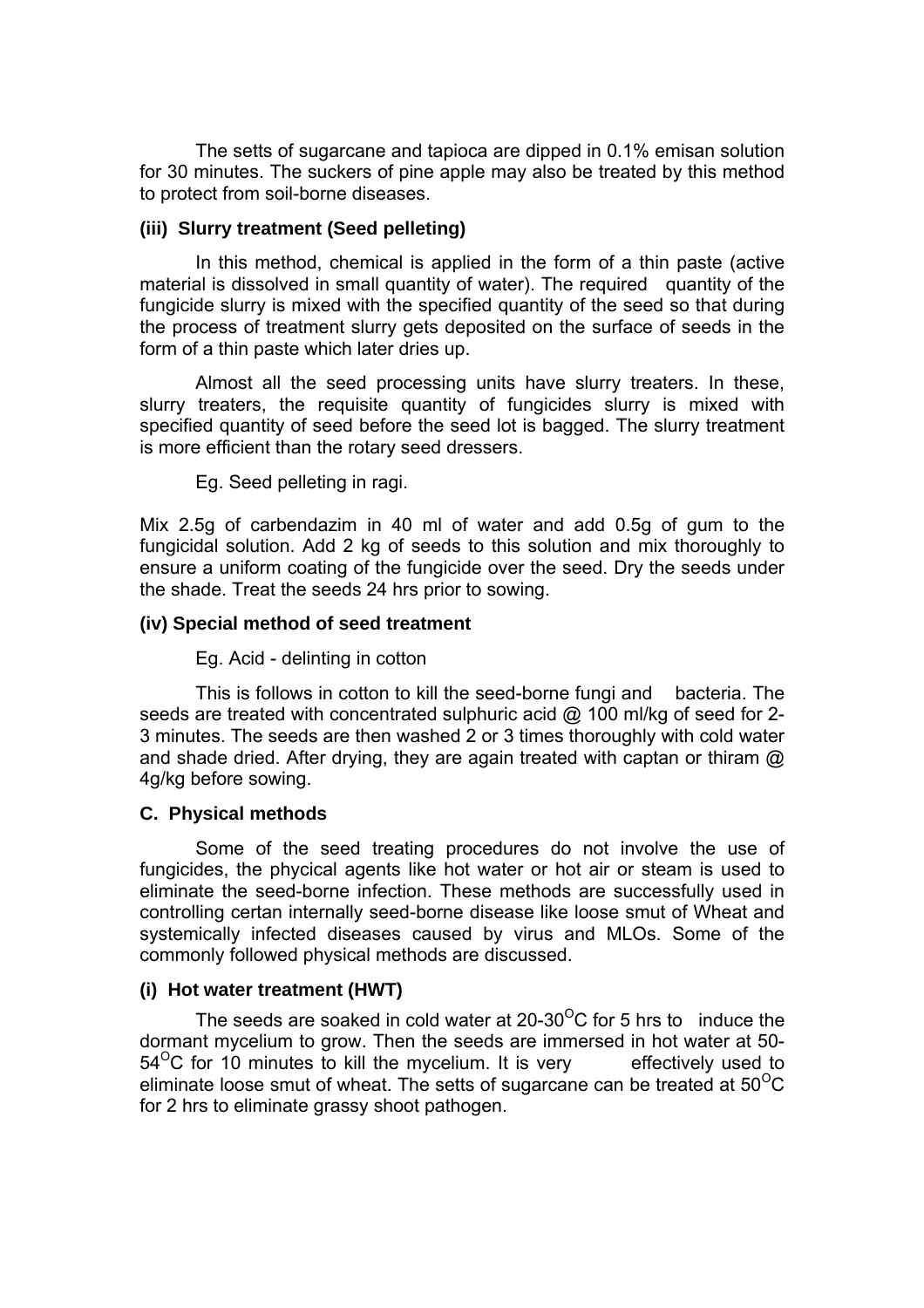The setts of sugarcane and tapioca are dipped in 0.1% emisan solution for 30 minutes. The suckers of pine apple may also be treated by this method to protect from soil-borne diseases.

#### (iii) Slurry treatment (Seed pelleting)

In this method, chemical is applied in the form of a thin paste (active material is dissolved in small quantity of water). The required quantity of the fungicide slurry is mixed with the specified quantity of the seed so that during the process of treatment slurry gets deposited on the surface of seeds in the form of a thin paste which later dries up.

Almost all the seed processing units have slurry treaters. In these, slurry treaters, the requisite quantity of fungicides slurry is mixed with specified quantity of seed before the seed lot is bagged. The slurry treatment is more efficient than the rotary seed dressers.

Eg. Seed pelleting in ragi.

Mix 2.5g of carbendazim in 40 ml of water and add 0.5g of gum to the fungicidal solution. Add 2 kg of seeds to this solution and mix thoroughly to ensure a uniform coating of the fungicide over the seed. Dry the seeds under the shade. Treat the seeds 24 hrs prior to sowing.

#### (iv) Special method of seed treatment

Eg. Acid - delinting in cotton

This is follows in cotton to kill the seed-borne fungi and bacteria. The seeds are treated with concentrated sulphuric acid @ 100 ml/kg of seed for 2-3 minutes. The seeds are then washed 2 or 3 times thoroughly with cold water and shade dried. After drying, they are again treated with captan or thiram @ 4g/kg before sowing.

### C. Physical methods

Some of the seed treating procedures do not involve the use of fungicides, the phycical agents like hot water or hot air or steam is used to eliminate the seed-borne infection. These methods are successfully used in controlling certan internally seed-borne disease like loose smut of Wheat and systemically infected diseases caused by virus and MLOs. Some of the commonly followed physical methods are discussed.

#### (i) Hot water treatment (HWT)

The seeds are soaked in cold water at 20-30$^{O}$C for 5 hrs to induce the dormant mycelium to grow. Then the seeds are immersed in hot water at 50-54$^{O}$C for 10 minutes to kill the mycelium. It is very effectively used to eliminate loose smut of wheat. The setts of sugarcane can be treated at 50$^{O}$C for 2 hrs to eliminate grassy shoot pathogen.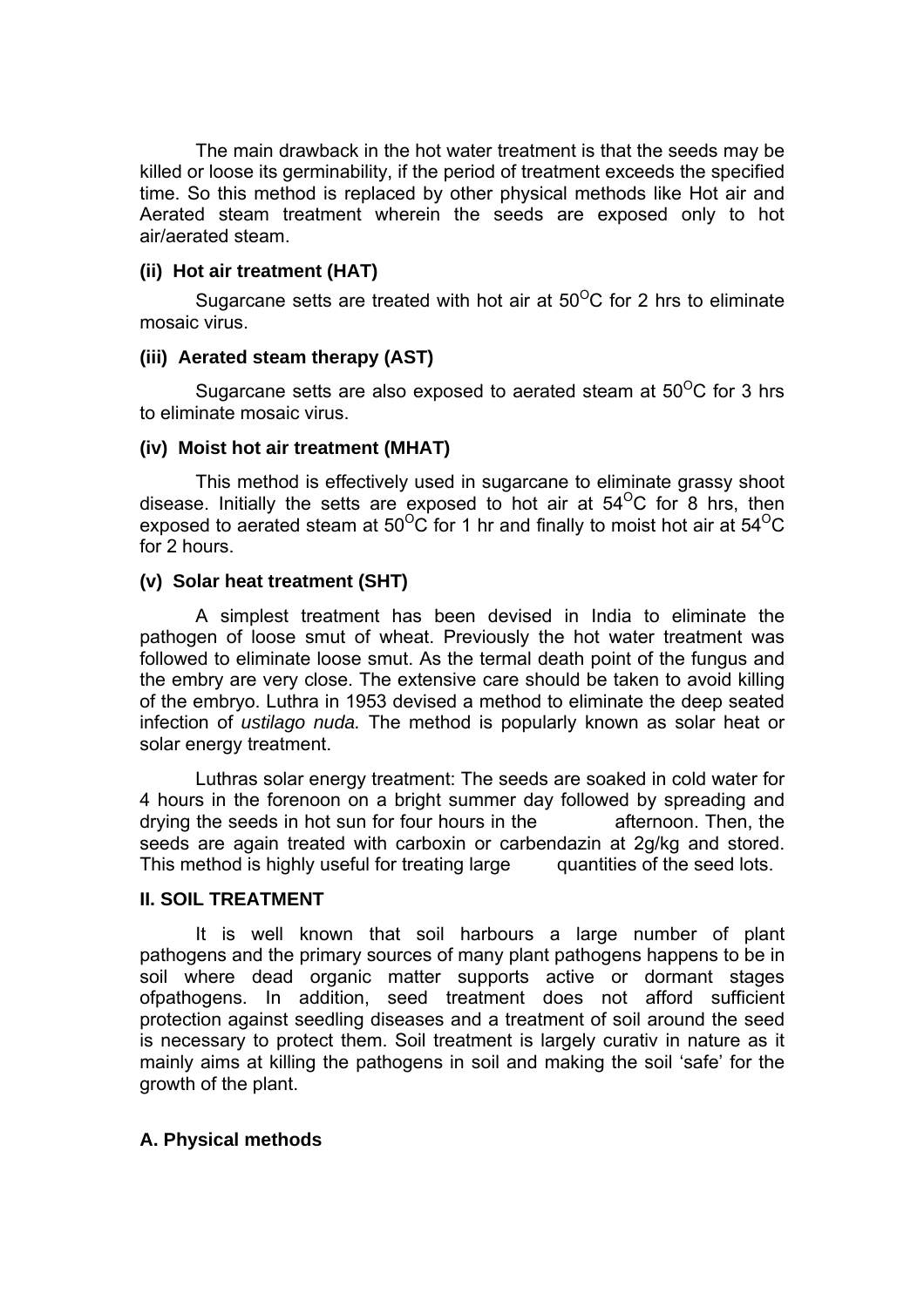The main drawback in the hot water treatment is that the seeds may be killed or loose its germinability, if the period of treatment exceeds the specified time. So this method is replaced by other physical methods like Hot air and Aerated steam treatment wherein the seeds are exposed only to hot air/aerated steam.

#### (ii) Hot air treatment (HAT)

Sugarcane setts are treated with hot air at 50$^{O}$C for 2 hrs to eliminate mosaic virus.

#### (iii) Aerated steam therapy (AST)

Sugarcane setts are also exposed to aerated steam at 50$^{O}$C for 3 hrs to eliminate mosaic virus.

#### (iv) Moist hot air treatment (MHAT)

This method is effectively used in sugarcane to eliminate grassy shoot disease. Initially the setts are exposed to hot air at 54$^{O}$C for 8 hrs, then exposed to aerated steam at 50$^{O}$C for 1 hr and finally to moist hot air at 54$^{O}$C for 2 hours.

#### (v) Solar heat treatment (SHT)

A simplest treatment has been devised in India to eliminate the pathogen of loose smut of wheat. Previously the hot water treatment was followed to eliminate loose smut. As the termal death point of the fungus and the embry are very close. The extensive care should be taken to avoid killing of the embryo. Luthra in 1953 devised a method to eliminate the deep seated infection of *ustilago nuda.* The method is popularly known as solar heat or solar energy treatment.

Luthras solar energy treatment: The seeds are soaked in cold water for 4 hours in the forenoon on a bright summer day followed by spreading and drying the seeds in hot sun for four hours in the afternoon. Then, the seeds are again treated with carboxin or carbendazin at 2g/kg and stored. This method is highly useful for treating large quantities of the seed lots.

### II. SOIL TREATMENT

It is well known that soil harbours a large number of plant pathogens and the primary sources of many plant pathogens happens to be in soil where dead organic matter supports active or dormant stages ofpathogens. In addition, seed treatment does not afford sufficient protection against seedling diseases and a treatment of soil around the seed is necessary to protect them. Soil treatment is largely curativ in nature as it mainly aims at killing the pathogens in soil and making the soil 'safe' for the growth of the plant.

#### A. Physical methods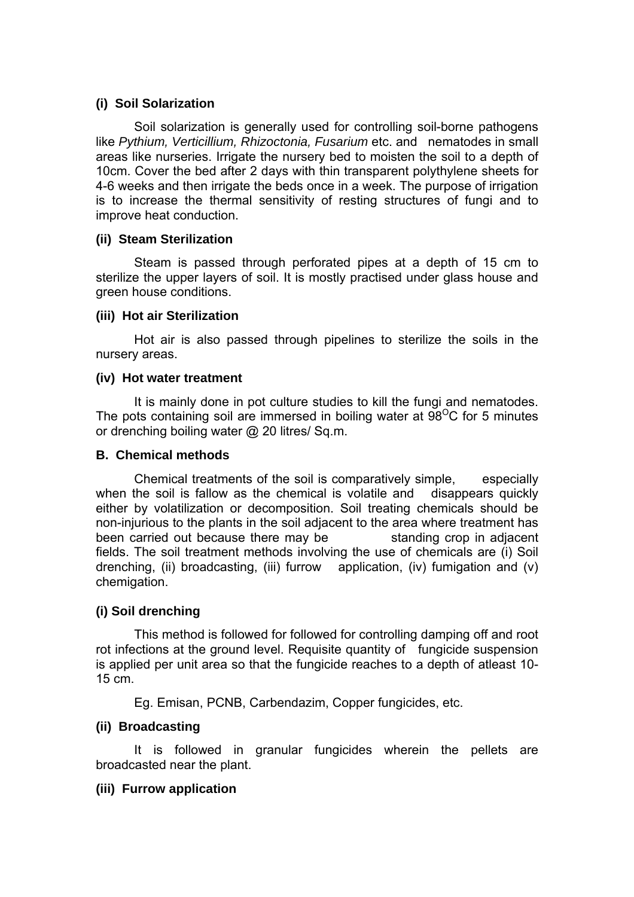### (i) Soil Solarization

Soil solarization is generally used for controlling soil-borne pathogens like *Pythium, Verticillium, Rhizoctonia, Fusarium* etc. and nematodes in small areas like nurseries. Irrigate the nursery bed to moisten the soil to a depth of 10cm. Cover the bed after 2 days with thin transparent polythylene sheets for 4-6 weeks and then irrigate the beds once in a week. The purpose of irrigation is to increase the thermal sensitivity of resting structures of fungi and to improve heat conduction.

### (ii) Steam Sterilization

Steam is passed through perforated pipes at a depth of 15 cm to sterilize the upper layers of soil. It is mostly practised under glass house and green house conditions.

### (iii) Hot air Sterilization

Hot air is also passed through pipelines to sterilize the soils in the nursery areas.

### (iv) Hot water treatment

It is mainly done in pot culture studies to kill the fungi and nematodes. The pots containing soil are immersed in boiling water at $98^{O}C$ for 5 minutes or drenching boiling water @ 20 litres/ Sq.m.

## B. Chemical methods

Chemical treatments of the soil is comparatively simple, especially when the soil is fallow as the chemical is volatile and disappears quickly either by volatilization or decomposition. Soil treating chemicals should be non-injurious to the plants in the soil adjacent to the area where treatment has been carried out because there may be standing crop in adjacent fields. The soil treatment methods involving the use of chemicals are (i) Soil drenching, (ii) broadcasting, (iii) furrow application, (iv) fumigation and (v) chemigation.

### (i) Soil drenching

This method is followed for followed for controlling damping off and root rot infections at the ground level. Requisite quantity of fungicide suspension is applied per unit area so that the fungicide reaches to a depth of atleast 10-15 cm.

Eg. Emisan, PCNB, Carbendazim, Copper fungicides, etc.

### (ii) Broadcasting

It is followed in granular fungicides wherein the pellets are broadcasted near the plant.

### (iii) Furrow application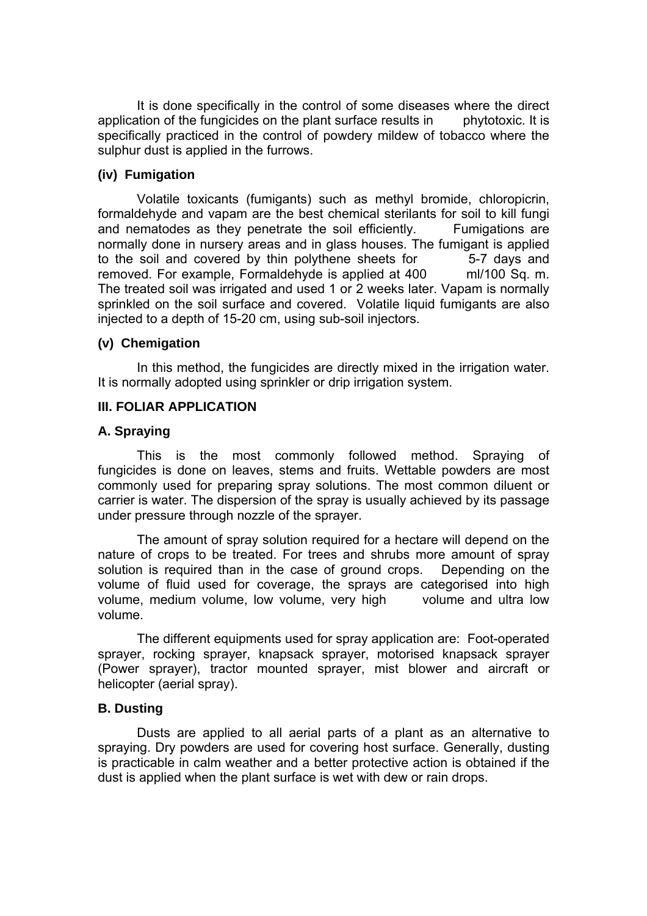It is done specifically in the control of some diseases where the direct application of the fungicides on the plant surface results in phytotoxic. It is specifically practiced in the control of powdery mildew of tobacco where the sulphur dust is applied in the furrows.

#### (iv) Fumigation

Volatile toxicants (fumigants) such as methyl bromide, chloropicrin, formaldehyde and vapam are the best chemical sterilants for soil to kill fungi and nematodes as they penetrate the soil efficiently. Fumigations are normally done in nursery areas and in glass houses. The fumigant is applied to the soil and covered by thin polythene sheets for 5-7 days and removed. For example, Formaldehyde is applied at 400 ml/100 Sq. m. The treated soil was irrigated and used 1 or 2 weeks later. Vapam is normally sprinkled on the soil surface and covered. Volatile liquid fumigants are also injected to a depth of 15-20 cm, using sub-soil injectors.

#### (v) Chemigation

In this method, the fungicides are directly mixed in the irrigation water. It is normally adopted using sprinkler or drip irrigation system.

## III. FOLIAR APPLICATION

### A. Spraying

This is the most commonly followed method. Spraying of fungicides is done on leaves, stems and fruits. Wettable powders are most commonly used for preparing spray solutions. The most common diluent or carrier is water. The dispersion of the spray is usually achieved by its passage under pressure through nozzle of the sprayer.

The amount of spray solution required for a hectare will depend on the nature of crops to be treated. For trees and shrubs more amount of spray solution is required than in the case of ground crops. Depending on the volume of fluid used for coverage, the sprays are categorised into high volume, medium volume, low volume, very high volume and ultra low volume.

The different equipments used for spray application are: Foot-operated sprayer, rocking sprayer, knapsack sprayer, motorised knapsack sprayer (Power sprayer), tractor mounted sprayer, mist blower and aircraft or helicopter (aerial spray).

### B. Dusting

Dusts are applied to all aerial parts of a plant as an alternative to spraying. Dry powders are used for covering host surface. Generally, dusting is practicable in calm weather and a better protective action is obtained if the dust is applied when the plant surface is wet with dew or rain drops.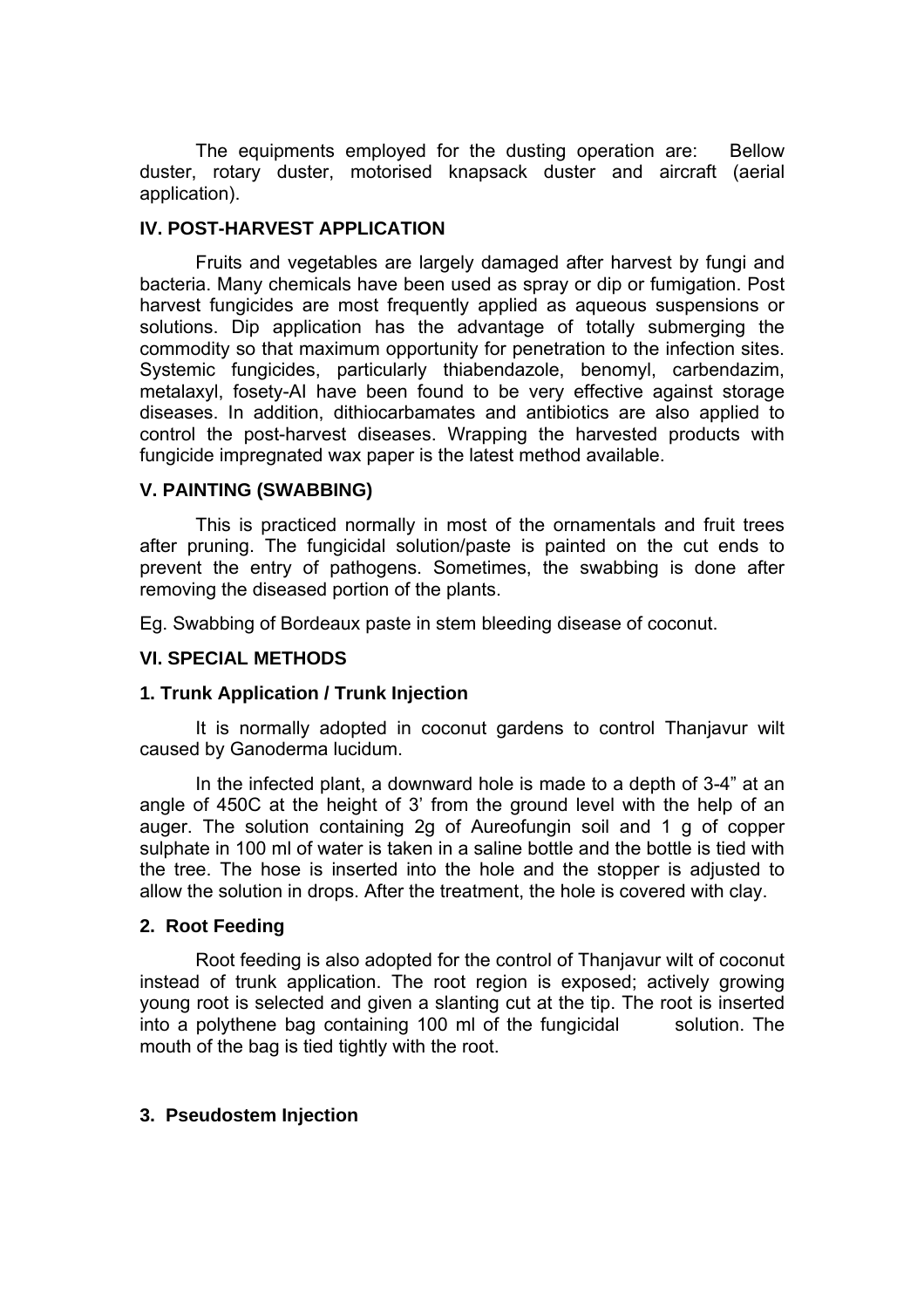The equipments employed for the dusting operation are: Bellow duster, rotary duster, motorised knapsack duster and aircraft (aerial application).

### IV. POST-HARVEST APPLICATION

Fruits and vegetables are largely damaged after harvest by fungi and bacteria. Many chemicals have been used as spray or dip or fumigation. Post harvest fungicides are most frequently applied as aqueous suspensions or solutions. Dip application has the advantage of totally submerging the commodity so that maximum opportunity for penetration to the infection sites. Systemic fungicides, particularly thiabendazole, benomyl, carbendazim, metalaxyl, fosety-Al have been found to be very effective against storage diseases. In addition, dithiocarbamates and antibiotics are also applied to control the post-harvest diseases. Wrapping the harvested products with fungicide impregnated wax paper is the latest method available.

### V. PAINTING (SWABBING)

This is practiced normally in most of the ornamentals and fruit trees after pruning. The fungicidal solution/paste is painted on the cut ends to prevent the entry of pathogens. Sometimes, the swabbing is done after removing the diseased portion of the plants.

Eg. Swabbing of Bordeaux paste in stem bleeding disease of coconut.

### VI. SPECIAL METHODS

#### 1. Trunk Application / Trunk Injection

It is normally adopted in coconut gardens to control Thanjavur wilt caused by Ganoderma lucidum.

In the infected plant, a downward hole is made to a depth of 3-4" at an angle of 450C at the height of 3' from the ground level with the help of an auger. The solution containing 2g of Aureofungin soil and 1 g of copper sulphate in 100 ml of water is taken in a saline bottle and the bottle is tied with the tree. The hose is inserted into the hole and the stopper is adjusted to allow the solution in drops. After the treatment, the hole is covered with clay.

#### 2. Root Feeding

Root feeding is also adopted for the control of Thanjavur wilt of coconut instead of trunk application. The root region is exposed; actively growing young root is selected and given a slanting cut at the tip. The root is inserted into a polythene bag containing 100 ml of the fungicidal solution. The mouth of the bag is tied tightly with the root.

#### 3. Pseudostem Injection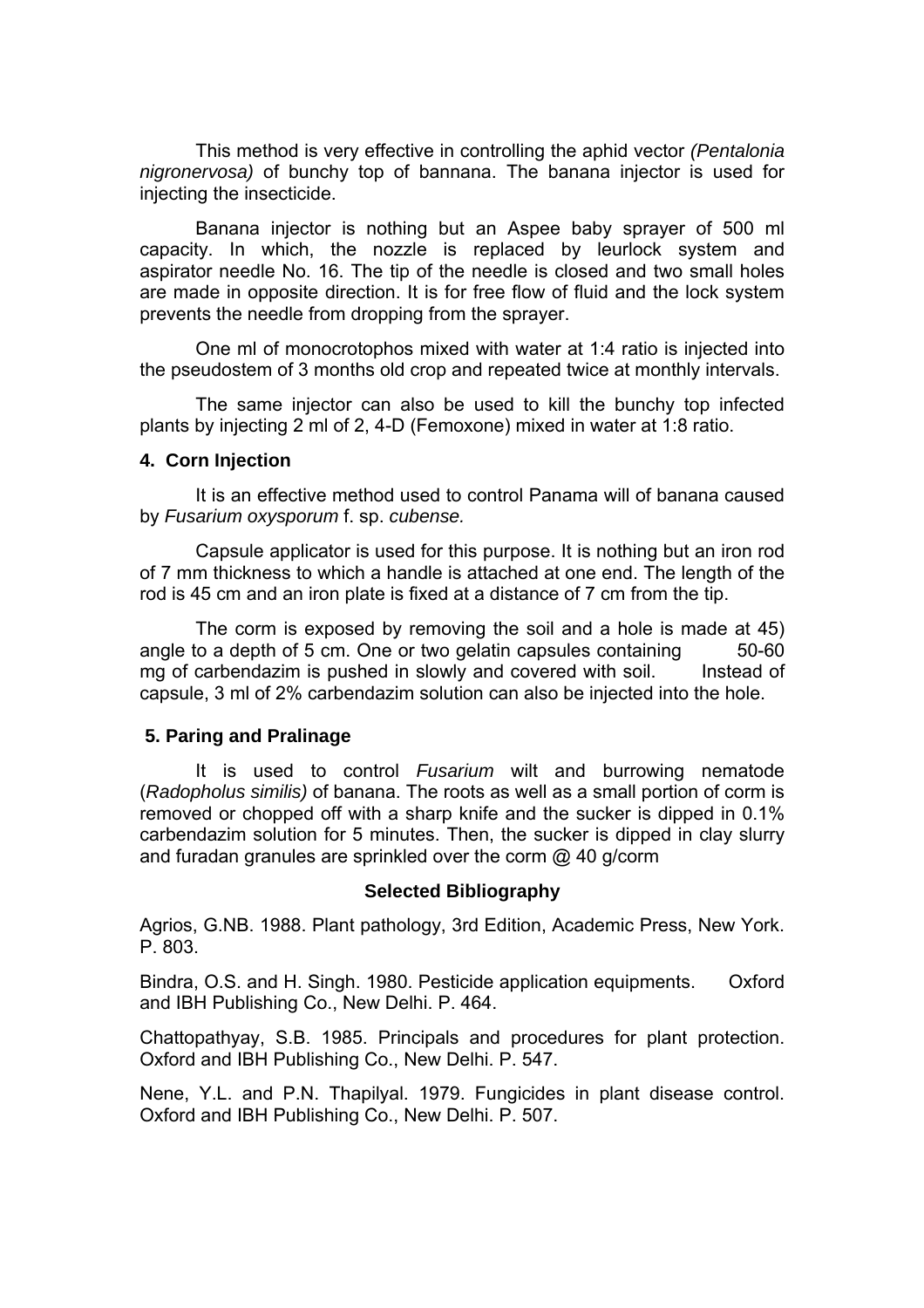This method is very effective in controlling the aphid vector *(Pentalonia nigronervosa)* of bunchy top of bannana. The banana injector is used for injecting the insecticide.

Banana injector is nothing but an Aspee baby sprayer of 500 ml capacity. In which, the nozzle is replaced by leurlock system and aspirator needle No. 16. The tip of the needle is closed and two small holes are made in opposite direction. It is for free flow of fluid and the lock system prevents the needle from dropping from the sprayer.

One ml of monocrotophos mixed with water at 1:4 ratio is injected into the pseudostem of 3 months old crop and repeated twice at monthly intervals.

The same injector can also be used to kill the bunchy top infected plants by injecting 2 ml of 2, 4-D (Femoxone) mixed in water at 1:8 ratio.

#### 4. Corn Injection

It is an effective method used to control Panama will of banana caused by *Fusarium oxysporum* f. sp. *cubense.*

Capsule applicator is used for this purpose. It is nothing but an iron rod of 7 mm thickness to which a handle is attached at one end. The length of the rod is 45 cm and an iron plate is fixed at a distance of 7 cm from the tip.

The corm is exposed by removing the soil and a hole is made at 45) angle to a depth of 5 cm. One or two gelatin capsules containing 50-60 mg of carbendazim is pushed in slowly and covered with soil. Instead of capsule, 3 ml of 2% carbendazim solution can also be injected into the hole.

#### 5. Paring and Pralinage

It is used to control *Fusarium* wilt and burrowing nematode (*Radopholus similis)* of banana. The roots as well as a small portion of corm is removed or chopped off with a sharp knife and the sucker is dipped in 0.1% carbendazim solution for 5 minutes. Then, the sucker is dipped in clay slurry and furadan granules are sprinkled over the corm @ 40 g/corm

**Selected Bibliography**

Agrios, G.NB. 1988. Plant pathology, 3rd Edition, Academic Press, New York. P. 803.

Bindra, O.S. and H. Singh. 1980. Pesticide application equipments. Oxford and IBH Publishing Co., New Delhi. P. 464.

Chattopathyay, S.B. 1985. Principals and procedures for plant protection. Oxford and IBH Publishing Co., New Delhi. P. 547.

Nene, Y.L. and P.N. Thapilyal. 1979. Fungicides in plant disease control. Oxford and IBH Publishing Co., New Delhi. P. 507.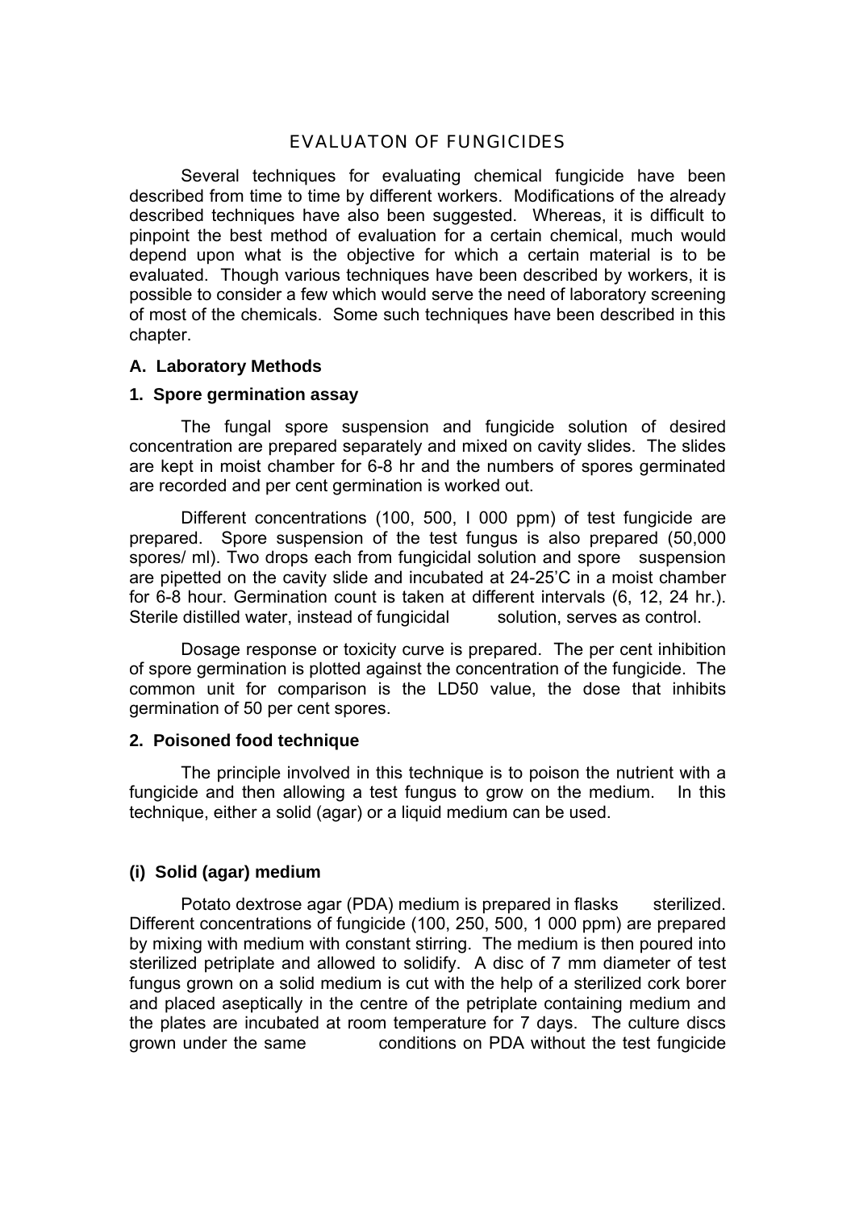# EVALUATON OF FUNGICIDES

Several techniques for evaluating chemical fungicide have been described from time to time by different workers. Modifications of the already described techniques have also been suggested. Whereas, it is difficult to pinpoint the best method of evaluation for a certain chemical, much would depend upon what is the objective for which a certain material is to be evaluated. Though various techniques have been described by workers, it is possible to consider a few which would serve the need of laboratory screening of most of the chemicals. Some such techniques have been described in this chapter.

## A. Laboratory Methods

### 1. Spore germination assay

The fungal spore suspension and fungicide solution of desired concentration are prepared separately and mixed on cavity slides. The slides are kept in moist chamber for 6-8 hr and the numbers of spores germinated are recorded and per cent germination is worked out.

Different concentrations (100, 500, I 000 ppm) of test fungicide are prepared. Spore suspension of the test fungus is also prepared (50,000 spores/ ml). Two drops each from fungicidal solution and spore suspension are pipetted on the cavity slide and incubated at 24-25'C in a moist chamber for 6-8 hour. Germination count is taken at different intervals (6, 12, 24 hr.). Sterile distilled water, instead of fungicidal solution, serves as control.

Dosage response or toxicity curve is prepared. The per cent inhibition of spore germination is plotted against the concentration of the fungicide. The common unit for comparison is the LD50 value, the dose that inhibits germination of 50 per cent spores.

### 2. Poisoned food technique

The principle involved in this technique is to poison the nutrient with a fungicide and then allowing a test fungus to grow on the medium. In this technique, either a solid (agar) or a liquid medium can be used.

#### (i) Solid (agar) medium

Potato dextrose agar (PDA) medium is prepared in flasks sterilized. Different concentrations of fungicide (100, 250, 500, 1 000 ppm) are prepared by mixing with medium with constant stirring. The medium is then poured into sterilized petriplate and allowed to solidify. A disc of 7 mm diameter of test fungus grown on a solid medium is cut with the help of a sterilized cork borer and placed aseptically in the centre of the petriplate containing medium and the plates are incubated at room temperature for 7 days. The culture discs grown under the same conditions on PDA without the test fungicide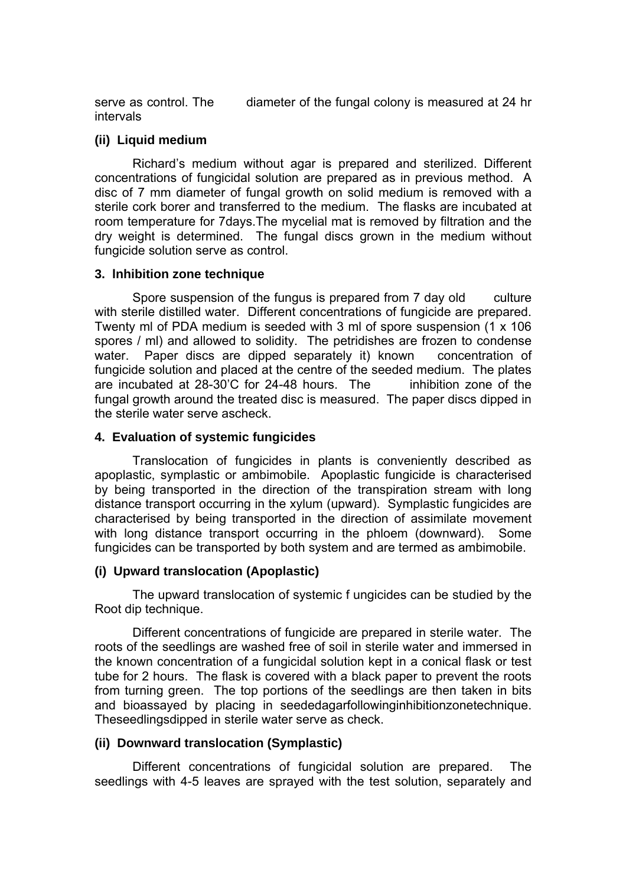serve as control. The diameter of the fungal colony is measured at 24 hr intervals

**(ii) Liquid medium**

Richard's medium without agar is prepared and sterilized. Different concentrations of fungicidal solution are prepared as in previous method. A disc of 7 mm diameter of fungal growth on solid medium is removed with a sterile cork borer and transferred to the medium. The flasks are incubated at room temperature for 7days.The mycelial mat is removed by filtration and the dry weight is determined. The fungal discs grown in the medium without fungicide solution serve as control.

**3. Inhibition zone technique**

Spore suspension of the fungus is prepared from 7 day old culture with sterile distilled water. Different concentrations of fungicide are prepared. Twenty ml of PDA medium is seeded with 3 ml of spore suspension (1 x 106 spores / ml) and allowed to solidity. The petridishes are frozen to condense water. Paper discs are dipped separately it) known concentration of fungicide solution and placed at the centre of the seeded medium. The plates are incubated at 28-30'C for 24-48 hours. The inhibition zone of the fungal growth around the treated disc is measured. The paper discs dipped in the sterile water serve ascheck.

**4. Evaluation of systemic fungicides**

Translocation of fungicides in plants is conveniently described as apoplastic, symplastic or ambimobile. Apoplastic fungicide is characterised by being transported in the direction of the transpiration stream with long distance transport occurring in the xylum (upward). Symplastic fungicides are characterised by being transported in the direction of assimilate movement with long distance transport occurring in the phloem (downward). Some fungicides can be transported by both system and are termed as ambimobile.

**(i) Upward translocation (Apoplastic)**

The upward translocation of systemic f ungicides can be studied by the Root dip technique.

Different concentrations of fungicide are prepared in sterile water. The roots of the seedlings are washed free of soil in sterile water and immersed in the known concentration of a fungicidal solution kept in a conical flask or test tube for 2 hours. The flask is covered with a black paper to prevent the roots from turning green. The top portions of the seedlings are then taken in bits and bioassayed by placing in seededagarfollowinginhibitionzonetechnique. Theseedlingsdipped in sterile water serve as check.

**(ii) Downward translocation (Symplastic)**

Different concentrations of fungicidal solution are prepared. The seedlings with 4-5 leaves are sprayed with the test solution, separately and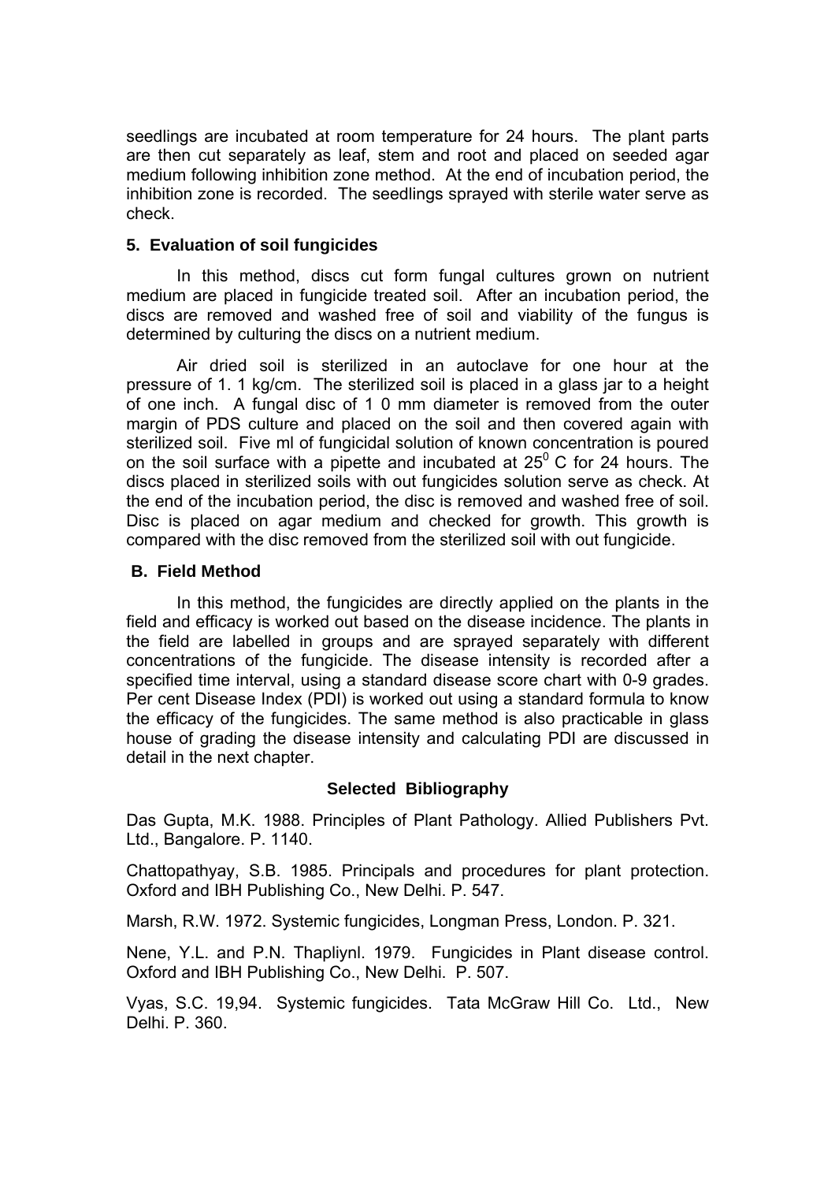seedlings are incubated at room temperature for 24 hours. The plant parts are then cut separately as leaf, stem and root and placed on seeded agar medium following inhibition zone method. At the end of incubation period, the inhibition zone is recorded. The seedlings sprayed with sterile water serve as check.

### 5. Evaluation of soil fungicides

In this method, discs cut form fungal cultures grown on nutrient medium are placed in fungicide treated soil. After an incubation period, the discs are removed and washed free of soil and viability of the fungus is determined by culturing the discs on a nutrient medium.

Air dried soil is sterilized in an autoclave for one hour at the pressure of 1. 1 kg/cm. The sterilized soil is placed in a glass jar to a height of one inch. A fungal disc of 1 0 mm diameter is removed from the outer margin of PDS culture and placed on the soil and then covered again with sterilized soil. Five ml of fungicidal solution of known concentration is poured on the soil surface with a pipette and incubated at $25^0$ C for 24 hours. The discs placed in sterilized soils with out fungicides solution serve as check. At the end of the incubation period, the disc is removed and washed free of soil. Disc is placed on agar medium and checked for growth. This growth is compared with the disc removed from the sterilized soil with out fungicide.

### B. Field Method

In this method, the fungicides are directly applied on the plants in the field and efficacy is worked out based on the disease incidence. The plants in the field are labelled in groups and are sprayed separately with different concentrations of the fungicide. The disease intensity is recorded after a specified time interval, using a standard disease score chart with 0-9 grades. Per cent Disease Index (PDI) is worked out using a standard formula to know the efficacy of the fungicides. The same method is also practicable in glass house of grading the disease intensity and calculating PDI are discussed in detail in the next chapter.

### Selected Bibliography

Das Gupta, M.K. 1988. Principles of Plant Pathology. Allied Publishers Pvt. Ltd., Bangalore. P. 1140.

Chattopathyay, S.B. 1985. Principals and procedures for plant protection. Oxford and IBH Publishing Co., New Delhi. P. 547.

Marsh, R.W. 1972. Systemic fungicides, Longman Press, London. P. 321.

Nene, Y.L. and P.N. Thapliynl. 1979. Fungicides in Plant disease control. Oxford and IBH Publishing Co., New Delhi. P. 507.

Vyas, S.C. 19,94. Systemic fungicides. Tata McGraw Hill Co. Ltd., New Delhi. P. 360.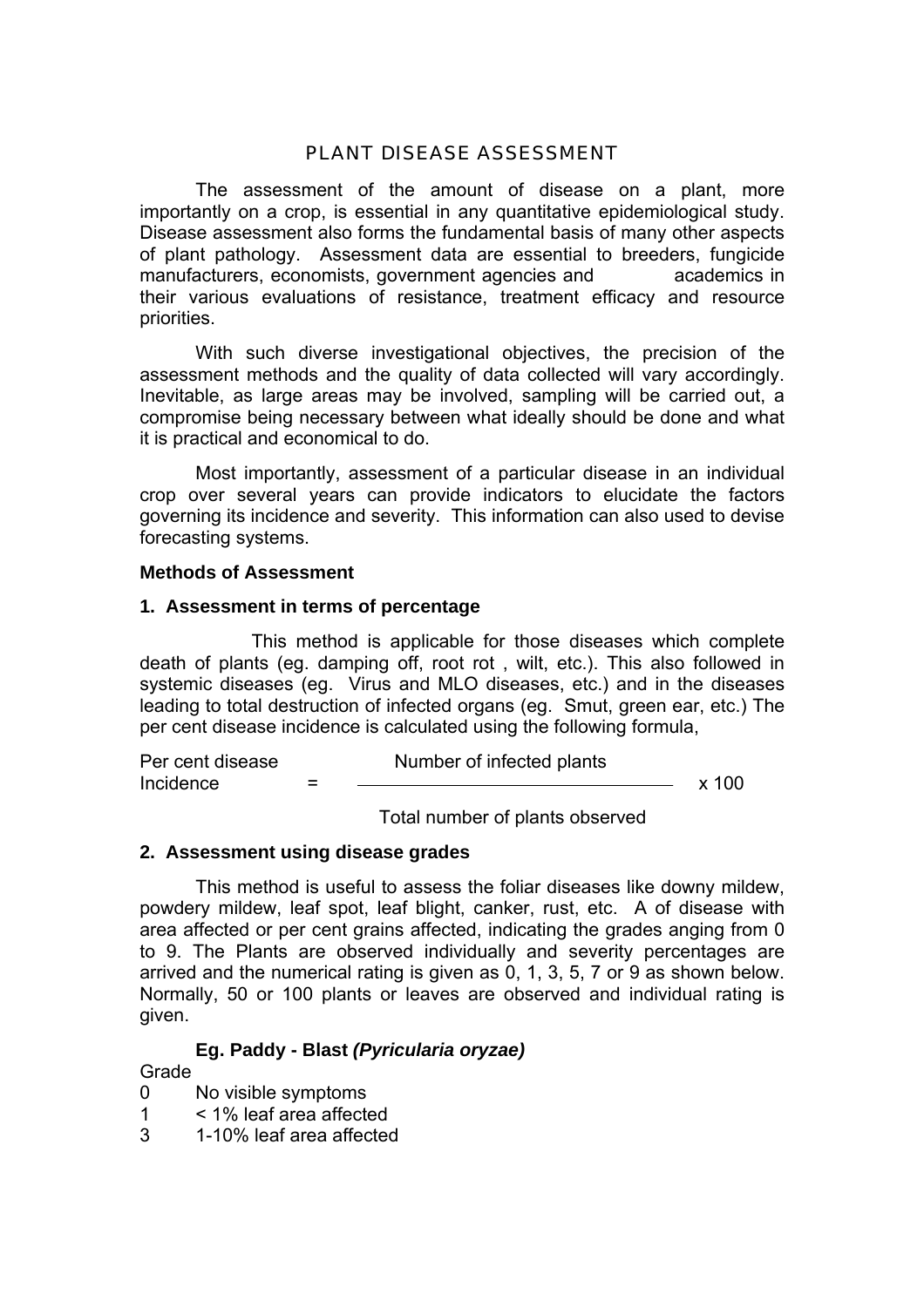# PLANT DISEASE ASSESSMENT

The assessment of the amount of disease on a plant, more importantly on a crop, is essential in any quantitative epidemiological study. Disease assessment also forms the fundamental basis of many other aspects of plant pathology. Assessment data are essential to breeders, fungicide manufacturers, economists, government agencies and academics in their various evaluations of resistance, treatment efficacy and resource priorities.

With such diverse investigational objectives, the precision of the assessment methods and the quality of data collected will vary accordingly. Inevitable, as large areas may be involved, sampling will be carried out, a compromise being necessary between what ideally should be done and what it is practical and economical to do.

Most importantly, assessment of a particular disease in an individual crop over several years can provide indicators to elucidate the factors governing its incidence and severity. This information can also used to devise forecasting systems.

**Methods of Assessment**

**1. Assessment in terms of percentage**

This method is applicable for those diseases which complete death of plants (eg. damping off, root rot , wilt, etc.). This also followed in systemic diseases (eg. Virus and MLO diseases, etc.) and in the diseases leading to total destruction of infected organs (eg. Smut, green ear, etc.) The per cent disease incidence is calculated using the following formula,

$$\text{Per cent disease Incidence} = \frac{\text{Number of infected plants}}{\text{Total number of plants observed}} \times 100$$

**2. Assessment using disease grades**

This method is useful to assess the foliar diseases like downy mildew, powdery mildew, leaf spot, leaf blight, canker, rust, etc. A of disease with area affected or per cent grains affected, indicating the grades anging from 0 to 9. The Plants are observed individually and severity percentages are arrived and the numerical rating is given as 0, 1, 3, 5, 7 or 9 as shown below. Normally, 50 or 100 plants or leaves are observed and individual rating is given.

**Eg. Paddy - Blast *(Pyricularia oryzae)***

Grade

0 No visible symptoms
1 < 1% leaf area affected
3 1-10% leaf area affected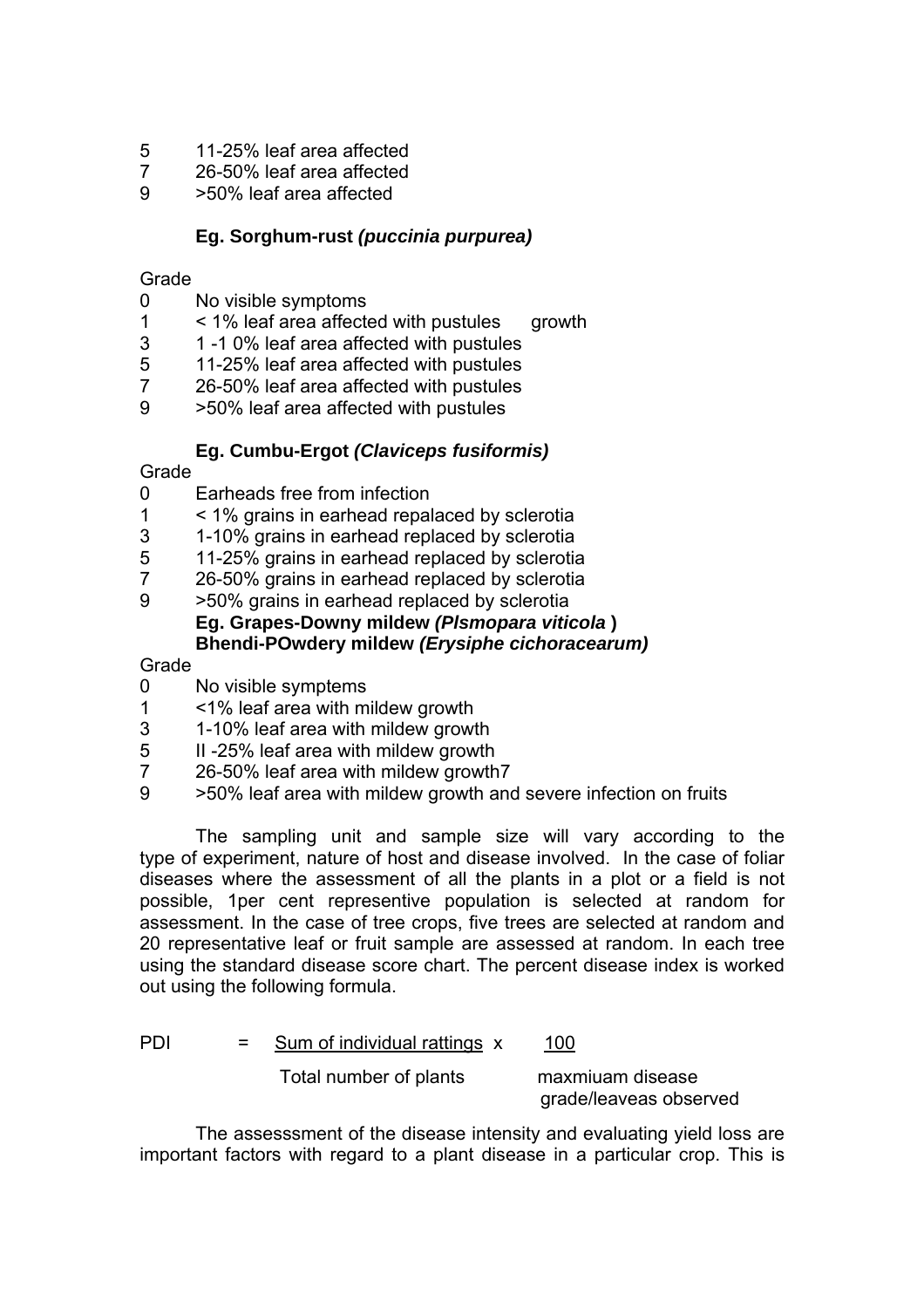5 11-25% leaf area affected
7 26-50% leaf area affected
9 >50% leaf area affected

**Eg. Sorghum-rust *(puccinia purpurea)***

Grade

0 No visible symptoms
1 < 1% leaf area affected with pustules growth
3 1 -1 0% leaf area affected with pustules
5 11-25% leaf area affected with pustules
7 26-50% leaf area affected with pustules
9 >50% leaf area affected with pustules

**Eg. Cumbu-Ergot *(Claviceps fusiformis)***

Grade

0 Earheads free from infection
1 < 1% grains in earhead repalaced by sclerotia
3 1-10% grains in earhead replaced by sclerotia
5 11-25% grains in earhead replaced by sclerotia
7 26-50% grains in earhead replaced by sclerotia
9 >50% grains in earhead replaced by sclerotia

**Eg. Grapes-Downy mildew *(Plsmopara viticola* )**
**Bhendi-POwdery mildew *(Erysiphe cichoracearum)***

Grade

0 No visible symptems
1 <1% leaf area with mildew growth
3 1-10% leaf area with mildew growth
5 II -25% leaf area with mildew growth
7 26-50% leaf area with mildew growth7
9 >50% leaf area with mildew growth and severe infection on fruits

The sampling unit and sample size will vary according to the type of experiment, nature of host and disease involved. In the case of foliar diseases where the assessment of all the plants in a plot or a field is not possible, 1per cent representive population is selected at random for assessment. In the case of tree crops, five trees are selected at random and 20 representative leaf or fruit sample are assessed at random. In each tree using the standard disease score chart. The percent disease index is worked out using the following formula.

$$\text{PDI} = \frac{\text{Sum of individual rattings}}{\text{Total number of plants}} \times \frac{100}{\text{maxmiuam disease grade/leaveas observed}}$$

The assesssment of the disease intensity and evaluating yield loss are important factors with regard to a plant disease in a particular crop. This is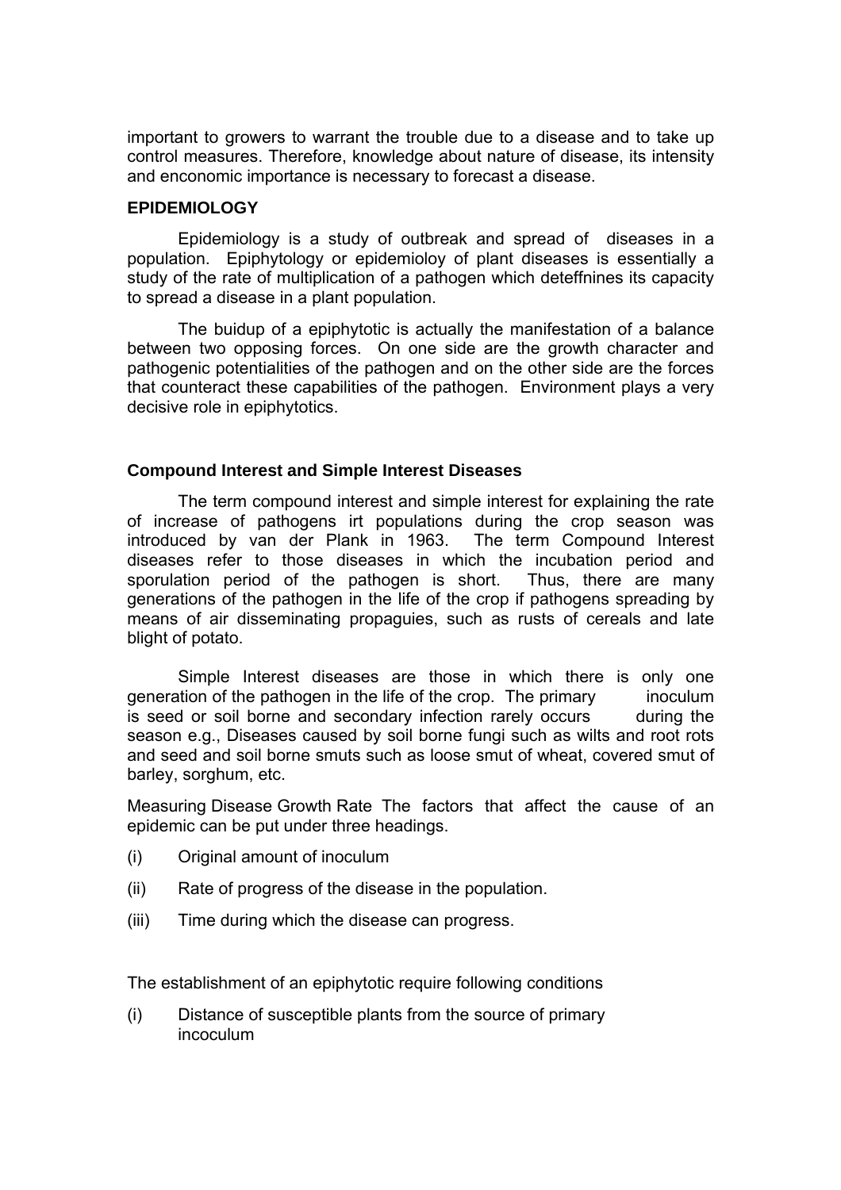important to growers to warrant the trouble due to a disease and to take up control measures. Therefore, knowledge about nature of disease, its intensity and enconomic importance is necessary to forecast a disease.

## EPIDEMIOLOGY

Epidemiology is a study of outbreak and spread of diseases in a population. Epiphytology or epidemioloy of plant diseases is essentially a study of the rate of multiplication of a pathogen which deteffnines its capacity to spread a disease in a plant population.

The buidup of a epiphytotic is actually the manifestation of a balance between two opposing forces. On one side are the growth character and pathogenic potentialities of the pathogen and on the other side are the forces that counteract these capabilities of the pathogen. Environment plays a very decisive role in epiphytotics.

### Compound Interest and Simple Interest Diseases

The term compound interest and simple interest for explaining the rate of increase of pathogens irt populations during the crop season was introduced by van der Plank in 1963. The term Compound Interest diseases refer to those diseases in which the incubation period and sporulation period of the pathogen is short. Thus, there are many generations of the pathogen in the life of the crop if pathogens spreading by means of air disseminating propaguies, such as rusts of cereals and late blight of potato.

Simple Interest diseases are those in which there is only one generation of the pathogen in the life of the crop. The primary inoculum is seed or soil borne and secondary infection rarely occurs during the season e.g., Diseases caused by soil borne fungi such as wilts and root rots and seed and soil borne smuts such as loose smut of wheat, covered smut of barley, sorghum, etc.

Measuring Disease Growth Rate The factors that affect the cause of an epidemic can be put under three headings.

(i) Original amount of inoculum

(ii) Rate of progress of the disease in the population.

(iii) Time during which the disease can progress.

The establishment of an epiphytotic require following conditions

(i) Distance of susceptible plants from the source of primary incoculum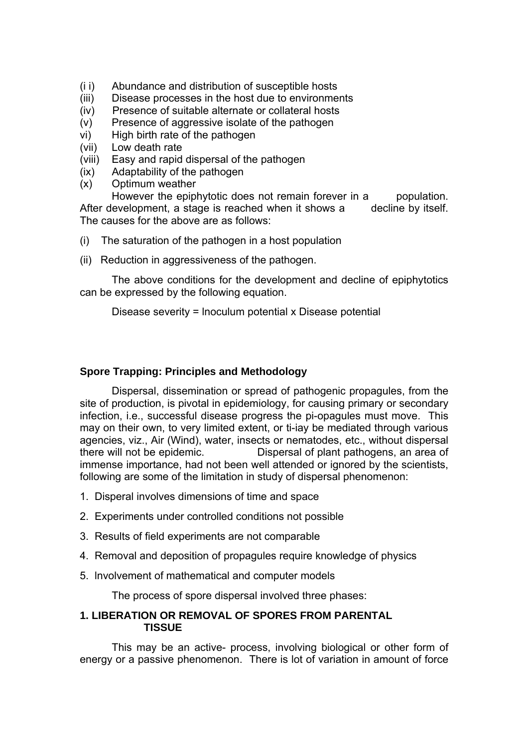(i i) Abundance and distribution of susceptible hosts
(iii) Disease processes in the host due to environments
(iv) Presence of suitable alternate or collateral hosts
(v) Presence of aggressive isolate of the pathogen
vi) High birth rate of the pathogen
(vii) Low death rate
(viii) Easy and rapid dispersal of the pathogen
(ix) Adaptability of the pathogen
(x) Optimum weather

However the epiphytotic does not remain forever in a population. After development, a stage is reached when it shows a decline by itself. The causes for the above are as follows:

(i) The saturation of the pathogen in a host population

(ii) Reduction in aggressiveness of the pathogen.

The above conditions for the development and decline of epiphytotics can be expressed by the following equation.

Disease severity = lnoculum potential x Disease potential

**Spore Trapping: Principles and Methodology**

Dispersal, dissemination or spread of pathogenic propagules, from the site of production, is pivotal in epidemiology, for causing primary or secondary infection, i.e., successful disease progress the pi-opagules must move. This may on their own, to very limited extent, or ti-iay be mediated through various agencies, viz., Air (Wind), water, insects or nematodes, etc., without dispersal there will not be epidemic. Dispersal of plant pathogens, an area of immense importance, had not been well attended or ignored by the scientists, following are some of the limitation in study of dispersal phenomenon:

1. Disperal involves dimensions of time and space
2. Experiments under controlled conditions not possible
3. Results of field experiments are not comparable
4. Removal and deposition of propagules require knowledge of physics
5. lnvolvement of mathematical and computer models

The process of spore dispersal involved three phases:

**1. LIBERATION OR REMOVAL OF SPORES FROM PARENTAL TISSUE**

This may be an active- process, involving biological or other form of energy or a passive phenomenon. There is lot of variation in amount of force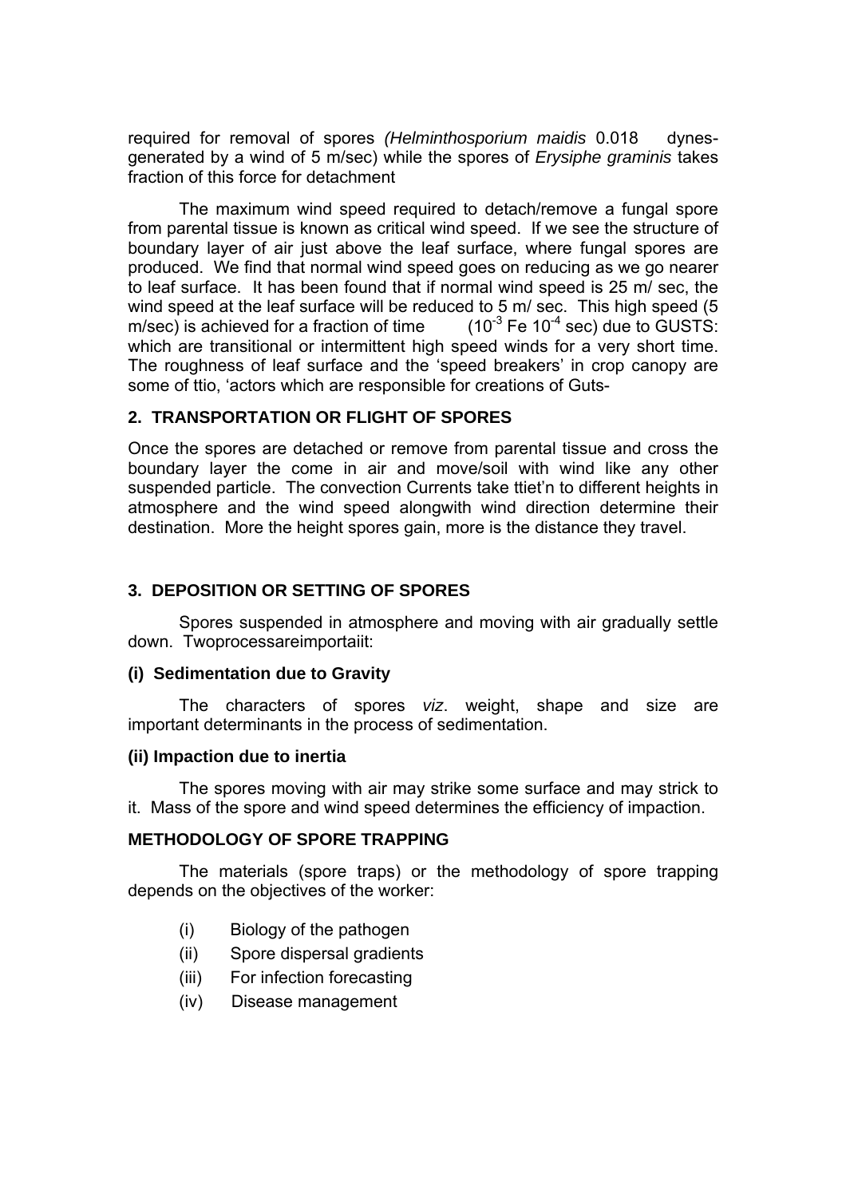required for removal of spores *(Helminthosporium maidis* 0.018 dynes- generated by a wind of 5 m/sec) while the spores of *Erysiphe graminis* takes fraction of this force for detachment

The maximum wind speed required to detach/remove a fungal spore from parental tissue is known as critical wind speed. If we see the structure of boundary layer of air just above the leaf surface, where fungal spores are produced. We find that normal wind speed goes on reducing as we go nearer to leaf surface. It has been found that if normal wind speed is 25 m/ sec, the wind speed at the leaf surface will be reduced to 5 m/ sec. This high speed (5 m/sec) is achieved for a fraction of time ($10^{-3}$ Fe $10^{-4}$ sec) due to GUSTS: which are transitional or intermittent high speed winds for a very short time. The roughness of leaf surface and the 'speed breakers' in crop canopy are some of ttio, 'actors which are responsible for creations of Guts-

## 2. TRANSPORTATION OR FLIGHT OF SPORES

Once the spores are detached or remove from parental tissue and cross the boundary layer the come in air and move/soil with wind like any other suspended particle. The convection Currents take ttiet'n to different heights in atmosphere and the wind speed alongwith wind direction determine their destination. More the height spores gain, more is the distance they travel.

## 3. DEPOSITION OR SETTING OF SPORES

Spores suspended in atmosphere and moving with air gradually settle down. Twoprocessareimportaiit:

### (i) Sedimentation due to Gravity

The characters of spores *viz*. weight, shape and size are important determinants in the process of sedimentation.

### (ii) Impaction due to inertia

The spores moving with air may strike some surface and may strick to it. Mass of the spore and wind speed determines the efficiency of impaction.

## METHODOLOGY OF SPORE TRAPPING

The materials (spore traps) or the methodology of spore trapping depends on the objectives of the worker:

(i) Biology of the pathogen
(ii) Spore dispersal gradients
(iii) For infection forecasting
(iv) Disease management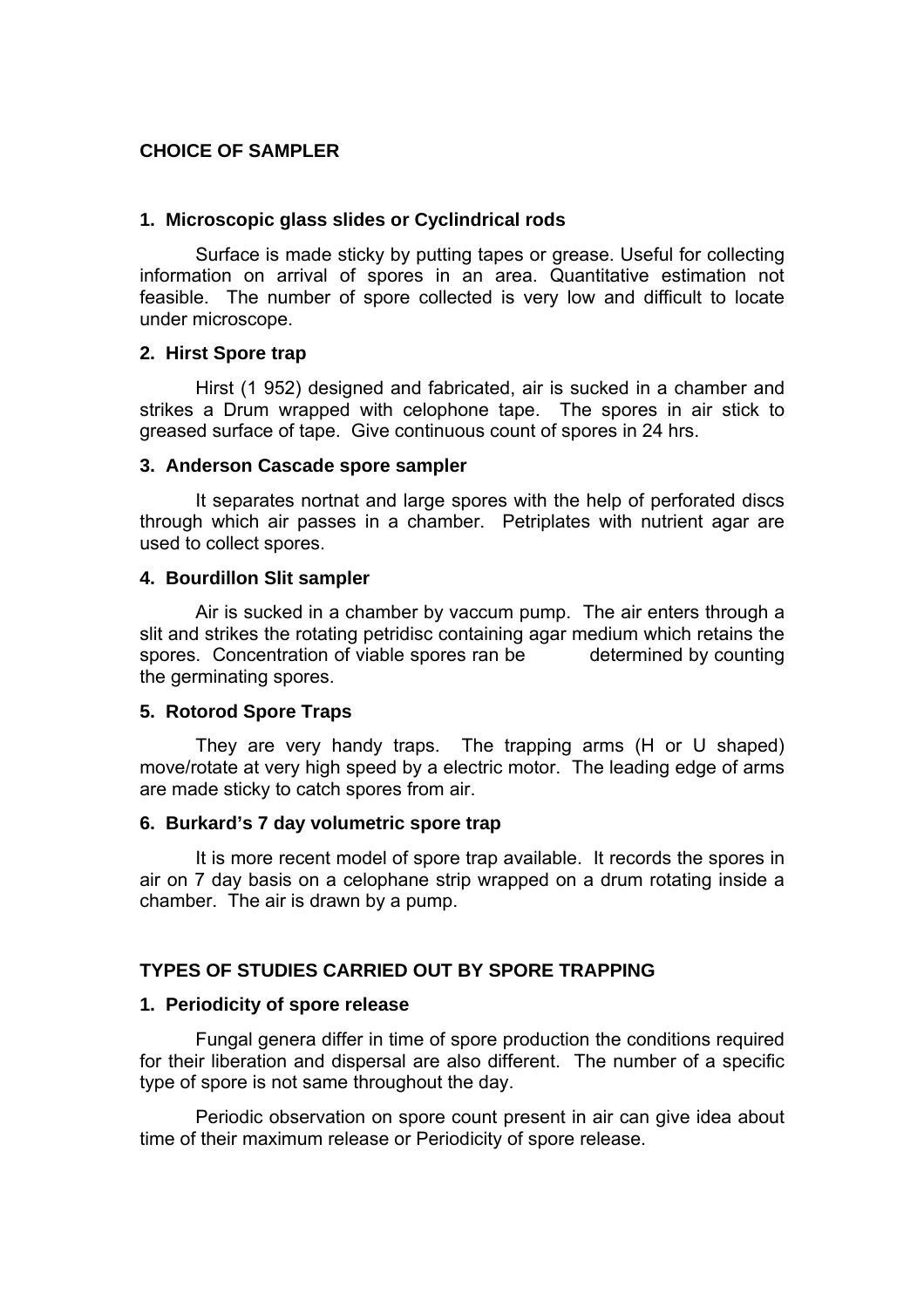## CHOICE OF SAMPLER

### 1. Microscopic glass slides or Cyclindrical rods

Surface is made sticky by putting tapes or grease. Useful for collecting information on arrival of spores in an area. Quantitative estimation not feasible. The number of spore collected is very low and difficult to locate under microscope.

### 2. Hirst Spore trap

Hirst (1 952) designed and fabricated, air is sucked in a chamber and strikes a Drum wrapped with celophone tape. The spores in air stick to greased surface of tape. Give continuous count of spores in 24 hrs.

### 3. Anderson Cascade spore sampler

It separates nortnat and large spores with the help of perforated discs through which air passes in a chamber. Petriplates with nutrient agar are used to collect spores.

### 4. Bourdillon Slit sampler

Air is sucked in a chamber by vaccum pump. The air enters through a slit and strikes the rotating petridisc containing agar medium which retains the spores. Concentration of viable spores ran be determined by counting the germinating spores.

### 5. Rotorod Spore Traps

They are very handy traps. The trapping arms (H or U shaped) move/rotate at very high speed by a electric motor. The leading edge of arms are made sticky to catch spores from air.

### 6. Burkard's 7 day volumetric spore trap

It is more recent model of spore trap available. It records the spores in air on 7 day basis on a celophane strip wrapped on a drum rotating inside a chamber. The air is drawn by a pump.

## TYPES OF STUDIES CARRIED OUT BY SPORE TRAPPING

### 1. Periodicity of spore release

Fungal genera differ in time of spore production the conditions required for their liberation and dispersal are also different. The number of a specific type of spore is not same throughout the day.

Periodic observation on spore count present in air can give idea about time of their maximum release or Periodicity of spore release.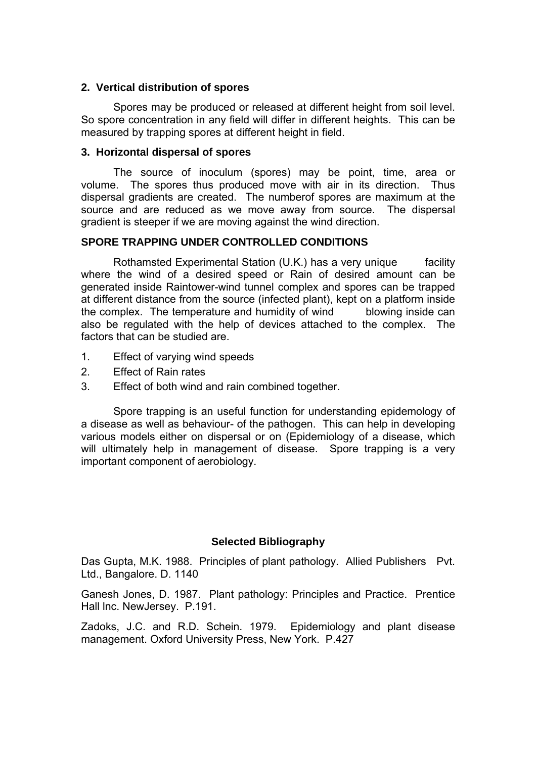### 2. Vertical distribution of spores

Spores may be produced or released at different height from soil level. So spore concentration in any field will differ in different heights. This can be measured by trapping spores at different height in field.

### 3. Horizontal dispersal of spores

The source of inoculum (spores) may be point, time, area or volume. The spores thus produced move with air in its direction. Thus dispersal gradients are created. The numberof spores are maximum at the source and are reduced as we move away from source. The dispersal gradient is steeper if we are moving against the wind direction.

### SPORE TRAPPING UNDER CONTROLLED CONDITIONS

Rothamsted Experimental Station (U.K.) has a very unique facility where the wind of a desired speed or Rain of desired amount can be generated inside Raintower-wind tunnel complex and spores can be trapped at different distance from the source (infected plant), kept on a platform inside the complex. The temperature and humidity of wind blowing inside can also be regulated with the help of devices attached to the complex. The factors that can be studied are.

1. Effect of varying wind speeds
2. Effect of Rain rates
3. Effect of both wind and rain combined together.

Spore trapping is an useful function for understanding epidemology of a disease as well as behaviour- of the pathogen. This can help in developing various models either on dispersal or on (Epidemiology of a disease, which will ultimately help in management of disease. Spore trapping is a very important component of aerobiology.

## Selected Bibliography

Das Gupta, M.K. 1988. Principles of plant pathology. Allied Publishers Pvt. Ltd., Bangalore. D. 1140

Ganesh Jones, D. 1987. Plant pathology: Principles and Practice. Prentice Hall Inc. NewJersey. P.191.

Zadoks, J.C. and R.D. Schein. 1979. Epidemiology and plant disease management. Oxford University Press, New York. P.427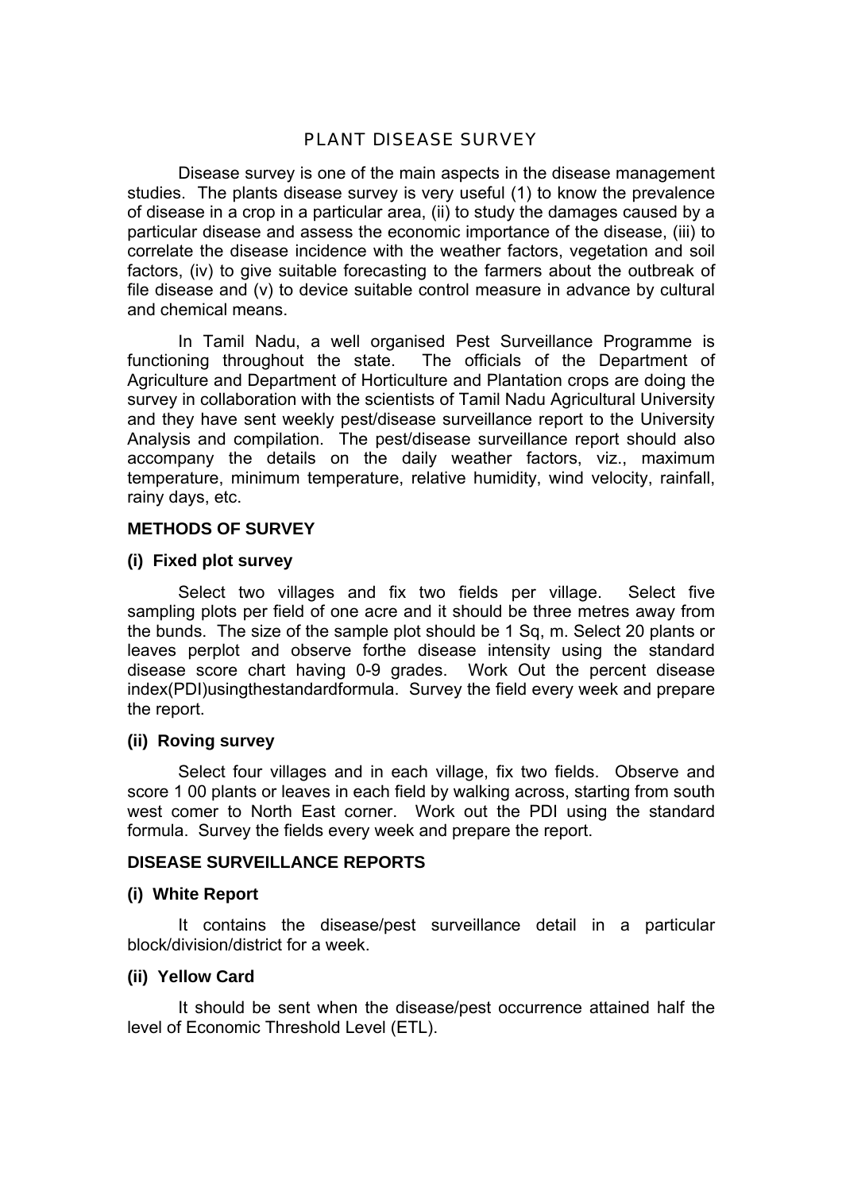# PLANT DISEASE SURVEY

Disease survey is one of the main aspects in the disease management studies. The plants disease survey is very useful (1) to know the prevalence of disease in a crop in a particular area, (ii) to study the damages caused by a particular disease and assess the economic importance of the disease, (iii) to correlate the disease incidence with the weather factors, vegetation and soil factors, (iv) to give suitable forecasting to the farmers about the outbreak of file disease and (v) to device suitable control measure in advance by cultural and chemical means.

In Tamil Nadu, a well organised Pest Surveillance Programme is functioning throughout the state. The officials of the Department of Agriculture and Department of Horticulture and Plantation crops are doing the survey in collaboration with the scientists of Tamil Nadu Agricultural University and they have sent weekly pest/disease surveillance report to the University Analysis and compilation. The pest/disease surveillance report should also accompany the details on the daily weather factors, viz., maximum temperature, minimum temperature, relative humidity, wind velocity, rainfall, rainy days, etc.

**METHODS OF SURVEY**

**(i) Fixed plot survey**

Select two villages and fix two fields per village. Select five sampling plots per field of one acre and it should be three metres away from the bunds. The size of the sample plot should be 1 Sq, m. Select 20 plants or leaves perplot and observe forthe disease intensity using the standard disease score chart having 0-9 grades. Work Out the percent disease index(PDI)usingthestandardformula. Survey the field every week and prepare the report.

**(ii) Roving survey**

Select four villages and in each village, fix two fields. Observe and score 1 00 plants or leaves in each field by walking across, starting from south west comer to North East corner. Work out the PDI using the standard formula. Survey the fields every week and prepare the report.

**DISEASE SURVEILLANCE REPORTS**

**(i) White Report**

It contains the disease/pest surveillance detail in a particular block/division/district for a week.

**(ii) Yellow Card**

It should be sent when the disease/pest occurrence attained half the level of Economic Threshold Level (ETL).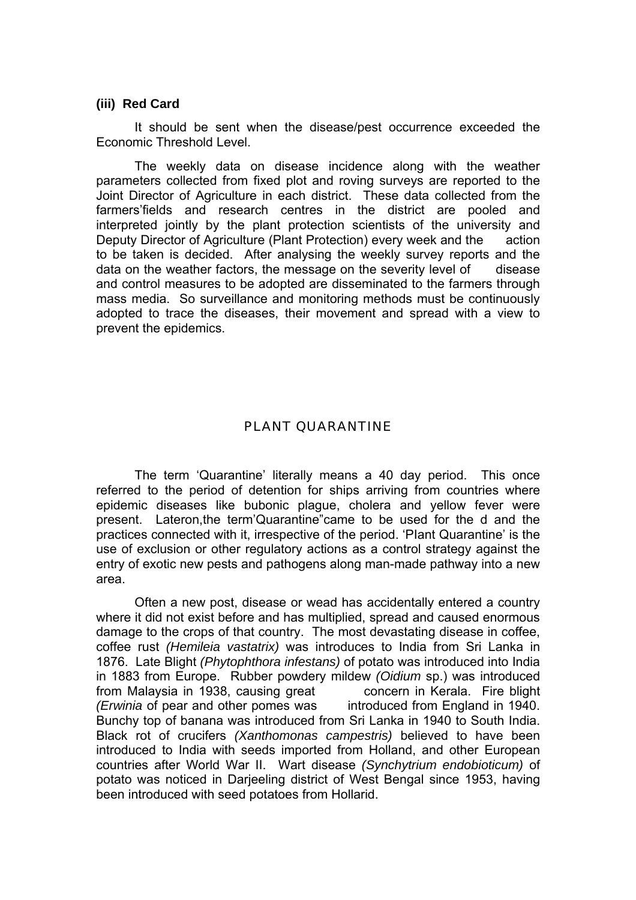**(iii) Red Card**

It should be sent when the disease/pest occurrence exceeded the Economic Threshold Level.

The weekly data on disease incidence along with the weather parameters collected from fixed plot and roving surveys are reported to the Joint Director of Agriculture in each district. These data collected from the farmers'fields and research centres in the district are pooled and interpreted jointly by the plant protection scientists of the university and Deputy Director of Agriculture (Plant Protection) every week and the action to be taken is decided. After analysing the weekly survey reports and the data on the weather factors, the message on the severity level of disease and control measures to be adopted are disseminated to the farmers through mass media. So surveillance and monitoring methods must be continuously adopted to trace the diseases, their movement and spread with a view to prevent the epidemics.

# PLANT QUARANTINE

The term 'Quarantine' literally means a 40 day period. This once referred to the period of detention for ships arriving from countries where epidemic diseases like bubonic plague, cholera and yellow fever were present. Lateron,the term'Quarantine"came to be used for the d and the practices connected with it, irrespective of the period. 'Plant Quarantine' is the use of exclusion or other regulatory actions as a control strategy against the entry of exotic new pests and pathogens along man-made pathway into a new area.

Often a new post, disease or wead has accidentally entered a country where it did not exist before and has multiplied, spread and caused enormous damage to the crops of that country. The most devastating disease in coffee, coffee rust *(Hemileia vastatrix)* was introduces to India from Sri Lanka in 1876. Late Blight *(Phytophthora infestans)* of potato was introduced into India in 1883 from Europe. Rubber powdery mildew *(Oidium* sp.) was introduced from Malaysia in 1938, causing great concern in Kerala. Fire blight *(Erwinia* of pear and other pomes was introduced from England in 1940. Bunchy top of banana was introduced from Sri Lanka in 1940 to South India. Black rot of crucifers *(Xanthomonas campestris)* believed to have been introduced to India with seeds imported from Holland, and other European countries after World War II. Wart disease *(Synchytrium endobioticum)* of potato was noticed in Darjeeling district of West Bengal since 1953, having been introduced with seed potatoes from Hollarid.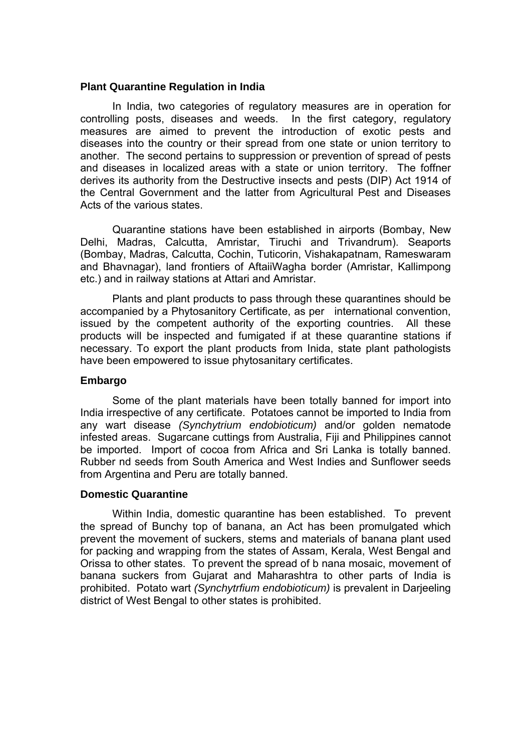### Plant Quarantine Regulation in India

In India, two categories of regulatory measures are in operation for controlling posts, diseases and weeds. In the first category, regulatory measures are aimed to prevent the introduction of exotic pests and diseases into the country or their spread from one state or union territory to another. The second pertains to suppression or prevention of spread of pests and diseases in localized areas with a state or union territory. The foffner derives its authority from the Destructive insects and pests (DIP) Act 1914 of the Central Government and the latter from Agricultural Pest and Diseases Acts of the various states.

Quarantine stations have been established in airports (Bombay, New Delhi, Madras, Calcutta, Amristar, Tiruchi and Trivandrum). Seaports (Bombay, Madras, Calcutta, Cochin, Tuticorin, Vishakapatnam, Rameswaram and Bhavnagar), land frontiers of AftaiiWagha border (Amristar, Kallimpong etc.) and in railway stations at Attari and Amristar.

Plants and plant products to pass through these quarantines should be accompanied by a Phytosanitory Certificate, as per international convention, issued by the competent authority of the exporting countries. All these products will be inspected and fumigated if at these quarantine stations if necessary. To export the plant products from Inida, state plant pathologists have been empowered to issue phytosanitary certificates.

### Embargo

Some of the plant materials have been totally banned for import into India irrespective of any certificate. Potatoes cannot be imported to India from any wart disease *(Synchytrium endobioticum)* and/or golden nematode infested areas. Sugarcane cuttings from Australia, Fiji and Philippines cannot be imported. Import of cocoa from Africa and Sri Lanka is totally banned. Rubber nd seeds from South America and West Indies and Sunflower seeds from Argentina and Peru are totally banned.

### Domestic Quarantine

Within India, domestic quarantine has been established. To prevent the spread of Bunchy top of banana, an Act has been promulgated which prevent the movement of suckers, stems and materials of banana plant used for packing and wrapping from the states of Assam, Kerala, West Bengal and Orissa to other states. To prevent the spread of b nana mosaic, movement of banana suckers from Gujarat and Maharashtra to other parts of India is prohibited. Potato wart *(Synchytrfium endobioticum)* is prevalent in Darjeeling district of West Bengal to other states is prohibited.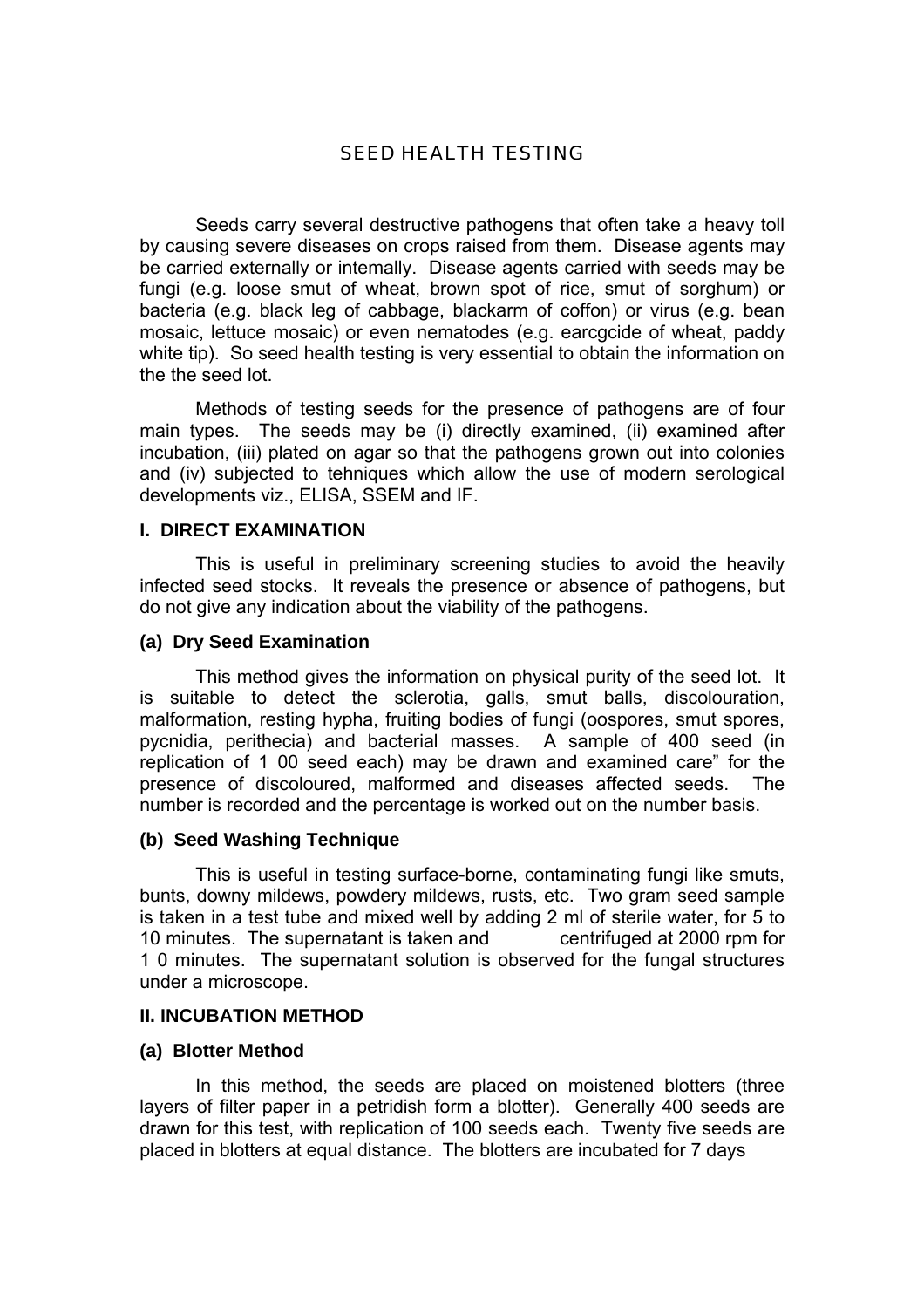## SEED HEALTH TESTING

Seeds carry several destructive pathogens that often take a heavy toll by causing severe diseases on crops raised from them. Disease agents may be carried externally or intemally. Disease agents carried with seeds may be fungi (e.g. loose smut of wheat, brown spot of rice, smut of sorghum) or bacteria (e.g. black leg of cabbage, blackarm of coffon) or virus (e.g. bean mosaic, lettuce mosaic) or even nematodes (e.g. earcgcide of wheat, paddy white tip). So seed health testing is very essential to obtain the information on the the seed lot.

Methods of testing seeds for the presence of pathogens are of four main types. The seeds may be (i) directly examined, (ii) examined after incubation, (iii) plated on agar so that the pathogens grown out into colonies and (iv) subjected to tehniques which allow the use of modern serological developments viz., ELISA, SSEM and IF.

### I. DIRECT EXAMINATION

This is useful in preliminary screening studies to avoid the heavily infected seed stocks. It reveals the presence or absence of pathogens, but do not give any indication about the viability of the pathogens.

#### (a) Dry Seed Examination

This method gives the information on physical purity of the seed lot. It is suitable to detect the sclerotia, galls, smut balls, discolouration, malformation, resting hypha, fruiting bodies of fungi (oospores, smut spores, pycnidia, perithecia) and bacterial masses. A sample of 400 seed (in replication of 1 00 seed each) may be drawn and examined care" for the presence of discoloured, malformed and diseases affected seeds. The number is recorded and the percentage is worked out on the number basis.

#### (b) Seed Washing Technique

This is useful in testing surface-borne, contaminating fungi like smuts, bunts, downy mildews, powdery mildews, rusts, etc. Two gram seed sample is taken in a test tube and mixed well by adding 2 ml of sterile water, for 5 to 10 minutes. The supernatant is taken and centrifuged at 2000 rpm for 1 0 minutes. The supernatant solution is observed for the fungal structures under a microscope.

### II. INCUBATION METHOD

#### (a) Blotter Method

In this method, the seeds are placed on moistened blotters (three layers of filter paper in a petridish form a blotter). Generally 400 seeds are drawn for this test, with replication of 100 seeds each. Twenty five seeds are placed in blotters at equal distance. The blotters are incubated for 7 days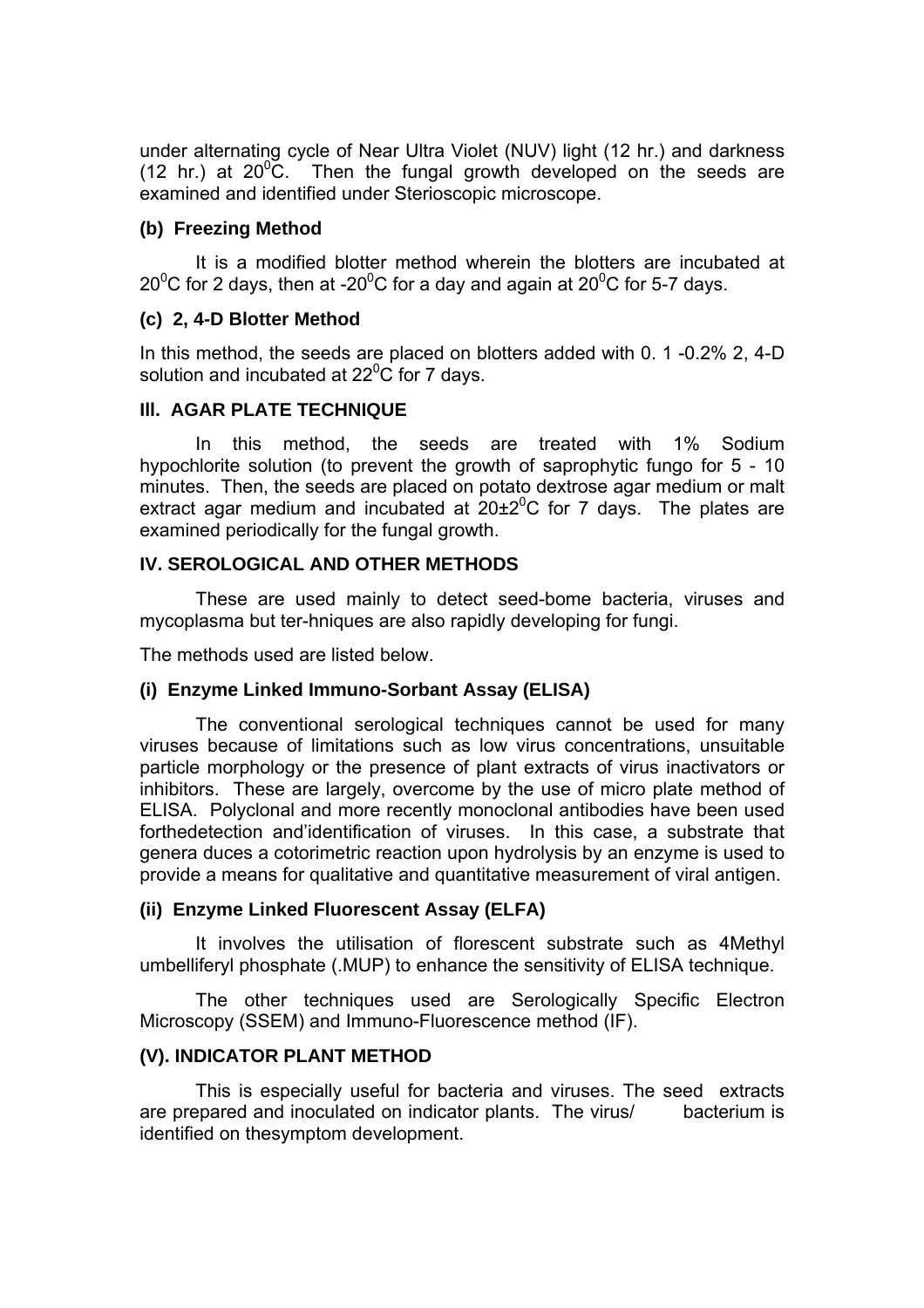under alternating cycle of Near Ultra Violet (NUV) light (12 hr.) and darkness (12 hr.) at $20^0$C. Then the fungal growth developed on the seeds are examined and identified under Sterioscopic microscope.

**(b) Freezing Method**

It is a modified blotter method wherein the blotters are incubated at $20^0$C for 2 days, then at -$20^0$C for a day and again at $20^0$C for 5-7 days.

**(c) 2, 4-D Blotter Method**

In this method, the seeds are placed on blotters added with 0. 1 -0.2% 2, 4-D solution and incubated at $22^0$C for 7 days.

**Ill. AGAR PLATE TECHNIQUE**

In this method, the seeds are treated with 1% Sodium hypochlorite solution (to prevent the growth of saprophytic fungo for 5 - 10 minutes. Then, the seeds are placed on potato dextrose agar medium or malt extract agar medium and incubated at $20\pm2^0$C for 7 days. The plates are examined periodically for the fungal growth.

**IV. SEROLOGICAL AND OTHER METHODS**

These are used mainly to detect seed-bome bacteria, viruses and mycoplasma but ter-hniques are also rapidly developing for fungi.

The methods used are listed below.

**(i) Enzyme Linked Immuno-Sorbant Assay (ELISA)**

The conventional serological techniques cannot be used for many viruses because of limitations such as low virus concentrations, unsuitable particle morphology or the presence of plant extracts of virus inactivators or inhibitors. These are largely, overcome by the use of micro plate method of ELISA. Polyclonal and more recently monoclonal antibodies have been used forthedetection and'identification of viruses. In this case, a substrate that genera duces a cotorimetric reaction upon hydrolysis by an enzyme is used to provide a means for qualitative and quantitative measurement of viral antigen.

**(ii) Enzyme Linked Fluorescent Assay (ELFA)**

It involves the utilisation of florescent substrate such as 4Methyl umbelliferyl phosphate (.MUP) to enhance the sensitivity of ELISA technique.

The other techniques used are Serologically Specific Electron Microscopy (SSEM) and Immuno-Fluorescence method (IF).

**(V). INDICATOR PLANT METHOD**

This is especially useful for bacteria and viruses. The seed extracts are prepared and inoculated on indicator plants. The virus/ bacterium is identified on thesymptom development.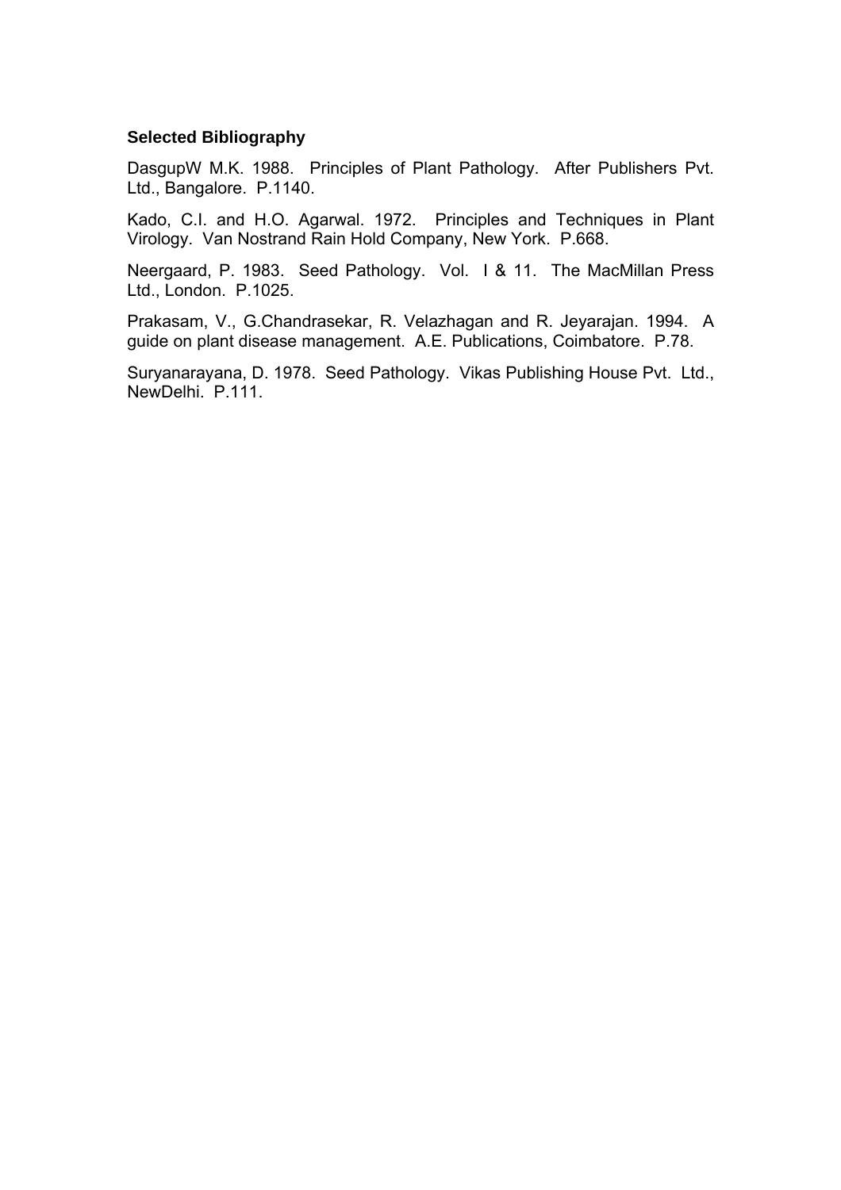### Selected Bibliography

DasgupW M.K. 1988. Principles of Plant Pathology. After Publishers Pvt. Ltd., Bangalore. P.1140.

Kado, C.I. and H.O. Agarwal. 1972. Principles and Techniques in Plant Virology. Van Nostrand Rain Hold Company, New York. P.668.

Neergaard, P. 1983. Seed Pathology. Vol. I & 11. The MacMillan Press Ltd., London. P.1025.

Prakasam, V., G.Chandrasekar, R. Velazhagan and R. Jeyarajan. 1994. A guide on plant disease management. A.E. Publications, Coimbatore. P.78.

Suryanarayana, D. 1978. Seed Pathology. Vikas Publishing House Pvt. Ltd., NewDelhi. P.111.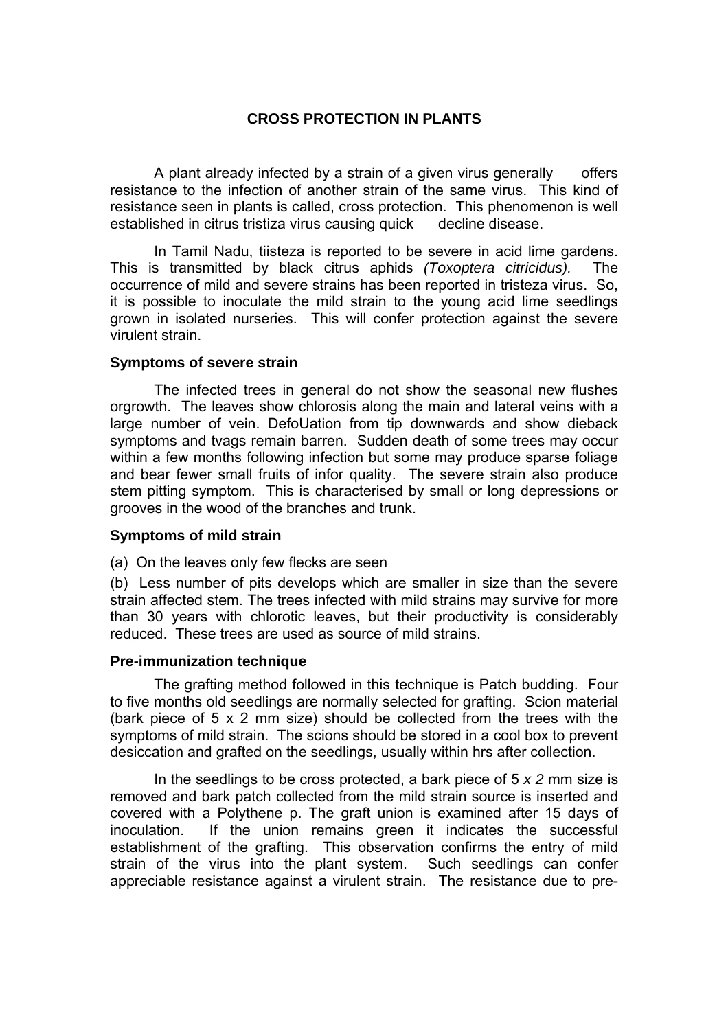## CROSS PROTECTION IN PLANTS

A plant already infected by a strain of a given virus generally offers resistance to the infection of another strain of the same virus. This kind of resistance seen in plants is called, cross protection. This phenomenon is well established in citrus tristiza virus causing quick decline disease.

In Tamil Nadu, tiisteza is reported to be severe in acid lime gardens. This is transmitted by black citrus aphids *(Toxoptera citricidus).* The occurrence of mild and severe strains has been reported in tristeza virus. So, it is possible to inoculate the mild strain to the young acid lime seedlings grown in isolated nurseries. This will confer protection against the severe virulent strain.

### Symptoms of severe strain

The infected trees in general do not show the seasonal new flushes orgrowth. The leaves show chlorosis along the main and lateral veins with a large number of vein. DefoUation from tip downwards and show dieback symptoms and tvags remain barren. Sudden death of some trees may occur within a few months following infection but some may produce sparse foliage and bear fewer small fruits of infor quality. The severe strain also produce stem pitting symptom. This is characterised by small or long depressions or grooves in the wood of the branches and trunk.

### Symptoms of mild strain

(a) On the leaves only few flecks are seen

(b) Less number of pits develops which are smaller in size than the severe strain affected stem. The trees infected with mild strains may survive for more than 30 years with chlorotic leaves, but their productivity is considerably reduced. These trees are used as source of mild strains.

### Pre-immunization technique

The grafting method followed in this technique is Patch budding. Four to five months old seedlings are normally selected for grafting. Scion material (bark piece of 5 x 2 mm size) should be collected from the trees with the symptoms of mild strain. The scions should be stored in a cool box to prevent desiccation and grafted on the seedlings, usually within hrs after collection.

In the seedlings to be cross protected, a bark piece of 5 *x 2* mm size is removed and bark patch collected from the mild strain source is inserted and covered with a Polythene p. The graft union is examined after 15 days of inoculation. If the union remains green it indicates the successful establishment of the grafting. This observation confirms the entry of mild strain of the virus into the plant system. Such seedlings can confer appreciable resistance against a virulent strain. The resistance due to pre-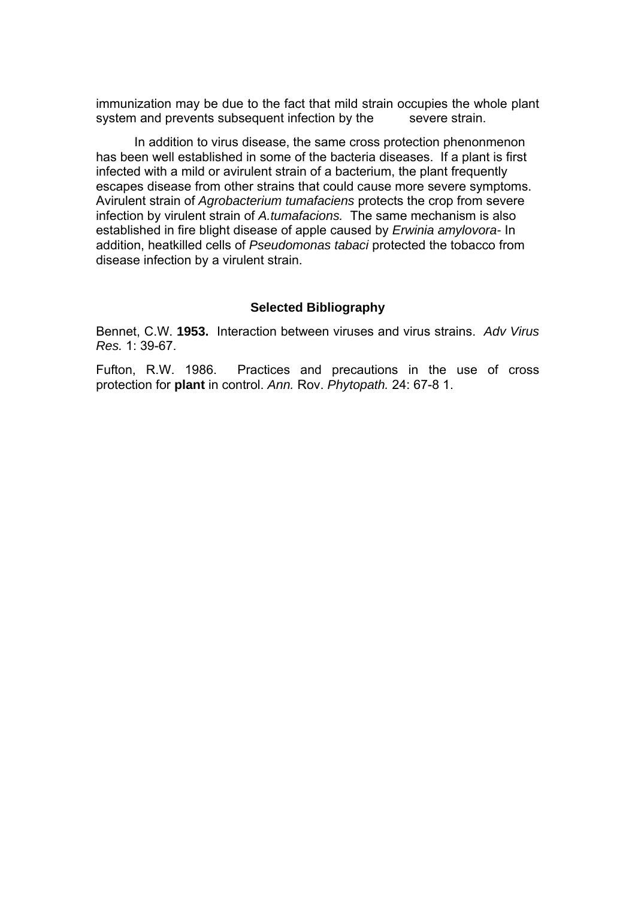immunization may be due to the fact that mild strain occupies the whole plant system and prevents subsequent infection by the severe strain.

In addition to virus disease, the same cross protection phenonmenon has been well established in some of the bacteria diseases. If a plant is first infected with a mild or avirulent strain of a bacterium, the plant frequently escapes disease from other strains that could cause more severe symptoms. Avirulent strain of *Agrobacterium tumafaciens* protects the crop from severe infection by virulent strain of *A.tumafacions.* The same mechanism is also established in fire blight disease of apple caused by *Erwinia amylovora-* In addition, heatkilled cells of *Pseudomonas tabaci* protected the tobacco from disease infection by a virulent strain.

### Selected Bibliography

Bennet, C.W. **1953.** Interaction between viruses and virus strains. *Adv Virus Res.* 1: 39-67.

Fufton, R.W. 1986. Practices and precautions in the use of cross protection for **plant** in control. *Ann.* Rov. *Phytopath.* 24: 67-8 1.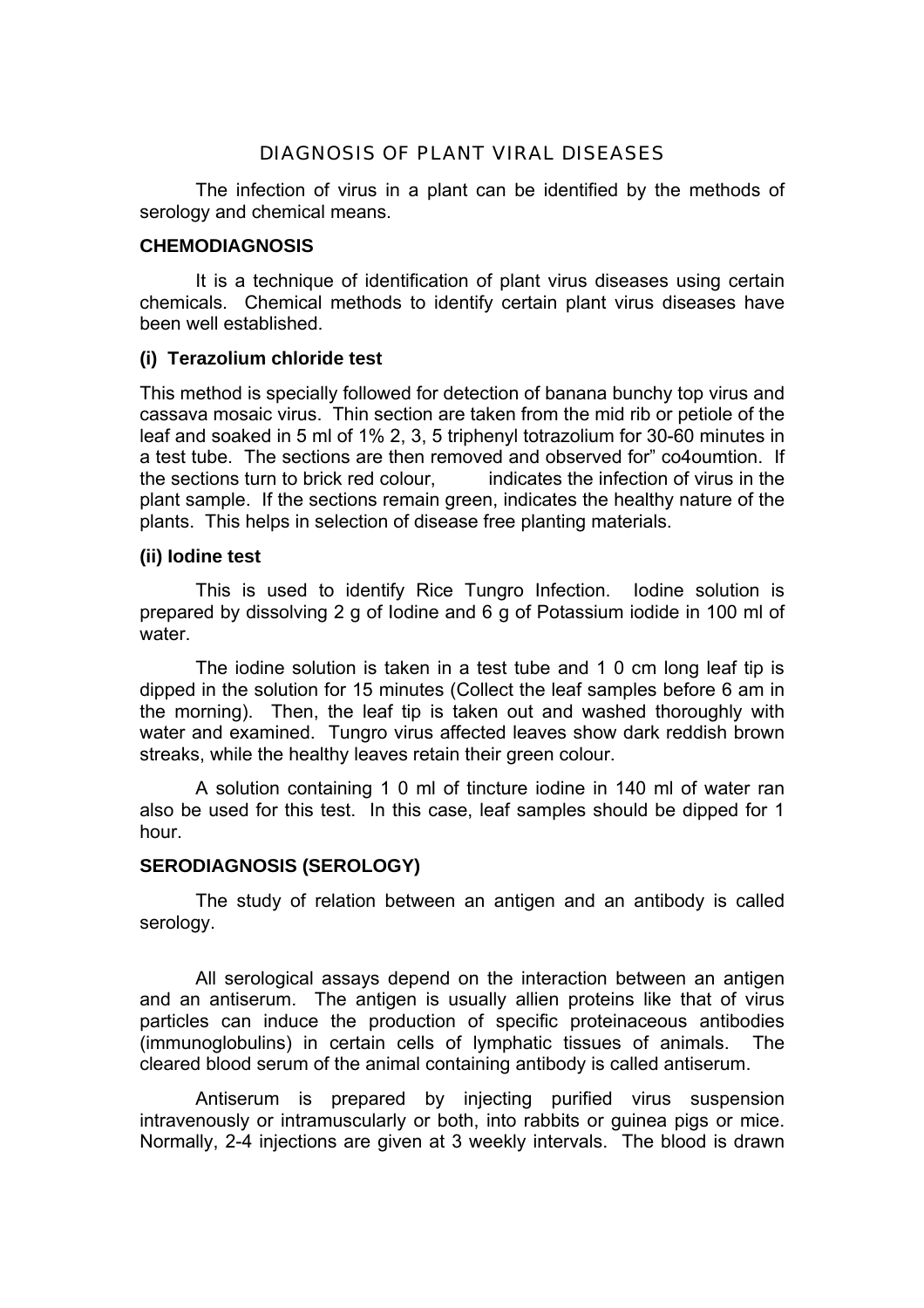# DIAGNOSIS OF PLANT VIRAL DISEASES

The infection of virus in a plant can be identified by the methods of serology and chemical means.

## CHEMODIAGNOSIS

It is a technique of identification of plant virus diseases using certain chemicals. Chemical methods to identify certain plant virus diseases have been well established.

### (i) Terazolium chloride test

This method is specially followed for detection of banana bunchy top virus and cassava mosaic virus. Thin section are taken from the mid rib or petiole of the leaf and soaked in 5 ml of 1% 2, 3, 5 triphenyl totrazolium for 30-60 minutes in a test tube. The sections are then removed and observed for" co4oumtion. If the sections turn to brick red colour, indicates the infection of virus in the plant sample. If the sections remain green, indicates the healthy nature of the plants. This helps in selection of disease free planting materials.

### (ii) Iodine test

This is used to identify Rice Tungro Infection. Iodine solution is prepared by dissolving 2 g of Iodine and 6 g of Potassium iodide in 100 ml of water.

The iodine solution is taken in a test tube and 1 0 cm long leaf tip is dipped in the solution for 15 minutes (Collect the leaf samples before 6 am in the morning). Then, the leaf tip is taken out and washed thoroughly with water and examined. Tungro virus affected leaves show dark reddish brown streaks, while the healthy leaves retain their green colour.

A solution containing 1 0 ml of tincture iodine in 140 ml of water ran also be used for this test. In this case, leaf samples should be dipped for 1 hour.

## SERODIAGNOSIS (SEROLOGY)

The study of relation between an antigen and an antibody is called serology.

All serological assays depend on the interaction between an antigen and an antiserum. The antigen is usually allien proteins like that of virus particles can induce the production of specific proteinaceous antibodies (immunoglobulins) in certain cells of lymphatic tissues of animals. The cleared blood serum of the animal containing antibody is called antiserum.

Antiserum is prepared by injecting purified virus suspension intravenously or intramuscularly or both, into rabbits or guinea pigs or mice. Normally, 2-4 injections are given at 3 weekly intervals. The blood is drawn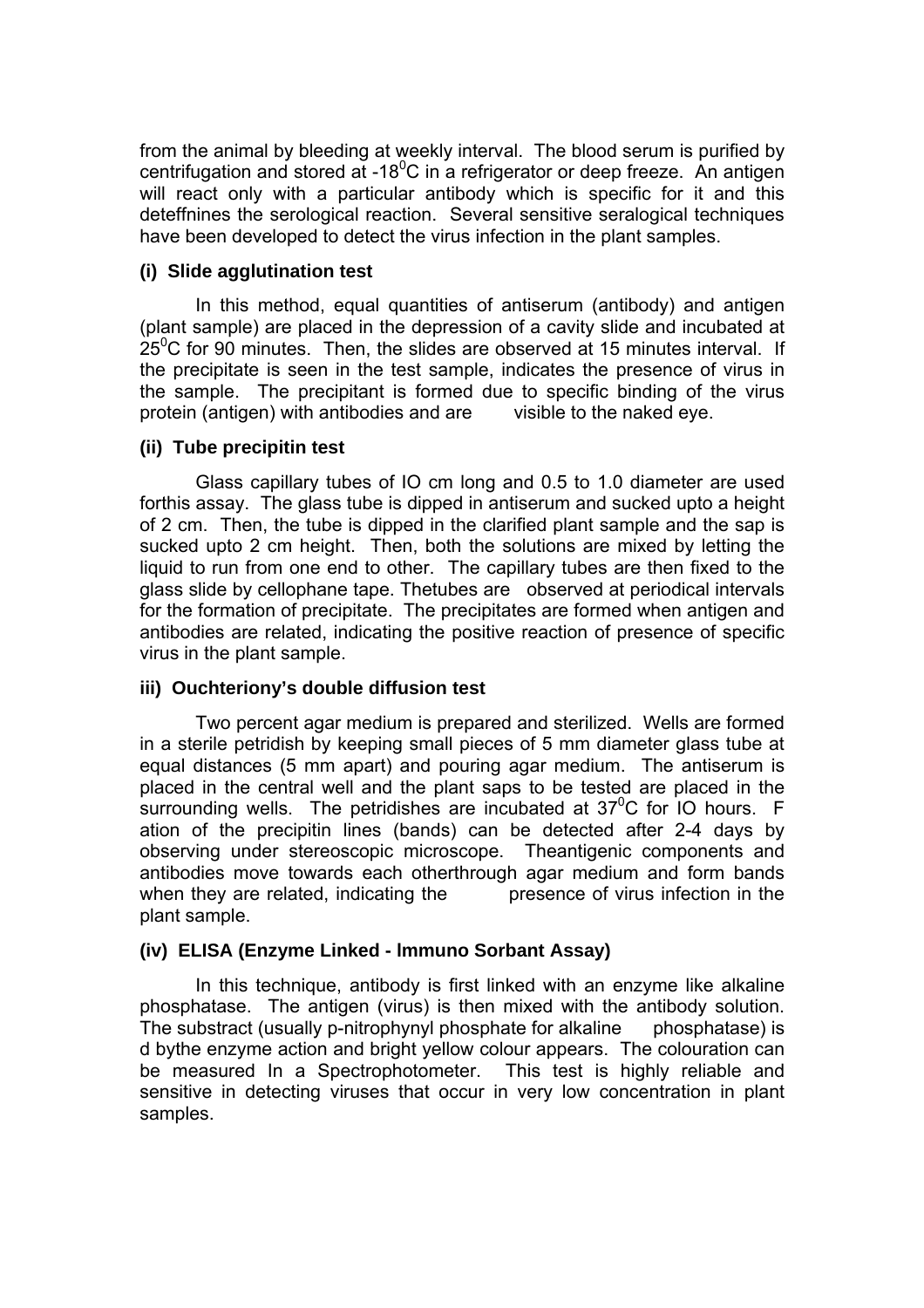from the animal by bleeding at weekly interval. The blood serum is purified by centrifugation and stored at -18$^0$C in a refrigerator or deep freeze. An antigen will react only with a particular antibody which is specific for it and this deteffnines the serological reaction. Several sensitive seralogical techniques have been developed to detect the virus infection in the plant samples.

**(i) Slide agglutination test**

In this method, equal quantities of antiserum (antibody) and antigen (plant sample) are placed in the depression of a cavity slide and incubated at 25$^0$C for 90 minutes. Then, the slides are observed at 15 minutes interval. If the precipitate is seen in the test sample, indicates the presence of virus in the sample. The precipitant is formed due to specific binding of the virus protein (antigen) with antibodies and are visible to the naked eye.

**(ii) Tube precipitin test**

Glass capillary tubes of IO cm long and 0.5 to 1.0 diameter are used forthis assay. The glass tube is dipped in antiserum and sucked upto a height of 2 cm. Then, the tube is dipped in the clarified plant sample and the sap is sucked upto 2 cm height. Then, both the solutions are mixed by letting the liquid to run from one end to other. The capillary tubes are then fixed to the glass slide by cellophane tape. Thetubes are observed at periodical intervals for the formation of precipitate. The precipitates are formed when antigen and antibodies are related, indicating the positive reaction of presence of specific virus in the plant sample.

**iii) Ouchteriony's double diffusion test**

Two percent agar medium is prepared and sterilized. Wells are formed in a sterile petridish by keeping small pieces of 5 mm diameter glass tube at equal distances (5 mm apart) and pouring agar medium. The antiserum is placed in the central well and the plant saps to be tested are placed in the surrounding wells. The petridishes are incubated at 37$^0$C for IO hours. F ation of the precipitin lines (bands) can be detected after 2-4 days by observing under stereoscopic microscope. Theantigenic components and antibodies move towards each otherthrough agar medium and form bands when they are related, indicating the presence of virus infection in the plant sample.

**(iv) ELISA (Enzyme Linked - lmmuno Sorbant Assay)**

In this technique, antibody is first linked with an enzyme like alkaline phosphatase. The antigen (virus) is then mixed with the antibody solution. The substract (usually p-nitrophynyl phosphate for alkaline phosphatase) is d bythe enzyme action and bright yellow colour appears. The colouration can be measured In a Spectrophotometer. This test is highly reliable and sensitive in detecting viruses that occur in very low concentration in plant samples.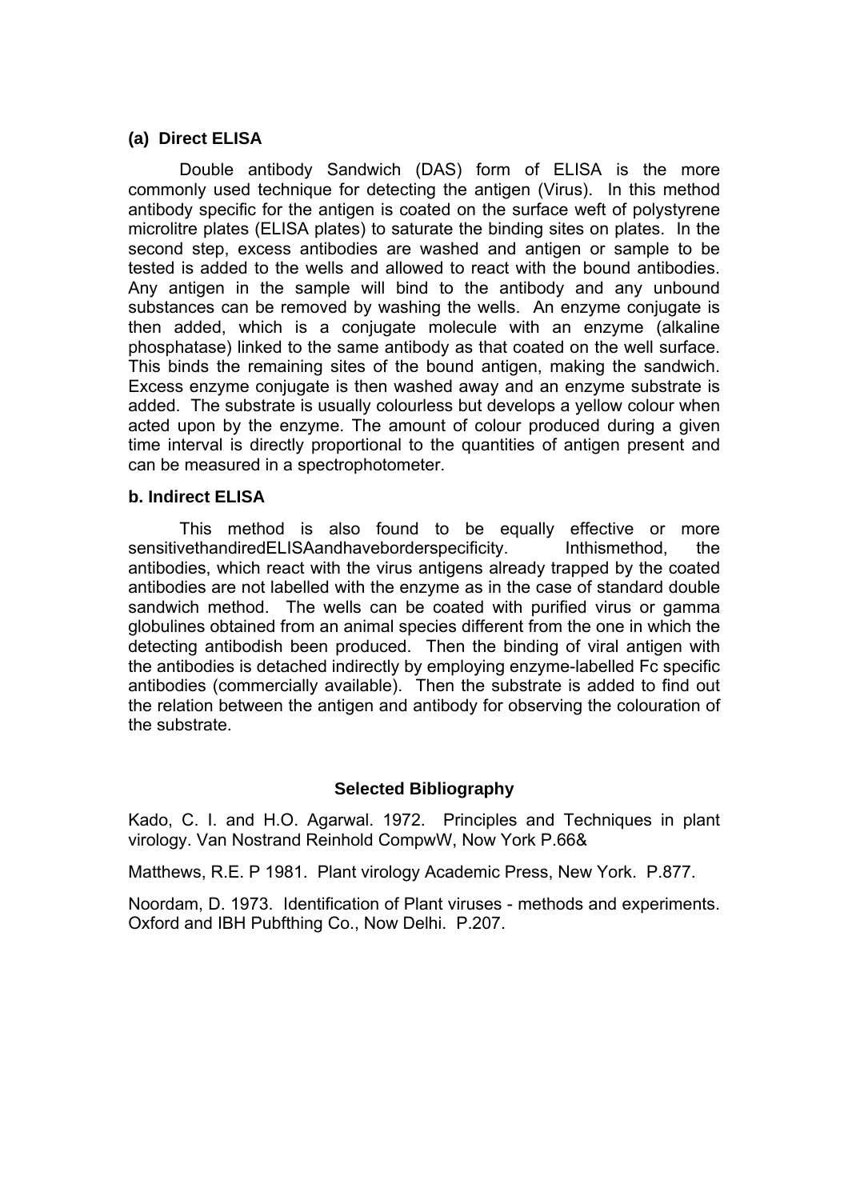### (a) Direct ELISA

Double antibody Sandwich (DAS) form of ELISA is the more commonly used technique for detecting the antigen (Virus). In this method antibody specific for the antigen is coated on the surface weft of polystyrene microlitre plates (ELISA plates) to saturate the binding sites on plates. In the second step, excess antibodies are washed and antigen or sample to be tested is added to the wells and allowed to react with the bound antibodies. Any antigen in the sample will bind to the antibody and any unbound substances can be removed by washing the wells. An enzyme conjugate is then added, which is a conjugate molecule with an enzyme (alkaline phosphatase) linked to the same antibody as that coated on the well surface. This binds the remaining sites of the bound antigen, making the sandwich. Excess enzyme conjugate is then washed away and an enzyme substrate is added. The substrate is usually colourless but develops a yellow colour when acted upon by the enzyme. The amount of colour produced during a given time interval is directly proportional to the quantities of antigen present and can be measured in a spectrophotometer.

### b. Indirect ELISA

This method is also found to be equally effective or more sensitivethandiredELISAandhaveborderspecificity. Inthismethod, the antibodies, which react with the virus antigens already trapped by the coated antibodies are not labelled with the enzyme as in the case of standard double sandwich method. The wells can be coated with purified virus or gamma globulines obtained from an animal species different from the one in which the detecting antibodish been produced. Then the binding of viral antigen with the antibodies is detached indirectly by employing enzyme-labelled Fc specific antibodies (commercially available). Then the substrate is added to find out the relation between the antigen and antibody for observing the colouration of the substrate.

## Selected Bibliography

Kado, C. I. and H.O. Agarwal. 1972. Principles and Techniques in plant virology. Van Nostrand Reinhold CompwW, Now York P.66&

Matthews, R.E. P 1981. Plant virology Academic Press, New York. P.877.

Noordam, D. 1973. Identification of Plant viruses - methods and experiments. Oxford and IBH Pubfthing Co., Now Delhi. P.207.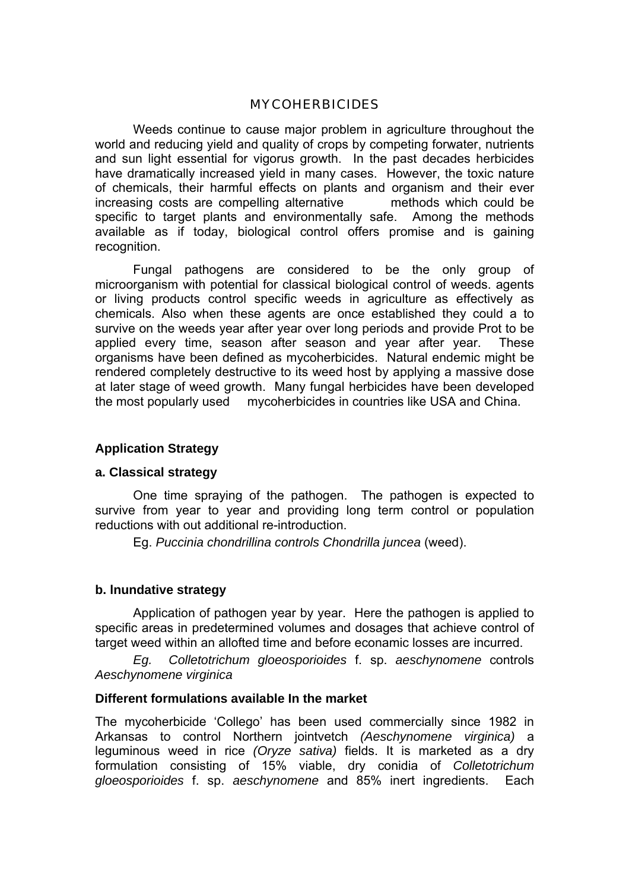# MYCOHERBICIDES

Weeds continue to cause major problem in agriculture throughout the world and reducing yield and quality of crops by competing forwater, nutrients and sun light essential for vigorus growth. In the past decades herbicides have dramatically increased yield in many cases. However, the toxic nature of chemicals, their harmful effects on plants and organism and their ever increasing costs are compelling alternative methods which could be specific to target plants and environmentally safe. Among the methods available as if today, biological control offers promise and is gaining recognition.

Fungal pathogens are considered to be the only group of microorganism with potential for classical biological control of weeds. agents or living products control specific weeds in agriculture as effectively as chemicals. Also when these agents are once established they could a to survive on the weeds year after year over long periods and provide Prot to be applied every time, season after season and year after year. These organisms have been defined as mycoherbicides. Natural endemic might be rendered completely destructive to its weed host by applying a massive dose at later stage of weed growth. Many fungal herbicides have been developed the most popularly used mycoherbicides in countries like USA and China.

### Application Strategy

#### a. Classical strategy

One time spraying of the pathogen. The pathogen is expected to survive from year to year and providing long term control or population reductions with out additional re-introduction.

Eg. *Puccinia chondrillina controls Chondrilla juncea* (weed).

#### b. Inundative strategy

Application of pathogen year by year. Here the pathogen is applied to specific areas in predetermined volumes and dosages that achieve control of target weed within an allofted time and before econamic losses are incurred.

*Eg. Colletotrichum gloeosporioides* f. sp. *aeschynomene* controls *Aeschynomene virginica*

#### Different formulations available In the market

The mycoherbicide 'Collego' has been used commercially since 1982 in Arkansas to control Northern jointvetch *(Aeschynomene virginica)* a leguminous weed in rice *(Oryze sativa)* fields. It is marketed as a dry formulation consisting of 15% viable, dry conidia of *Colletotrichum gloeosporioides* f. sp. *aeschynomene* and 85% inert ingredients. Each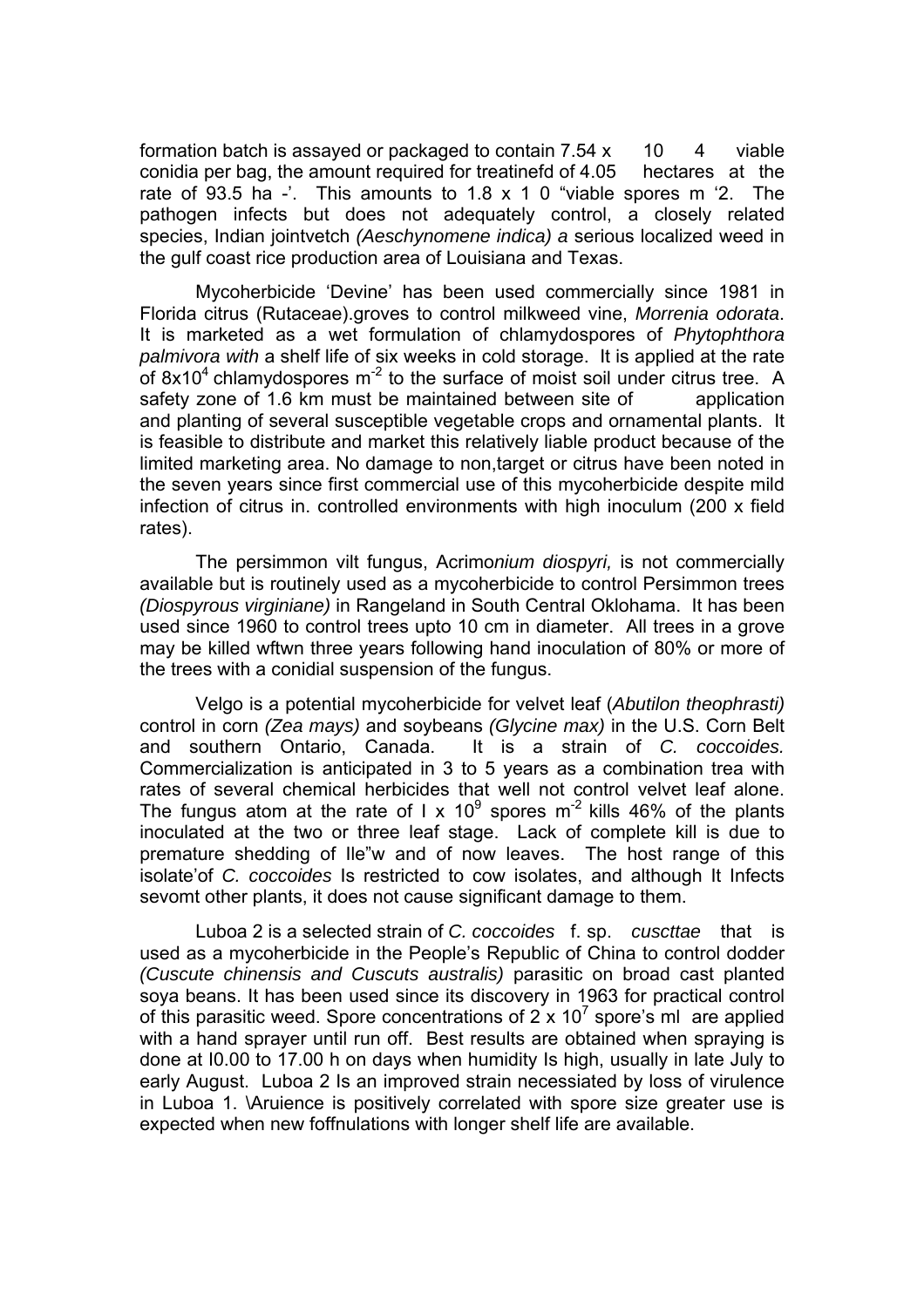formation batch is assayed or packaged to contain 7.54 x 10 4 viable conidia per bag, the amount required for treatinefd of 4.05 hectares at the rate of 93.5 ha -'. This amounts to 1.8 x 1 0 "viable spores m '2. The pathogen infects but does not adequately control, a closely related species, Indian jointvetch *(Aeschynomene indica) a* serious localized weed in the gulf coast rice production area of Louisiana and Texas.

Mycoherbicide 'Devine' has been used commercially since 1981 in Florida citrus (Rutaceae).groves to control milkweed vine, *Morrenia odorata*. It is marketed as a wet formulation of chlamydospores of *Phytophthora palmivora with* a shelf life of six weeks in cold storage. It is applied at the rate of $8 \times 10^4$ chlamydospores $m^{-2}$ to the surface of moist soil under citrus tree. A safety zone of 1.6 km must be maintained between site of application and planting of several susceptible vegetable crops and ornamental plants. It is feasible to distribute and market this relatively liable product because of the limited marketing area. No damage to non,target or citrus have been noted in the seven years since first commercial use of this mycoherbicide despite mild infection of citrus in. controlled environments with high inoculum (200 x field rates).

The persimmon vilt fungus, Acrimo*nium diospyri,* is not commercially available but is routinely used as a mycoherbicide to control Persimmon trees *(Diospyrous virginiane)* in Rangeland in South Central Oklohama. It has been used since 1960 to control trees upto 10 cm in diameter. All trees in a grove may be killed wftwn three years following hand inoculation of 80% or more of the trees with a conidial suspension of the fungus.

Velgo is a potential mycoherbicide for velvet leaf (*Abutilon theophrasti)* control in corn *(Zea mays)* and soybeans *(Glycine max)* in the U.S. Corn Belt and southern Ontario, Canada. It is a strain of *C. coccoides.* Commercialization is anticipated in 3 to 5 years as a combination trea with rates of several chemical herbicides that well not control velvet leaf alone. The fungus atom at the rate of I x $10^9$ spores $m^{-2}$ kills 46% of the plants inoculated at the two or three leaf stage. Lack of complete kill is due to premature shedding of Ile"w and of now leaves. The host range of this isolate'of *C. coccoides* Is restricted to cow isolates, and although It Infects sevomt other plants, it does not cause significant damage to them.

Luboa 2 is a selected strain of *C. coccoides* f. sp. *cuscttae* that is used as a mycoherbicide in the People's Republic of China to control dodder *(Cuscute chinensis and Cuscuts australis)* parasitic on broad cast planted soya beans. It has been used since its discovery in 1963 for practical control of this parasitic weed. Spore concentrations of 2 x $10^7$ spore's ml are applied with a hand sprayer until run off. Best results are obtained when spraying is done at I0.00 to 17.00 h on days when humidity Is high, usually in late July to early August. Luboa 2 Is an improved strain necessiated by loss of virulence in Luboa 1. \Aruience is positively correlated with spore size greater use is expected when new foffnulations with longer shelf life are available.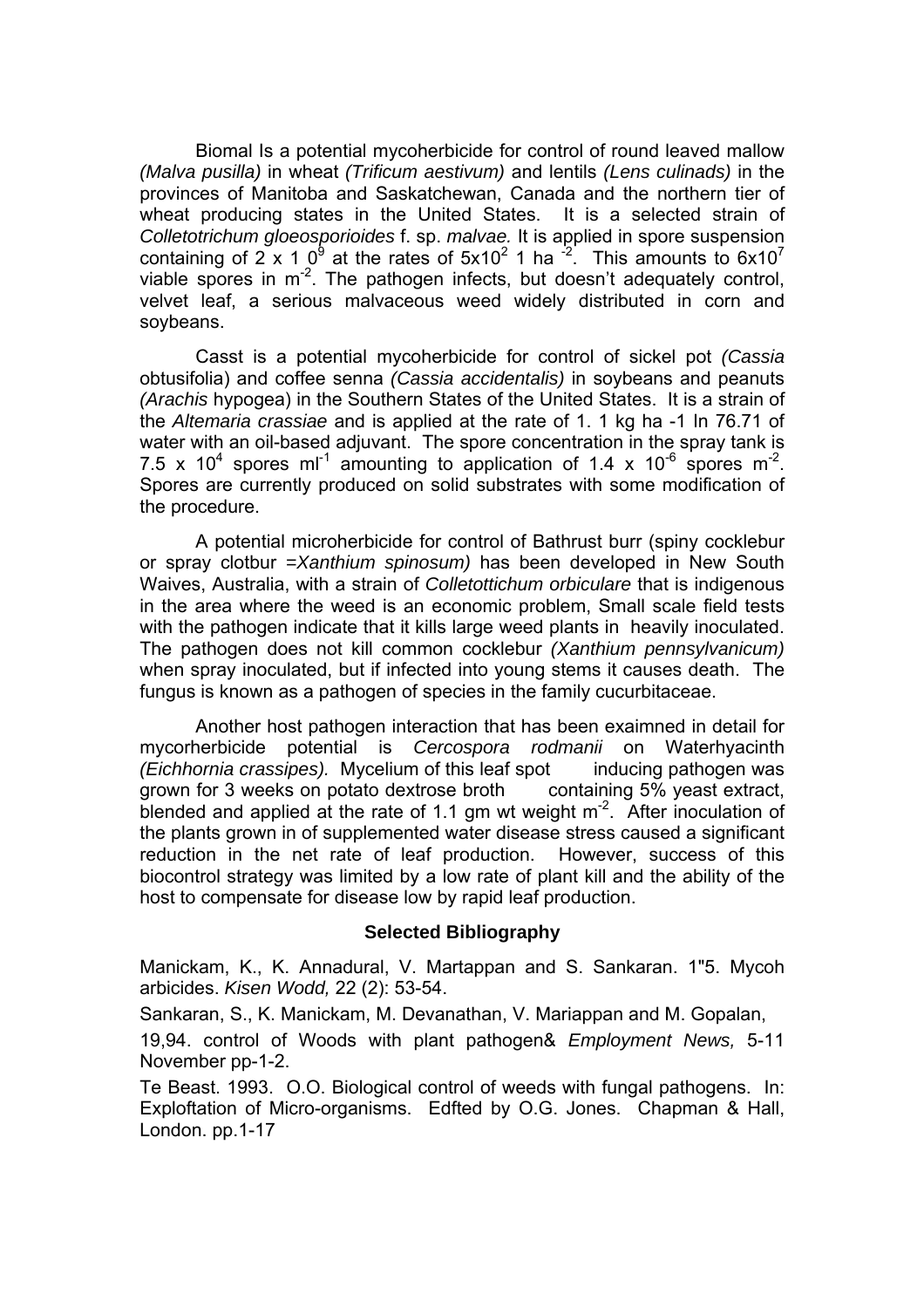Biomal Is a potential mycoherbicide for control of round leaved mallow *(Malva pusilla)* in wheat *(Trificum aestivum)* and lentils *(Lens culinads)* in the provinces of Manitoba and Saskatchewan, Canada and the northern tier of wheat producing states in the United States. It is a selected strain of *Colletotrichum gloeosporioides* f. sp. *malvae.* It is applied in spore suspension containing of 2 x 1 $0^9$ at the rates of $5x10^2$ 1 ha $^{-2}$. This amounts to $6x10^7$ viable spores in $m^{-2}$. The pathogen infects, but doesn't adequately control, velvet leaf, a serious malvaceous weed widely distributed in corn and soybeans.

Casst is a potential mycoherbicide for control of sickel pot *(Cassia* obtusifolia) and coffee senna *(Cassia accidentalis)* in soybeans and peanuts *(Arachis* hypogea) in the Southern States of the United States. It is a strain of the *Altemaria crassiae* and is applied at the rate of 1. 1 kg ha -1 In 76.71 of water with an oil-based adjuvant. The spore concentration in the spray tank is 7.5 x $10^4$ spores $ml^{-1}$ amounting to application of 1.4 x $10^{-6}$ spores $m^{-2}$. Spores are currently produced on solid substrates with some modification of the procedure.

A potential microherbicide for control of Bathrust burr (spiny cocklebur or spray clotbur =*Xanthium spinosum)* has been developed in New South Waives, Australia, with a strain of *Colletottichum orbiculare* that is indigenous in the area where the weed is an economic problem, Small scale field tests with the pathogen indicate that it kills large weed plants in heavily inoculated. The pathogen does not kill common cocklebur *(Xanthium pennsylvanicum)* when spray inoculated, but if infected into young stems it causes death. The fungus is known as a pathogen of species in the family cucurbitaceae.

Another host pathogen interaction that has been exaimned in detail for mycorherbicide potential is *Cercospora rodmanii* on Waterhyacinth *(Eichhornia crassipes).* Mycelium of this leaf spot inducing pathogen was grown for 3 weeks on potato dextrose broth containing 5% yeast extract, blended and applied at the rate of 1.1 gm wt weight $m^{-2}$. After inoculation of the plants grown in of supplemented water disease stress caused a significant reduction in the net rate of leaf production. However, success of this biocontrol strategy was limited by a low rate of plant kill and the ability of the host to compensate for disease low by rapid leaf production.

**Selected Bibliography**

Manickam, K., K. Annadural, V. Martappan and S. Sankaran. 1"5. Mycoh arbicides. *Kisen Wodd,* 22 (2): 53-54.

Sankaran, S., K. Manickam, M. Devanathan, V. Mariappan and M. Gopalan,

19,94. control of Woods with plant pathogen& *Employment News,* 5-11 November pp-1-2.

Te Beast. 1993. O.O. Biological control of weeds with fungal pathogens. In: Exploftation of Micro-organisms. Edfted by O.G. Jones. Chapman & Hall, London. pp.1-17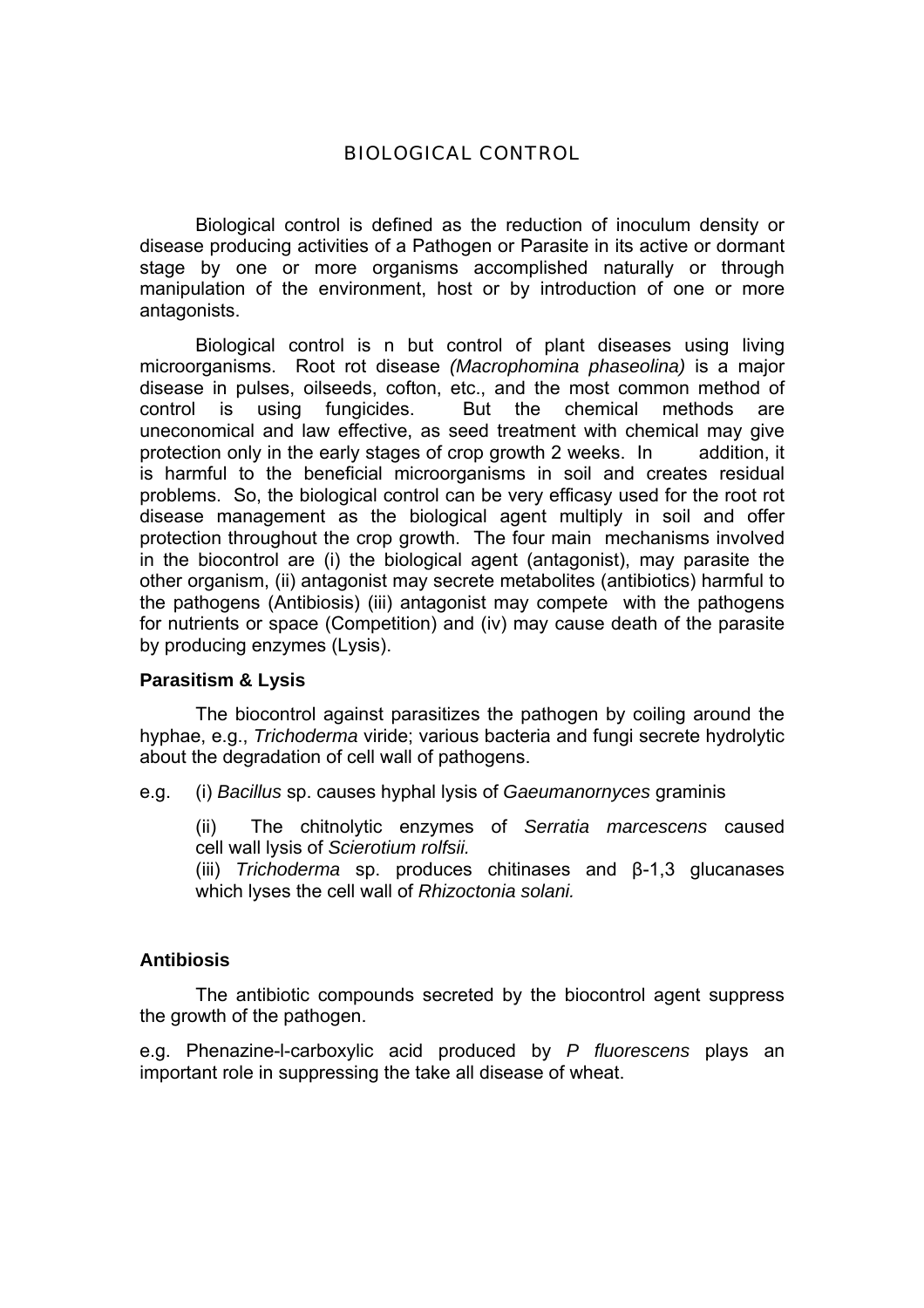# BIOLOGICAL CONTROL

Biological control is defined as the reduction of inoculum density or disease producing activities of a Pathogen or Parasite in its active or dormant stage by one or more organisms accomplished naturally or through manipulation of the environment, host or by introduction of one or more antagonists.

Biological control is n but control of plant diseases using living microorganisms. Root rot disease *(Macrophomina phaseolina)* is a major disease in pulses, oilseeds, cofton, etc., and the most common method of control is using fungicides. But the chemical methods are uneconomical and law effective, as seed treatment with chemical may give protection only in the early stages of crop growth 2 weeks. In addition, it is harmful to the beneficial microorganisms in soil and creates residual problems. So, the biological control can be very efficasy used for the root rot disease management as the biological agent multiply in soil and offer protection throughout the crop growth. The four main mechanisms involved in the biocontrol are (i) the biological agent (antagonist), may parasite the other organism, (ii) antagonist may secrete metabolites (antibiotics) harmful to the pathogens (Antibiosis) (iii) antagonist may compete with the pathogens for nutrients or space (Competition) and (iv) may cause death of the parasite by producing enzymes (Lysis).

**Parasitism & Lysis**

The biocontrol against parasitizes the pathogen by coiling around the hyphae, e.g., *Trichoderma* viride; various bacteria and fungi secrete hydrolytic about the degradation of cell wall of pathogens.

e.g. (i) *Bacillus* sp. causes hyphal lysis of *Gaeumanornyces* graminis

(ii) The chitnolytic enzymes of *Serratia marcescens* caused cell wall lysis of *Scierotium rolfsii.*

(iii) *Trichoderma* sp. produces chitinases and β-1,3 glucanases which lyses the cell wall of *Rhizoctonia solani.*

**Antibiosis**

The antibiotic compounds secreted by the biocontrol agent suppress the growth of the pathogen.

e.g. Phenazine-l-carboxylic acid produced by *P fluorescens* plays an important role in suppressing the take all disease of wheat.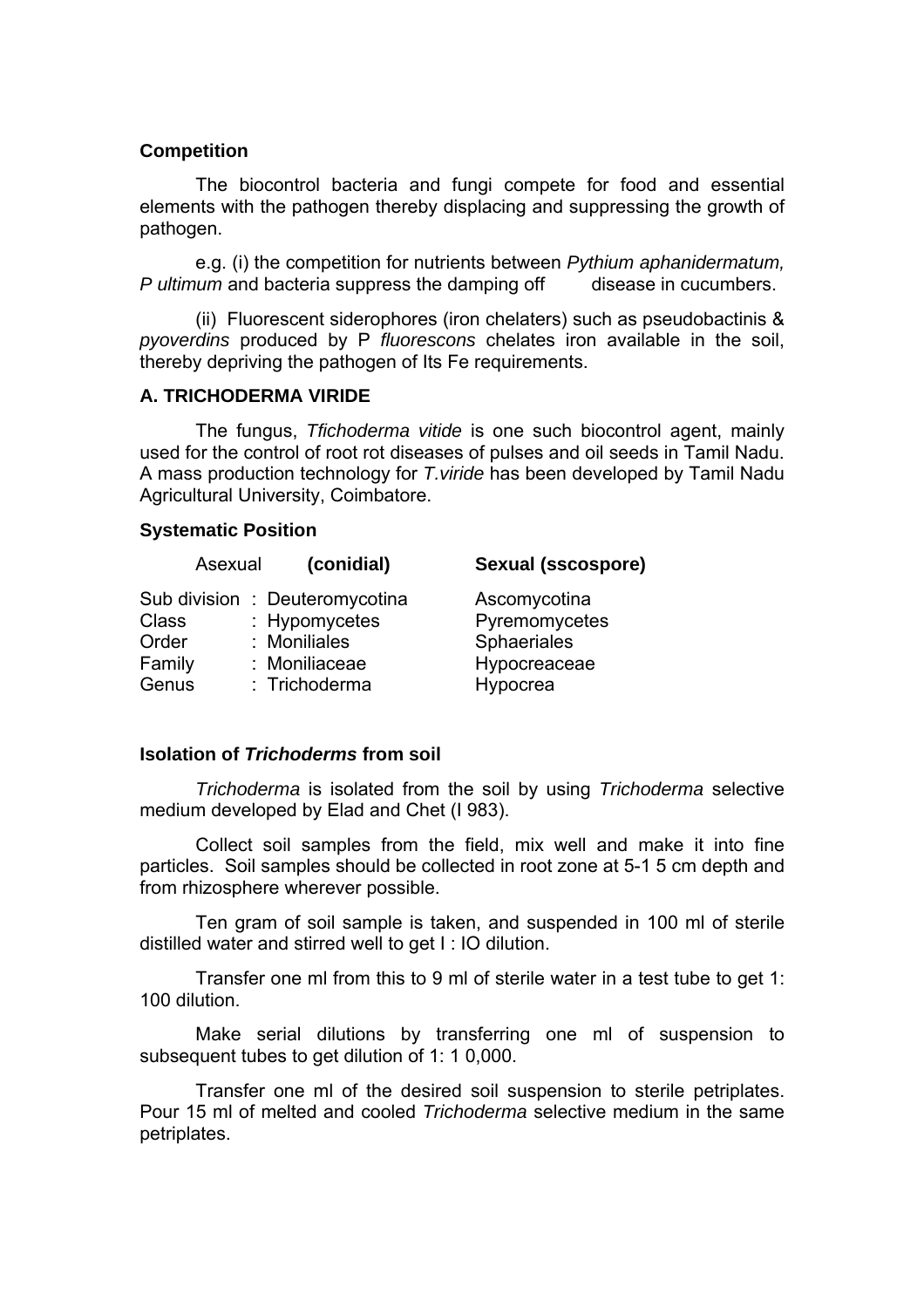**Competition**

The biocontrol bacteria and fungi compete for food and essential elements with the pathogen thereby displacing and suppressing the growth of pathogen.

e.g. (i) the competition for nutrients between *Pythium aphanidermatum, P ultimum* and bacteria suppress the damping off disease in cucumbers.

(ii) Fluorescent siderophores (iron chelaters) such as pseudobactinis & *pyoverdins* produced by P *fluorescons* chelates iron available in the soil, thereby depriving the pathogen of Its Fe requirements.

**A. TRICHODERMA VIRIDE**

The fungus, *Tfichoderma vitide* is one such biocontrol agent, mainly used for the control of root rot diseases of pulses and oil seeds in Tamil Nadu. A mass production technology for *T.viride* has been developed by Tamil Nadu Agricultural University, Coimbatore.

**Systematic Position**

| | Asexual **(conidial)** | **Sexual (sscospore)** |
|---|---|---|
| Sub division | : Deuteromycotina | Ascomycotina |
| Class | : Hypomycetes | Pyremomycetes |
| Order | : Moniliales | Sphaeriales |
| Family | : Moniliaceae | Hypocreaceae |
| Genus | : Trichoderma | Hypocrea |

**Isolation of *Trichoderms* from soil**

*Trichoderma* is isolated from the soil by using *Trichoderma* selective medium developed by Elad and Chet (I 983).

Collect soil samples from the field, mix well and make it into fine particles. Soil samples should be collected in root zone at 5-1 5 cm depth and from rhizosphere wherever possible.

Ten gram of soil sample is taken, and suspended in 100 ml of sterile distilled water and stirred well to get I : IO dilution.

Transfer one ml from this to 9 ml of sterile water in a test tube to get 1: 100 dilution.

Make serial dilutions by transferring one ml of suspension to subsequent tubes to get dilution of 1: 1 0,000.

Transfer one ml of the desired soil suspension to sterile petriplates. Pour 15 ml of melted and cooled *Trichoderma* selective medium in the same petriplates.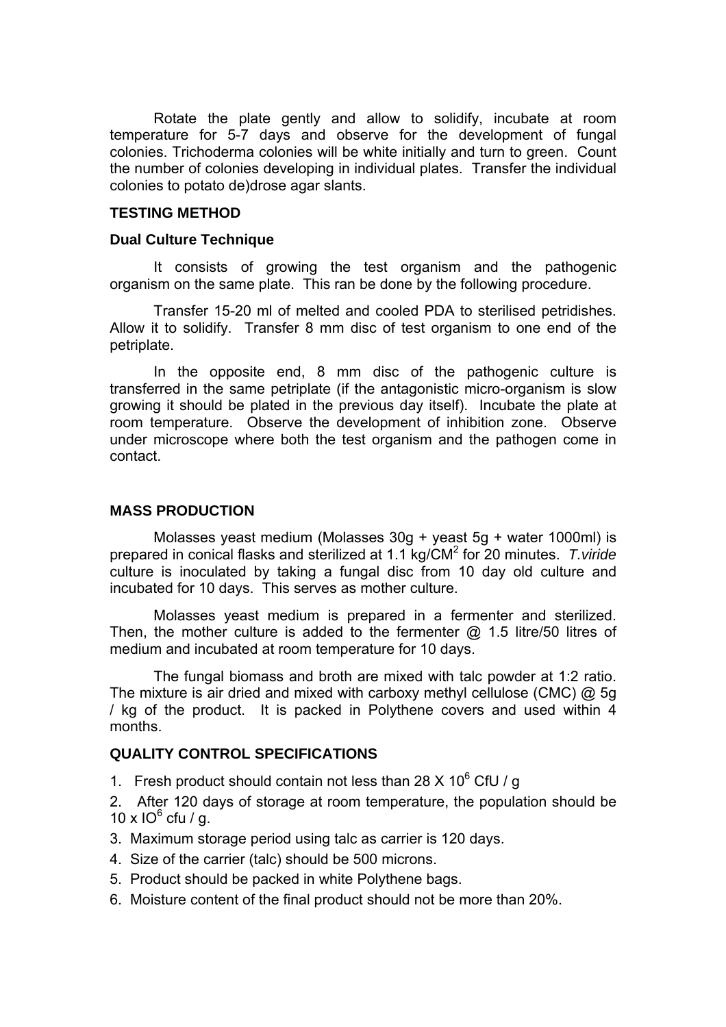Rotate the plate gently and allow to solidify, incubate at room temperature for 5-7 days and observe for the development of fungal colonies. Trichoderma colonies will be white initially and turn to green. Count the number of colonies developing in individual plates. Transfer the individual colonies to potato de)drose agar slants.

### TESTING METHOD

#### Dual Culture Technique

It consists of growing the test organism and the pathogenic organism on the same plate. This ran be done by the following procedure.

Transfer 15-20 ml of melted and cooled PDA to sterilised petridishes. Allow it to solidify. Transfer 8 mm disc of test organism to one end of the petriplate.

In the opposite end, 8 mm disc of the pathogenic culture is transferred in the same petriplate (if the antagonistic micro-organism is slow growing it should be plated in the previous day itself). Incubate the plate at room temperature. Observe the development of inhibition zone. Observe under microscope where both the test organism and the pathogen come in contact.

### MASS PRODUCTION

Molasses yeast medium (Molasses 30g + yeast 5g + water 1000ml) is prepared in conical flasks and sterilized at 1.1 $kg/CM^2$ for 20 minutes. *T.viride* culture is inoculated by taking a fungal disc from 10 day old culture and incubated for 10 days. This serves as mother culture.

Molasses yeast medium is prepared in a fermenter and sterilized. Then, the mother culture is added to the fermenter @ 1.5 litre/50 litres of medium and incubated at room temperature for 10 days.

The fungal biomass and broth are mixed with talc powder at 1:2 ratio. The mixture is air dried and mixed with carboxy methyl cellulose (CMC) @ 5g / kg of the product. It is packed in Polythene covers and used within 4 months.

### QUALITY CONTROL SPECIFICATIONS

1. Fresh product should contain not less than $28 \times 10^6$ CfU / g
2. After 120 days of storage at room temperature, the population should be $10 \times IO^6$ cfu / g.
3. Maximum storage period using talc as carrier is 120 days.
4. Size of the carrier (talc) should be 500 microns.
5. Product should be packed in white Polythene bags.
6. Moisture content of the final product should not be more than 20%.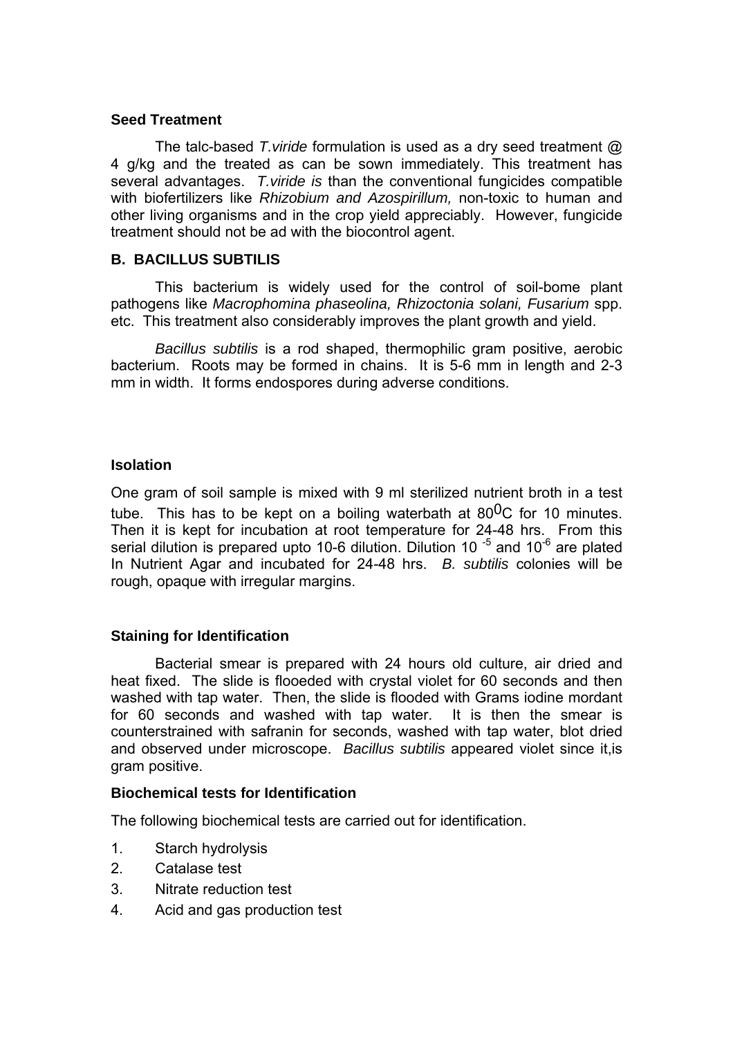**Seed Treatment**

The talc-based *T.viride* formulation is used as a dry seed treatment @ 4 g/kg and the treated as can be sown immediately. This treatment has several advantages. *T.viride is* than the conventional fungicides compatible with biofertilizers like *Rhizobium and Azospirillum,* non-toxic to human and other living organisms and in the crop yield appreciably. However, fungicide treatment should not be ad with the biocontrol agent.

**B. BACILLUS SUBTILIS**

This bacterium is widely used for the control of soil-bome plant pathogens like *Macrophomina phaseolina, Rhizoctonia solani, Fusarium* spp. etc. This treatment also considerably improves the plant growth and yield.

*Bacillus subtilis* is a rod shaped, thermophilic gram positive, aerobic bacterium. Roots may be formed in chains. It is 5-6 mm in length and 2-3 mm in width. It forms endospores during adverse conditions.

**Isolation**

One gram of soil sample is mixed with 9 ml sterilized nutrient broth in a test tube. This has to be kept on a boiling waterbath at $80^0$C for 10 minutes. Then it is kept for incubation at root temperature for 24-48 hrs. From this serial dilution is prepared upto 10-6 dilution. Dilution $10^{-5}$ and $10^{-6}$ are plated In Nutrient Agar and incubated for 24-48 hrs. *B. subtilis* colonies will be rough, opaque with irregular margins.

**Staining for Identification**

Bacterial smear is prepared with 24 hours old culture, air dried and heat fixed. The slide is flooeded with crystal violet for 60 seconds and then washed with tap water. Then, the slide is flooded with Grams iodine mordant for 60 seconds and washed with tap water. It is then the smear is counterstrained with safranin for seconds, washed with tap water, blot dried and observed under microscope. *Bacillus subtilis* appeared violet since it,is gram positive.

**Biochemical tests for Identification**

The following biochemical tests are carried out for identification.

1. Starch hydrolysis
2. Catalase test
3. Nitrate reduction test
4. Acid and gas production test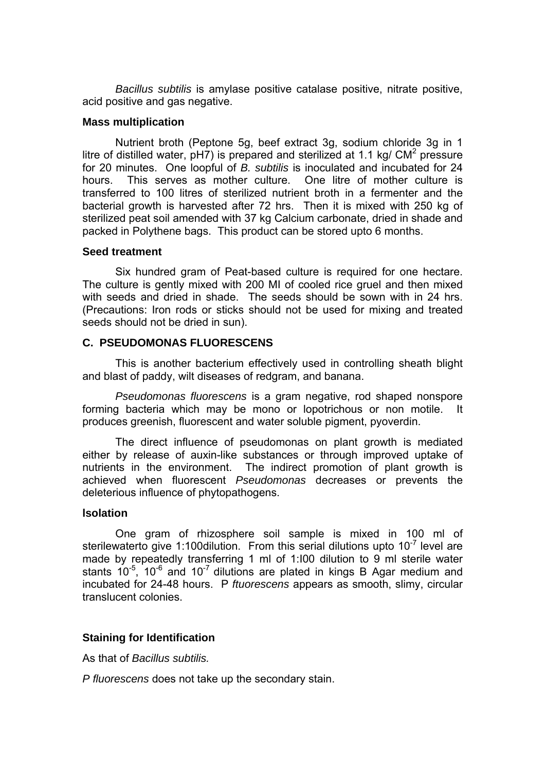*Bacillus subtilis* is amylase positive catalase positive, nitrate positive, acid positive and gas negative.

**Mass multiplication**

Nutrient broth (Peptone 5g, beef extract 3g, sodium chloride 3g in 1 litre of distilled water, pH7) is prepared and sterilized at 1.1 kg/ $CM^2$ pressure for 20 minutes. One loopful of *B. subtilis* is inoculated and incubated for 24 hours. This serves as mother culture. One litre of mother culture is transferred to 100 litres of sterilized nutrient broth in a fermenter and the bacterial growth is harvested after 72 hrs. Then it is mixed with 250 kg of sterilized peat soil amended with 37 kg Calcium carbonate, dried in shade and packed in Polythene bags. This product can be stored upto 6 months.

**Seed treatment**

Six hundred gram of Peat-based culture is required for one hectare. The culture is gently mixed with 200 Ml of cooled rice gruel and then mixed with seeds and dried in shade. The seeds should be sown with in 24 hrs. (Precautions: Iron rods or sticks should not be used for mixing and treated seeds should not be dried in sun).

**C. PSEUDOMONAS FLUORESCENS**

This is another bacterium effectively used in controlling sheath blight and blast of paddy, wilt diseases of redgram, and banana.

*Pseudomonas fluorescens* is a gram negative, rod shaped nonspore forming bacteria which may be mono or lopotrichous or non motile. It produces greenish, fluorescent and water soluble pigment, pyoverdin.

The direct influence of pseudomonas on plant growth is mediated either by release of auxin-like substances or through improved uptake of nutrients in the environment. The indirect promotion of plant growth is achieved when fluorescent *Pseudomonas* decreases or prevents the deleterious influence of phytopathogens.

**Isolation**

One gram of rhizosphere soil sample is mixed in 100 ml of sterilewaterto give 1:100dilution. From this serial dilutions upto $10^{-7}$ level are made by repeatedly transferring 1 ml of 1:l00 dilution to 9 ml sterile water stants $10^{-5}$, $10^{-6}$ and $10^{-7}$ dilutions are plated in kings B Agar medium and incubated for 24-48 hours. P *ftuorescens* appears as smooth, slimy, circular translucent colonies.

**Staining for Identification**

As that of *Bacillus subtilis.*

*P fluorescens* does not take up the secondary stain.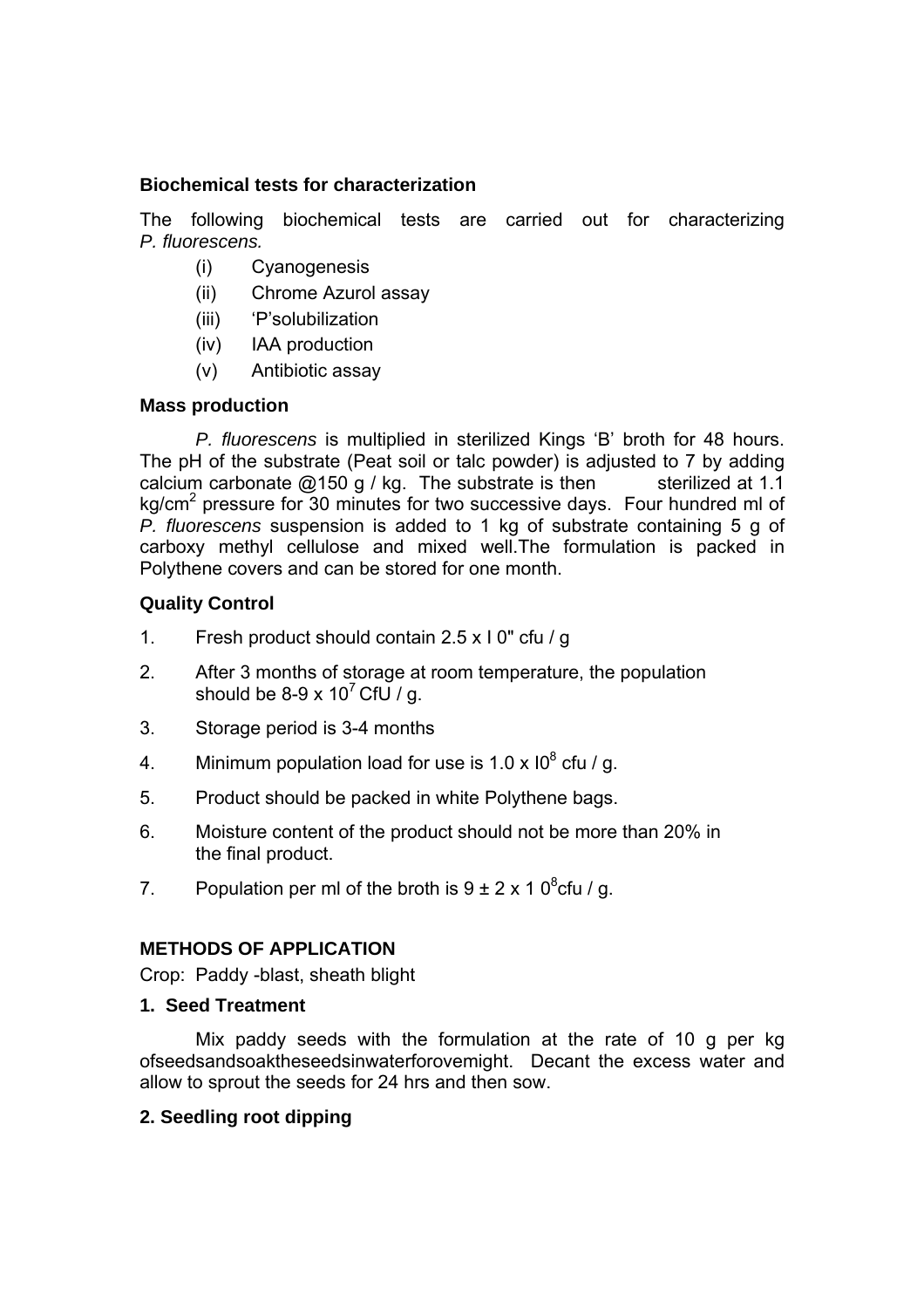**Biochemical tests for characterization**

The following biochemical tests are carried out for characterizing *P. fluorescens.*

(i) Cyanogenesis
(ii) Chrome Azurol assay
(iii) 'P'solubilization
(iv) IAA production
(v) Antibiotic assay

**Mass production**

*P. fluorescens* is multiplied in sterilized Kings 'B' broth for 48 hours. The pH of the substrate (Peat soil or talc powder) is adjusted to 7 by adding calcium carbonate @150 g / kg. The substrate is then sterilized at 1.1 $kg/cm^2$ pressure for 30 minutes for two successive days. Four hundred ml of *P. fluorescens* suspension is added to 1 kg of substrate containing 5 g of carboxy methyl cellulose and mixed well.The formulation is packed in Polythene covers and can be stored for one month.

**Quality Control**

1. Fresh product should contain 2.5 x I 0" cfu / g
2. After 3 months of storage at room temperature, the population should be 8-9 x $10^7$ CfU / g.
3. Storage period is 3-4 months
4. Minimum population load for use is 1.0 x $I0^8$ cfu / g.
5. Product should be packed in white Polythene bags.
6. Moisture content of the product should not be more than 20% in the final product.
7. Population per ml of the broth is 9 ± 2 x 1 $0^8$cfu / g.

**METHODS OF APPLICATION**

Crop: Paddy -blast, sheath blight

**1. Seed Treatment**

Mix paddy seeds with the formulation at the rate of 10 g per kg ofseedsandsoaktheseedsinwaterforovemight. Decant the excess water and allow to sprout the seeds for 24 hrs and then sow.

**2. Seedling root dipping**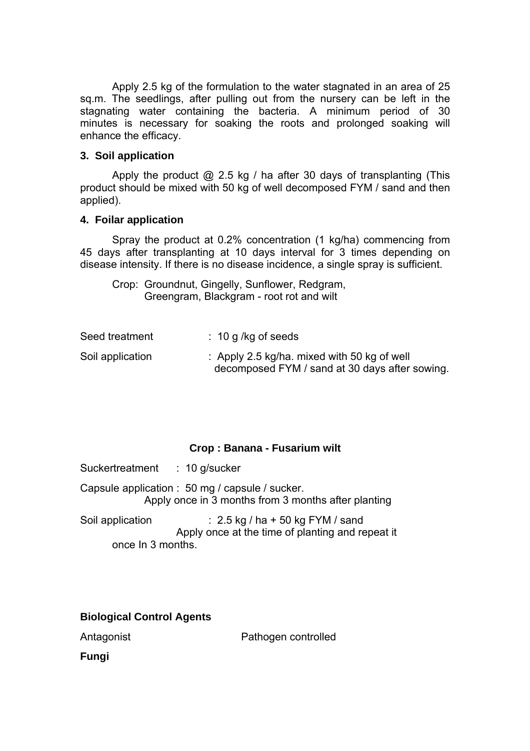Apply 2.5 kg of the formulation to the water stagnated in an area of 25 sq.m. The seedlings, after pulling out from the nursery can be left in the stagnating water containing the bacteria. A minimum period of 30 minutes is necessary for soaking the roots and prolonged soaking will enhance the efficacy.

**3. Soil application**

Apply the product @ 2.5 kg / ha after 30 days of transplanting (This product should be mixed with 50 kg of well decomposed FYM / sand and then applied).

**4. Foilar application**

Spray the product at 0.2% concentration (1 kg/ha) commencing from 45 days after transplanting at 10 days interval for 3 times depending on disease intensity. If there is no disease incidence, a single spray is sufficient.

Crop: Groundnut, Gingelly, Sunflower, Redgram, Greengram, Blackgram - root rot and wilt

Seed treatment : 10 g /kg of seeds

Soil application : Apply 2.5 kg/ha. mixed with 50 kg of well decomposed FYM / sand at 30 days after sowing.

**Crop : Banana - Fusarium wilt**

Suckertreatment : 10 g/sucker

Capsule application : 50 mg / capsule / sucker.
Apply once in 3 months from 3 months after planting

Soil application : 2.5 kg / ha + 50 kg FYM / sand
Apply once at the time of planting and repeat it once In 3 months.

**Biological Control Agents**

Antagonist Pathogen controlled

**Fungi**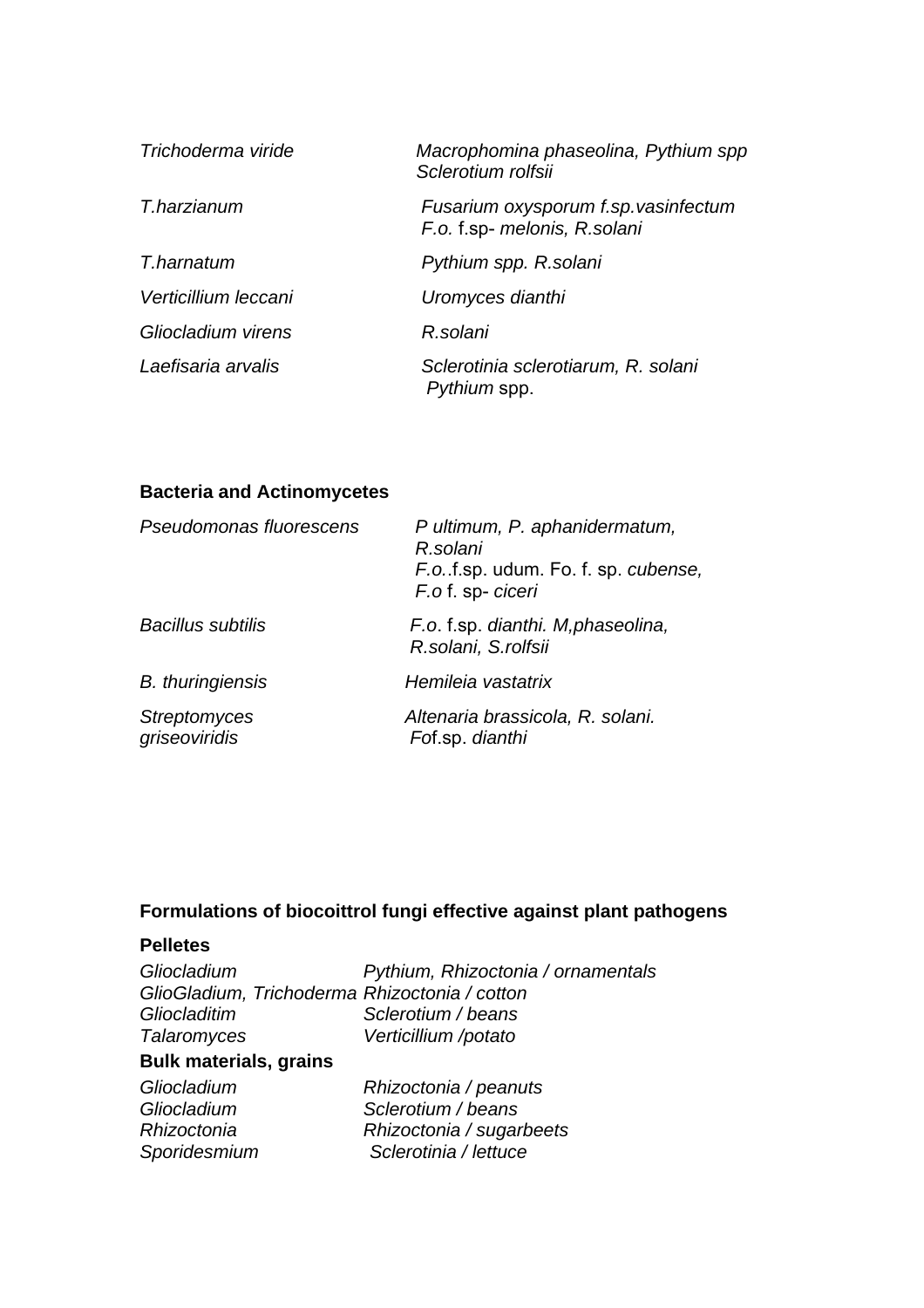| | |
|---|---|
| *Trichoderma viride* | *Macrophomina phaseolina, Pythium spp Sclerotium rolfsii* |
| *T.harzianum* | *Fusarium oxysporum f.sp.vasinfectum F.o.* f.sp- *melonis, R.solani* |
| *T.harnatum* | *Pythium spp. R.solani* |
| *Verticillium leccani* | *Uromyces dianthi* |
| *Gliocladium virens* | *R.solani* |
| *Laefisaria arvalis* | *Sclerotinia sclerotiarum, R. solani Pythium* spp. |

**Bacteria and Actinomycetes**

| | |
|---|---|
| *Pseudomonas fluorescens* | *P ultimum, P. aphanidermatum, R.solani F.o.*.f.sp. udum. Fo. f. sp. *cubense, F.o* f. sp- *ciceri* |
| *Bacillus subtilis* | *F.o*. f.sp. *dianthi. M,phaseolina, R.solani, S.rolfsii* |
| *B. thuringiensis* | *Hemileia vastatrix* |
| *Streptomyces griseoviridis* | *Altenaria brassicola, R. solani. F*of.sp. *dianthi* |

**Formulations of biocoittrol fungi effective against plant pathogens**

**Pelletes**

| | |
|---|---|
| *Gliocladium* | *Pythium, Rhizoctonia / ornamentals* |
| *GlioGladium, Trichoderma* | *Rhizoctonia / cotton* |
| *Gliocladitim* | *Sclerotium / beans* |
| *Talaromyces* | *Verticillium /potato* |

**Bulk materials, grains**

| | |
|---|---|
| *Gliocladium* | *Rhizoctonia / peanuts* |
| *Gliocladium* | *Sclerotium / beans* |
| *Rhizoctonia* | *Rhizoctonia / sugarbeets* |
| *Sporidesmium* | *Sclerotinia / lettuce* |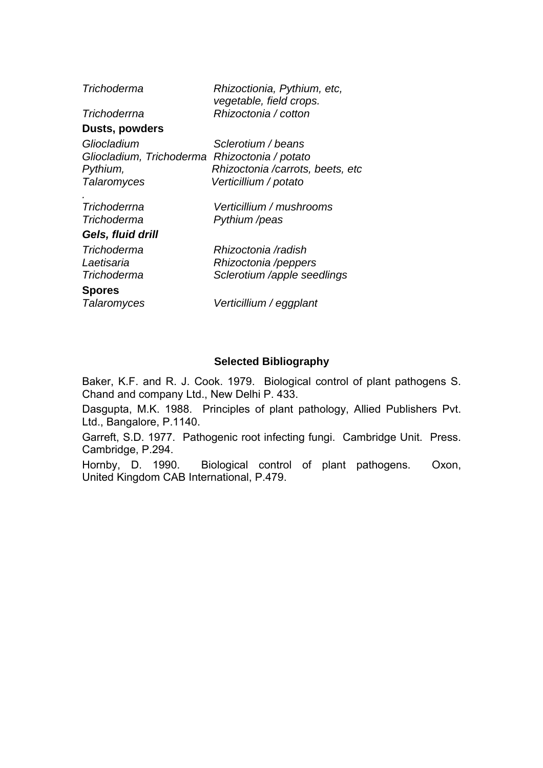| | |
|---|---|
| *Trichoderma* | *Rhizoctionia, Pythium, etc, vegetable, field crops.* |
| *Trichoderrna* | *Rhizoctonia / cotton* |
| **Dusts, powders** | |
| *Gliocladium* | *Sclerotium / beans* |
| *Gliocladium, Trichoderma* | *Rhizoctonia / potato* |
| *Pythium,* | *Rhizoctonia /carrots, beets, etc* |
| *Talaromyces* | *Verticillium / potato* |
| *.* | |
| *Trichoderrna* | *Verticillium / mushrooms* |
| *Trichoderma* | *Pythium /peas* |
| ***Gels, fluid drill*** | |
| *Trichoderma* | *Rhizoctonia /radish* |
| *Laetisaria* | *Rhizoctonia /peppers* |
| *Trichoderma* | *Sclerotium /apple seedlings* |
| **Spores** | |
| *Talaromyces* | *Verticillium / eggplant* |

## Selected Bibliography

Baker, K.F. and R. J. Cook. 1979. Biological control of plant pathogens S. Chand and company Ltd., New Delhi P. 433.

Dasgupta, M.K. 1988. Principles of plant pathology, Allied Publishers Pvt. Ltd., Bangalore, P.1140.

Garreft, S.D. 1977. Pathogenic root infecting fungi. Cambridge Unit. Press. Cambridge, P.294.

Hornby, D. 1990. Biological control of plant pathogens. Oxon, United Kingdom CAB International, P.479.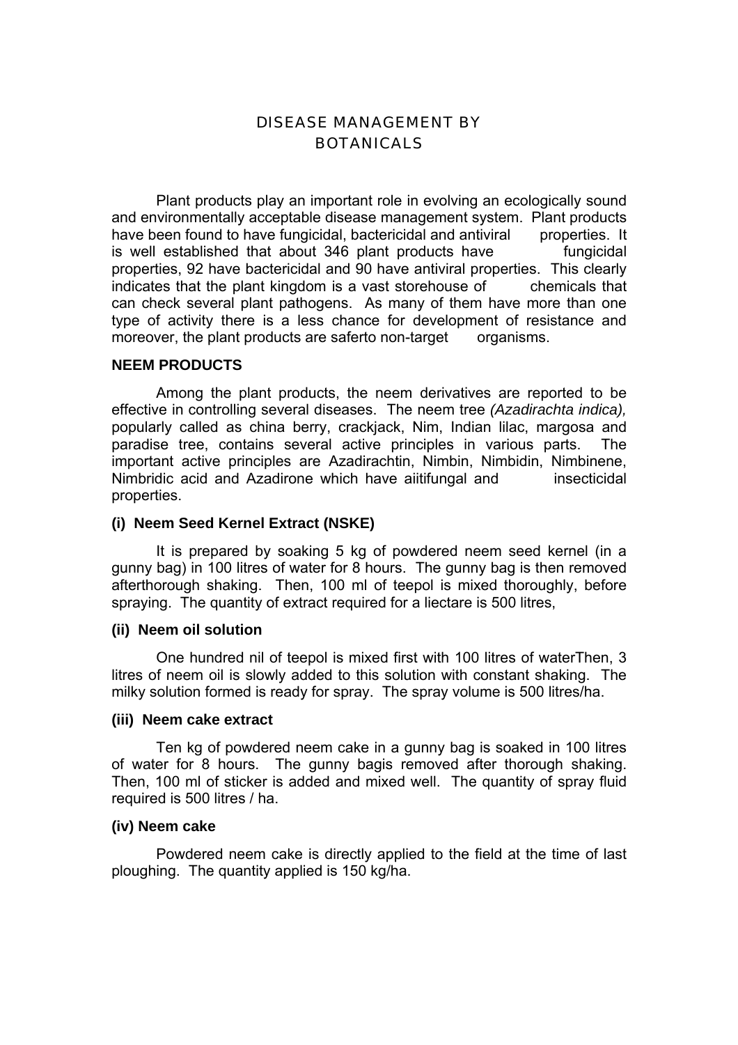# DISEASE MANAGEMENT BY BOTANICALS

Plant products play an important role in evolving an ecologically sound and environmentally acceptable disease management system. Plant products have been found to have fungicidal, bactericidal and antiviral properties. It is well established that about 346 plant products have fungicidal properties, 92 have bactericidal and 90 have antiviral properties. This clearly indicates that the plant kingdom is a vast storehouse of chemicals that can check several plant pathogens. As many of them have more than one type of activity there is a less chance for development of resistance and moreover, the plant products are saferto non-target organisms.

## NEEM PRODUCTS

Among the plant products, the neem derivatives are reported to be effective in controlling several diseases. The neem tree *(Azadirachta indica),* popularly called as china berry, crackjack, Nim, Indian lilac, margosa and paradise tree, contains several active principles in various parts. The important active principles are Azadirachtin, Nimbin, Nimbidin, Nimbinene, Nimbridic acid and Azadirone which have aiitifungal and insecticidal properties.

### (i) Neem Seed Kernel Extract (NSKE)

It is prepared by soaking 5 kg of powdered neem seed kernel (in a gunny bag) in 100 litres of water for 8 hours. The gunny bag is then removed afterthorough shaking. Then, 100 ml of teepol is mixed thoroughly, before spraying. The quantity of extract required for a liectare is 500 litres,

### (ii) Neem oil solution

One hundred nil of teepol is mixed first with 100 litres of waterThen, 3 litres of neem oil is slowly added to this solution with constant shaking. The milky solution formed is ready for spray. The spray volume is 500 litres/ha.

### (iii) Neem cake extract

Ten kg of powdered neem cake in a gunny bag is soaked in 100 litres of water for 8 hours. The gunny bagis removed after thorough shaking. Then, 100 ml of sticker is added and mixed well. The quantity of spray fluid required is 500 litres / ha.

### (iv) Neem cake

Powdered neem cake is directly applied to the field at the time of last ploughing. The quantity applied is 150 kg/ha.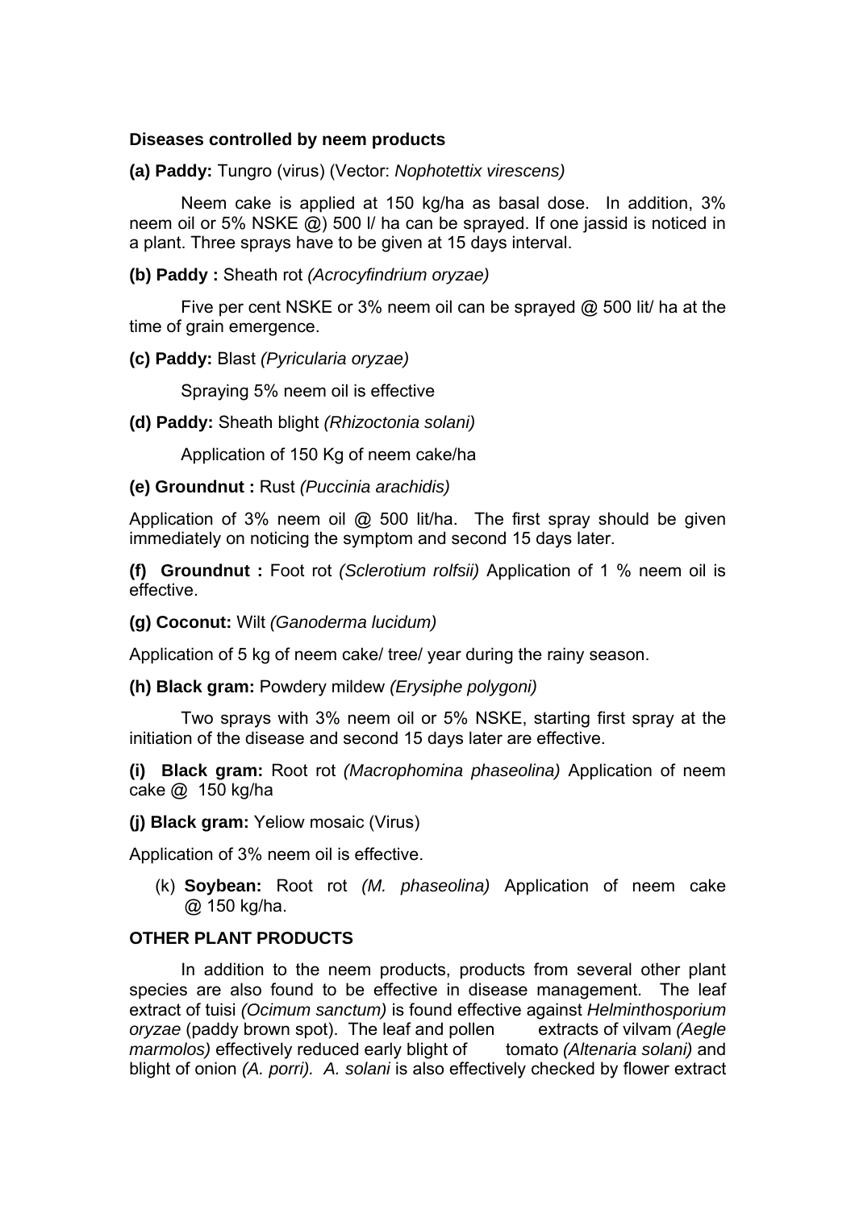**Diseases controlled by neem products**

**(a) Paddy:** Tungro (virus) (Vector: *Nophotettix virescens)*

Neem cake is applied at 150 kg/ha as basal dose. In addition, 3% neem oil or 5% NSKE @) 500 l/ ha can be sprayed. If one jassid is noticed in a plant. Three sprays have to be given at 15 days interval.

**(b) Paddy :** Sheath rot *(Acrocyfindrium oryzae)*

Five per cent NSKE or 3% neem oil can be sprayed @ 500 lit/ ha at the time of grain emergence.

**(c) Paddy:** Blast *(Pyricularia oryzae)*

Spraying 5% neem oil is effective

**(d) Paddy:** Sheath blight *(Rhizoctonia solani)*

Application of 150 Kg of neem cake/ha

**(e) Groundnut :** Rust *(Puccinia arachidis)*

Application of 3% neem oil @ 500 lit/ha. The first spray should be given immediately on noticing the symptom and second 15 days later.

**(f) Groundnut :** Foot rot *(Sclerotium rolfsii)* Application of 1 % neem oil is effective.

**(g) Coconut:** Wilt *(Ganoderma lucidum)*

Application of 5 kg of neem cake/ tree/ year during the rainy season.

**(h) Black gram:** Powdery mildew *(Erysiphe polygoni)*

Two sprays with 3% neem oil or 5% NSKE, starting first spray at the initiation of the disease and second 15 days later are effective.

**(i) Black gram:** Root rot *(Macrophomina phaseolina)* Application of neem cake @ 150 kg/ha

**(j) Black gram:** Yeliow mosaic (Virus)

Application of 3% neem oil is effective.

(k) **Soybean:** Root rot *(M. phaseolina)* Application of neem cake @ 150 kg/ha.

**OTHER PLANT PRODUCTS**

In addition to the neem products, products from several other plant species are also found to be effective in disease management. The leaf extract of tuisi *(Ocimum sanctum)* is found effective against *Helminthosporium oryzae* (paddy brown spot). The leaf and pollen extracts of vilvam *(Aegle marmolos)* effectively reduced early blight of tomato *(Altenaria solani)* and blight of onion *(A. porri). A. solani* is also effectively checked by flower extract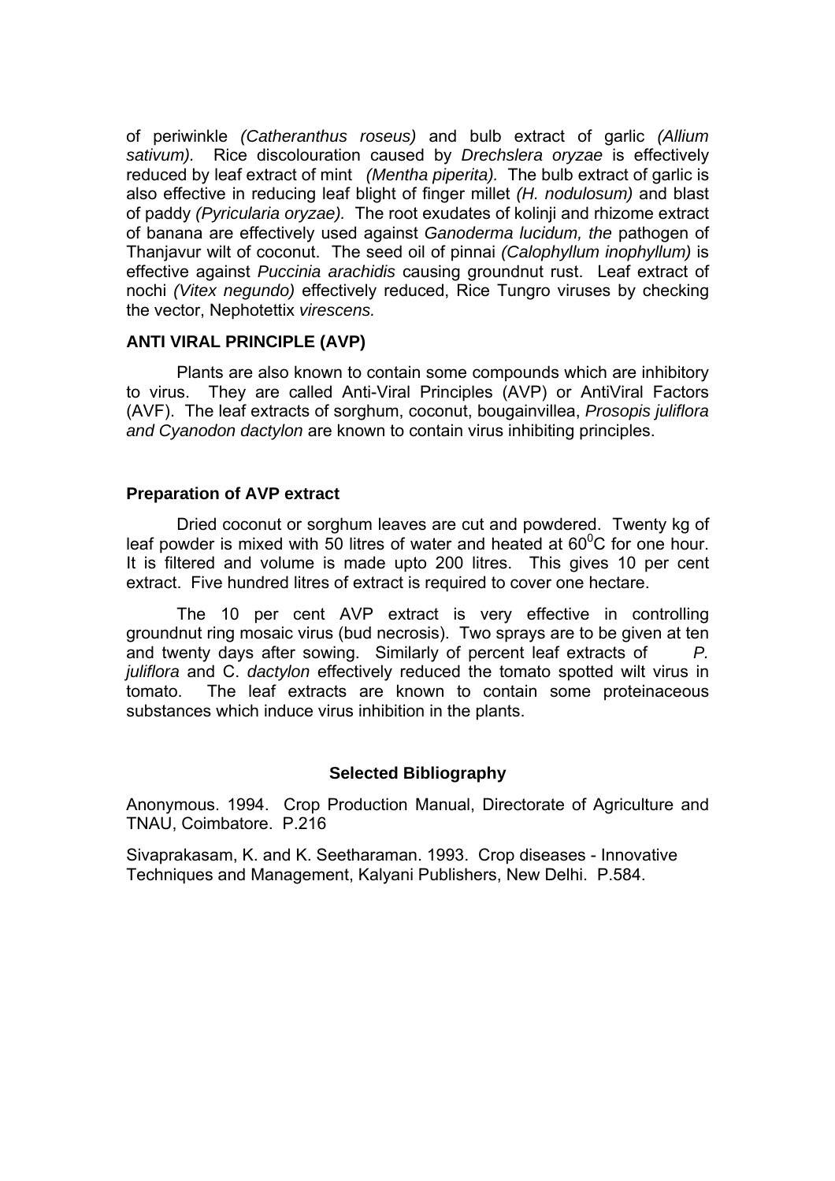of periwinkle *(Catheranthus roseus)* and bulb extract of garlic *(Allium sativum).* Rice discolouration caused by *Drechslera oryzae* is effectively reduced by leaf extract of mint *(Mentha piperita).* The bulb extract of garlic is also effective in reducing leaf blight of finger millet *(H. nodulosum)* and blast of paddy *(Pyricularia oryzae).* The root exudates of kolinji and rhizome extract of banana are effectively used against *Ganoderma lucidum, the* pathogen of Thanjavur wilt of coconut. The seed oil of pinnai *(Calophyllum inophyllum)* is effective against *Puccinia arachidis* causing groundnut rust. Leaf extract of nochi *(Vitex negundo)* effectively reduced, Rice Tungro viruses by checking the vector, Nephotettix *virescens.*

**ANTI VIRAL PRINCIPLE (AVP)**

Plants are also known to contain some compounds which are inhibitory to virus. They are called Anti-Viral Principles (AVP) or AntiViral Factors (AVF). The leaf extracts of sorghum, coconut, bougainvillea, *Prosopis juliflora and Cyanodon dactylon* are known to contain virus inhibiting principles.

**Preparation of AVP extract**

Dried coconut or sorghum leaves are cut and powdered. Twenty kg of leaf powder is mixed with 50 litres of water and heated at $60^0$C for one hour. It is filtered and volume is made upto 200 litres. This gives 10 per cent extract. Five hundred litres of extract is required to cover one hectare.

The 10 per cent AVP extract is very effective in controlling groundnut ring mosaic virus (bud necrosis). Two sprays are to be given at ten and twenty days after sowing. Similarly of percent leaf extracts of *P. juliflora* and C. *dactylon* effectively reduced the tomato spotted wilt virus in tomato. The leaf extracts are known to contain some proteinaceous substances which induce virus inhibition in the plants.

**Selected Bibliography**

Anonymous. 1994. Crop Production Manual, Directorate of Agriculture and TNAU, Coimbatore. P.216

Sivaprakasam, K. and K. Seetharaman. 1993. Crop diseases - Innovative Techniques and Management, Kalyani Publishers, New Delhi. P.584.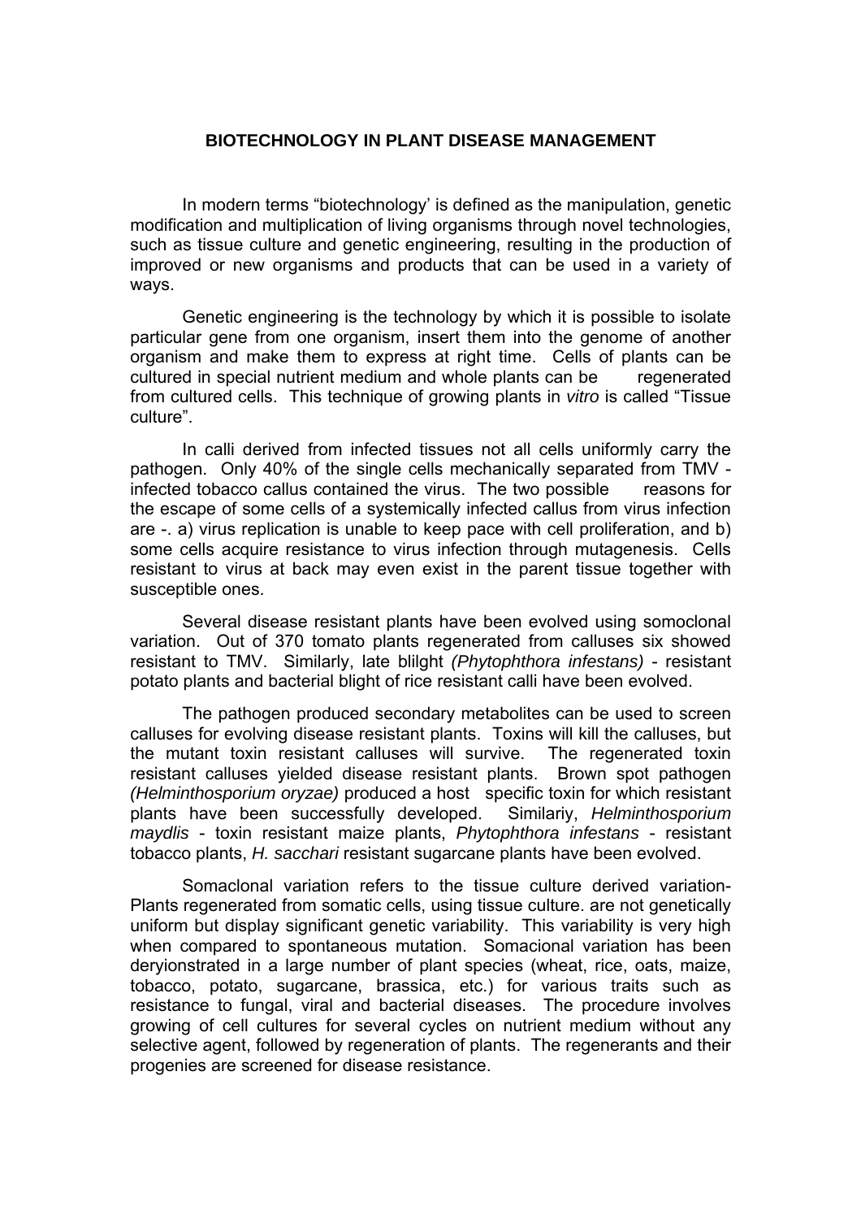## BIOTECHNOLOGY IN PLANT DISEASE MANAGEMENT

In modern terms "biotechnology' is defined as the manipulation, genetic modification and multiplication of living organisms through novel technologies, such as tissue culture and genetic engineering, resulting in the production of improved or new organisms and products that can be used in a variety of ways.

Genetic engineering is the technology by which it is possible to isolate particular gene from one organism, insert them into the genome of another organism and make them to express at right time. Cells of plants can be cultured in special nutrient medium and whole plants can be regenerated from cultured cells. This technique of growing plants in *vitro* is called "Tissue culture".

In calli derived from infected tissues not all cells uniformly carry the pathogen. Only 40% of the single cells mechanically separated from TMV - infected tobacco callus contained the virus. The two possible reasons for the escape of some cells of a systemically infected callus from virus infection are -. a) virus replication is unable to keep pace with cell proliferation, and b) some cells acquire resistance to virus infection through mutagenesis. Cells resistant to virus at back may even exist in the parent tissue together with susceptible ones.

Several disease resistant plants have been evolved using somoclonal variation. Out of 370 tomato plants regenerated from calluses six showed resistant to TMV. Similarly, late blilght *(Phytophthora infestans)* - resistant potato plants and bacterial blight of rice resistant calli have been evolved.

The pathogen produced secondary metabolites can be used to screen calluses for evolving disease resistant plants. Toxins will kill the calluses, but the mutant toxin resistant calluses will survive. The regenerated toxin resistant calluses yielded disease resistant plants. Brown spot pathogen *(Helminthosporium oryzae)* produced a host specific toxin for which resistant plants have been successfully developed. Similariy, *Helminthosporium maydlis* - toxin resistant maize plants, *Phytophthora infestans* - resistant tobacco plants, *H. sacchari* resistant sugarcane plants have been evolved.

Somaclonal variation refers to the tissue culture derived variation- Plants regenerated from somatic cells, using tissue culture. are not genetically uniform but display significant genetic variability. This variability is very high when compared to spontaneous mutation. Somacional variation has been deryionstrated in a large number of plant species (wheat, rice, oats, maize, tobacco, potato, sugarcane, brassica, etc.) for various traits such as resistance to fungal, viral and bacterial diseases. The procedure involves growing of cell cultures for several cycles on nutrient medium without any selective agent, followed by regeneration of plants. The regenerants and their progenies are screened for disease resistance.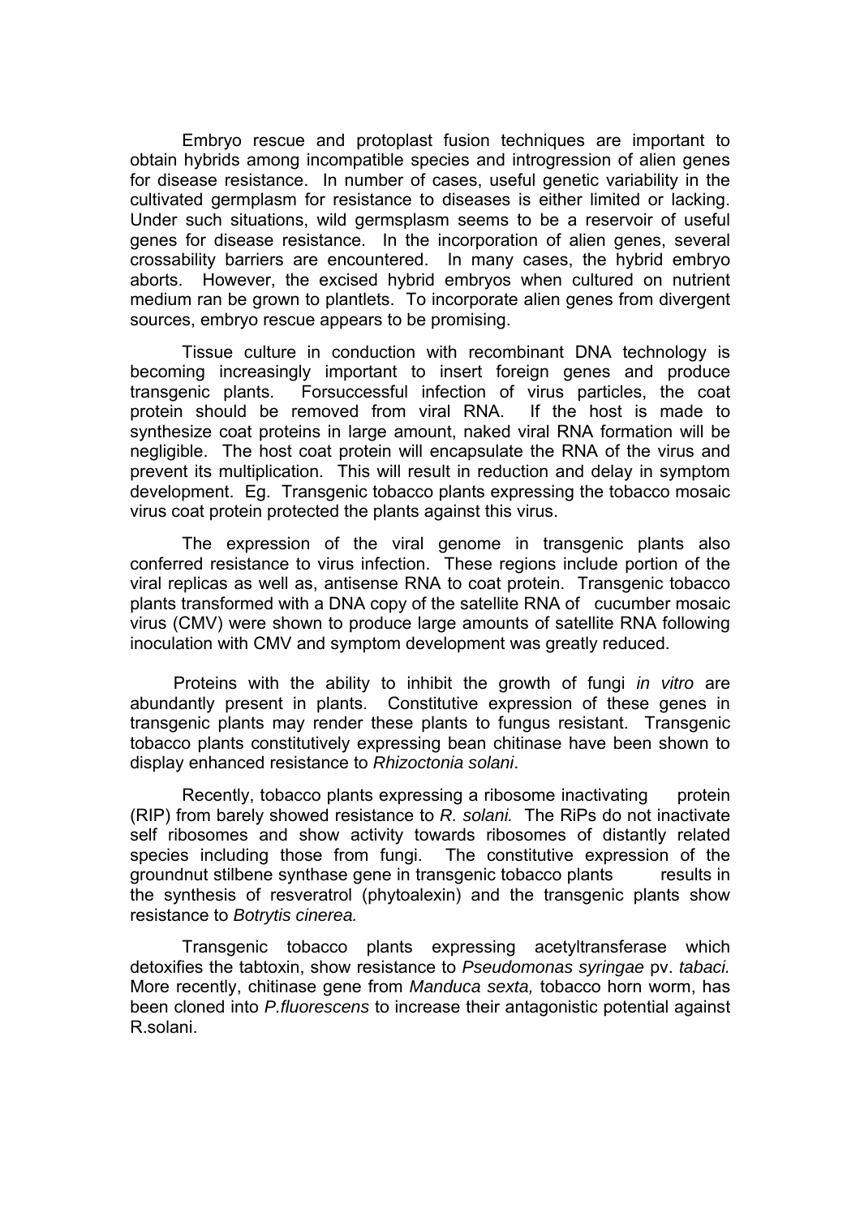Embryo rescue and protoplast fusion techniques are important to obtain hybrids among incompatible species and introgression of alien genes for disease resistance. In number of cases, useful genetic variability in the cultivated germplasm for resistance to diseases is either limited or lacking. Under such situations, wild germsplasm seems to be a reservoir of useful genes for disease resistance. In the incorporation of alien genes, several crossability barriers are encountered. In many cases, the hybrid embryo aborts. However, the excised hybrid embryos when cultured on nutrient medium ran be grown to plantlets. To incorporate alien genes from divergent sources, embryo rescue appears to be promising.

Tissue culture in conduction with recombinant DNA technology is becoming increasingly important to insert foreign genes and produce transgenic plants. Forsuccessful infection of virus particles, the coat protein should be removed from viral RNA. If the host is made to synthesize coat proteins in large amount, naked viral RNA formation will be negligible. The host coat protein will encapsulate the RNA of the virus and prevent its multiplication. This will result in reduction and delay in symptom development. Eg. Transgenic tobacco plants expressing the tobacco mosaic virus coat protein protected the plants against this virus.

The expression of the viral genome in transgenic plants also conferred resistance to virus infection. These regions include portion of the viral replicas as well as, antisense RNA to coat protein. Transgenic tobacco plants transformed with a DNA copy of the satellite RNA of cucumber mosaic virus (CMV) were shown to produce large amounts of satellite RNA following inoculation with CMV and symptom development was greatly reduced.

Proteins with the ability to inhibit the growth of fungi *in vitro* are abundantly present in plants. Constitutive expression of these genes in transgenic plants may render these plants to fungus resistant. Transgenic tobacco plants constitutively expressing bean chitinase have been shown to display enhanced resistance to *Rhizoctonia solani*.

Recently, tobacco plants expressing a ribosome inactivating protein (RIP) from barely showed resistance to *R. solani.* The RiPs do not inactivate self ribosomes and show activity towards ribosomes of distantly related species including those from fungi. The constitutive expression of the groundnut stilbene synthase gene in transgenic tobacco plants results in the synthesis of resveratrol (phytoalexin) and the transgenic plants show resistance to *Botrytis cinerea.*

Transgenic tobacco plants expressing acetyltransferase which detoxifies the tabtoxin, show resistance to *Pseudomonas syringae* pv. *tabaci.* More recently, chitinase gene from *Manduca sexta,* tobacco horn worm, has been cloned into *P.fluorescens* to increase their antagonistic potential against R.solani.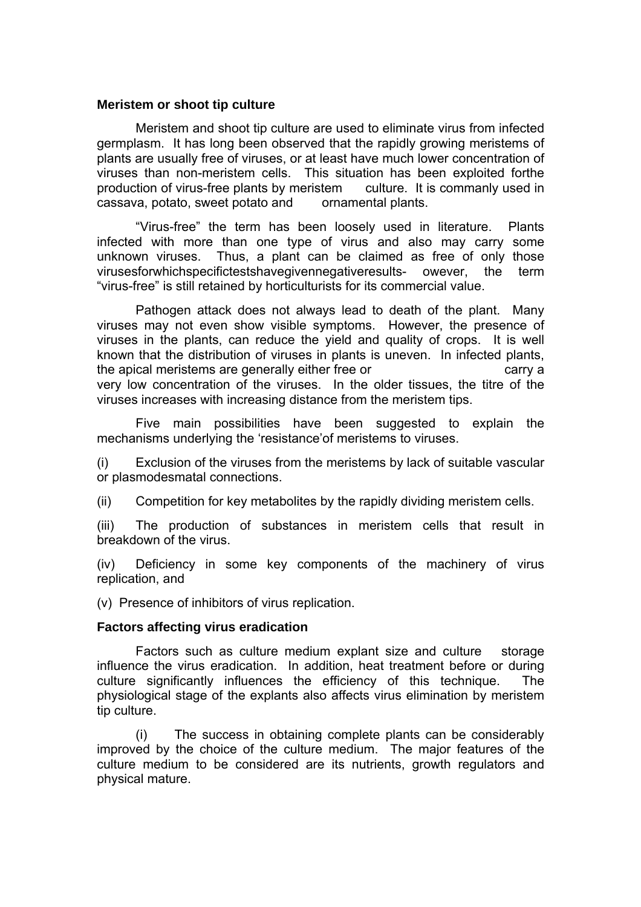**Meristem or shoot tip culture**

Meristem and shoot tip culture are used to eliminate virus from infected germplasm. It has long been observed that the rapidly growing meristems of plants are usually free of viruses, or at least have much lower concentration of viruses than non-meristem cells. This situation has been exploited forthe production of virus-free plants by meristem culture. It is commanly used in cassava, potato, sweet potato and ornamental plants.

"Virus-free" the term has been loosely used in literature. Plants infected with more than one type of virus and also may carry some unknown viruses. Thus, a plant can be claimed as free of only those virusesforwhichspecifictestshavegivennegativeresults- owever, the term "virus-free" is still retained by horticulturists for its commercial value.

Pathogen attack does not always lead to death of the plant. Many viruses may not even show visible symptoms. However, the presence of viruses in the plants, can reduce the yield and quality of crops. It is well known that the distribution of viruses in plants is uneven. In infected plants, the apical meristems are generally either free or carry a very low concentration of the viruses. In the older tissues, the titre of the viruses increases with increasing distance from the meristem tips.

Five main possibilities have been suggested to explain the mechanisms underlying the 'resistance'of meristems to viruses.

(i) Exclusion of the viruses from the meristems by lack of suitable vascular or plasmodesmatal connections.

(ii) Competition for key metabolites by the rapidly dividing meristem cells.

(iii) The production of substances in meristem cells that result in breakdown of the virus.

(iv) Deficiency in some key components of the machinery of virus replication, and

(v) Presence of inhibitors of virus replication.

**Factors affecting virus eradication**

Factors such as culture medium explant size and culture storage influence the virus eradication. In addition, heat treatment before or during culture significantly influences the efficiency of this technique. The physiological stage of the explants also affects virus elimination by meristem tip culture.

(i) The success in obtaining complete plants can be considerably improved by the choice of the culture medium. The major features of the culture medium to be considered are its nutrients, growth regulators and physical mature.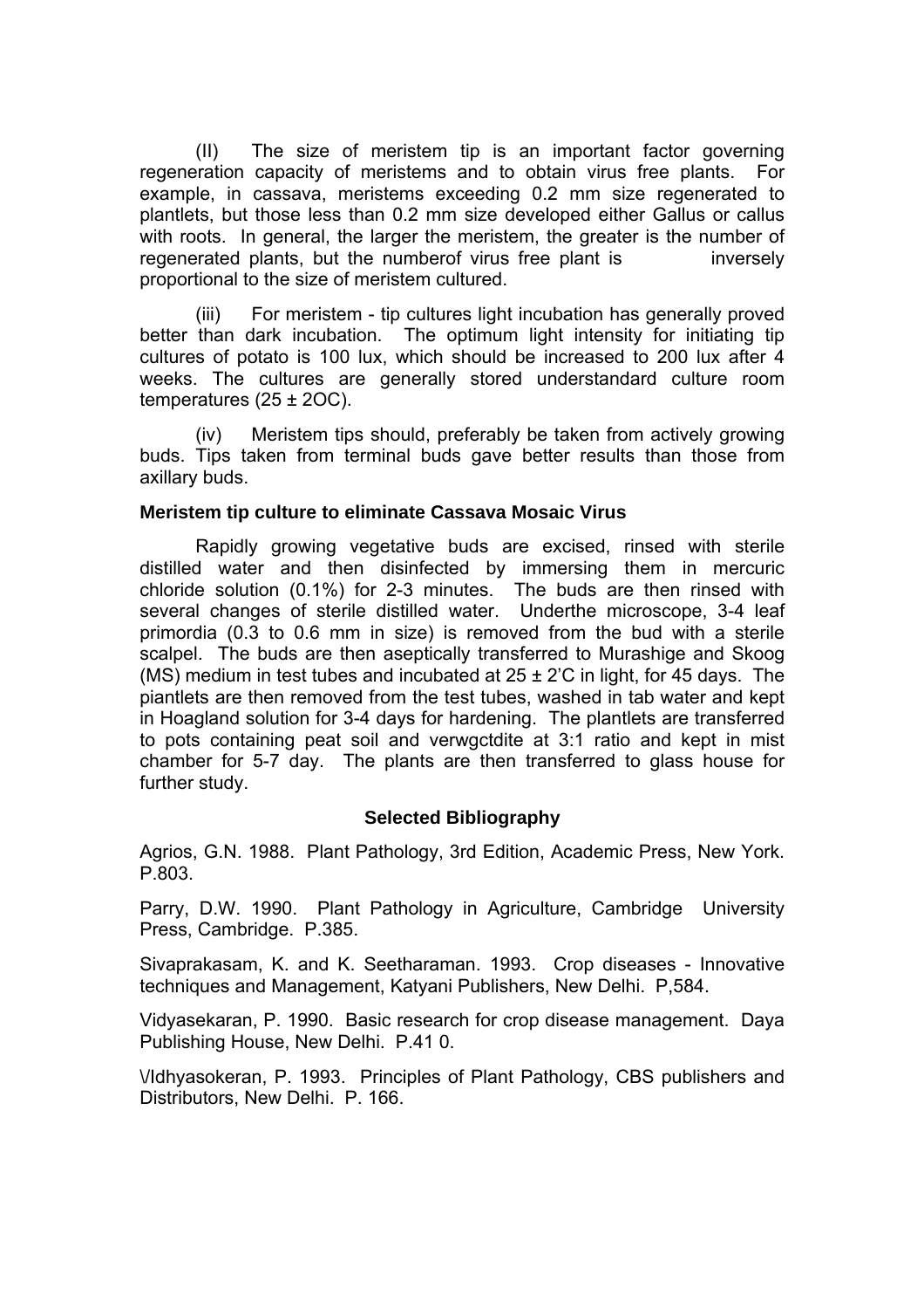(II) The size of meristem tip is an important factor governing regeneration capacity of meristems and to obtain virus free plants. For example, in cassava, meristems exceeding 0.2 mm size regenerated to plantlets, but those less than 0.2 mm size developed either Gallus or callus with roots. In general, the larger the meristem, the greater is the number of regenerated plants, but the numberof virus free plant is inversely proportional to the size of meristem cultured.

(iii) For meristem - tip cultures light incubation has generally proved better than dark incubation. The optimum light intensity for initiating tip cultures of potato is 100 lux, which should be increased to 200 lux after 4 weeks. The cultures are generally stored understandard culture room temperatures (25 ± 2OC).

(iv) Meristem tips should, preferably be taken from actively growing buds. Tips taken from terminal buds gave better results than those from axillary buds.

**Meristem tip culture to eliminate Cassava Mosaic Virus**

Rapidly growing vegetative buds are excised, rinsed with sterile distilled water and then disinfected by immersing them in mercuric chloride solution (0.1%) for 2-3 minutes. The buds are then rinsed with several changes of sterile distilled water. Underthe microscope, 3-4 leaf primordia (0.3 to 0.6 mm in size) is removed from the bud with a sterile scalpel. The buds are then aseptically transferred to Murashige and Skoog (MS) medium in test tubes and incubated at 25 ± 2'C in light, for 45 days. The piantlets are then removed from the test tubes, washed in tab water and kept in Hoagland solution for 3-4 days for hardening. The plantlets are transferred to pots containing peat soil and verwgctdite at 3:1 ratio and kept in mist chamber for 5-7 day. The plants are then transferred to glass house for further study.

**Selected Bibliography**

Agrios, G.N. 1988. Plant Pathology, 3rd Edition, Academic Press, New York. P.803.

Parry, D.W. 1990. Plant Pathology in Agriculture, Cambridge University Press, Cambridge. P.385.

Sivaprakasam, K. and K. Seetharaman. 1993. Crop diseases - Innovative techniques and Management, Katyani Publishers, New Delhi. P,584.

Vidyasekaran, P. 1990. Basic research for crop disease management. Daya Publishing House, New Delhi. P.41 0.

\/Idhyasokeran, P. 1993. Principles of Plant Pathology, CBS publishers and Distributors, New Delhi. P. 166.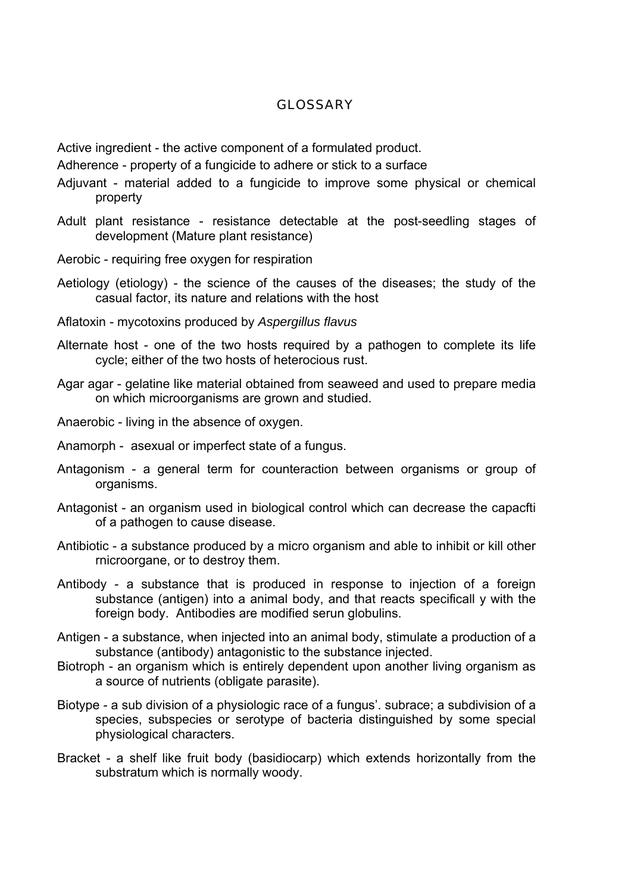# GLOSSARY

Active ingredient - the active component of a formulated product.

Adherence - property of a fungicide to adhere or stick to a surface

Adjuvant - material added to a fungicide to improve some physical or chemical property

Adult plant resistance - resistance detectable at the post-seedling stages of development (Mature plant resistance)

Aerobic - requiring free oxygen for respiration

Aetiology (etiology) - the science of the causes of the diseases; the study of the casual factor, its nature and relations with the host

Aflatoxin - mycotoxins produced by *Aspergillus flavus*

Alternate host - one of the two hosts required by a pathogen to complete its life cycle; either of the two hosts of heterocious rust.

Agar agar - gelatine like material obtained from seaweed and used to prepare media on which microorganisms are grown and studied.

Anaerobic - living in the absence of oxygen.

Anamorph - asexual or imperfect state of a fungus.

Antagonism - a general term for counteraction between organisms or group of organisms.

Antagonist - an organism used in biological control which can decrease the capacfti of a pathogen to cause disease.

Antibiotic - a substance produced by a micro organism and able to inhibit or kill other rnicroorgane, or to destroy them.

Antibody - a substance that is produced in response to injection of a foreign substance (antigen) into a animal body, and that reacts specificall y with the foreign body. Antibodies are modified serun globulins.

Antigen - a substance, when injected into an animal body, stimulate a production of a substance (antibody) antagonistic to the substance injected.

Biotroph - an organism which is entirely dependent upon another living organism as a source of nutrients (obligate parasite).

Biotype - a sub division of a physiologic race of a fungus'. subrace; a subdivision of a species, subspecies or serotype of bacteria distinguished by some special physiological characters.

Bracket - a shelf like fruit body (basidiocarp) which extends horizontally from the substratum which is normally woody.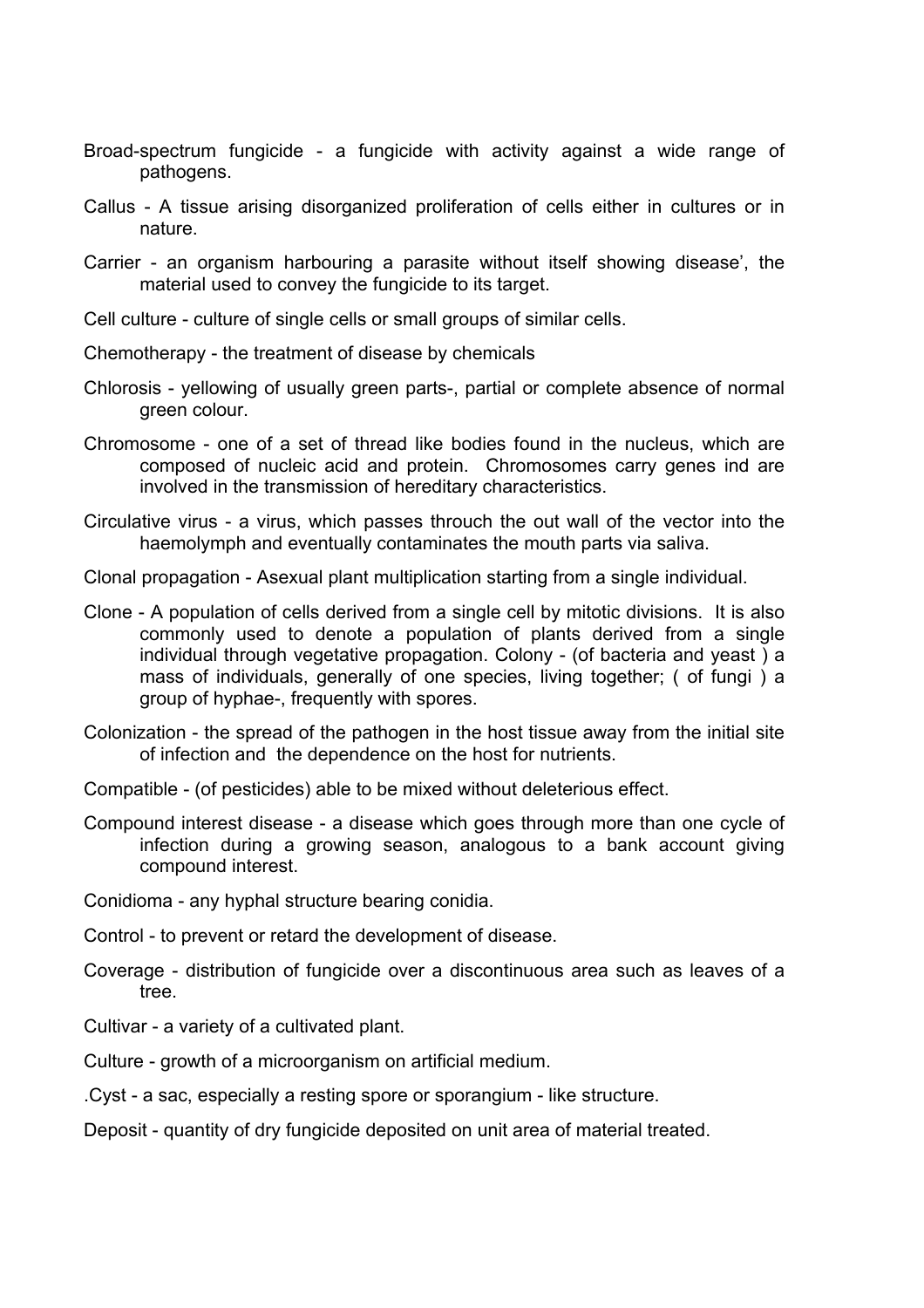Broad-spectrum fungicide - a fungicide with activity against a wide range of pathogens.

Callus - A tissue arising disorganized proliferation of cells either in cultures or in nature.

Carrier - an organism harbouring a parasite without itself showing disease', the material used to convey the fungicide to its target.

Cell culture - culture of single cells or small groups of similar cells.

Chemotherapy - the treatment of disease by chemicals

Chlorosis - yellowing of usually green parts-, partial or complete absence of normal green colour.

Chromosome - one of a set of thread like bodies found in the nucleus, which are composed of nucleic acid and protein. Chromosomes carry genes ind are involved in the transmission of hereditary characteristics.

Circulative virus - a virus, which passes throuch the out wall of the vector into the haemolymph and eventually contaminates the mouth parts via saliva.

Clonal propagation - Asexual plant multiplication starting from a single individual.

Clone - A population of cells derived from a single cell by mitotic divisions. It is also commonly used to denote a population of plants derived from a single individual through vegetative propagation. Colony - (of bacteria and yeast ) a mass of individuals, generally of one species, living together; ( of fungi ) a group of hyphae-, frequently with spores.

Colonization - the spread of the pathogen in the host tissue away from the initial site of infection and the dependence on the host for nutrients.

Compatible - (of pesticides) able to be mixed without deleterious effect.

Compound interest disease - a disease which goes through more than one cycle of infection during a growing season, analogous to a bank account giving compound interest.

Conidioma - any hyphal structure bearing conidia.

Control - to prevent or retard the development of disease.

Coverage - distribution of fungicide over a discontinuous area such as leaves of a tree.

Cultivar - a variety of a cultivated plant.

Culture - growth of a microorganism on artificial medium.

.Cyst - a sac, especially a resting spore or sporangium - like structure.

Deposit - quantity of dry fungicide deposited on unit area of material treated.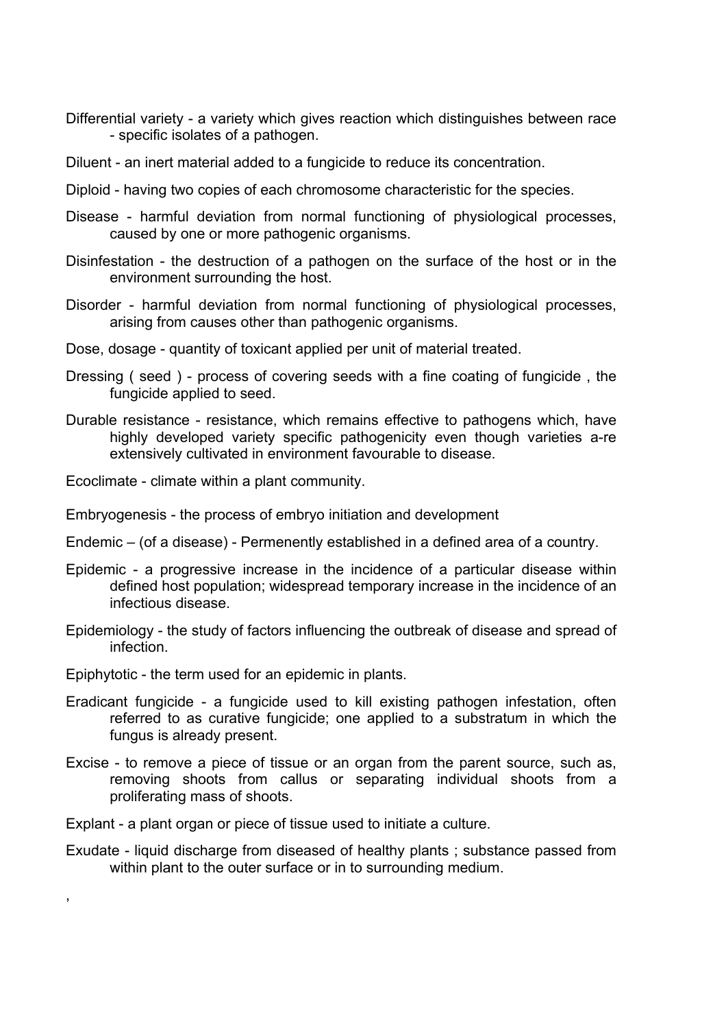Differential variety - a variety which gives reaction which distinguishes between race - specific isolates of a pathogen.

Diluent - an inert material added to a fungicide to reduce its concentration.

Diploid - having two copies of each chromosome characteristic for the species.

Disease - harmful deviation from normal functioning of physiological processes, caused by one or more pathogenic organisms.

Disinfestation - the destruction of a pathogen on the surface of the host or in the environment surrounding the host.

Disorder - harmful deviation from normal functioning of physiological processes, arising from causes other than pathogenic organisms.

Dose, dosage - quantity of toxicant applied per unit of material treated.

Dressing ( seed ) - process of covering seeds with a fine coating of fungicide , the fungicide applied to seed.

Durable resistance - resistance, which remains effective to pathogens which, have highly developed variety specific pathogenicity even though varieties a-re extensively cultivated in environment favourable to disease.

Ecoclimate - climate within a plant community.

Embryogenesis - the process of embryo initiation and development

Endemic – (of a disease) - Permenently established in a defined area of a country.

Epidemic - a progressive increase in the incidence of a particular disease within defined host population; widespread temporary increase in the incidence of an infectious disease.

Epidemiology - the study of factors influencing the outbreak of disease and spread of infection.

Epiphytotic - the term used for an epidemic in plants.

Eradicant fungicide - a fungicide used to kill existing pathogen infestation, often referred to as curative fungicide; one applied to a substratum in which the fungus is already present.

Excise - to remove a piece of tissue or an organ from the parent source, such as, removing shoots from callus or separating individual shoots from a proliferating mass of shoots.

Explant - a plant organ or piece of tissue used to initiate a culture.

Exudate - liquid discharge from diseased of healthy plants ; substance passed from within plant to the outer surface or in to surrounding medium.

,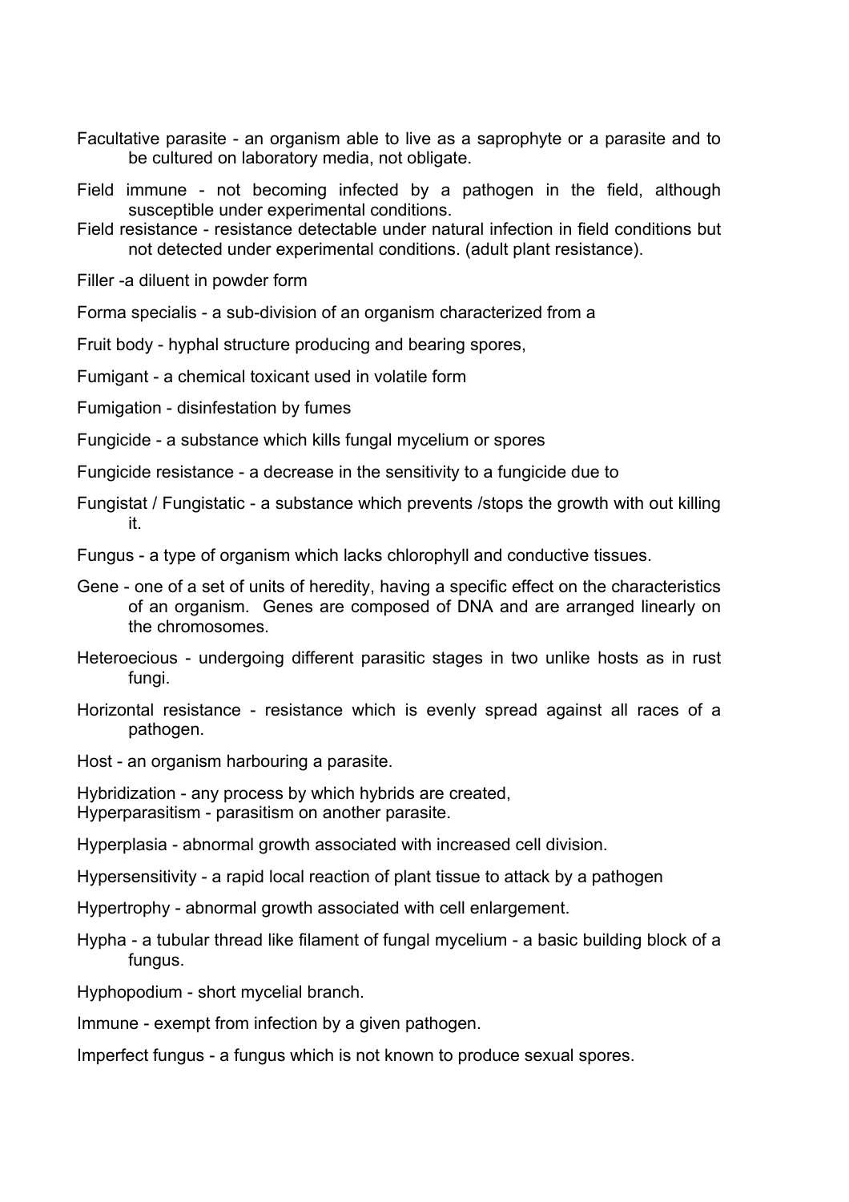Facultative parasite - an organism able to live as a saprophyte or a parasite and to be cultured on laboratory media, not obligate.

Field immune - not becoming infected by a pathogen in the field, although susceptible under experimental conditions.

Field resistance - resistance detectable under natural infection in field conditions but not detected under experimental conditions. (adult plant resistance).

Filler -a diluent in powder form

Forma specialis - a sub-division of an organism characterized from a

Fruit body - hyphal structure producing and bearing spores,

Fumigant - a chemical toxicant used in volatile form

Fumigation - disinfestation by fumes

Fungicide - a substance which kills fungal mycelium or spores

Fungicide resistance - a decrease in the sensitivity to a fungicide due to

Fungistat / Fungistatic - a substance which prevents /stops the growth with out killing it.

Fungus - a type of organism which lacks chlorophyll and conductive tissues.

Gene - one of a set of units of heredity, having a specific effect on the characteristics of an organism. Genes are composed of DNA and are arranged linearly on the chromosomes.

Heteroecious - undergoing different parasitic stages in two unlike hosts as in rust fungi.

Horizontal resistance - resistance which is evenly spread against all races of a pathogen.

Host - an organism harbouring a parasite.

Hybridization - any process by which hybrids are created,

Hyperparasitism - parasitism on another parasite.

Hyperplasia - abnormal growth associated with increased cell division.

Hypersensitivity - a rapid local reaction of plant tissue to attack by a pathogen

Hypertrophy - abnormal growth associated with cell enlargement.

Hypha - a tubular thread like filament of fungal mycelium - a basic building block of a fungus.

Hyphopodium - short mycelial branch.

Immune - exempt from infection by a given pathogen.

Imperfect fungus - a fungus which is not known to produce sexual spores.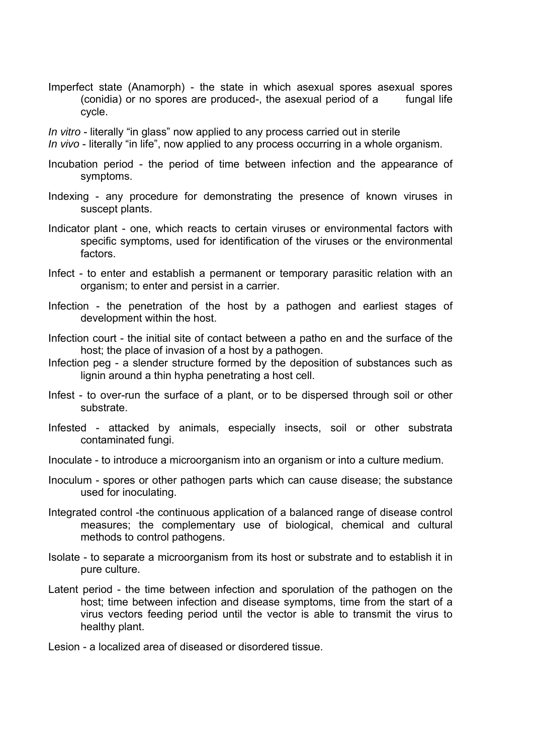Imperfect state (Anamorph) - the state in which asexual spores asexual spores (conidia) or no spores are produced-, the asexual period of a fungal life cycle.

*In vitro* - literally “in glass” now applied to any process carried out in sterile
*In vivo* - literally “in life”, now applied to any process occurring in a whole organism.

Incubation period - the period of time between infection and the appearance of symptoms.

Indexing - any procedure for demonstrating the presence of known viruses in suscept plants.

Indicator plant - one, which reacts to certain viruses or environmental factors with specific symptoms, used for identification of the viruses or the environmental factors.

Infect - to enter and establish a permanent or temporary parasitic relation with an organism; to enter and persist in a carrier.

Infection - the penetration of the host by a pathogen and earliest stages of development within the host.

Infection court - the initial site of contact between a patho en and the surface of the host; the place of invasion of a host by a pathogen.

Infection peg - a slender structure formed by the deposition of substances such as lignin around a thin hypha penetrating a host cell.

Infest - to over-run the surface of a plant, or to be dispersed through soil or other substrate.

Infested - attacked by animals, especially insects, soil or other substrata contaminated fungi.

Inoculate - to introduce a microorganism into an organism or into a culture medium.

Inoculum - spores or other pathogen parts which can cause disease; the substance used for inoculating.

Integrated control -the continuous application of a balanced range of disease control measures; the complementary use of biological, chemical and cultural methods to control pathogens.

Isolate - to separate a microorganism from its host or substrate and to establish it in pure culture.

Latent period - the time between infection and sporulation of the pathogen on the host; time between infection and disease symptoms, time from the start of a virus vectors feeding period until the vector is able to transmit the virus to healthy plant.

Lesion - a localized area of diseased or disordered tissue.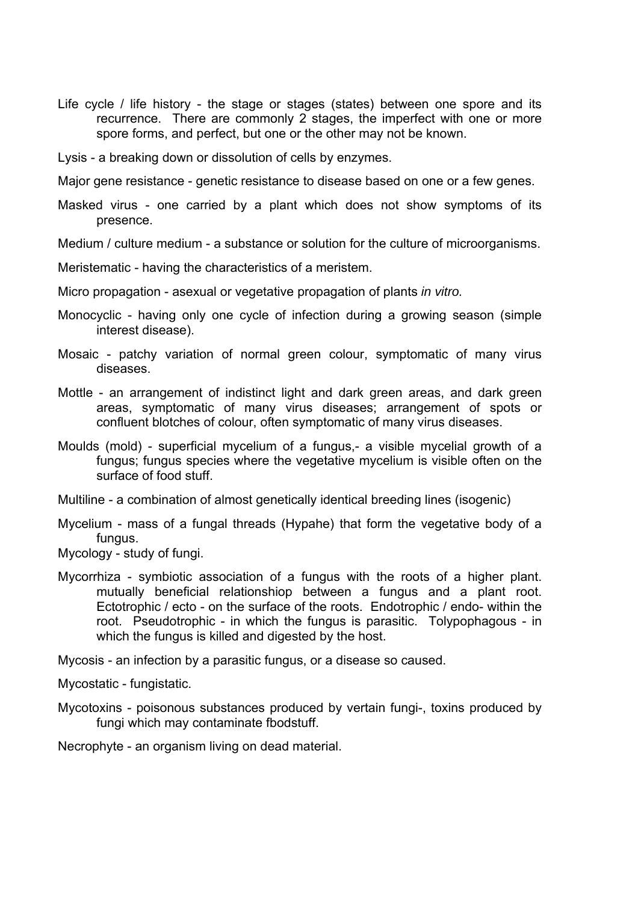Life cycle / life history - the stage or stages (states) between one spore and its recurrence. There are commonly 2 stages, the imperfect with one or more spore forms, and perfect, but one or the other may not be known.

Lysis - a breaking down or dissolution of cells by enzymes.

Major gene resistance - genetic resistance to disease based on one or a few genes.

Masked virus - one carried by a plant which does not show symptoms of its presence.

Medium / culture medium - a substance or solution for the culture of microorganisms.

Meristematic - having the characteristics of a meristem.

Micro propagation - asexual or vegetative propagation of plants *in vitro.*

Monocyclic - having only one cycle of infection during a growing season (simple interest disease).

Mosaic - patchy variation of normal green colour, symptomatic of many virus diseases.

Mottle - an arrangement of indistinct light and dark green areas, and dark green areas, symptomatic of many virus diseases; arrangement of spots or confluent blotches of colour, often symptomatic of many virus diseases.

Moulds (mold) - superficial mycelium of a fungus,- a visible mycelial growth of a fungus; fungus species where the vegetative mycelium is visible often on the surface of food stuff.

Multiline - a combination of almost genetically identical breeding lines (isogenic)

Mycelium - mass of a fungal threads (Hypahe) that form the vegetative body of a fungus.

Mycology - study of fungi.

Mycorrhiza - symbiotic association of a fungus with the roots of a higher plant. mutually beneficial relationshiop between a fungus and a plant root. Ectotrophic / ecto - on the surface of the roots. Endotrophic / endo- within the root. Pseudotrophic - in which the fungus is parasitic. Tolypophagous - in which the fungus is killed and digested by the host.

Mycosis - an infection by a parasitic fungus, or a disease so caused.

Mycostatic - fungistatic.

Mycotoxins - poisonous substances produced by vertain fungi-, toxins produced by fungi which may contaminate fbodstuff.

Necrophyte - an organism living on dead material.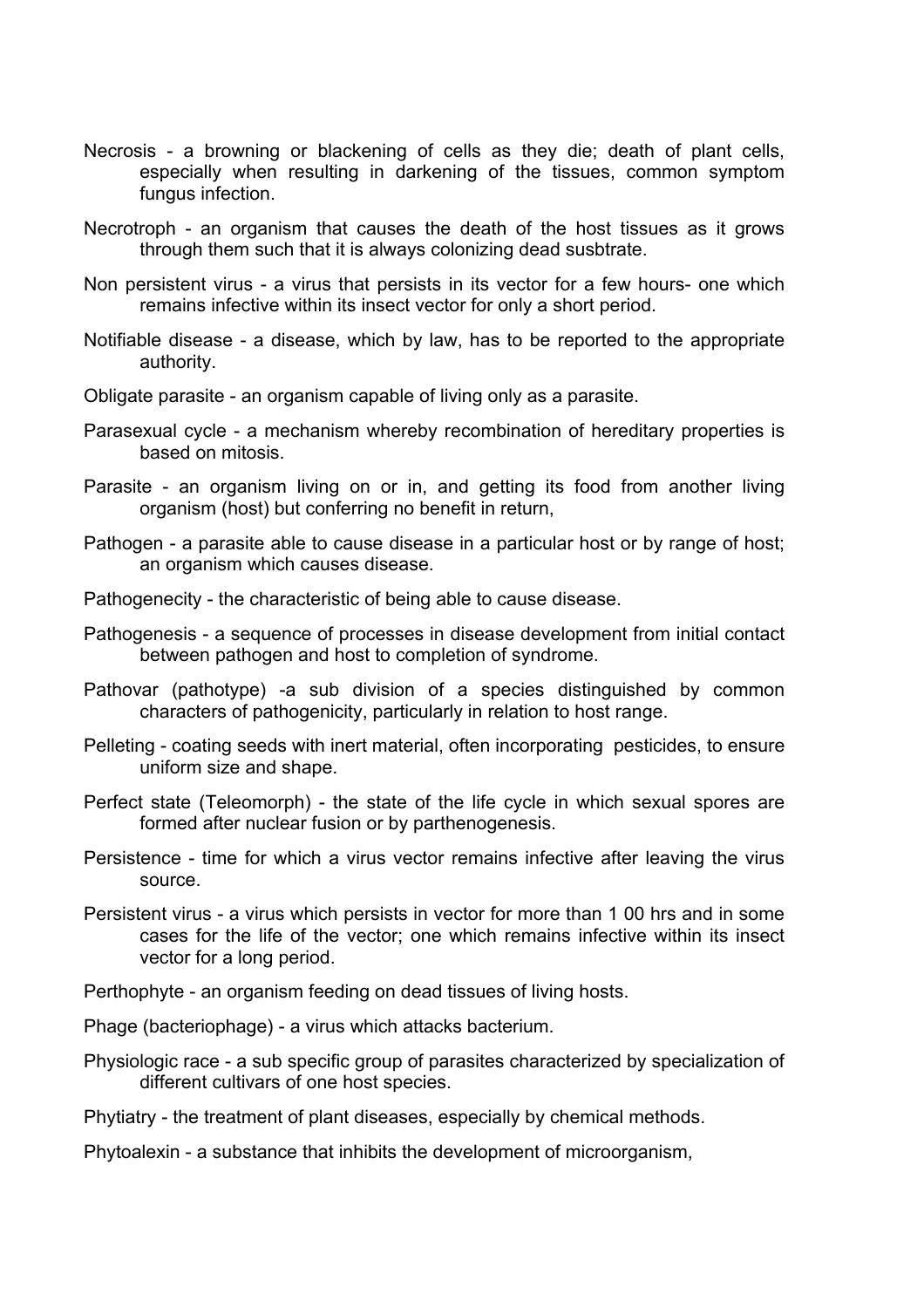Necrosis - a browning or blackening of cells as they die; death of plant cells, especially when resulting in darkening of the tissues, common symptom fungus infection.

Necrotroph - an organism that causes the death of the host tissues as it grows through them such that it is always colonizing dead susbtrate.

Non persistent virus - a virus that persists in its vector for a few hours- one which remains infective within its insect vector for only a short period.

Notifiable disease - a disease, which by law, has to be reported to the appropriate authority.

Obligate parasite - an organism capable of living only as a parasite.

Parasexual cycle - a mechanism whereby recombination of hereditary properties is based on mitosis.

Parasite - an organism living on or in, and getting its food from another living organism (host) but conferring no benefit in return,

Pathogen - a parasite able to cause disease in a particular host or by range of host; an organism which causes disease.

Pathogenecity - the characteristic of being able to cause disease.

Pathogenesis - a sequence of processes in disease development from initial contact between pathogen and host to completion of syndrome.

Pathovar (pathotype) -a sub division of a species distinguished by common characters of pathogenicity, particularly in relation to host range.

Pelleting - coating seeds with inert material, often incorporating pesticides, to ensure uniform size and shape.

Perfect state (Teleomorph) - the state of the life cycle in which sexual spores are formed after nuclear fusion or by parthenogenesis.

Persistence - time for which a virus vector remains infective after leaving the virus source.

Persistent virus - a virus which persists in vector for more than 1 00 hrs and in some cases for the life of the vector; one which remains infective within its insect vector for a long period.

Perthophyte - an organism feeding on dead tissues of living hosts.

Phage (bacteriophage) - a virus which attacks bacterium.

Physiologic race - a sub specific group of parasites characterized by specialization of different cultivars of one host species.

Phytiatry - the treatment of plant diseases, especially by chemical methods.

Phytoalexin - a substance that inhibits the development of microorganism,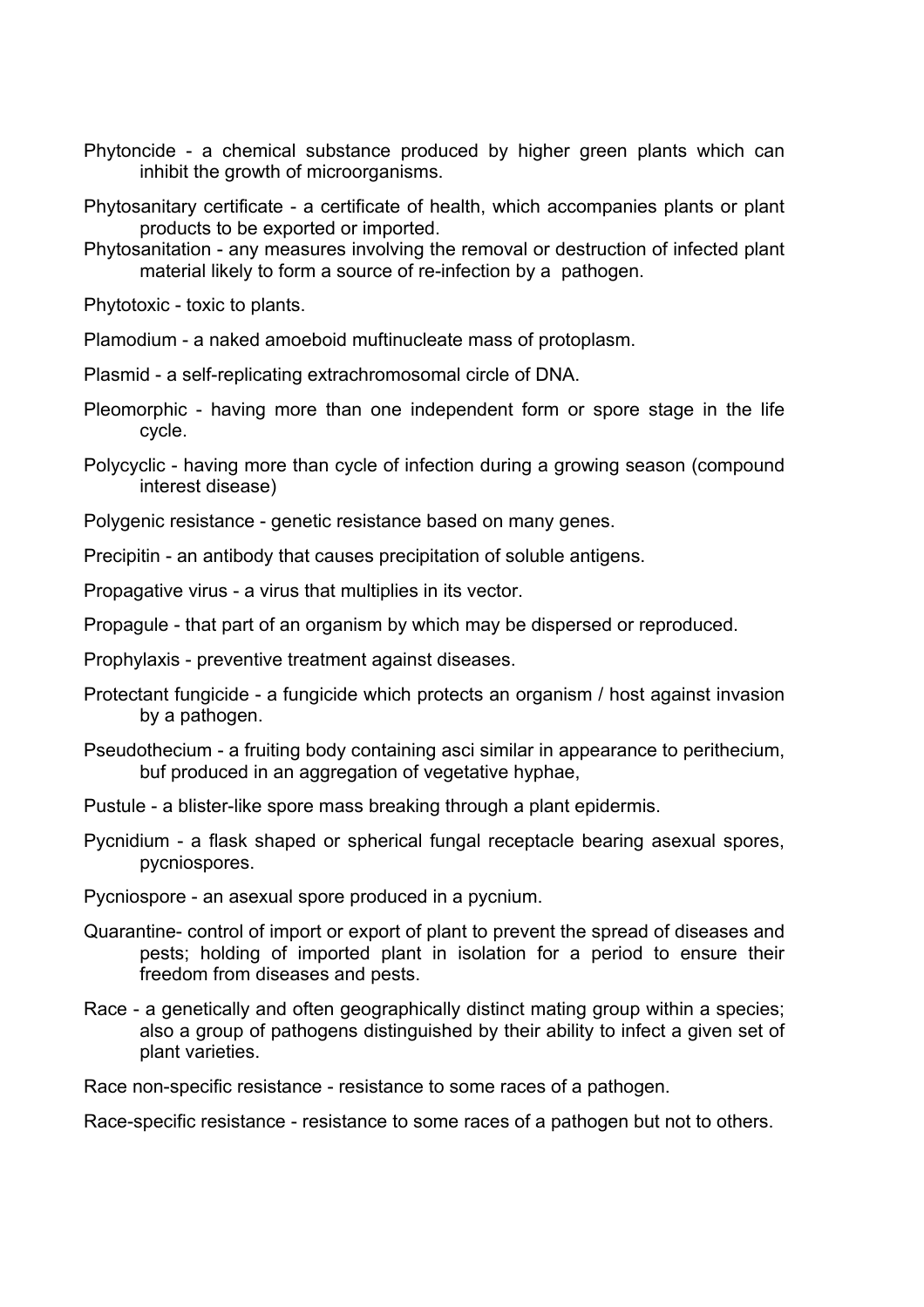Phytoncide - a chemical substance produced by higher green plants which can inhibit the growth of microorganisms.

Phytosanitary certificate - a certificate of health, which accompanies plants or plant products to be exported or imported.

Phytosanitation - any measures involving the removal or destruction of infected plant material likely to form a source of re-infection by a pathogen.

Phytotoxic - toxic to plants.

Plamodium - a naked amoeboid muftinucleate mass of protoplasm.

Plasmid - a self-replicating extrachromosomal circle of DNA.

Pleomorphic - having more than one independent form or spore stage in the life cycle.

Polycyclic - having more than cycle of infection during a growing season (compound interest disease)

Polygenic resistance - genetic resistance based on many genes.

Precipitin - an antibody that causes precipitation of soluble antigens.

Propagative virus - a virus that multiplies in its vector.

Propagule - that part of an organism by which may be dispersed or reproduced.

Prophylaxis - preventive treatment against diseases.

Protectant fungicide - a fungicide which protects an organism / host against invasion by a pathogen.

Pseudothecium - a fruiting body containing asci similar in appearance to perithecium, buf produced in an aggregation of vegetative hyphae,

Pustule - a blister-like spore mass breaking through a plant epidermis.

Pycnidium - a flask shaped or spherical fungal receptacle bearing asexual spores, pycniospores.

Pycniospore - an asexual spore produced in a pycnium.

Quarantine- control of import or export of plant to prevent the spread of diseases and pests; holding of imported plant in isolation for a period to ensure their freedom from diseases and pests.

Race - a genetically and often geographically distinct mating group within a species; also a group of pathogens distinguished by their ability to infect a given set of plant varieties.

Race non-specific resistance - resistance to some races of a pathogen.

Race-specific resistance - resistance to some races of a pathogen but not to others.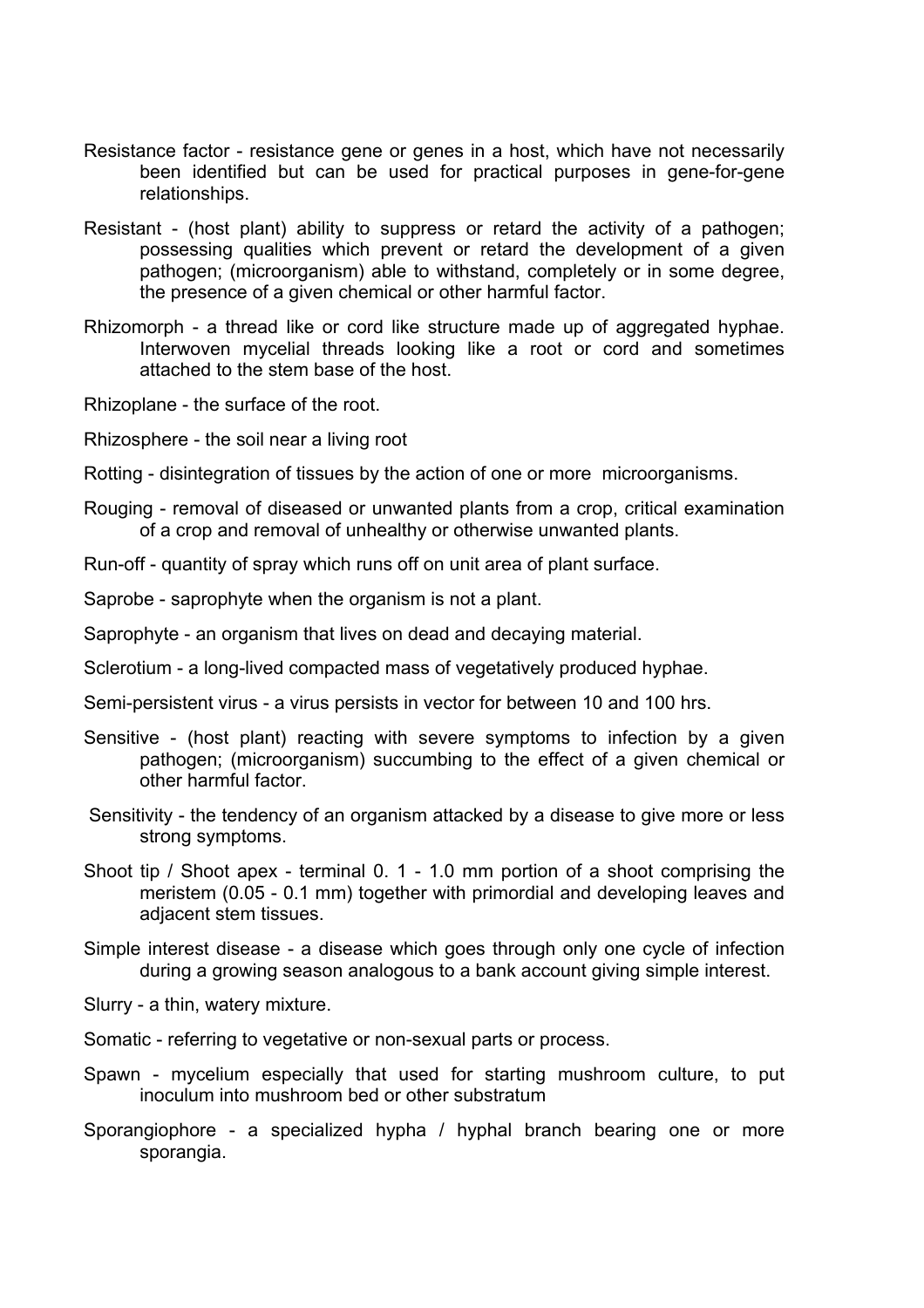Resistance factor - resistance gene or genes in a host, which have not necessarily been identified but can be used for practical purposes in gene-for-gene relationships.

Resistant - (host plant) ability to suppress or retard the activity of a pathogen; possessing qualities which prevent or retard the development of a given pathogen; (microorganism) able to withstand, completely or in some degree, the presence of a given chemical or other harmful factor.

Rhizomorph - a thread like or cord like structure made up of aggregated hyphae. Interwoven mycelial threads looking like a root or cord and sometimes attached to the stem base of the host.

Rhizoplane - the surface of the root.

Rhizosphere - the soil near a living root

Rotting - disintegration of tissues by the action of one or more microorganisms.

Rouging - removal of diseased or unwanted plants from a crop, critical examination of a crop and removal of unhealthy or otherwise unwanted plants.

Run-off - quantity of spray which runs off on unit area of plant surface.

Saprobe - saprophyte when the organism is not a plant.

Saprophyte - an organism that lives on dead and decaying material.

Sclerotium - a long-lived compacted mass of vegetatively produced hyphae.

Semi-persistent virus - a virus persists in vector for between 10 and 100 hrs.

Sensitive - (host plant) reacting with severe symptoms to infection by a given pathogen; (microorganism) succumbing to the effect of a given chemical or other harmful factor.

Sensitivity - the tendency of an organism attacked by a disease to give more or less strong symptoms.

Shoot tip / Shoot apex - terminal 0. 1 - 1.0 mm portion of a shoot comprising the meristem (0.05 - 0.1 mm) together with primordial and developing leaves and adjacent stem tissues.

Simple interest disease - a disease which goes through only one cycle of infection during a growing season analogous to a bank account giving simple interest.

Slurry - a thin, watery mixture.

Somatic - referring to vegetative or non-sexual parts or process.

Spawn - mycelium especially that used for starting mushroom culture, to put inoculum into mushroom bed or other substratum

Sporangiophore - a specialized hypha / hyphal branch bearing one or more sporangia.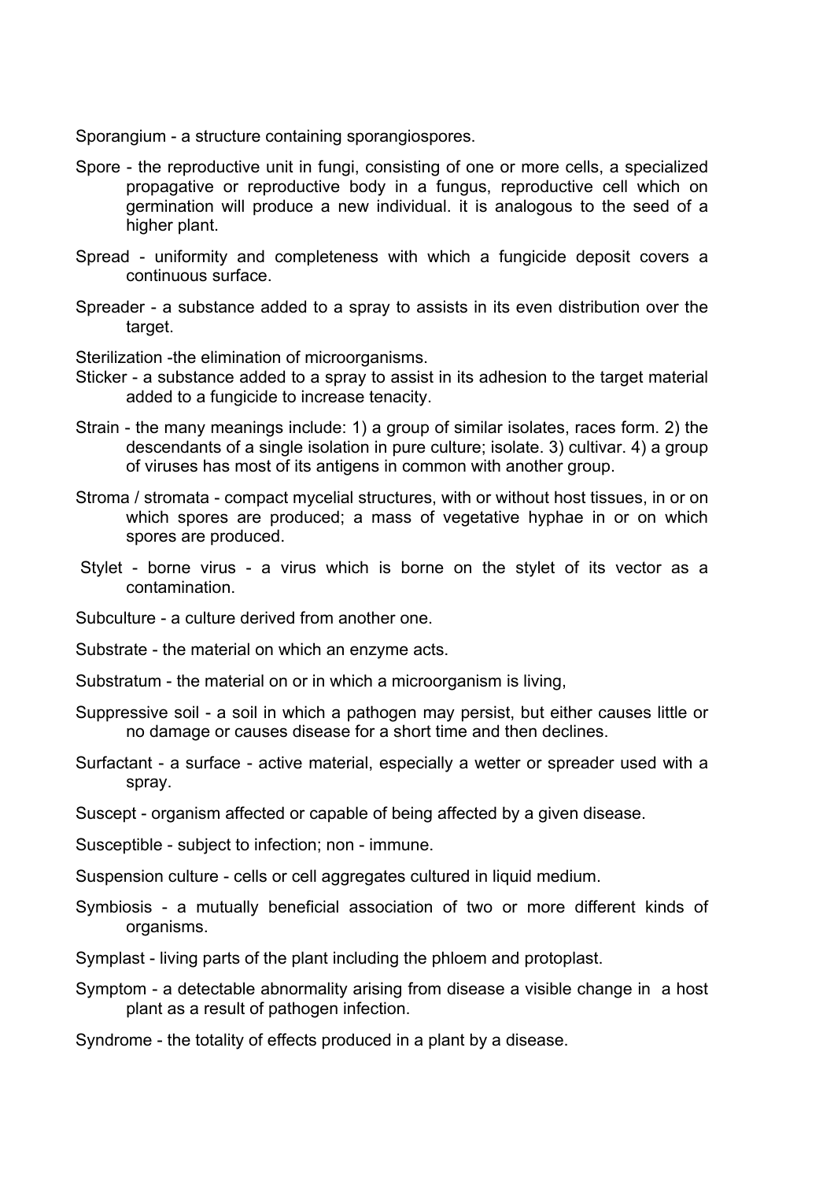Sporangium - a structure containing sporangiospores.

Spore - the reproductive unit in fungi, consisting of one or more cells, a specialized propagative or reproductive body in a fungus, reproductive cell which on germination will produce a new individual. it is analogous to the seed of a higher plant.

Spread - uniformity and completeness with which a fungicide deposit covers a continuous surface.

Spreader - a substance added to a spray to assists in its even distribution over the target.

Sterilization -the elimination of microorganisms.

Sticker - a substance added to a spray to assist in its adhesion to the target material added to a fungicide to increase tenacity.

Strain - the many meanings include: 1) a group of similar isolates, races form. 2) the descendants of a single isolation in pure culture; isolate. 3) cultivar. 4) a group of viruses has most of its antigens in common with another group.

Stroma / stromata - compact mycelial structures, with or without host tissues, in or on which spores are produced; a mass of vegetative hyphae in or on which spores are produced.

Stylet - borne virus - a virus which is borne on the stylet of its vector as a contamination.

Subculture - a culture derived from another one.

Substrate - the material on which an enzyme acts.

Substratum - the material on or in which a microorganism is living,

Suppressive soil - a soil in which a pathogen may persist, but either causes little or no damage or causes disease for a short time and then declines.

Surfactant - a surface - active material, especially a wetter or spreader used with a spray.

Suscept - organism affected or capable of being affected by a given disease.

Susceptible - subject to infection; non - immune.

Suspension culture - cells or cell aggregates cultured in liquid medium.

Symbiosis - a mutually beneficial association of two or more different kinds of organisms.

Symplast - living parts of the plant including the phloem and protoplast.

Symptom - a detectable abnormality arising from disease a visible change in a host plant as a result of pathogen infection.

Syndrome - the totality of effects produced in a plant by a disease.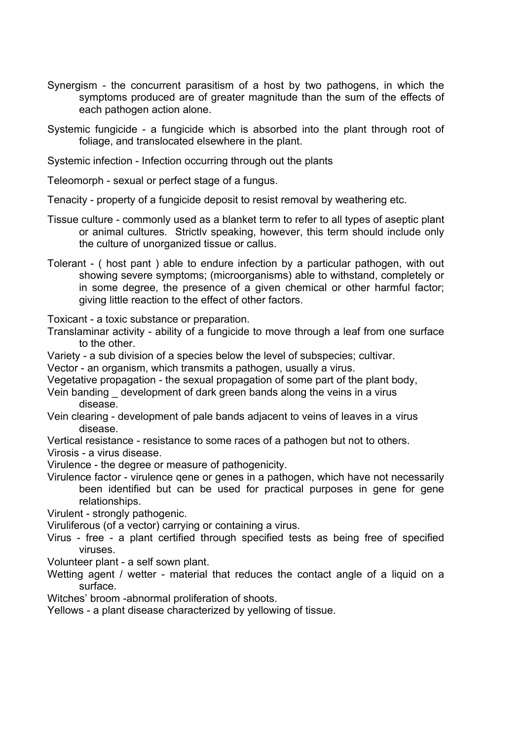Synergism - the concurrent parasitism of a host by two pathogens, in which the symptoms produced are of greater magnitude than the sum of the effects of each pathogen action alone.

Systemic fungicide - a fungicide which is absorbed into the plant through root of foliage, and translocated elsewhere in the plant.

Systemic infection - Infection occurring through out the plants

Teleomorph - sexual or perfect stage of a fungus.

Tenacity - property of a fungicide deposit to resist removal by weathering etc.

Tissue culture - commonly used as a blanket term to refer to all types of aseptic plant or animal cultures. Strictlv speaking, however, this term should include only the culture of unorganized tissue or callus.

Tolerant - ( host pant ) able to endure infection by a particular pathogen, with out showing severe symptoms; (microorganisms) able to withstand, completely or in some degree, the presence of a given chemical or other harmful factor; giving little reaction to the effect of other factors.

Toxicant - a toxic substance or preparation.

Translaminar activity - ability of a fungicide to move through a leaf from one surface to the other.

Variety - a sub division of a species below the level of subspecies; cultivar.

Vector - an organism, which transmits a pathogen, usually a virus.

Vegetative propagation - the sexual propagation of some part of the plant body,

Vein banding _ development of dark green bands along the veins in a virus disease.

Vein clearing - development of pale bands adjacent to veins of leaves in a virus disease.

Vertical resistance - resistance to some races of a pathogen but not to others.

Virosis - a virus disease.

Virulence - the degree or measure of pathogenicity.

Virulence factor - virulence qene or genes in a pathogen, which have not necessarily been identified but can be used for practical purposes in gene for gene relationships.

Virulent - strongly pathogenic.

Viruliferous (of a vector) carrying or containing a virus.

Virus - free - a plant certified through specified tests as being free of specified viruses.

Volunteer plant - a self sown plant.

Wetting agent / wetter - material that reduces the contact angle of a liquid on a surface.

Witches' broom -abnormal proliferation of shoots.

Yellows - a plant disease characterized by yellowing of tissue.